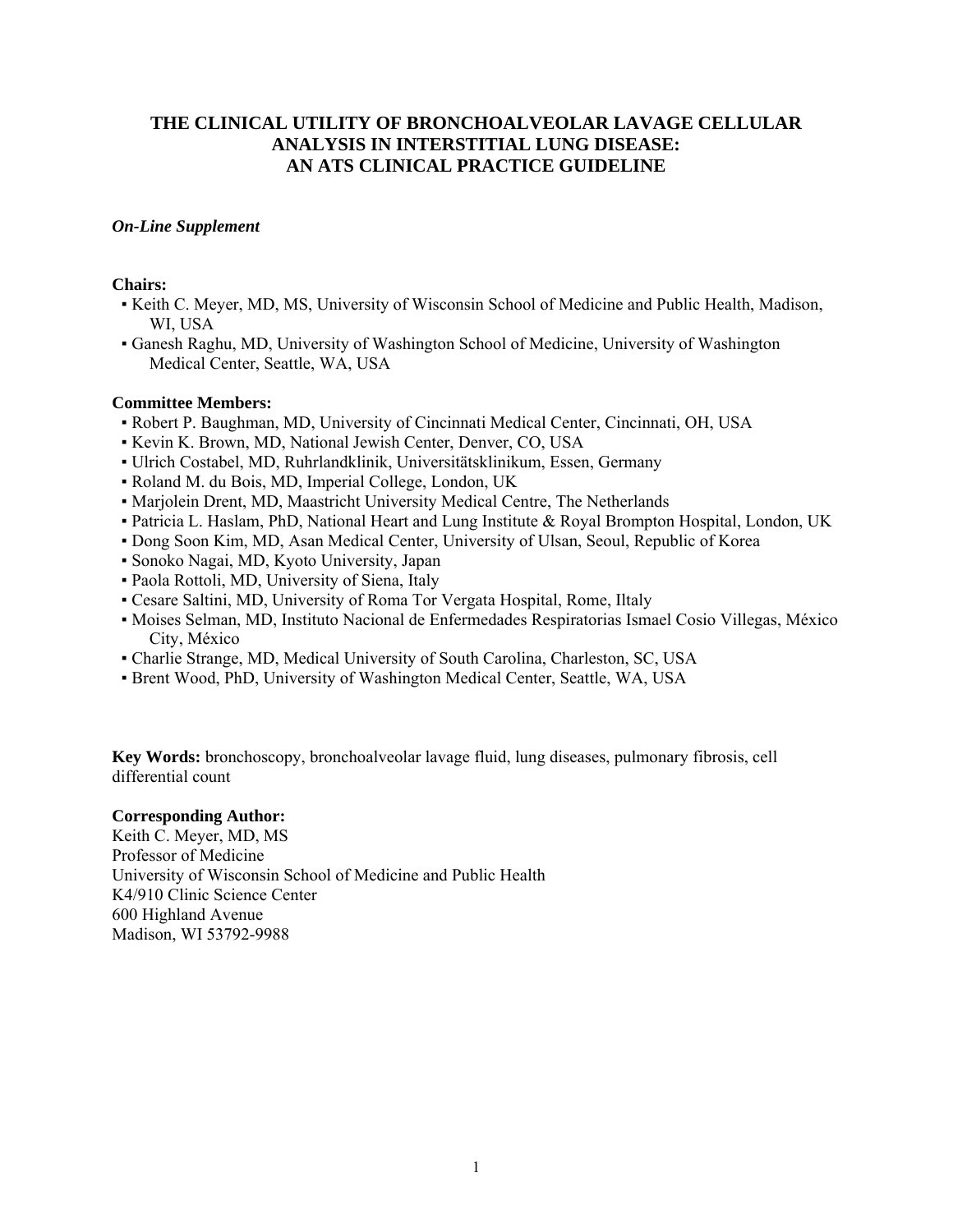# THE CLINICAL UTILITY OF BRONCHOALVEOLAR LAVAGE CELLULAR ANALYSIS IN INTERSTITIAL LUNG DISEASE: AN ATS CLINICAL PRACTICE GUIDELINE

***On-Line Supplement***

**Chairs:**

- Keith C. Meyer, MD, MS, University of Wisconsin School of Medicine and Public Health, Madison, WI, USA
- Ganesh Raghu, MD, University of Washington School of Medicine, University of Washington Medical Center, Seattle, WA, USA

**Committee Members:**

- Robert P. Baughman, MD, University of Cincinnati Medical Center, Cincinnati, OH, USA
- Kevin K. Brown, MD, National Jewish Center, Denver, CO, USA
- Ulrich Costabel, MD, Ruhrlandklinik, Universitätsklinikum, Essen, Germany
- Roland M. du Bois, MD, Imperial College, London, UK
- Marjolein Drent, MD, Maastricht University Medical Centre, The Netherlands
- Patricia L. Haslam, PhD, National Heart and Lung Institute & Royal Brompton Hospital, London, UK
- Dong Soon Kim, MD, Asan Medical Center, University of Ulsan, Seoul, Republic of Korea
- Sonoko Nagai, MD, Kyoto University, Japan
- Paola Rottoli, MD, University of Siena, Italy
- Cesare Saltini, MD, University of Roma Tor Vergata Hospital, Rome, Iltaly
- Moises Selman, MD, Instituto Nacional de Enfermedades Respiratorias Ismael Cosio Villegas, México City, México
- Charlie Strange, MD, Medical University of South Carolina, Charleston, SC, USA
- Brent Wood, PhD, University of Washington Medical Center, Seattle, WA, USA

**Key Words:** bronchoscopy, bronchoalveolar lavage fluid, lung diseases, pulmonary fibrosis, cell differential count

**Corresponding Author:**
Keith C. Meyer, MD, MS
Professor of Medicine
University of Wisconsin School of Medicine and Public Health
K4/910 Clinic Science Center
600 Highland Avenue
Madison, WI 53792-9988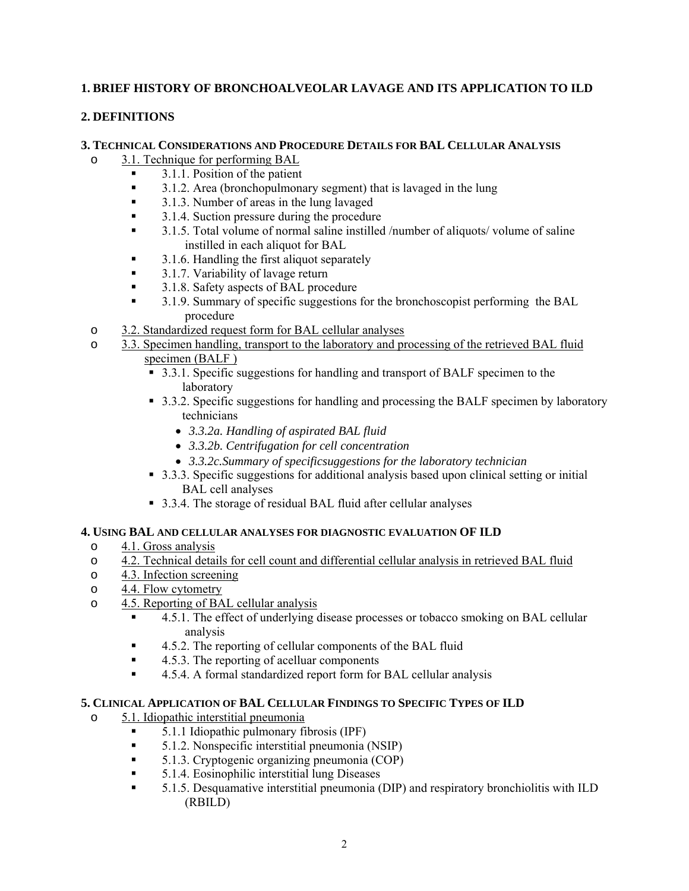**1. BRIEF HISTORY OF BRONCHOALVEOLAR LAVAGE AND ITS APPLICATION TO ILD**

**2. DEFINITIONS**

**3. TECHNICAL CONSIDERATIONS AND PROCEDURE DETAILS FOR BAL CELLULAR ANALYSIS**

- 3.1. Technique for performing BAL
  - 3.1.1. Position of the patient
  - 3.1.2. Area (bronchopulmonary segment) that is lavaged in the lung
  - 3.1.3. Number of areas in the lung lavaged
  - 3.1.4. Suction pressure during the procedure
  - 3.1.5. Total volume of normal saline instilled /number of aliquots/ volume of saline instilled in each aliquot for BAL
  - 3.1.6. Handling the first aliquot separately
  - 3.1.7. Variability of lavage return
  - 3.1.8. Safety aspects of BAL procedure
  - 3.1.9. Summary of specific suggestions for the bronchoscopist performing the BAL procedure
- 3.2. Standardized request form for BAL cellular analyses
- 3.3. Specimen handling, transport to the laboratory and processing of the retrieved BAL fluid specimen (BALF )
  - 3.3.1. Specific suggestions for handling and transport of BALF specimen to the laboratory
  - 3.3.2. Specific suggestions for handling and processing the BALF specimen by laboratory technicians
    - *3.3.2a. Handling of aspirated BAL fluid*
    - *3.3.2b. Centrifugation for cell concentration*
    - *3.3.2c.Summary of specificsuggestions for the laboratory technician*
  - 3.3.3. Specific suggestions for additional analysis based upon clinical setting or initial BAL cell analyses
  - 3.3.4. The storage of residual BAL fluid after cellular analyses

**4. USING BAL AND CELLULAR ANALYSES FOR DIAGNOSTIC EVALUATION OF ILD**

- 4.1. Gross analysis
- 4.2. Technical details for cell count and differential cellular analysis in retrieved BAL fluid
- 4.3. Infection screening
- 4.4. Flow cytometry
- 4.5. Reporting of BAL cellular analysis
  - 4.5.1. The effect of underlying disease processes or tobacco smoking on BAL cellular analysis
  - 4.5.2. The reporting of cellular components of the BAL fluid
  - 4.5.3. The reporting of acelluar components
  - 4.5.4. A formal standardized report form for BAL cellular analysis

**5. CLINICAL APPLICATION OF BAL CELLULAR FINDINGS TO SPECIFIC TYPES OF ILD**

- 5.1. Idiopathic interstitial pneumonia
  - 5.1.1 Idiopathic pulmonary fibrosis (IPF)
  - 5.1.2. Nonspecific interstitial pneumonia (NSIP)
  - 5.1.3. Cryptogenic organizing pneumonia (COP)
  - 5.1.4. Eosinophilic interstitial lung Diseases
  - 5.1.5. Desquamative interstitial pneumonia (DIP) and respiratory bronchiolitis with ILD (RBILD)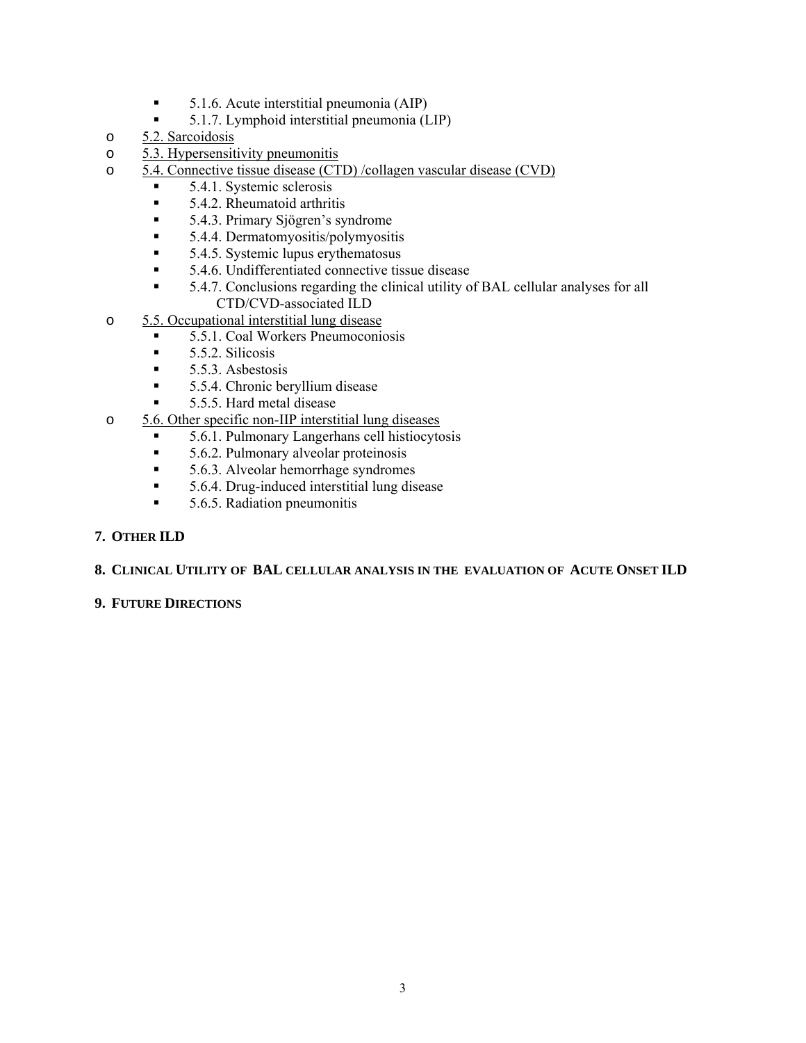- 5.1.6. Acute interstitial pneumonia (AIP)
        - 5.1.7. Lymphoid interstitial pneumonia (LIP)
    - 5.2. Sarcoidosis
    - 5.3. Hypersensitivity pneumonitis
    - 5.4. Connective tissue disease (CTD) /collagen vascular disease (CVD)
        - 5.4.1. Systemic sclerosis
        - 5.4.2. Rheumatoid arthritis
        - 5.4.3. Primary Sjögren's syndrome
        - 5.4.4. Dermatomyositis/polymyositis
        - 5.4.5. Systemic lupus erythematosus
        - 5.4.6. Undifferentiated connective tissue disease
        - 5.4.7. Conclusions regarding the clinical utility of BAL cellular analyses for all CTD/CVD-associated ILD
    - 5.5. Occupational interstitial lung disease
        - 5.5.1. Coal Workers Pneumoconiosis
        - 5.5.2. Silicosis
        - 5.5.3. Asbestosis
        - 5.5.4. Chronic beryllium disease
        - 5.5.5. Hard metal disease
    - 5.6. Other specific non-IIP interstitial lung diseases
        - 5.6.1. Pulmonary Langerhans cell histiocytosis
        - 5.6.2. Pulmonary alveolar proteinosis
        - 5.6.3. Alveolar hemorrhage syndromes
        - 5.6.4. Drug-induced interstitial lung disease
        - 5.6.5. Radiation pneumonitis

7. **OTHER ILD**

8. **CLINICAL UTILITY OF BAL CELLULAR ANALYSIS IN THE EVALUATION OF ACUTE ONSET ILD**

9. **FUTURE DIRECTIONS**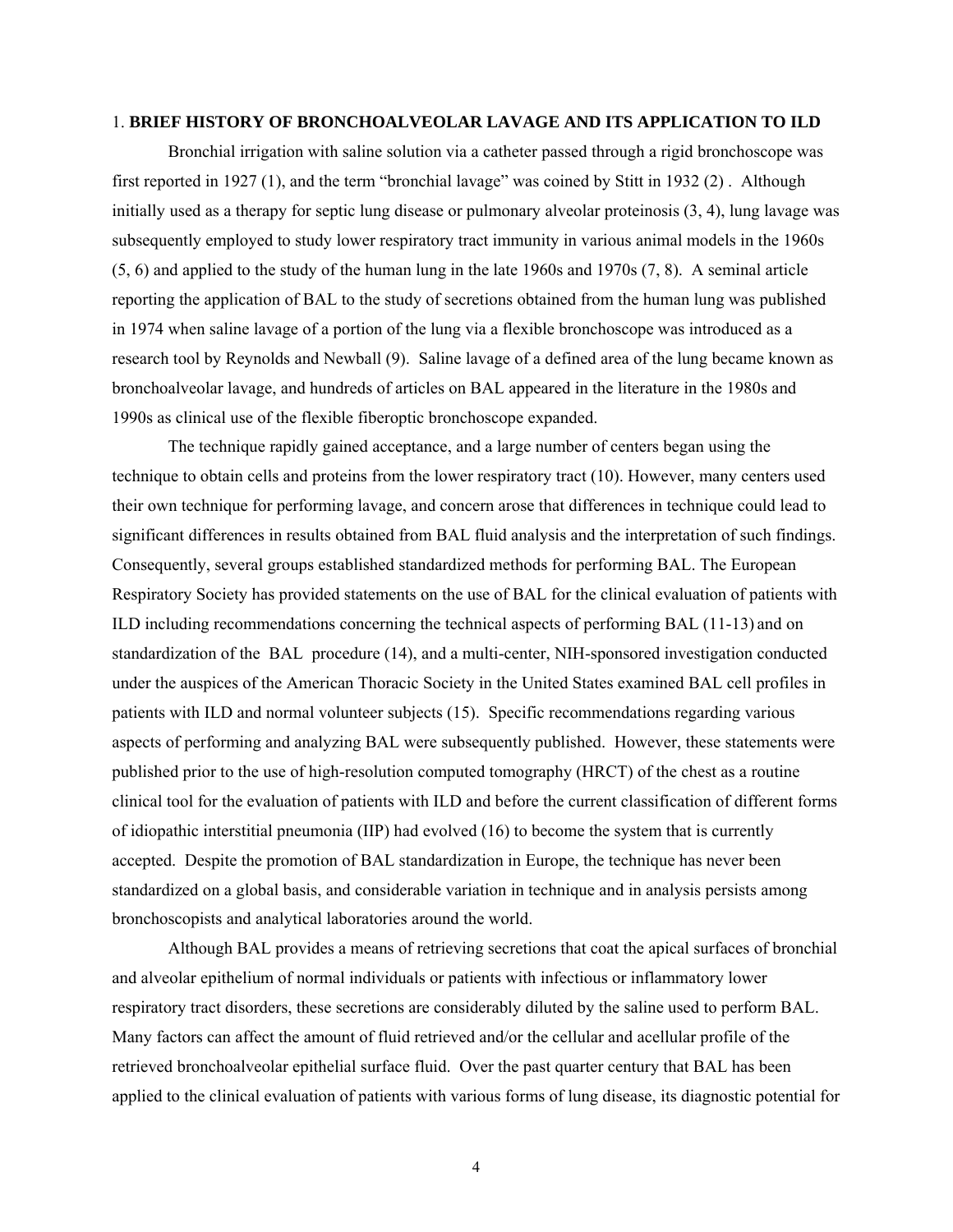## 1. **BRIEF HISTORY OF BRONCHOALVEOLAR LAVAGE AND ITS APPLICATION TO ILD**

Bronchial irrigation with saline solution via a catheter passed through a rigid bronchoscope was first reported in 1927 (1), and the term "bronchial lavage" was coined by Stitt in 1932 (2) . Although initially used as a therapy for septic lung disease or pulmonary alveolar proteinosis (3, 4), lung lavage was subsequently employed to study lower respiratory tract immunity in various animal models in the 1960s (5, 6) and applied to the study of the human lung in the late 1960s and 1970s (7, 8). A seminal article reporting the application of BAL to the study of secretions obtained from the human lung was published in 1974 when saline lavage of a portion of the lung via a flexible bronchoscope was introduced as a research tool by Reynolds and Newball (9). Saline lavage of a defined area of the lung became known as bronchoalveolar lavage, and hundreds of articles on BAL appeared in the literature in the 1980s and 1990s as clinical use of the flexible fiberoptic bronchoscope expanded.

The technique rapidly gained acceptance, and a large number of centers began using the technique to obtain cells and proteins from the lower respiratory tract (10). However, many centers used their own technique for performing lavage, and concern arose that differences in technique could lead to significant differences in results obtained from BAL fluid analysis and the interpretation of such findings. Consequently, several groups established standardized methods for performing BAL. The European Respiratory Society has provided statements on the use of BAL for the clinical evaluation of patients with ILD including recommendations concerning the technical aspects of performing BAL (11-13) and on standardization of the BAL procedure (14), and a multi-center, NIH-sponsored investigation conducted under the auspices of the American Thoracic Society in the United States examined BAL cell profiles in patients with ILD and normal volunteer subjects (15). Specific recommendations regarding various aspects of performing and analyzing BAL were subsequently published. However, these statements were published prior to the use of high-resolution computed tomography (HRCT) of the chest as a routine clinical tool for the evaluation of patients with ILD and before the current classification of different forms of idiopathic interstitial pneumonia (IIP) had evolved (16) to become the system that is currently accepted. Despite the promotion of BAL standardization in Europe, the technique has never been standardized on a global basis, and considerable variation in technique and in analysis persists among bronchoscopists and analytical laboratories around the world.

Although BAL provides a means of retrieving secretions that coat the apical surfaces of bronchial and alveolar epithelium of normal individuals or patients with infectious or inflammatory lower respiratory tract disorders, these secretions are considerably diluted by the saline used to perform BAL. Many factors can affect the amount of fluid retrieved and/or the cellular and acellular profile of the retrieved bronchoalveolar epithelial surface fluid. Over the past quarter century that BAL has been applied to the clinical evaluation of patients with various forms of lung disease, its diagnostic potential for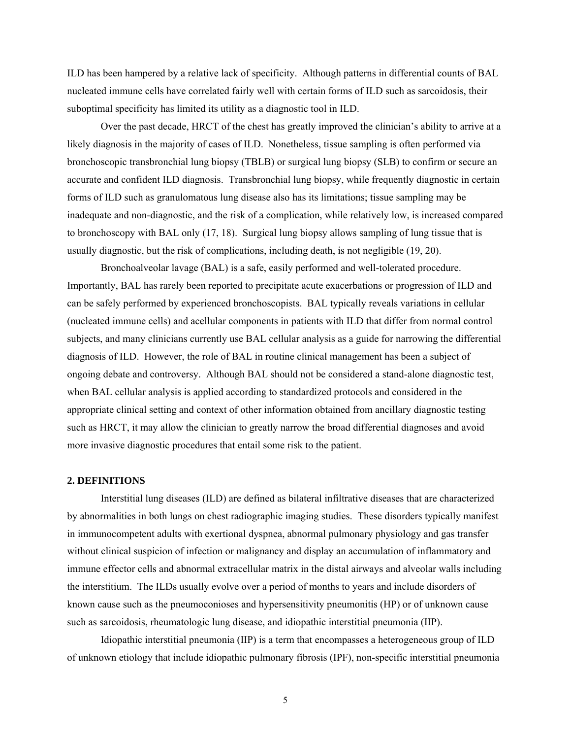ILD has been hampered by a relative lack of specificity. Although patterns in differential counts of BAL nucleated immune cells have correlated fairly well with certain forms of ILD such as sarcoidosis, their suboptimal specificity has limited its utility as a diagnostic tool in ILD.

Over the past decade, HRCT of the chest has greatly improved the clinician's ability to arrive at a likely diagnosis in the majority of cases of ILD. Nonetheless, tissue sampling is often performed via bronchoscopic transbronchial lung biopsy (TBLB) or surgical lung biopsy (SLB) to confirm or secure an accurate and confident ILD diagnosis. Transbronchial lung biopsy, while frequently diagnostic in certain forms of ILD such as granulomatous lung disease also has its limitations; tissue sampling may be inadequate and non-diagnostic, and the risk of a complication, while relatively low, is increased compared to bronchoscopy with BAL only (17, 18). Surgical lung biopsy allows sampling of lung tissue that is usually diagnostic, but the risk of complications, including death, is not negligible (19, 20).

Bronchoalveolar lavage (BAL) is a safe, easily performed and well-tolerated procedure. Importantly, BAL has rarely been reported to precipitate acute exacerbations or progression of ILD and can be safely performed by experienced bronchoscopists. BAL typically reveals variations in cellular (nucleated immune cells) and acellular components in patients with ILD that differ from normal control subjects, and many clinicians currently use BAL cellular analysis as a guide for narrowing the differential diagnosis of ILD. However, the role of BAL in routine clinical management has been a subject of ongoing debate and controversy. Although BAL should not be considered a stand-alone diagnostic test, when BAL cellular analysis is applied according to standardized protocols and considered in the appropriate clinical setting and context of other information obtained from ancillary diagnostic testing such as HRCT, it may allow the clinician to greatly narrow the broad differential diagnoses and avoid more invasive diagnostic procedures that entail some risk to the patient.

## 2. DEFINITIONS

Interstitial lung diseases (ILD) are defined as bilateral infiltrative diseases that are characterized by abnormalities in both lungs on chest radiographic imaging studies. These disorders typically manifest in immunocompetent adults with exertional dyspnea, abnormal pulmonary physiology and gas transfer without clinical suspicion of infection or malignancy and display an accumulation of inflammatory and immune effector cells and abnormal extracellular matrix in the distal airways and alveolar walls including the interstitium. The ILDs usually evolve over a period of months to years and include disorders of known cause such as the pneumoconioses and hypersensitivity pneumonitis (HP) or of unknown cause such as sarcoidosis, rheumatologic lung disease, and idiopathic interstitial pneumonia (IIP).

Idiopathic interstitial pneumonia (IIP) is a term that encompasses a heterogeneous group of ILD of unknown etiology that include idiopathic pulmonary fibrosis (IPF), non-specific interstitial pneumonia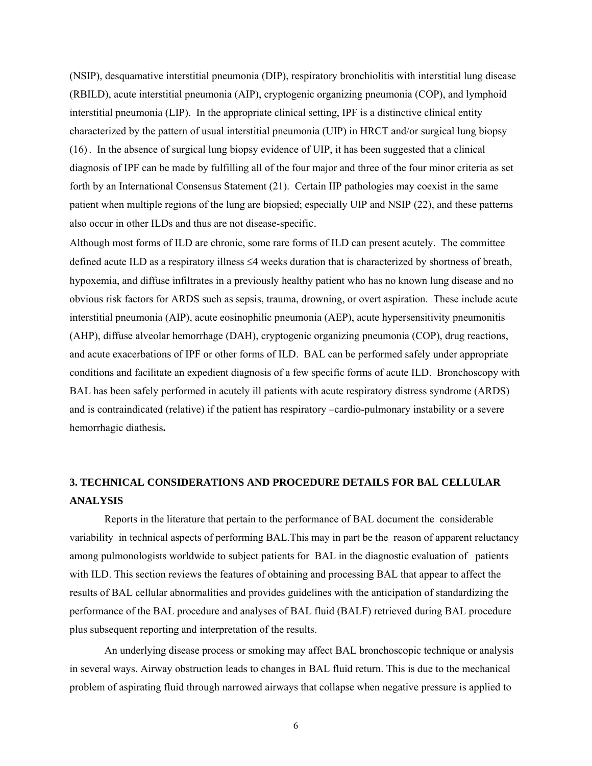(NSIP), desquamative interstitial pneumonia (DIP), respiratory bronchiolitis with interstitial lung disease (RBILD), acute interstitial pneumonia (AIP), cryptogenic organizing pneumonia (COP), and lymphoid interstitial pneumonia (LIP). In the appropriate clinical setting, IPF is a distinctive clinical entity characterized by the pattern of usual interstitial pneumonia (UIP) in HRCT and/or surgical lung biopsy (16). In the absence of surgical lung biopsy evidence of UIP, it has been suggested that a clinical diagnosis of IPF can be made by fulfilling all of the four major and three of the four minor criteria as set forth by an International Consensus Statement (21). Certain IIP pathologies may coexist in the same patient when multiple regions of the lung are biopsied; especially UIP and NSIP (22), and these patterns also occur in other ILDs and thus are not disease-specific.

Although most forms of ILD are chronic, some rare forms of ILD can present acutely. The committee defined acute ILD as a respiratory illness ≤4 weeks duration that is characterized by shortness of breath, hypoxemia, and diffuse infiltrates in a previously healthy patient who has no known lung disease and no obvious risk factors for ARDS such as sepsis, trauma, drowning, or overt aspiration. These include acute interstitial pneumonia (AIP), acute eosinophilic pneumonia (AEP), acute hypersensitivity pneumonitis (AHP), diffuse alveolar hemorrhage (DAH), cryptogenic organizing pneumonia (COP), drug reactions, and acute exacerbations of IPF or other forms of ILD. BAL can be performed safely under appropriate conditions and facilitate an expedient diagnosis of a few specific forms of acute ILD. Bronchoscopy with BAL has been safely performed in acutely ill patients with acute respiratory distress syndrome (ARDS) and is contraindicated (relative) if the patient has respiratory –cardio-pulmonary instability or a severe hemorrhagic diathesis**.**

## 3. TECHNICAL CONSIDERATIONS AND PROCEDURE DETAILS FOR BAL CELLULAR ANALYSIS

Reports in the literature that pertain to the performance of BAL document the considerable variability in technical aspects of performing BAL.This may in part be the reason of apparent reluctancy among pulmonologists worldwide to subject patients for BAL in the diagnostic evaluation of patients with ILD. This section reviews the features of obtaining and processing BAL that appear to affect the results of BAL cellular abnormalities and provides guidelines with the anticipation of standardizing the performance of the BAL procedure and analyses of BAL fluid (BALF) retrieved during BAL procedure plus subsequent reporting and interpretation of the results.

An underlying disease process or smoking may affect BAL bronchoscopic technique or analysis in several ways. Airway obstruction leads to changes in BAL fluid return. This is due to the mechanical problem of aspirating fluid through narrowed airways that collapse when negative pressure is applied to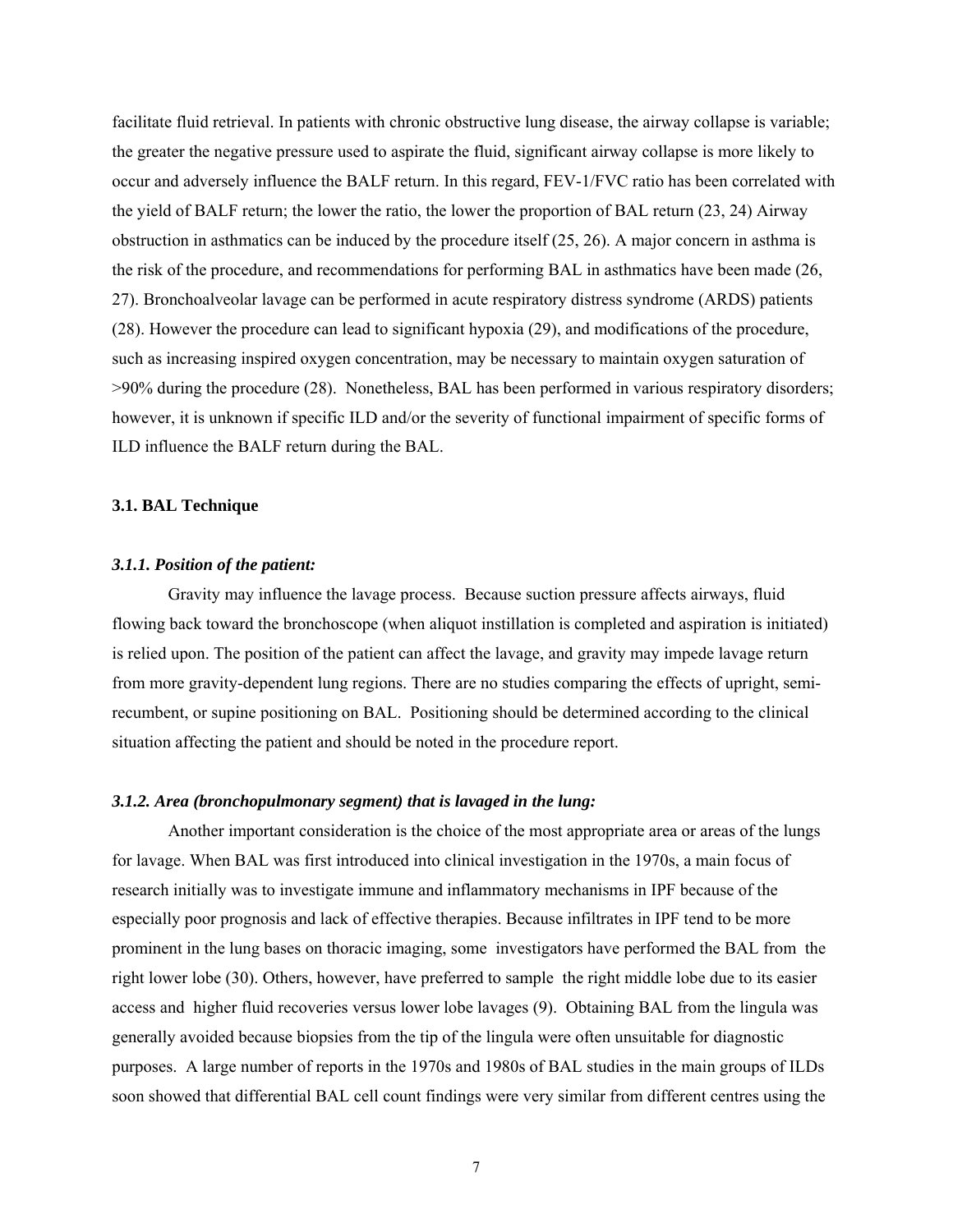facilitate fluid retrieval. In patients with chronic obstructive lung disease, the airway collapse is variable; the greater the negative pressure used to aspirate the fluid, significant airway collapse is more likely to occur and adversely influence the BALF return. In this regard, FEV-1/FVC ratio has been correlated with the yield of BALF return; the lower the ratio, the lower the proportion of BAL return (23, 24) Airway obstruction in asthmatics can be induced by the procedure itself (25, 26). A major concern in asthma is the risk of the procedure, and recommendations for performing BAL in asthmatics have been made (26, 27). Bronchoalveolar lavage can be performed in acute respiratory distress syndrome (ARDS) patients (28). However the procedure can lead to significant hypoxia (29), and modifications of the procedure, such as increasing inspired oxygen concentration, may be necessary to maintain oxygen saturation of >90% during the procedure (28). Nonetheless, BAL has been performed in various respiratory disorders; however, it is unknown if specific ILD and/or the severity of functional impairment of specific forms of ILD influence the BALF return during the BAL.

### 3.1. BAL Technique

#### *3.1.1. Position of the patient:*

Gravity may influence the lavage process. Because suction pressure affects airways, fluid flowing back toward the bronchoscope (when aliquot instillation is completed and aspiration is initiated) is relied upon. The position of the patient can affect the lavage, and gravity may impede lavage return from more gravity-dependent lung regions. There are no studies comparing the effects of upright, semi-recumbent, or supine positioning on BAL. Positioning should be determined according to the clinical situation affecting the patient and should be noted in the procedure report.

#### *3.1.2. Area (bronchopulmonary segment) that is lavaged in the lung:*

Another important consideration is the choice of the most appropriate area or areas of the lungs for lavage. When BAL was first introduced into clinical investigation in the 1970s, a main focus of research initially was to investigate immune and inflammatory mechanisms in IPF because of the especially poor prognosis and lack of effective therapies. Because infiltrates in IPF tend to be more prominent in the lung bases on thoracic imaging, some investigators have performed the BAL from the right lower lobe (30). Others, however, have preferred to sample the right middle lobe due to its easier access and higher fluid recoveries versus lower lobe lavages (9). Obtaining BAL from the lingula was generally avoided because biopsies from the tip of the lingula were often unsuitable for diagnostic purposes. A large number of reports in the 1970s and 1980s of BAL studies in the main groups of ILDs soon showed that differential BAL cell count findings were very similar from different centres using the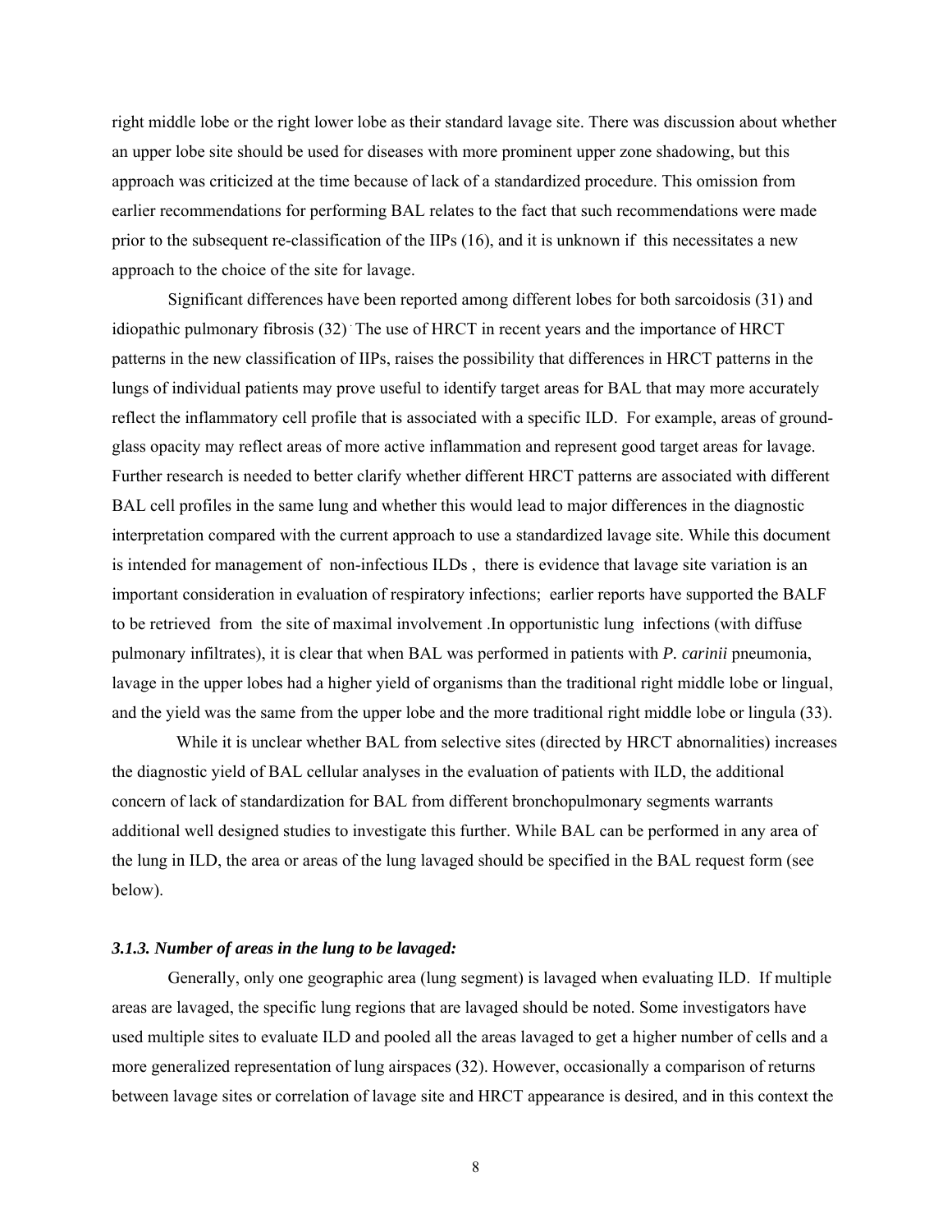right middle lobe or the right lower lobe as their standard lavage site. There was discussion about whether an upper lobe site should be used for diseases with more prominent upper zone shadowing, but this approach was criticized at the time because of lack of a standardized procedure. This omission from earlier recommendations for performing BAL relates to the fact that such recommendations were made prior to the subsequent re-classification of the IIPs (16), and it is unknown if this necessitates a new approach to the choice of the site for lavage.

Significant differences have been reported among different lobes for both sarcoidosis (31) and idiopathic pulmonary fibrosis (32). The use of HRCT in recent years and the importance of HRCT patterns in the new classification of IIPs, raises the possibility that differences in HRCT patterns in the lungs of individual patients may prove useful to identify target areas for BAL that may more accurately reflect the inflammatory cell profile that is associated with a specific ILD. For example, areas of ground-glass opacity may reflect areas of more active inflammation and represent good target areas for lavage. Further research is needed to better clarify whether different HRCT patterns are associated with different BAL cell profiles in the same lung and whether this would lead to major differences in the diagnostic interpretation compared with the current approach to use a standardized lavage site. While this document is intended for management of non-infectious ILDs , there is evidence that lavage site variation is an important consideration in evaluation of respiratory infections; earlier reports have supported the BALF to be retrieved from the site of maximal involvement .In opportunistic lung infections (with diffuse pulmonary infiltrates), it is clear that when BAL was performed in patients with *P. carinii* pneumonia, lavage in the upper lobes had a higher yield of organisms than the traditional right middle lobe or lingual, and the yield was the same from the upper lobe and the more traditional right middle lobe or lingula (33).

While it is unclear whether BAL from selective sites (directed by HRCT abnornalities) increases the diagnostic yield of BAL cellular analyses in the evaluation of patients with ILD, the additional concern of lack of standardization for BAL from different bronchopulmonary segments warrants additional well designed studies to investigate this further. While BAL can be performed in any area of the lung in ILD, the area or areas of the lung lavaged should be specified in the BAL request form (see below).

### *3.1.3. Number of areas in the lung to be lavaged:*

Generally, only one geographic area (lung segment) is lavaged when evaluating ILD. If multiple areas are lavaged, the specific lung regions that are lavaged should be noted. Some investigators have used multiple sites to evaluate ILD and pooled all the areas lavaged to get a higher number of cells and a more generalized representation of lung airspaces (32). However, occasionally a comparison of returns between lavage sites or correlation of lavage site and HRCT appearance is desired, and in this context the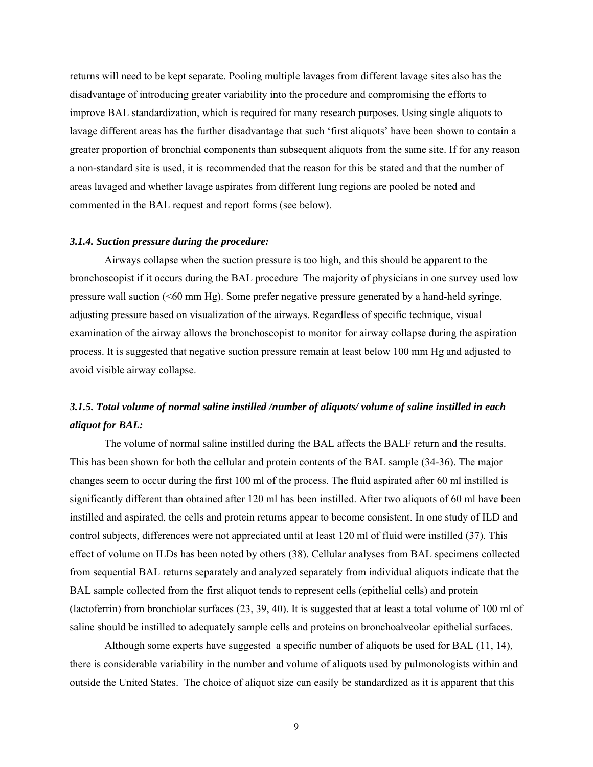returns will need to be kept separate. Pooling multiple lavages from different lavage sites also has the disadvantage of introducing greater variability into the procedure and compromising the efforts to improve BAL standardization, which is required for many research purposes. Using single aliquots to lavage different areas has the further disadvantage that such 'first aliquots' have been shown to contain a greater proportion of bronchial components than subsequent aliquots from the same site. If for any reason a non-standard site is used, it is recommended that the reason for this be stated and that the number of areas lavaged and whether lavage aspirates from different lung regions are pooled be noted and commented in the BAL request and report forms (see below).

#### *3.1.4. Suction pressure during the procedure:*

Airways collapse when the suction pressure is too high, and this should be apparent to the bronchoscopist if it occurs during the BAL procedure The majority of physicians in one survey used low pressure wall suction (<60 mm Hg). Some prefer negative pressure generated by a hand-held syringe, adjusting pressure based on visualization of the airways. Regardless of specific technique, visual examination of the airway allows the bronchoscopist to monitor for airway collapse during the aspiration process. It is suggested that negative suction pressure remain at least below 100 mm Hg and adjusted to avoid visible airway collapse.

#### *3.1.5. Total volume of normal saline instilled /number of aliquots/ volume of saline instilled in each aliquot for BAL:*

The volume of normal saline instilled during the BAL affects the BALF return and the results. This has been shown for both the cellular and protein contents of the BAL sample (34-36). The major changes seem to occur during the first 100 ml of the process. The fluid aspirated after 60 ml instilled is significantly different than obtained after 120 ml has been instilled. After two aliquots of 60 ml have been instilled and aspirated, the cells and protein returns appear to become consistent. In one study of ILD and control subjects, differences were not appreciated until at least 120 ml of fluid were instilled (37). This effect of volume on ILDs has been noted by others (38). Cellular analyses from BAL specimens collected from sequential BAL returns separately and analyzed separately from individual aliquots indicate that the BAL sample collected from the first aliquot tends to represent cells (epithelial cells) and protein (lactoferrin) from bronchiolar surfaces (23, 39, 40). It is suggested that at least a total volume of 100 ml of saline should be instilled to adequately sample cells and proteins on bronchoalveolar epithelial surfaces.

Although some experts have suggested a specific number of aliquots be used for BAL (11, 14), there is considerable variability in the number and volume of aliquots used by pulmonologists within and outside the United States. The choice of aliquot size can easily be standardized as it is apparent that this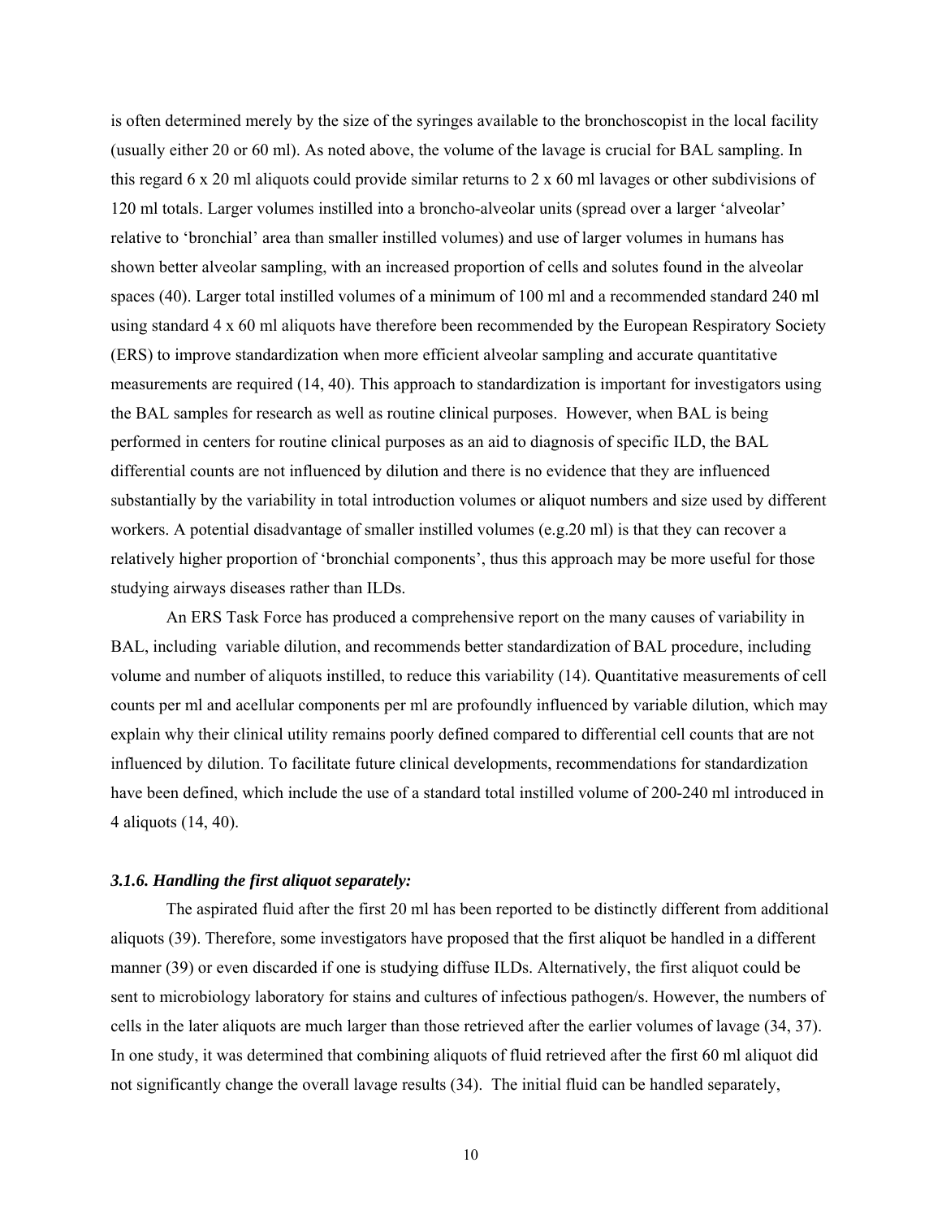is often determined merely by the size of the syringes available to the bronchoscopist in the local facility (usually either 20 or 60 ml). As noted above, the volume of the lavage is crucial for BAL sampling. In this regard 6 x 20 ml aliquots could provide similar returns to 2 x 60 ml lavages or other subdivisions of 120 ml totals. Larger volumes instilled into a broncho-alveolar units (spread over a larger 'alveolar' relative to 'bronchial' area than smaller instilled volumes) and use of larger volumes in humans has shown better alveolar sampling, with an increased proportion of cells and solutes found in the alveolar spaces (40). Larger total instilled volumes of a minimum of 100 ml and a recommended standard 240 ml using standard 4 x 60 ml aliquots have therefore been recommended by the European Respiratory Society (ERS) to improve standardization when more efficient alveolar sampling and accurate quantitative measurements are required (14, 40). This approach to standardization is important for investigators using the BAL samples for research as well as routine clinical purposes. However, when BAL is being performed in centers for routine clinical purposes as an aid to diagnosis of specific ILD, the BAL differential counts are not influenced by dilution and there is no evidence that they are influenced substantially by the variability in total introduction volumes or aliquot numbers and size used by different workers. A potential disadvantage of smaller instilled volumes (e.g.20 ml) is that they can recover a relatively higher proportion of 'bronchial components', thus this approach may be more useful for those studying airways diseases rather than ILDs.

An ERS Task Force has produced a comprehensive report on the many causes of variability in BAL, including variable dilution, and recommends better standardization of BAL procedure, including volume and number of aliquots instilled, to reduce this variability (14). Quantitative measurements of cell counts per ml and acellular components per ml are profoundly influenced by variable dilution, which may explain why their clinical utility remains poorly defined compared to differential cell counts that are not influenced by dilution. To facilitate future clinical developments, recommendations for standardization have been defined, which include the use of a standard total instilled volume of 200-240 ml introduced in 4 aliquots (14, 40).

### *3.1.6. Handling the first aliquot separately:*

The aspirated fluid after the first 20 ml has been reported to be distinctly different from additional aliquots (39). Therefore, some investigators have proposed that the first aliquot be handled in a different manner (39) or even discarded if one is studying diffuse ILDs. Alternatively, the first aliquot could be sent to microbiology laboratory for stains and cultures of infectious pathogen/s. However, the numbers of cells in the later aliquots are much larger than those retrieved after the earlier volumes of lavage (34, 37). In one study, it was determined that combining aliquots of fluid retrieved after the first 60 ml aliquot did not significantly change the overall lavage results (34). The initial fluid can be handled separately,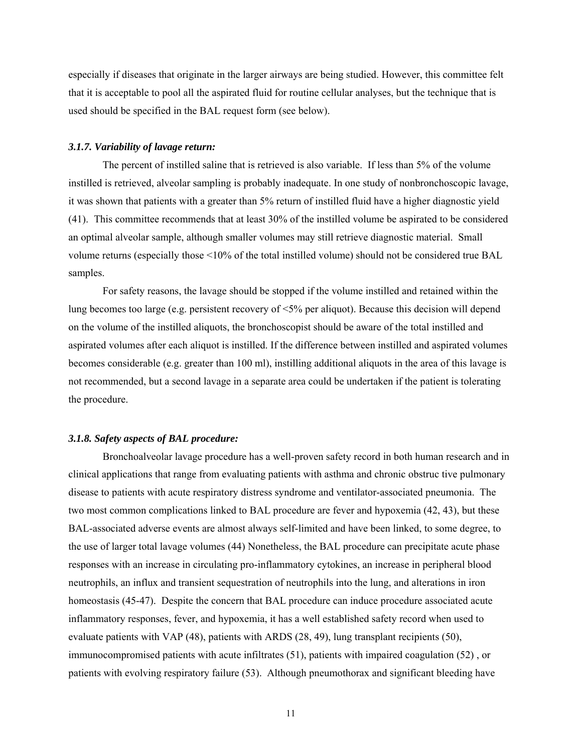especially if diseases that originate in the larger airways are being studied. However, this committee felt that it is acceptable to pool all the aspirated fluid for routine cellular analyses, but the technique that is used should be specified in the BAL request form (see below).

#### *3.1.7. Variability of lavage return:*

The percent of instilled saline that is retrieved is also variable. If less than 5% of the volume instilled is retrieved, alveolar sampling is probably inadequate. In one study of nonbronchoscopic lavage, it was shown that patients with a greater than 5% return of instilled fluid have a higher diagnostic yield (41). This committee recommends that at least 30% of the instilled volume be aspirated to be considered an optimal alveolar sample, although smaller volumes may still retrieve diagnostic material. Small volume returns (especially those <10% of the total instilled volume) should not be considered true BAL samples.

For safety reasons, the lavage should be stopped if the volume instilled and retained within the lung becomes too large (e.g. persistent recovery of <5% per aliquot). Because this decision will depend on the volume of the instilled aliquots, the bronchoscopist should be aware of the total instilled and aspirated volumes after each aliquot is instilled. If the difference between instilled and aspirated volumes becomes considerable (e.g. greater than 100 ml), instilling additional aliquots in the area of this lavage is not recommended, but a second lavage in a separate area could be undertaken if the patient is tolerating the procedure.

#### *3.1.8. Safety aspects of BAL procedure:*

Bronchoalveolar lavage procedure has a well-proven safety record in both human research and in clinical applications that range from evaluating patients with asthma and chronic obstruc tive pulmonary disease to patients with acute respiratory distress syndrome and ventilator-associated pneumonia. The two most common complications linked to BAL procedure are fever and hypoxemia (42, 43), but these BAL-associated adverse events are almost always self-limited and have been linked, to some degree, to the use of larger total lavage volumes (44) Nonetheless, the BAL procedure can precipitate acute phase responses with an increase in circulating pro-inflammatory cytokines, an increase in peripheral blood neutrophils, an influx and transient sequestration of neutrophils into the lung, and alterations in iron homeostasis (45-47). Despite the concern that BAL procedure can induce procedure associated acute inflammatory responses, fever, and hypoxemia, it has a well established safety record when used to evaluate patients with VAP (48), patients with ARDS (28, 49), lung transplant recipients (50), immunocompromised patients with acute infiltrates (51), patients with impaired coagulation (52) , or patients with evolving respiratory failure (53). Although pneumothorax and significant bleeding have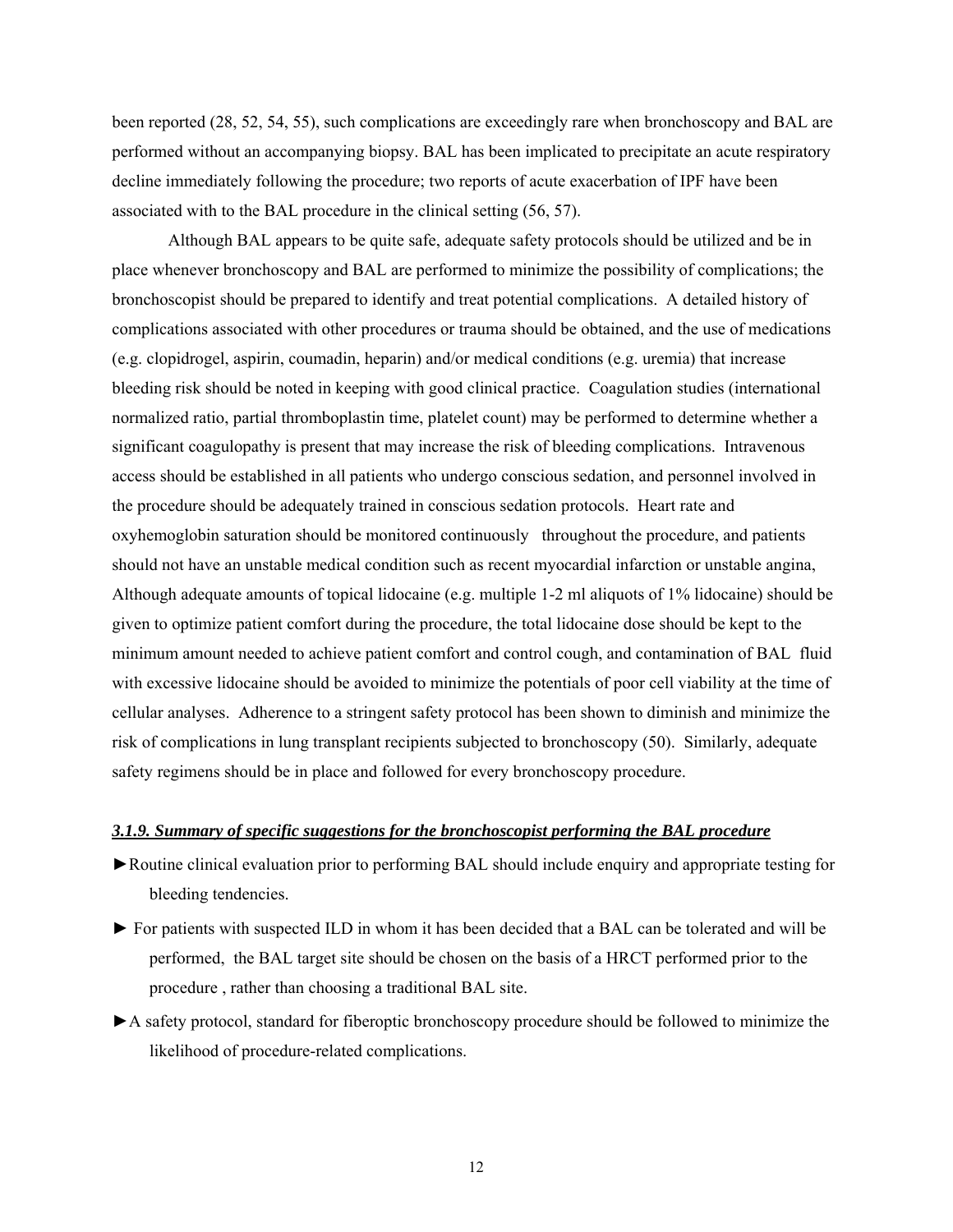been reported (28, 52, 54, 55), such complications are exceedingly rare when bronchoscopy and BAL are performed without an accompanying biopsy. BAL has been implicated to precipitate an acute respiratory decline immediately following the procedure; two reports of acute exacerbation of IPF have been associated with to the BAL procedure in the clinical setting (56, 57).

Although BAL appears to be quite safe, adequate safety protocols should be utilized and be in place whenever bronchoscopy and BAL are performed to minimize the possibility of complications; the bronchoscopist should be prepared to identify and treat potential complications. A detailed history of complications associated with other procedures or trauma should be obtained, and the use of medications (e.g. clopidrogel, aspirin, coumadin, heparin) and/or medical conditions (e.g. uremia) that increase bleeding risk should be noted in keeping with good clinical practice. Coagulation studies (international normalized ratio, partial thromboplastin time, platelet count) may be performed to determine whether a significant coagulopathy is present that may increase the risk of bleeding complications. Intravenous access should be established in all patients who undergo conscious sedation, and personnel involved in the procedure should be adequately trained in conscious sedation protocols. Heart rate and oxyhemoglobin saturation should be monitored continuously throughout the procedure, and patients should not have an unstable medical condition such as recent myocardial infarction or unstable angina, Although adequate amounts of topical lidocaine (e.g. multiple 1-2 ml aliquots of 1% lidocaine) should be given to optimize patient comfort during the procedure, the total lidocaine dose should be kept to the minimum amount needed to achieve patient comfort and control cough, and contamination of BAL fluid with excessive lidocaine should be avoided to minimize the potentials of poor cell viability at the time of cellular analyses. Adherence to a stringent safety protocol has been shown to diminish and minimize the risk of complications in lung transplant recipients subjected to bronchoscopy (50). Similarly, adequate safety regimens should be in place and followed for every bronchoscopy procedure.

### ***3.1.9. Summary of specific suggestions for the bronchoscopist performing the BAL procedure***

- ►Routine clinical evaluation prior to performing BAL should include enquiry and appropriate testing for bleeding tendencies.
- ► For patients with suspected ILD in whom it has been decided that a BAL can be tolerated and will be performed, the BAL target site should be chosen on the basis of a HRCT performed prior to the procedure , rather than choosing a traditional BAL site.
- ►A safety protocol, standard for fiberoptic bronchoscopy procedure should be followed to minimize the likelihood of procedure-related complications.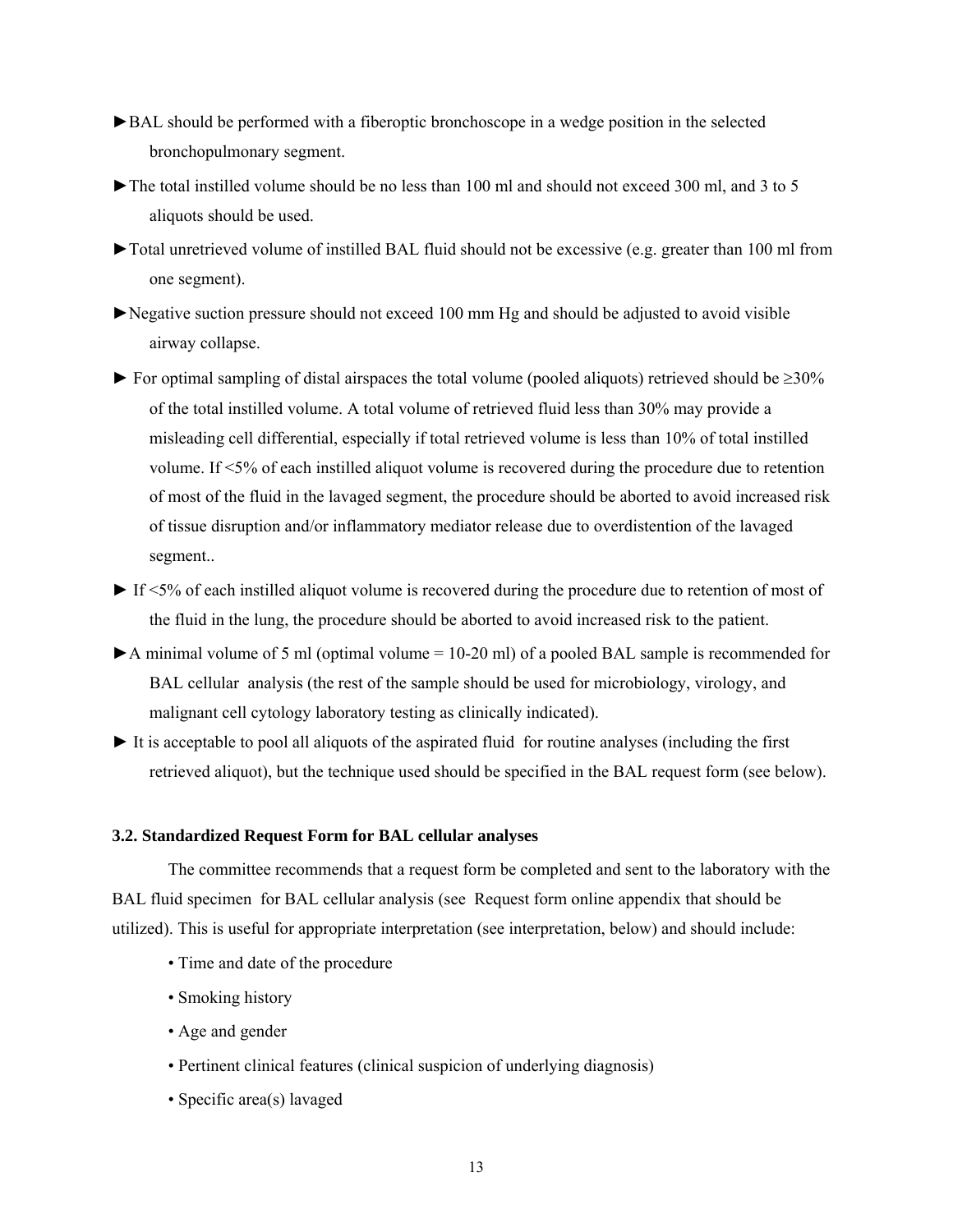►BAL should be performed with a fiberoptic bronchoscope in a wedge position in the selected bronchopulmonary segment.

►The total instilled volume should be no less than 100 ml and should not exceed 300 ml, and 3 to 5 aliquots should be used.

►Total unretrieved volume of instilled BAL fluid should not be excessive (e.g. greater than 100 ml from one segment).

►Negative suction pressure should not exceed 100 mm Hg and should be adjusted to avoid visible airway collapse.

► For optimal sampling of distal airspaces the total volume (pooled aliquots) retrieved should be ≥30% of the total instilled volume. A total volume of retrieved fluid less than 30% may provide a misleading cell differential, especially if total retrieved volume is less than 10% of total instilled volume. If <5% of each instilled aliquot volume is recovered during the procedure due to retention of most of the fluid in the lavaged segment, the procedure should be aborted to avoid increased risk of tissue disruption and/or inflammatory mediator release due to overdistention of the lavaged segment..

► If <5% of each instilled aliquot volume is recovered during the procedure due to retention of most of the fluid in the lung, the procedure should be aborted to avoid increased risk to the patient.

►A minimal volume of 5 ml (optimal volume = 10-20 ml) of a pooled BAL sample is recommended for BAL cellular analysis (the rest of the sample should be used for microbiology, virology, and malignant cell cytology laboratory testing as clinically indicated).

► It is acceptable to pool all aliquots of the aspirated fluid for routine analyses (including the first retrieved aliquot), but the technique used should be specified in the BAL request form (see below).

### 3.2. Standardized Request Form for BAL cellular analyses

The committee recommends that a request form be completed and sent to the laboratory with the BAL fluid specimen for BAL cellular analysis (see Request form online appendix that should be utilized). This is useful for appropriate interpretation (see interpretation, below) and should include:

- Time and date of the procedure
- Smoking history
- Age and gender
- Pertinent clinical features (clinical suspicion of underlying diagnosis)
- Specific area(s) lavaged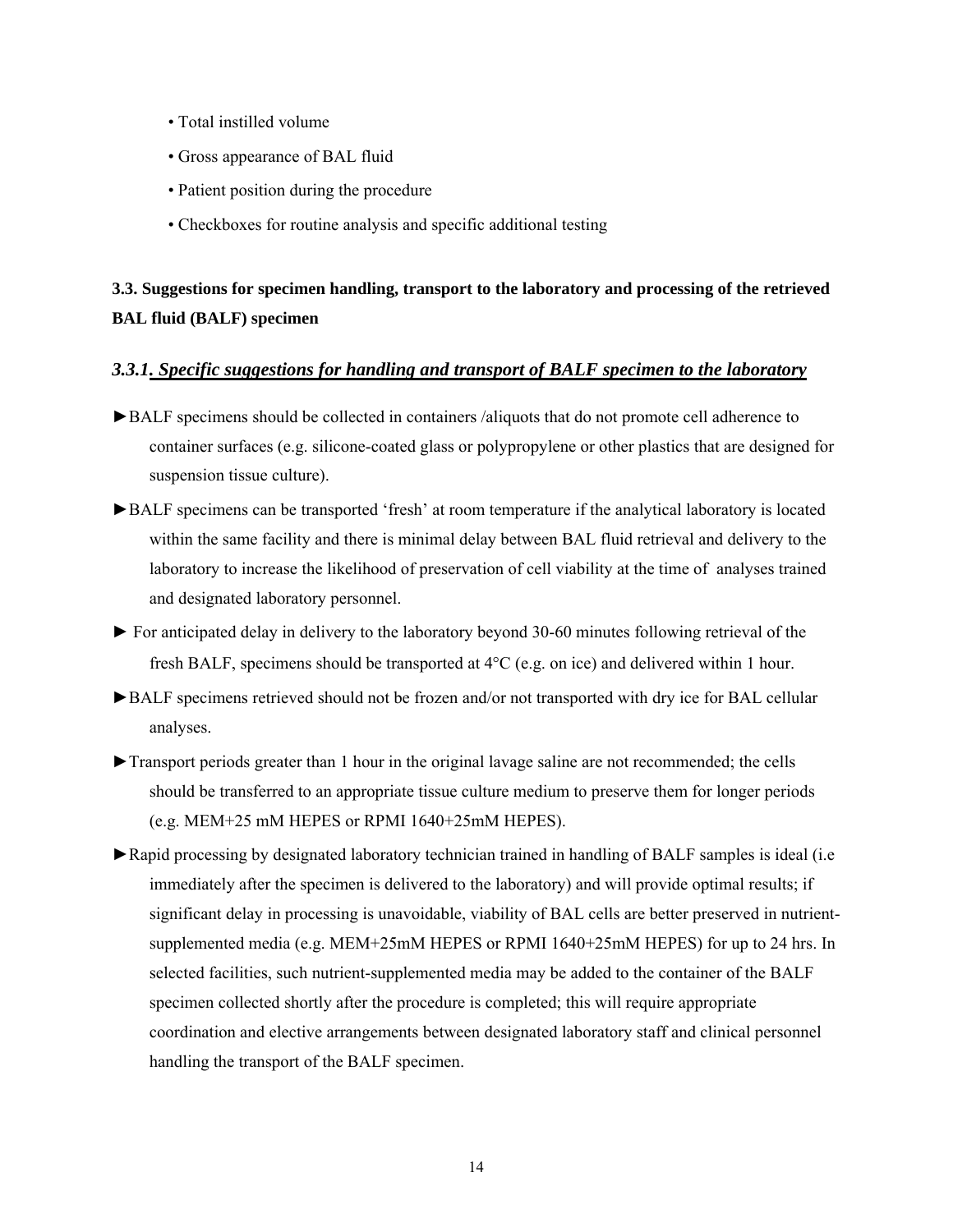- Total instilled volume
- Gross appearance of BAL fluid
- Patient position during the procedure
- Checkboxes for routine analysis and specific additional testing

### 3.3. Suggestions for specimen handling, transport to the laboratory and processing of the retrieved BAL fluid (BALF) specimen

#### *3.3.1. Specific suggestions for handling and transport of BALF specimen to the laboratory*

►BALF specimens should be collected in containers /aliquots that do not promote cell adherence to container surfaces (e.g. silicone-coated glass or polypropylene or other plastics that are designed for suspension tissue culture).

►BALF specimens can be transported 'fresh' at room temperature if the analytical laboratory is located within the same facility and there is minimal delay between BAL fluid retrieval and delivery to the laboratory to increase the likelihood of preservation of cell viability at the time of analyses trained and designated laboratory personnel.

► For anticipated delay in delivery to the laboratory beyond 30-60 minutes following retrieval of the fresh BALF, specimens should be transported at 4°C (e.g. on ice) and delivered within 1 hour.

►BALF specimens retrieved should not be frozen and/or not transported with dry ice for BAL cellular analyses.

►Transport periods greater than 1 hour in the original lavage saline are not recommended; the cells should be transferred to an appropriate tissue culture medium to preserve them for longer periods (e.g. MEM+25 mM HEPES or RPMI 1640+25mM HEPES).

►Rapid processing by designated laboratory technician trained in handling of BALF samples is ideal (i.e immediately after the specimen is delivered to the laboratory) and will provide optimal results; if significant delay in processing is unavoidable, viability of BAL cells are better preserved in nutrient-supplemented media (e.g. MEM+25mM HEPES or RPMI 1640+25mM HEPES) for up to 24 hrs. In selected facilities, such nutrient-supplemented media may be added to the container of the BALF specimen collected shortly after the procedure is completed; this will require appropriate coordination and elective arrangements between designated laboratory staff and clinical personnel handling the transport of the BALF specimen.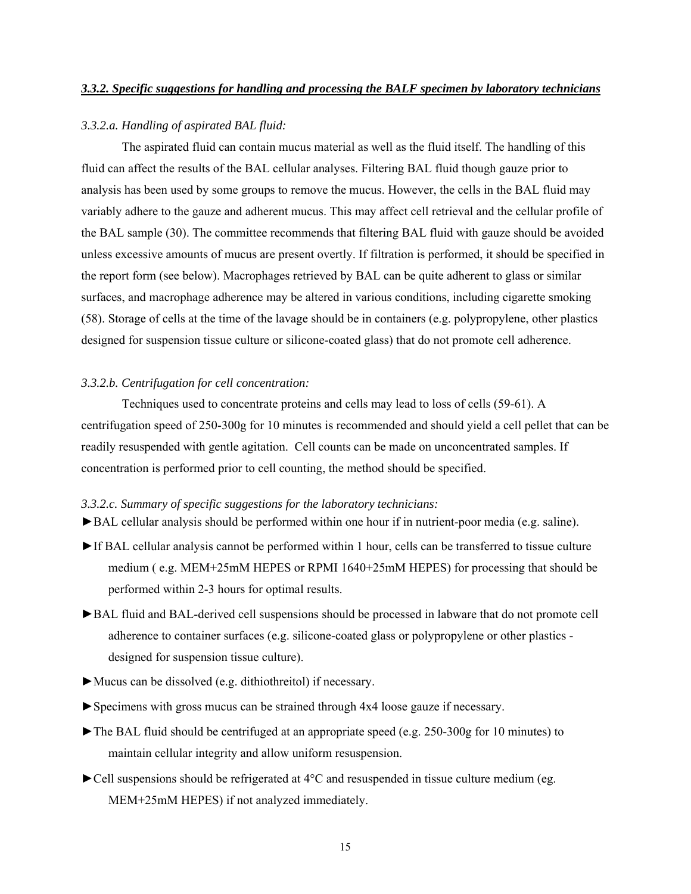### *3.3.2. Specific suggestions for handling and processing the BALF specimen by laboratory technicians*

*3.3.2.a. Handling of aspirated BAL fluid:*

The aspirated fluid can contain mucus material as well as the fluid itself. The handling of this fluid can affect the results of the BAL cellular analyses. Filtering BAL fluid though gauze prior to analysis has been used by some groups to remove the mucus. However, the cells in the BAL fluid may variably adhere to the gauze and adherent mucus. This may affect cell retrieval and the cellular profile of the BAL sample (30). The committee recommends that filtering BAL fluid with gauze should be avoided unless excessive amounts of mucus are present overtly. If filtration is performed, it should be specified in the report form (see below). Macrophages retrieved by BAL can be quite adherent to glass or similar surfaces, and macrophage adherence may be altered in various conditions, including cigarette smoking (58). Storage of cells at the time of the lavage should be in containers (e.g. polypropylene, other plastics designed for suspension tissue culture or silicone-coated glass) that do not promote cell adherence.

*3.3.2.b. Centrifugation for cell concentration:*

Techniques used to concentrate proteins and cells may lead to loss of cells (59-61). A centrifugation speed of 250-300g for 10 minutes is recommended and should yield a cell pellet that can be readily resuspended with gentle agitation. Cell counts can be made on unconcentrated samples. If concentration is performed prior to cell counting, the method should be specified.

*3.3.2.c. Summary of specific suggestions for the laboratory technicians:*

- ►BAL cellular analysis should be performed within one hour if in nutrient-poor media (e.g. saline).
- ►If BAL cellular analysis cannot be performed within 1 hour, cells can be transferred to tissue culture medium ( e.g. MEM+25mM HEPES or RPMI 1640+25mM HEPES) for processing that should be performed within 2-3 hours for optimal results.
- ►BAL fluid and BAL-derived cell suspensions should be processed in labware that do not promote cell adherence to container surfaces (e.g. silicone-coated glass or polypropylene or other plastics - designed for suspension tissue culture).
- ►Mucus can be dissolved (e.g. dithiothreitol) if necessary.
- ►Specimens with gross mucus can be strained through 4x4 loose gauze if necessary.
- ►The BAL fluid should be centrifuged at an appropriate speed (e.g. 250-300g for 10 minutes) to maintain cellular integrity and allow uniform resuspension.
- ►Cell suspensions should be refrigerated at 4°C and resuspended in tissue culture medium (eg. MEM+25mM HEPES) if not analyzed immediately.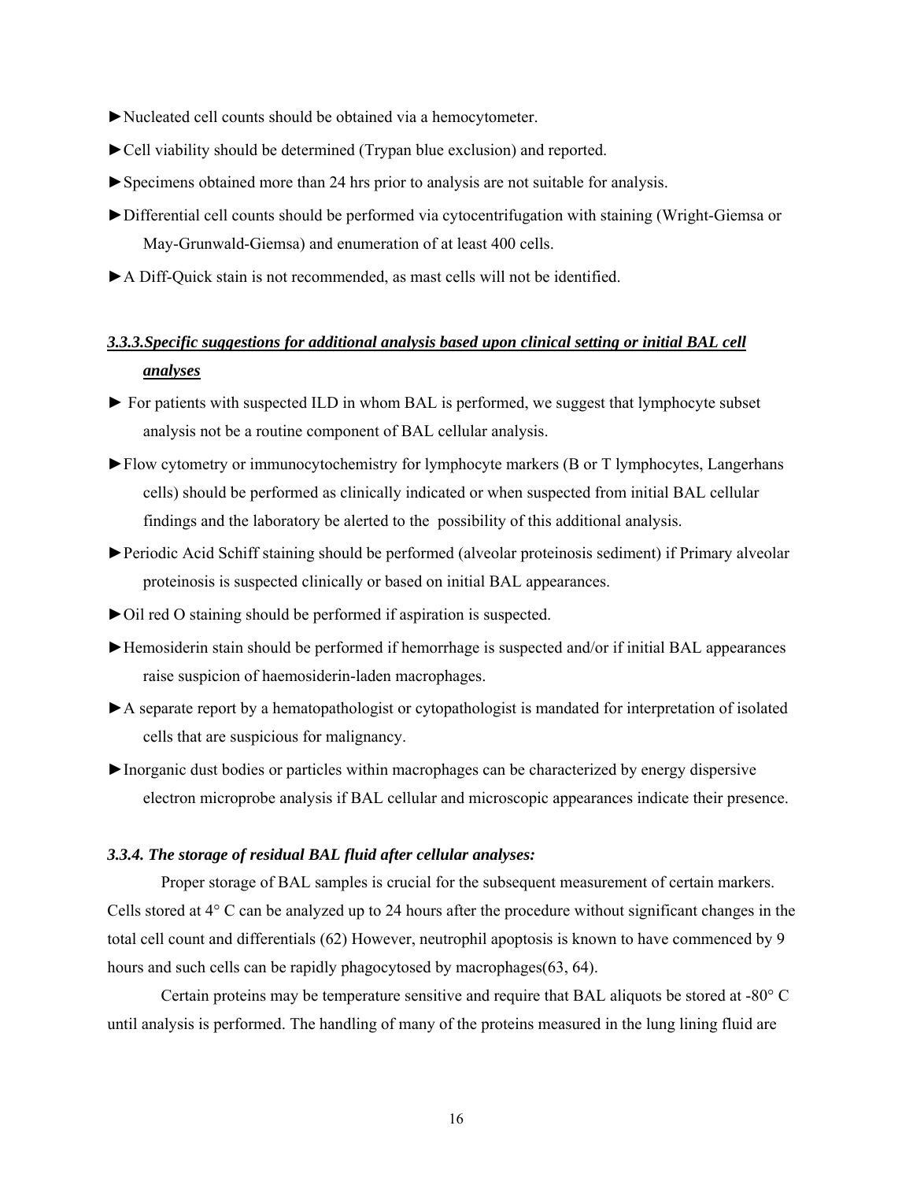►Nucleated cell counts should be obtained via a hemocytometer.

►Cell viability should be determined (Trypan blue exclusion) and reported.

►Specimens obtained more than 24 hrs prior to analysis are not suitable for analysis.

►Differential cell counts should be performed via cytocentrifugation with staining (Wright-Giemsa or May-Grunwald-Giemsa) and enumeration of at least 400 cells.

►A Diff-Quick stain is not recommended, as mast cells will not be identified.

### ***<u>3.3.3.Specific suggestions for additional analysis based upon clinical setting or initial BAL cell analyses</u>***

► For patients with suspected ILD in whom BAL is performed, we suggest that lymphocyte subset analysis not be a routine component of BAL cellular analysis.

►Flow cytometry or immunocytochemistry for lymphocyte markers (B or T lymphocytes, Langerhans cells) should be performed as clinically indicated or when suspected from initial BAL cellular findings and the laboratory be alerted to the possibility of this additional analysis.

►Periodic Acid Schiff staining should be performed (alveolar proteinosis sediment) if Primary alveolar proteinosis is suspected clinically or based on initial BAL appearances.

►Oil red O staining should be performed if aspiration is suspected.

►Hemosiderin stain should be performed if hemorrhage is suspected and/or if initial BAL appearances raise suspicion of haemosiderin-laden macrophages.

►A separate report by a hematopathologist or cytopathologist is mandated for interpretation of isolated cells that are suspicious for malignancy.

►Inorganic dust bodies or particles within macrophages can be characterized by energy dispersive electron microprobe analysis if BAL cellular and microscopic appearances indicate their presence.

### ***3.3.4. The storage of residual BAL fluid after cellular analyses:***

Proper storage of BAL samples is crucial for the subsequent measurement of certain markers. Cells stored at 4° C can be analyzed up to 24 hours after the procedure without significant changes in the total cell count and differentials (62) However, neutrophil apoptosis is known to have commenced by 9 hours and such cells can be rapidly phagocytosed by macrophages(63, 64).

Certain proteins may be temperature sensitive and require that BAL aliquots be stored at -80° C until analysis is performed. The handling of many of the proteins measured in the lung lining fluid are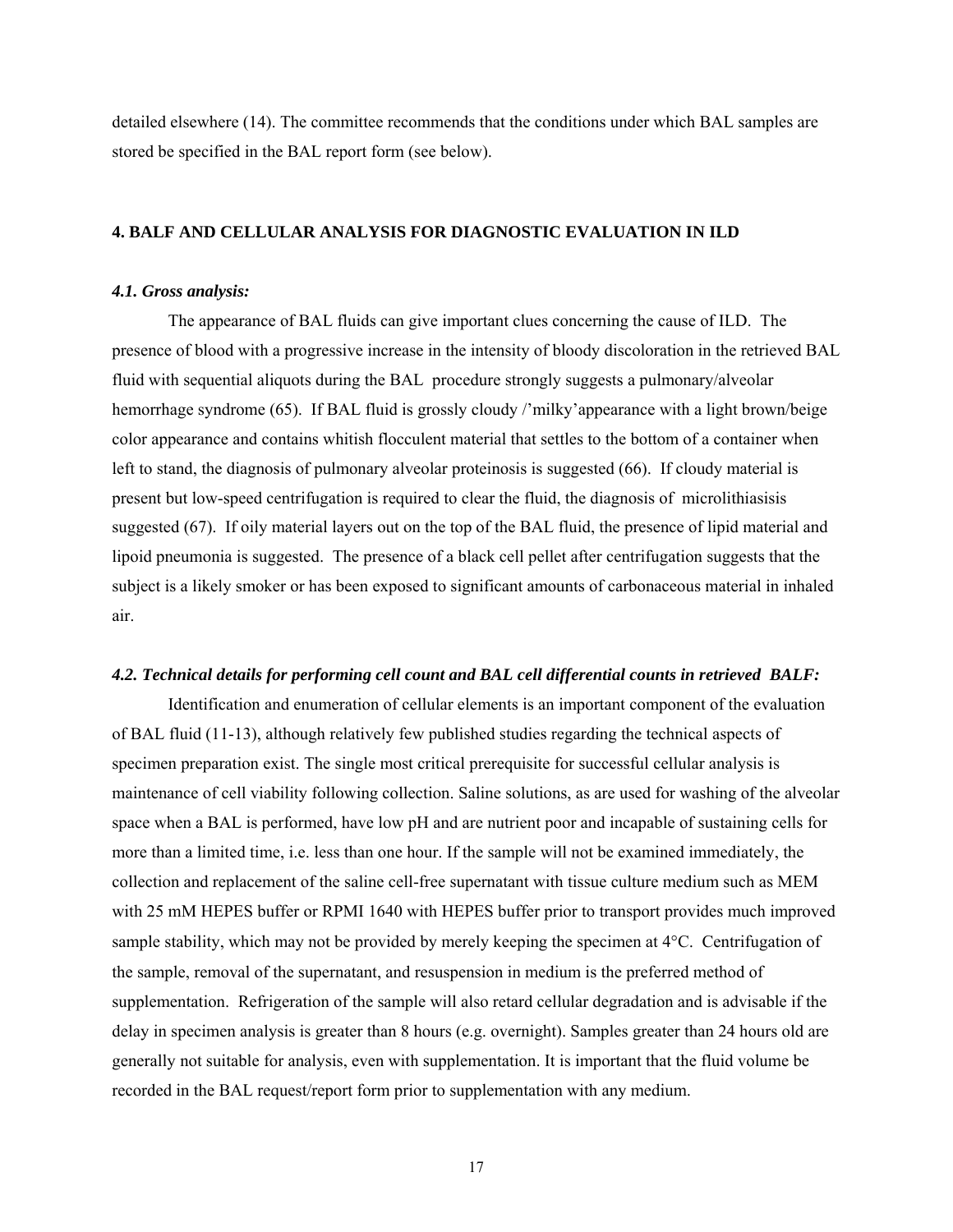detailed elsewhere (14). The committee recommends that the conditions under which BAL samples are stored be specified in the BAL report form (see below).

## 4. BALF AND CELLULAR ANALYSIS FOR DIAGNOSTIC EVALUATION IN ILD

### *4.1. Gross analysis:*

The appearance of BAL fluids can give important clues concerning the cause of ILD. The presence of blood with a progressive increase in the intensity of bloody discoloration in the retrieved BAL fluid with sequential aliquots during the BAL procedure strongly suggests a pulmonary/alveolar hemorrhage syndrome (65). If BAL fluid is grossly cloudy /'milky'appearance with a light brown/beige color appearance and contains whitish flocculent material that settles to the bottom of a container when left to stand, the diagnosis of pulmonary alveolar proteinosis is suggested (66). If cloudy material is present but low-speed centrifugation is required to clear the fluid, the diagnosis of microlithiasisis suggested (67). If oily material layers out on the top of the BAL fluid, the presence of lipid material and lipoid pneumonia is suggested. The presence of a black cell pellet after centrifugation suggests that the subject is a likely smoker or has been exposed to significant amounts of carbonaceous material in inhaled air.

### *4.2. Technical details for performing cell count and BAL cell differential counts in retrieved BALF:*

Identification and enumeration of cellular elements is an important component of the evaluation of BAL fluid (11-13), although relatively few published studies regarding the technical aspects of specimen preparation exist. The single most critical prerequisite for successful cellular analysis is maintenance of cell viability following collection. Saline solutions, as are used for washing of the alveolar space when a BAL is performed, have low pH and are nutrient poor and incapable of sustaining cells for more than a limited time, i.e. less than one hour. If the sample will not be examined immediately, the collection and replacement of the saline cell-free supernatant with tissue culture medium such as MEM with 25 mM HEPES buffer or RPMI 1640 with HEPES buffer prior to transport provides much improved sample stability, which may not be provided by merely keeping the specimen at 4°C. Centrifugation of the sample, removal of the supernatant, and resuspension in medium is the preferred method of supplementation. Refrigeration of the sample will also retard cellular degradation and is advisable if the delay in specimen analysis is greater than 8 hours (e.g. overnight). Samples greater than 24 hours old are generally not suitable for analysis, even with supplementation. It is important that the fluid volume be recorded in the BAL request/report form prior to supplementation with any medium.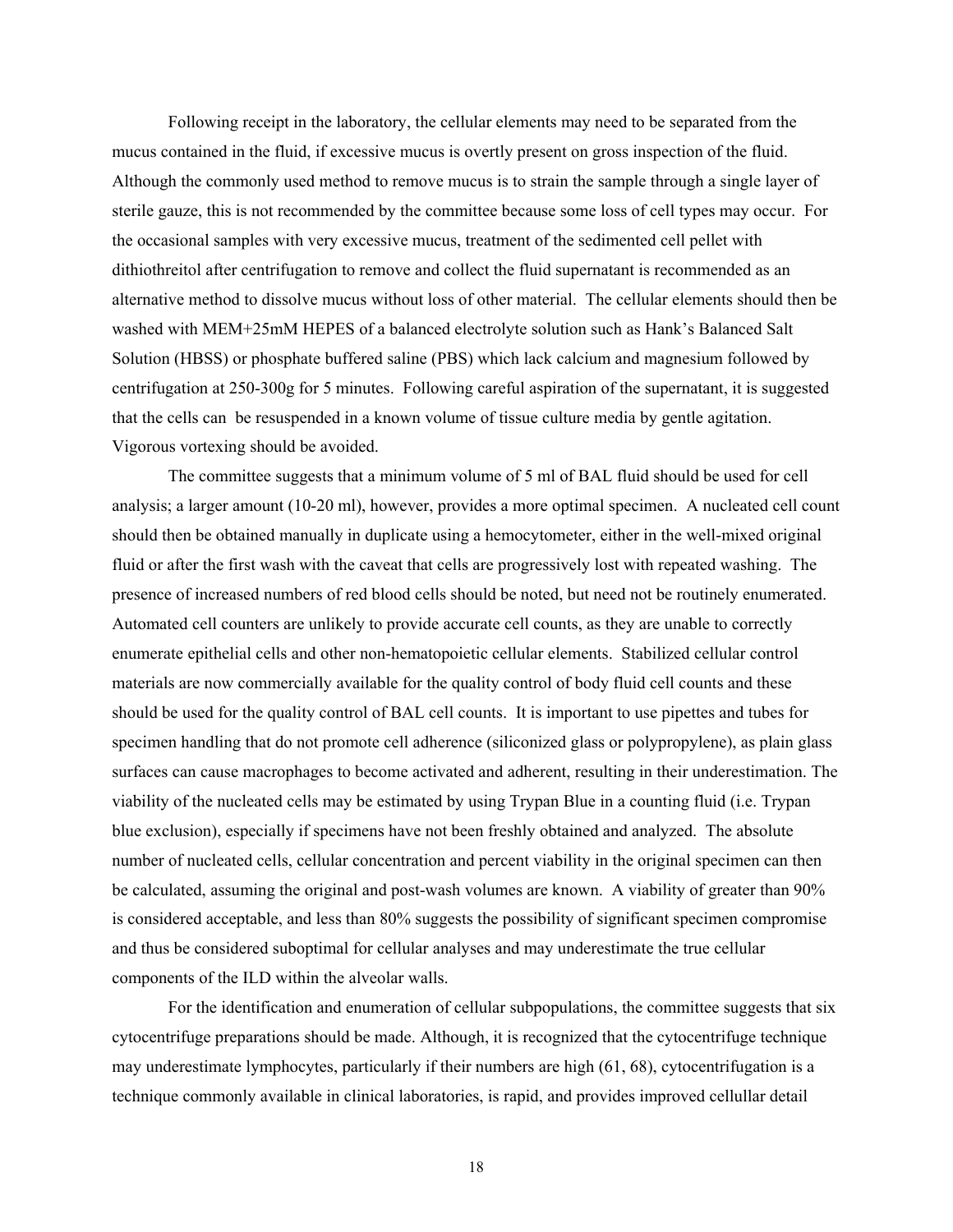Following receipt in the laboratory, the cellular elements may need to be separated from the mucus contained in the fluid, if excessive mucus is overtly present on gross inspection of the fluid. Although the commonly used method to remove mucus is to strain the sample through a single layer of sterile gauze, this is not recommended by the committee because some loss of cell types may occur. For the occasional samples with very excessive mucus, treatment of the sedimented cell pellet with dithiothreitol after centrifugation to remove and collect the fluid supernatant is recommended as an alternative method to dissolve mucus without loss of other material. The cellular elements should then be washed with MEM+25mM HEPES of a balanced electrolyte solution such as Hank's Balanced Salt Solution (HBSS) or phosphate buffered saline (PBS) which lack calcium and magnesium followed by centrifugation at 250-300g for 5 minutes. Following careful aspiration of the supernatant, it is suggested that the cells can be resuspended in a known volume of tissue culture media by gentle agitation. Vigorous vortexing should be avoided.

The committee suggests that a minimum volume of 5 ml of BAL fluid should be used for cell analysis; a larger amount (10-20 ml), however, provides a more optimal specimen. A nucleated cell count should then be obtained manually in duplicate using a hemocytometer, either in the well-mixed original fluid or after the first wash with the caveat that cells are progressively lost with repeated washing. The presence of increased numbers of red blood cells should be noted, but need not be routinely enumerated. Automated cell counters are unlikely to provide accurate cell counts, as they are unable to correctly enumerate epithelial cells and other non-hematopoietic cellular elements. Stabilized cellular control materials are now commercially available for the quality control of body fluid cell counts and these should be used for the quality control of BAL cell counts. It is important to use pipettes and tubes for specimen handling that do not promote cell adherence (siliconized glass or polypropylene), as plain glass surfaces can cause macrophages to become activated and adherent, resulting in their underestimation. The viability of the nucleated cells may be estimated by using Trypan Blue in a counting fluid (i.e. Trypan blue exclusion), especially if specimens have not been freshly obtained and analyzed. The absolute number of nucleated cells, cellular concentration and percent viability in the original specimen can then be calculated, assuming the original and post-wash volumes are known. A viability of greater than 90% is considered acceptable, and less than 80% suggests the possibility of significant specimen compromise and thus be considered suboptimal for cellular analyses and may underestimate the true cellular components of the ILD within the alveolar walls.

For the identification and enumeration of cellular subpopulations, the committee suggests that six cytocentrifuge preparations should be made. Although, it is recognized that the cytocentrifuge technique may underestimate lymphocytes, particularly if their numbers are high (61, 68), cytocentrifugation is a technique commonly available in clinical laboratories, is rapid, and provides improved cellullar detail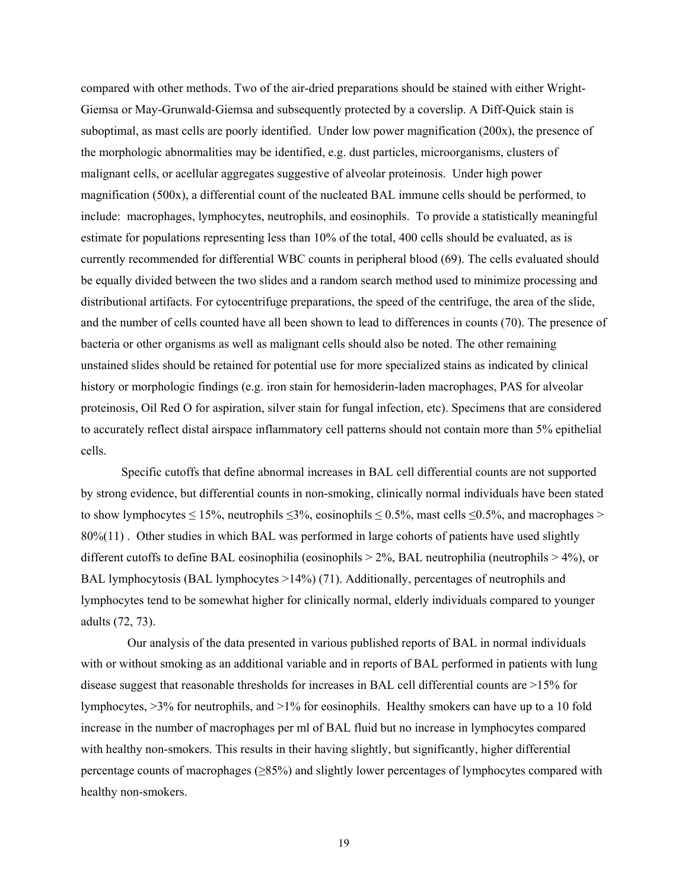compared with other methods. Two of the air-dried preparations should be stained with either Wright-Giemsa or May-Grunwald-Giemsa and subsequently protected by a coverslip. A Diff-Quick stain is suboptimal, as mast cells are poorly identified. Under low power magnification (200x), the presence of the morphologic abnormalities may be identified, e.g. dust particles, microorganisms, clusters of malignant cells, or acellular aggregates suggestive of alveolar proteinosis. Under high power magnification (500x), a differential count of the nucleated BAL immune cells should be performed, to include: macrophages, lymphocytes, neutrophils, and eosinophils. To provide a statistically meaningful estimate for populations representing less than 10% of the total, 400 cells should be evaluated, as is currently recommended for differential WBC counts in peripheral blood (69). The cells evaluated should be equally divided between the two slides and a random search method used to minimize processing and distributional artifacts. For cytocentrifuge preparations, the speed of the centrifuge, the area of the slide, and the number of cells counted have all been shown to lead to differences in counts (70). The presence of bacteria or other organisms as well as malignant cells should also be noted. The other remaining unstained slides should be retained for potential use for more specialized stains as indicated by clinical history or morphologic findings (e.g. iron stain for hemosiderin-laden macrophages, PAS for alveolar proteinosis, Oil Red O for aspiration, silver stain for fungal infection, etc). Specimens that are considered to accurately reflect distal airspace inflammatory cell patterns should not contain more than 5% epithelial cells.

Specific cutoffs that define abnormal increases in BAL cell differential counts are not supported by strong evidence, but differential counts in non-smoking, clinically normal individuals have been stated to show lymphocytes ≤ 15%, neutrophils ≤3%, eosinophils ≤ 0.5%, mast cells ≤0.5%, and macrophages > 80%(11) . Other studies in which BAL was performed in large cohorts of patients have used slightly different cutoffs to define BAL eosinophilia (eosinophils > 2%, BAL neutrophilia (neutrophils > 4%), or BAL lymphocytosis (BAL lymphocytes >14%) (71). Additionally, percentages of neutrophils and lymphocytes tend to be somewhat higher for clinically normal, elderly individuals compared to younger adults (72, 73).

Our analysis of the data presented in various published reports of BAL in normal individuals with or without smoking as an additional variable and in reports of BAL performed in patients with lung disease suggest that reasonable thresholds for increases in BAL cell differential counts are >15% for lymphocytes, >3% for neutrophils, and >1% for eosinophils. Healthy smokers can have up to a 10 fold increase in the number of macrophages per ml of BAL fluid but no increase in lymphocytes compared with healthy non-smokers. This results in their having slightly, but significantly, higher differential percentage counts of macrophages (≥85%) and slightly lower percentages of lymphocytes compared with healthy non-smokers.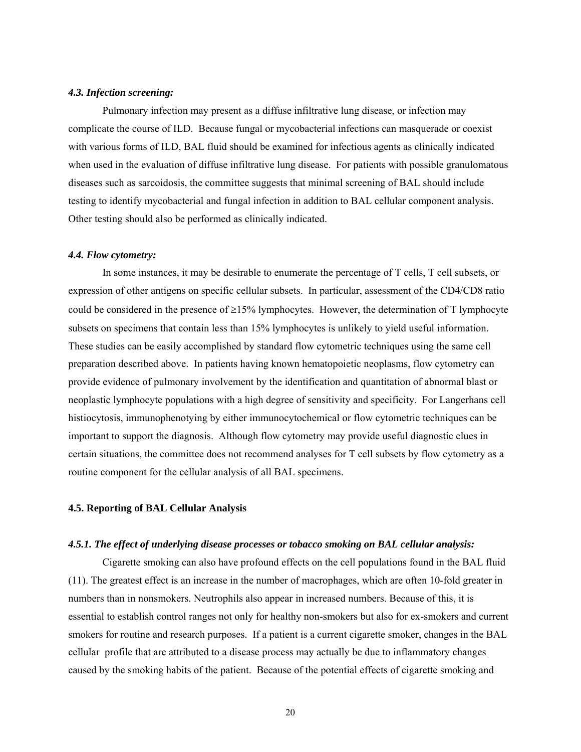### *4.3. Infection screening:*

Pulmonary infection may present as a diffuse infiltrative lung disease, or infection may complicate the course of ILD. Because fungal or mycobacterial infections can masquerade or coexist with various forms of ILD, BAL fluid should be examined for infectious agents as clinically indicated when used in the evaluation of diffuse infiltrative lung disease. For patients with possible granulomatous diseases such as sarcoidosis, the committee suggests that minimal screening of BAL should include testing to identify mycobacterial and fungal infection in addition to BAL cellular component analysis. Other testing should also be performed as clinically indicated.

### *4.4. Flow cytometry:*

In some instances, it may be desirable to enumerate the percentage of T cells, T cell subsets, or expression of other antigens on specific cellular subsets. In particular, assessment of the CD4/CD8 ratio could be considered in the presence of $\geq$15% lymphocytes. However, the determination of T lymphocyte subsets on specimens that contain less than 15% lymphocytes is unlikely to yield useful information. These studies can be easily accomplished by standard flow cytometric techniques using the same cell preparation described above. In patients having known hematopoietic neoplasms, flow cytometry can provide evidence of pulmonary involvement by the identification and quantitation of abnormal blast or neoplastic lymphocyte populations with a high degree of sensitivity and specificity. For Langerhans cell histiocytosis, immunophenotying by either immunocytochemical or flow cytometric techniques can be important to support the diagnosis. Although flow cytometry may provide useful diagnostic clues in certain situations, the committee does not recommend analyses for T cell subsets by flow cytometry as a routine component for the cellular analysis of all BAL specimens.

### 4.5. Reporting of BAL Cellular Analysis

#### *4.5.1. The effect of underlying disease processes or tobacco smoking on BAL cellular analysis:*

Cigarette smoking can also have profound effects on the cell populations found in the BAL fluid (11). The greatest effect is an increase in the number of macrophages, which are often 10-fold greater in numbers than in nonsmokers. Neutrophils also appear in increased numbers. Because of this, it is essential to establish control ranges not only for healthy non-smokers but also for ex-smokers and current smokers for routine and research purposes. If a patient is a current cigarette smoker, changes in the BAL cellular profile that are attributed to a disease process may actually be due to inflammatory changes caused by the smoking habits of the patient. Because of the potential effects of cigarette smoking and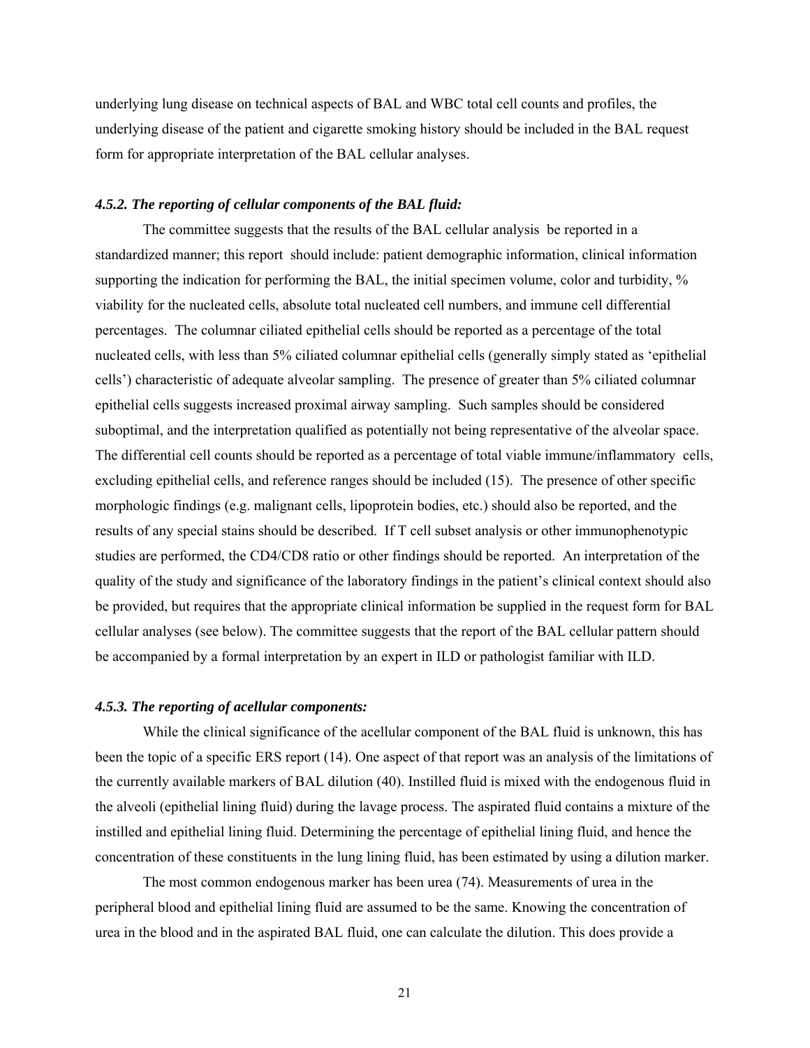underlying lung disease on technical aspects of BAL and WBC total cell counts and profiles, the underlying disease of the patient and cigarette smoking history should be included in the BAL request form for appropriate interpretation of the BAL cellular analyses.

### *4.5.2. The reporting of cellular components of the BAL fluid:*

The committee suggests that the results of the BAL cellular analysis be reported in a standardized manner; this report should include: patient demographic information, clinical information supporting the indication for performing the BAL, the initial specimen volume, color and turbidity, % viability for the nucleated cells, absolute total nucleated cell numbers, and immune cell differential percentages. The columnar ciliated epithelial cells should be reported as a percentage of the total nucleated cells, with less than 5% ciliated columnar epithelial cells (generally simply stated as 'epithelial cells') characteristic of adequate alveolar sampling. The presence of greater than 5% ciliated columnar epithelial cells suggests increased proximal airway sampling. Such samples should be considered suboptimal, and the interpretation qualified as potentially not being representative of the alveolar space. The differential cell counts should be reported as a percentage of total viable immune/inflammatory cells, excluding epithelial cells, and reference ranges should be included (15). The presence of other specific morphologic findings (e.g. malignant cells, lipoprotein bodies, etc.) should also be reported, and the results of any special stains should be described. If T cell subset analysis or other immunophenotypic studies are performed, the CD4/CD8 ratio or other findings should be reported. An interpretation of the quality of the study and significance of the laboratory findings in the patient's clinical context should also be provided, but requires that the appropriate clinical information be supplied in the request form for BAL cellular analyses (see below). The committee suggests that the report of the BAL cellular pattern should be accompanied by a formal interpretation by an expert in ILD or pathologist familiar with ILD.

### *4.5.3. The reporting of acellular components:*

While the clinical significance of the acellular component of the BAL fluid is unknown, this has been the topic of a specific ERS report (14). One aspect of that report was an analysis of the limitations of the currently available markers of BAL dilution (40). Instilled fluid is mixed with the endogenous fluid in the alveoli (epithelial lining fluid) during the lavage process. The aspirated fluid contains a mixture of the instilled and epithelial lining fluid. Determining the percentage of epithelial lining fluid, and hence the concentration of these constituents in the lung lining fluid, has been estimated by using a dilution marker.

The most common endogenous marker has been urea (74). Measurements of urea in the peripheral blood and epithelial lining fluid are assumed to be the same. Knowing the concentration of urea in the blood and in the aspirated BAL fluid, one can calculate the dilution. This does provide a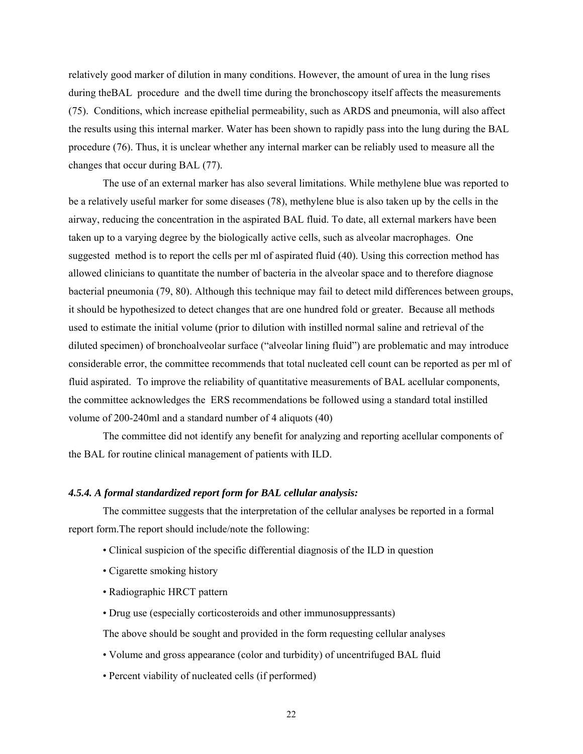relatively good marker of dilution in many conditions. However, the amount of urea in the lung rises during theBAL procedure and the dwell time during the bronchoscopy itself affects the measurements (75). Conditions, which increase epithelial permeability, such as ARDS and pneumonia, will also affect the results using this internal marker. Water has been shown to rapidly pass into the lung during the BAL procedure (76). Thus, it is unclear whether any internal marker can be reliably used to measure all the changes that occur during BAL (77).

The use of an external marker has also several limitations. While methylene blue was reported to be a relatively useful marker for some diseases (78), methylene blue is also taken up by the cells in the airway, reducing the concentration in the aspirated BAL fluid. To date, all external markers have been taken up to a varying degree by the biologically active cells, such as alveolar macrophages. One suggested method is to report the cells per ml of aspirated fluid (40). Using this correction method has allowed clinicians to quantitate the number of bacteria in the alveolar space and to therefore diagnose bacterial pneumonia (79, 80). Although this technique may fail to detect mild differences between groups, it should be hypothesized to detect changes that are one hundred fold or greater. Because all methods used to estimate the initial volume (prior to dilution with instilled normal saline and retrieval of the diluted specimen) of bronchoalveolar surface ("alveolar lining fluid") are problematic and may introduce considerable error, the committee recommends that total nucleated cell count can be reported as per ml of fluid aspirated. To improve the reliability of quantitative measurements of BAL acellular components, the committee acknowledges the ERS recommendations be followed using a standard total instilled volume of 200-240ml and a standard number of 4 aliquots (40)

The committee did not identify any benefit for analyzing and reporting acellular components of the BAL for routine clinical management of patients with ILD.

#### *4.5.4. A formal standardized report form for BAL cellular analysis:*

The committee suggests that the interpretation of the cellular analyses be reported in a formal report form.The report should include/note the following:

- Clinical suspicion of the specific differential diagnosis of the ILD in question
- Cigarette smoking history
- Radiographic HRCT pattern
- Drug use (especially corticosteroids and other immunosuppressants)

The above should be sought and provided in the form requesting cellular analyses

- Volume and gross appearance (color and turbidity) of uncentrifuged BAL fluid
- Percent viability of nucleated cells (if performed)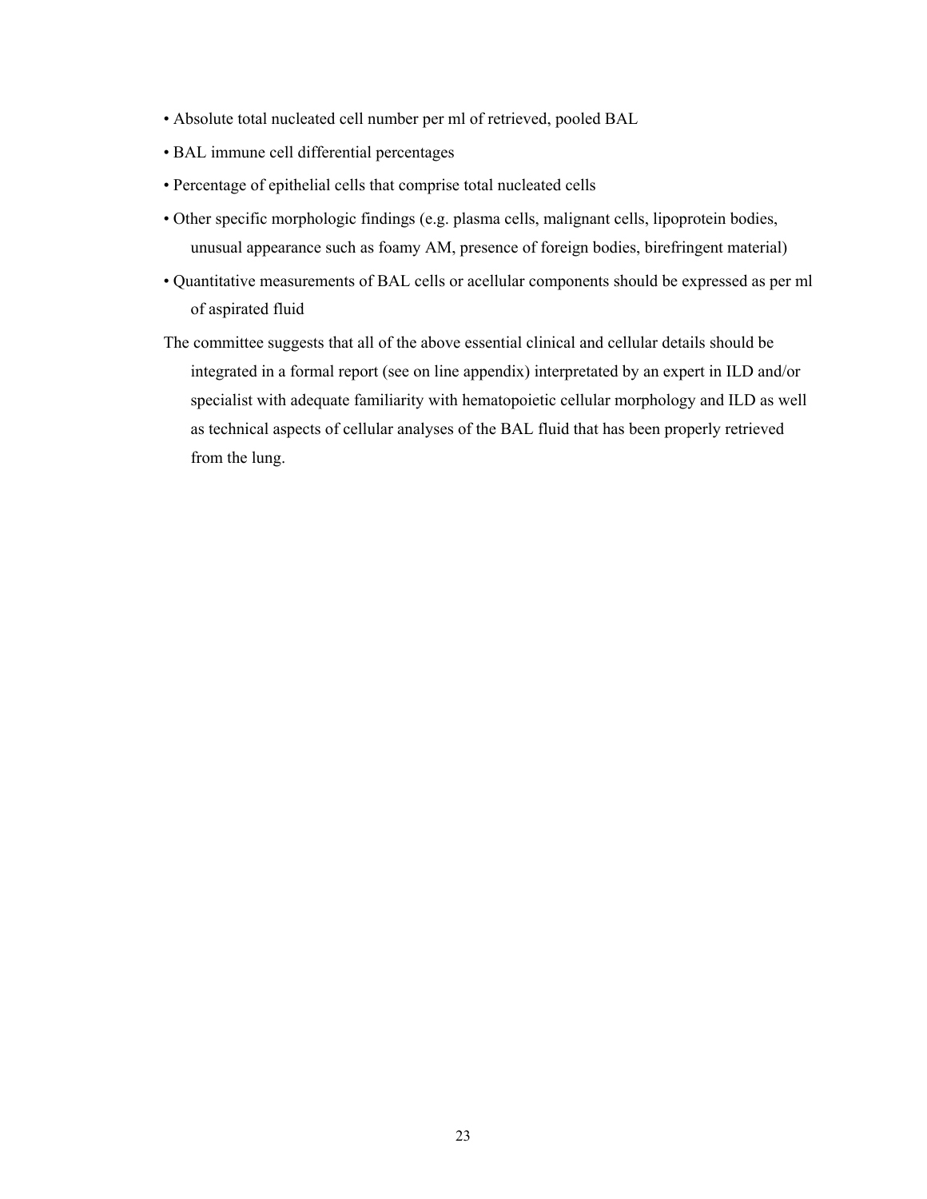- Absolute total nucleated cell number per ml of retrieved, pooled BAL
- BAL immune cell differential percentages
- Percentage of epithelial cells that comprise total nucleated cells
- Other specific morphologic findings (e.g. plasma cells, malignant cells, lipoprotein bodies, unusual appearance such as foamy AM, presence of foreign bodies, birefringent material)
- Quantitative measurements of BAL cells or acellular components should be expressed as per ml of aspirated fluid

The committee suggests that all of the above essential clinical and cellular details should be integrated in a formal report (see on line appendix) interpretated by an expert in ILD and/or specialist with adequate familiarity with hematopoietic cellular morphology and ILD as well as technical aspects of cellular analyses of the BAL fluid that has been properly retrieved from the lung.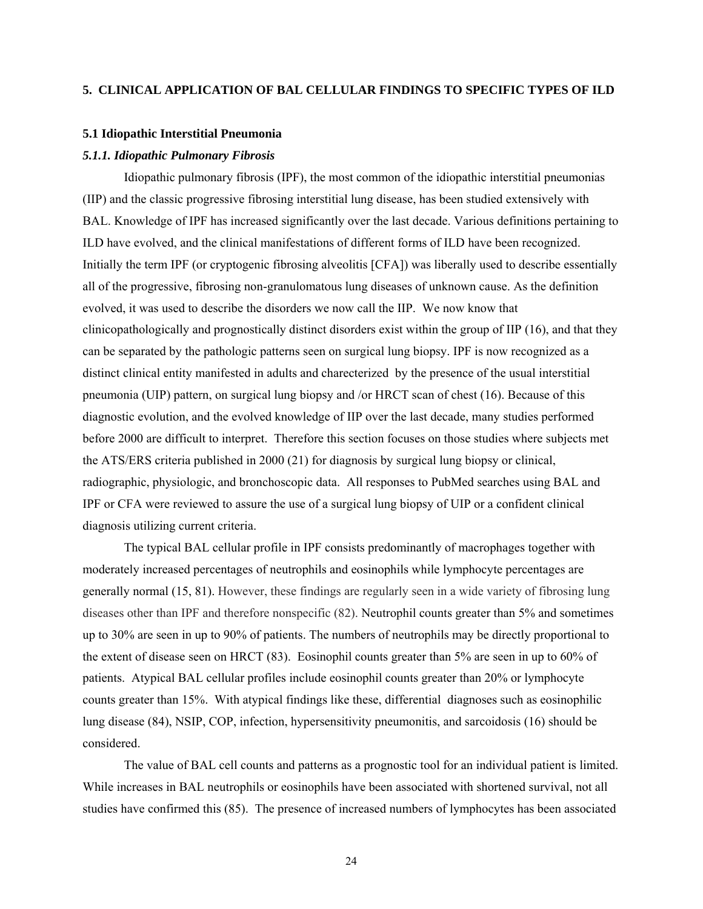## 5. CLINICAL APPLICATION OF BAL CELLULAR FINDINGS TO SPECIFIC TYPES OF ILD

### 5.1 Idiopathic Interstitial Pneumonia

#### *5.1.1. Idiopathic Pulmonary Fibrosis*

Idiopathic pulmonary fibrosis (IPF), the most common of the idiopathic interstitial pneumonias (IIP) and the classic progressive fibrosing interstitial lung disease, has been studied extensively with BAL. Knowledge of IPF has increased significantly over the last decade. Various definitions pertaining to ILD have evolved, and the clinical manifestations of different forms of ILD have been recognized. Initially the term IPF (or cryptogenic fibrosing alveolitis [CFA]) was liberally used to describe essentially all of the progressive, fibrosing non-granulomatous lung diseases of unknown cause. As the definition evolved, it was used to describe the disorders we now call the IIP. We now know that clinicopathologically and prognostically distinct disorders exist within the group of IIP (16), and that they can be separated by the pathologic patterns seen on surgical lung biopsy. IPF is now recognized as a distinct clinical entity manifested in adults and charecterized by the presence of the usual interstitial pneumonia (UIP) pattern, on surgical lung biopsy and /or HRCT scan of chest (16). Because of this diagnostic evolution, and the evolved knowledge of IIP over the last decade, many studies performed before 2000 are difficult to interpret. Therefore this section focuses on those studies where subjects met the ATS/ERS criteria published in 2000 (21) for diagnosis by surgical lung biopsy or clinical, radiographic, physiologic, and bronchoscopic data. All responses to PubMed searches using BAL and IPF or CFA were reviewed to assure the use of a surgical lung biopsy of UIP or a confident clinical diagnosis utilizing current criteria.

The typical BAL cellular profile in IPF consists predominantly of macrophages together with moderately increased percentages of neutrophils and eosinophils while lymphocyte percentages are generally normal (15, 81). However, these findings are regularly seen in a wide variety of fibrosing lung diseases other than IPF and therefore nonspecific (82). Neutrophil counts greater than 5% and sometimes up to 30% are seen in up to 90% of patients. The numbers of neutrophils may be directly proportional to the extent of disease seen on HRCT (83). Eosinophil counts greater than 5% are seen in up to 60% of patients. Atypical BAL cellular profiles include eosinophil counts greater than 20% or lymphocyte counts greater than 15%. With atypical findings like these, differential diagnoses such as eosinophilic lung disease (84), NSIP, COP, infection, hypersensitivity pneumonitis, and sarcoidosis (16) should be considered.

The value of BAL cell counts and patterns as a prognostic tool for an individual patient is limited. While increases in BAL neutrophils or eosinophils have been associated with shortened survival, not all studies have confirmed this (85). The presence of increased numbers of lymphocytes has been associated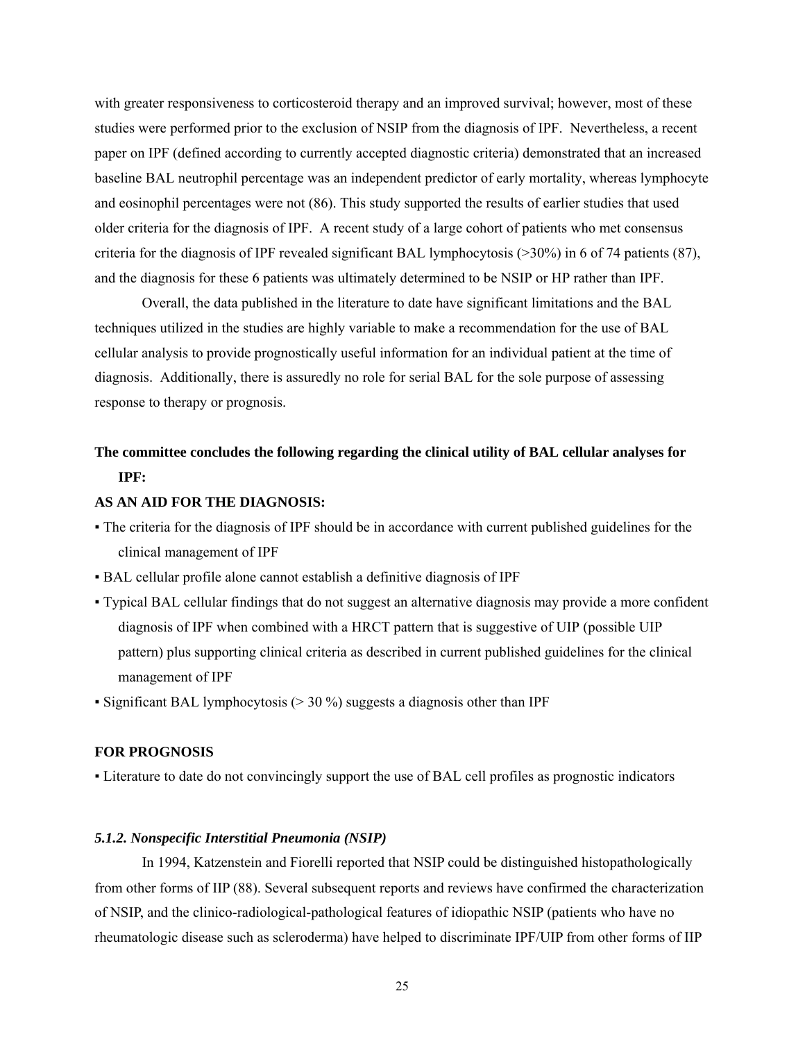with greater responsiveness to corticosteroid therapy and an improved survival; however, most of these studies were performed prior to the exclusion of NSIP from the diagnosis of IPF. Nevertheless, a recent paper on IPF (defined according to currently accepted diagnostic criteria) demonstrated that an increased baseline BAL neutrophil percentage was an independent predictor of early mortality, whereas lymphocyte and eosinophil percentages were not (86). This study supported the results of earlier studies that used older criteria for the diagnosis of IPF. A recent study of a large cohort of patients who met consensus criteria for the diagnosis of IPF revealed significant BAL lymphocytosis (>30%) in 6 of 74 patients (87), and the diagnosis for these 6 patients was ultimately determined to be NSIP or HP rather than IPF.

Overall, the data published in the literature to date have significant limitations and the BAL techniques utilized in the studies are highly variable to make a recommendation for the use of BAL cellular analysis to provide prognostically useful information for an individual patient at the time of diagnosis. Additionally, there is assuredly no role for serial BAL for the sole purpose of assessing response to therapy or prognosis.

**The committee concludes the following regarding the clinical utility of BAL cellular analyses for IPF:**

**AS AN AID FOR THE DIAGNOSIS:**

- The criteria for the diagnosis of IPF should be in accordance with current published guidelines for the clinical management of IPF
- BAL cellular profile alone cannot establish a definitive diagnosis of IPF
- Typical BAL cellular findings that do not suggest an alternative diagnosis may provide a more confident diagnosis of IPF when combined with a HRCT pattern that is suggestive of UIP (possible UIP pattern) plus supporting clinical criteria as described in current published guidelines for the clinical management of IPF
- Significant BAL lymphocytosis (> 30 %) suggests a diagnosis other than IPF

**FOR PROGNOSIS**

- Literature to date do not convincingly support the use of BAL cell profiles as prognostic indicators

#### *5.1.2. Nonspecific Interstitial Pneumonia (NSIP)*

In 1994, Katzenstein and Fiorelli reported that NSIP could be distinguished histopathologically from other forms of IIP (88). Several subsequent reports and reviews have confirmed the characterization of NSIP, and the clinico-radiological-pathological features of idiopathic NSIP (patients who have no rheumatologic disease such as scleroderma) have helped to discriminate IPF/UIP from other forms of IIP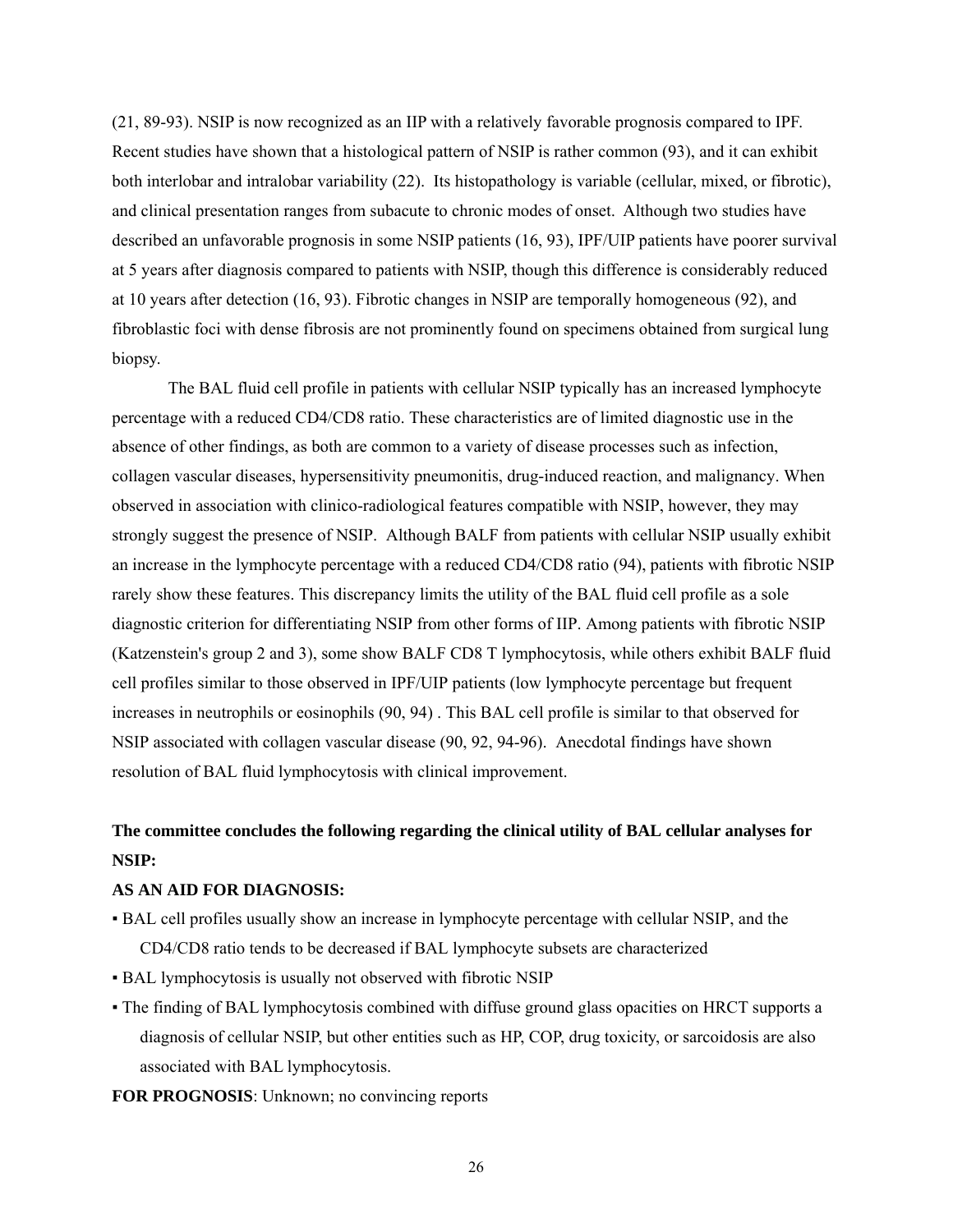(21, 89-93). NSIP is now recognized as an IIP with a relatively favorable prognosis compared to IPF. Recent studies have shown that a histological pattern of NSIP is rather common (93), and it can exhibit both interlobar and intralobar variability (22). Its histopathology is variable (cellular, mixed, or fibrotic), and clinical presentation ranges from subacute to chronic modes of onset. Although two studies have described an unfavorable prognosis in some NSIP patients (16, 93), IPF/UIP patients have poorer survival at 5 years after diagnosis compared to patients with NSIP, though this difference is considerably reduced at 10 years after detection (16, 93). Fibrotic changes in NSIP are temporally homogeneous (92), and fibroblastic foci with dense fibrosis are not prominently found on specimens obtained from surgical lung biopsy.

The BAL fluid cell profile in patients with cellular NSIP typically has an increased lymphocyte percentage with a reduced CD4/CD8 ratio. These characteristics are of limited diagnostic use in the absence of other findings, as both are common to a variety of disease processes such as infection, collagen vascular diseases, hypersensitivity pneumonitis, drug-induced reaction, and malignancy. When observed in association with clinico-radiological features compatible with NSIP, however, they may strongly suggest the presence of NSIP. Although BALF from patients with cellular NSIP usually exhibit an increase in the lymphocyte percentage with a reduced CD4/CD8 ratio (94), patients with fibrotic NSIP rarely show these features. This discrepancy limits the utility of the BAL fluid cell profile as a sole diagnostic criterion for differentiating NSIP from other forms of IIP. Among patients with fibrotic NSIP (Katzenstein's group 2 and 3), some show BALF CD8 T lymphocytosis, while others exhibit BALF fluid cell profiles similar to those observed in IPF/UIP patients (low lymphocyte percentage but frequent increases in neutrophils or eosinophils (90, 94) . This BAL cell profile is similar to that observed for NSIP associated with collagen vascular disease (90, 92, 94-96). Anecdotal findings have shown resolution of BAL fluid lymphocytosis with clinical improvement.

**The committee concludes the following regarding the clinical utility of BAL cellular analyses for NSIP:**

**AS AN AID FOR DIAGNOSIS:**

- BAL cell profiles usually show an increase in lymphocyte percentage with cellular NSIP, and the CD4/CD8 ratio tends to be decreased if BAL lymphocyte subsets are characterized
- BAL lymphocytosis is usually not observed with fibrotic NSIP
- The finding of BAL lymphocytosis combined with diffuse ground glass opacities on HRCT supports a diagnosis of cellular NSIP, but other entities such as HP, COP, drug toxicity, or sarcoidosis are also associated with BAL lymphocytosis.

**FOR PROGNOSIS**: Unknown; no convincing reports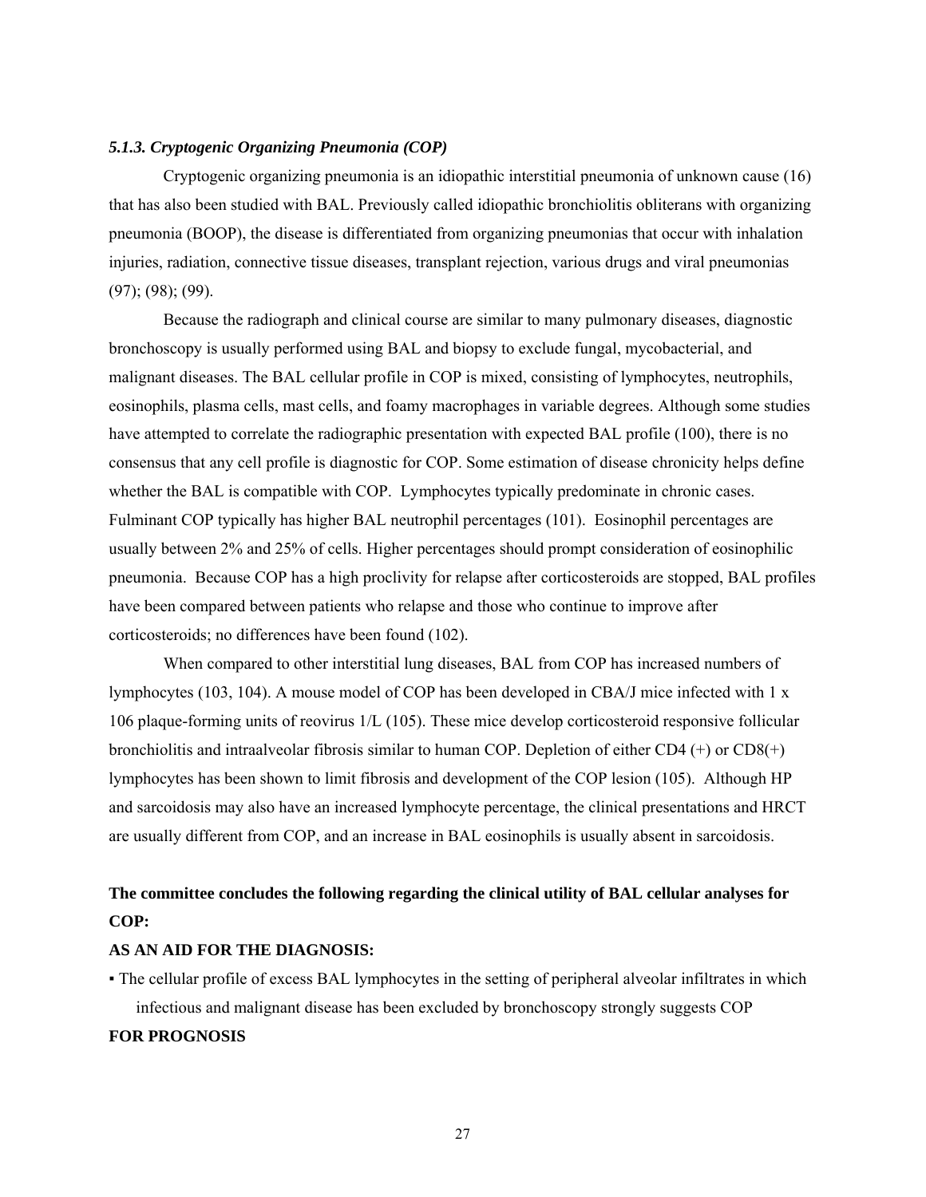### *5.1.3. Cryptogenic Organizing Pneumonia (COP)*

Cryptogenic organizing pneumonia is an idiopathic interstitial pneumonia of unknown cause (16) that has also been studied with BAL. Previously called idiopathic bronchiolitis obliterans with organizing pneumonia (BOOP), the disease is differentiated from organizing pneumonias that occur with inhalation injuries, radiation, connective tissue diseases, transplant rejection, various drugs and viral pneumonias (97); (98); (99).

Because the radiograph and clinical course are similar to many pulmonary diseases, diagnostic bronchoscopy is usually performed using BAL and biopsy to exclude fungal, mycobacterial, and malignant diseases. The BAL cellular profile in COP is mixed, consisting of lymphocytes, neutrophils, eosinophils, plasma cells, mast cells, and foamy macrophages in variable degrees. Although some studies have attempted to correlate the radiographic presentation with expected BAL profile (100), there is no consensus that any cell profile is diagnostic for COP. Some estimation of disease chronicity helps define whether the BAL is compatible with COP. Lymphocytes typically predominate in chronic cases. Fulminant COP typically has higher BAL neutrophil percentages (101). Eosinophil percentages are usually between 2% and 25% of cells. Higher percentages should prompt consideration of eosinophilic pneumonia. Because COP has a high proclivity for relapse after corticosteroids are stopped, BAL profiles have been compared between patients who relapse and those who continue to improve after corticosteroids; no differences have been found (102).

When compared to other interstitial lung diseases, BAL from COP has increased numbers of lymphocytes (103, 104). A mouse model of COP has been developed in CBA/J mice infected with 1 x 106 plaque-forming units of reovirus 1/L (105). These mice develop corticosteroid responsive follicular bronchiolitis and intraalveolar fibrosis similar to human COP. Depletion of either CD4 (+) or CD8(+) lymphocytes has been shown to limit fibrosis and development of the COP lesion (105). Although HP and sarcoidosis may also have an increased lymphocyte percentage, the clinical presentations and HRCT are usually different from COP, and an increase in BAL eosinophils is usually absent in sarcoidosis.

**The committee concludes the following regarding the clinical utility of BAL cellular analyses for COP:**

**AS AN AID FOR THE DIAGNOSIS:**

- The cellular profile of excess BAL lymphocytes in the setting of peripheral alveolar infiltrates in which infectious and malignant disease has been excluded by bronchoscopy strongly suggests COP

**FOR PROGNOSIS**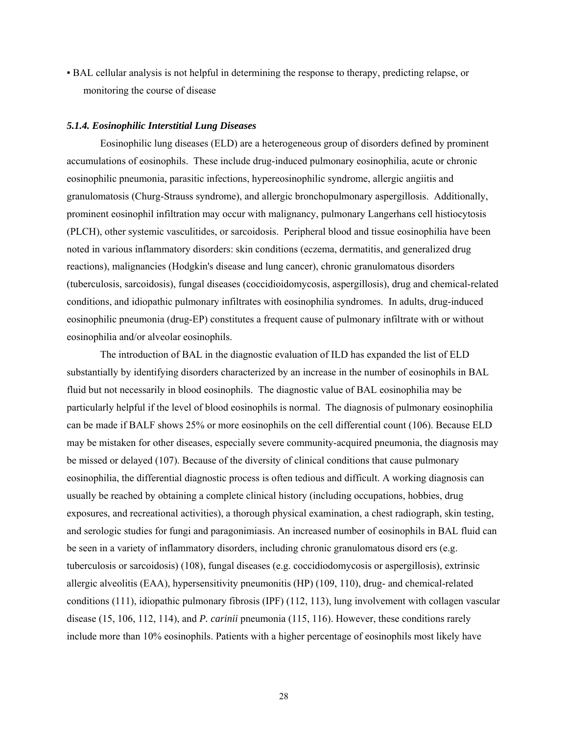▪ BAL cellular analysis is not helpful in determining the response to therapy, predicting relapse, or monitoring the course of disease

#### *5.1.4. Eosinophilic Interstitial Lung Diseases*

Eosinophilic lung diseases (ELD) are a heterogeneous group of disorders defined by prominent accumulations of eosinophils. These include drug-induced pulmonary eosinophilia, acute or chronic eosinophilic pneumonia, parasitic infections, hypereosinophilic syndrome, allergic angiitis and granulomatosis (Churg-Strauss syndrome), and allergic bronchopulmonary aspergillosis. Additionally, prominent eosinophil infiltration may occur with malignancy, pulmonary Langerhans cell histiocytosis (PLCH), other systemic vasculitides, or sarcoidosis. Peripheral blood and tissue eosinophilia have been noted in various inflammatory disorders: skin conditions (eczema, dermatitis, and generalized drug reactions), malignancies (Hodgkin's disease and lung cancer), chronic granulomatous disorders (tuberculosis, sarcoidosis), fungal diseases (coccidioidomycosis, aspergillosis), drug and chemical-related conditions, and idiopathic pulmonary infiltrates with eosinophilia syndromes. In adults, drug-induced eosinophilic pneumonia (drug-EP) constitutes a frequent cause of pulmonary infiltrate with or without eosinophilia and/or alveolar eosinophils.

The introduction of BAL in the diagnostic evaluation of ILD has expanded the list of ELD substantially by identifying disorders characterized by an increase in the number of eosinophils in BAL fluid but not necessarily in blood eosinophils. The diagnostic value of BAL eosinophilia may be particularly helpful if the level of blood eosinophils is normal. The diagnosis of pulmonary eosinophilia can be made if BALF shows 25% or more eosinophils on the cell differential count (106). Because ELD may be mistaken for other diseases, especially severe community-acquired pneumonia, the diagnosis may be missed or delayed (107). Because of the diversity of clinical conditions that cause pulmonary eosinophilia, the differential diagnostic process is often tedious and difficult. A working diagnosis can usually be reached by obtaining a complete clinical history (including occupations, hobbies, drug exposures, and recreational activities), a thorough physical examination, a chest radiograph, skin testing, and serologic studies for fungi and paragonimiasis. An increased number of eosinophils in BAL fluid can be seen in a variety of inflammatory disorders, including chronic granulomatous disord ers (e.g. tuberculosis or sarcoidosis) (108), fungal diseases (e.g. coccidiodomycosis or aspergillosis), extrinsic allergic alveolitis (EAA), hypersensitivity pneumonitis (HP) (109, 110), drug- and chemical-related conditions (111), idiopathic pulmonary fibrosis (IPF) (112, 113), lung involvement with collagen vascular disease (15, 106, 112, 114), and *P. carinii* pneumonia (115, 116). However, these conditions rarely include more than 10% eosinophils. Patients with a higher percentage of eosinophils most likely have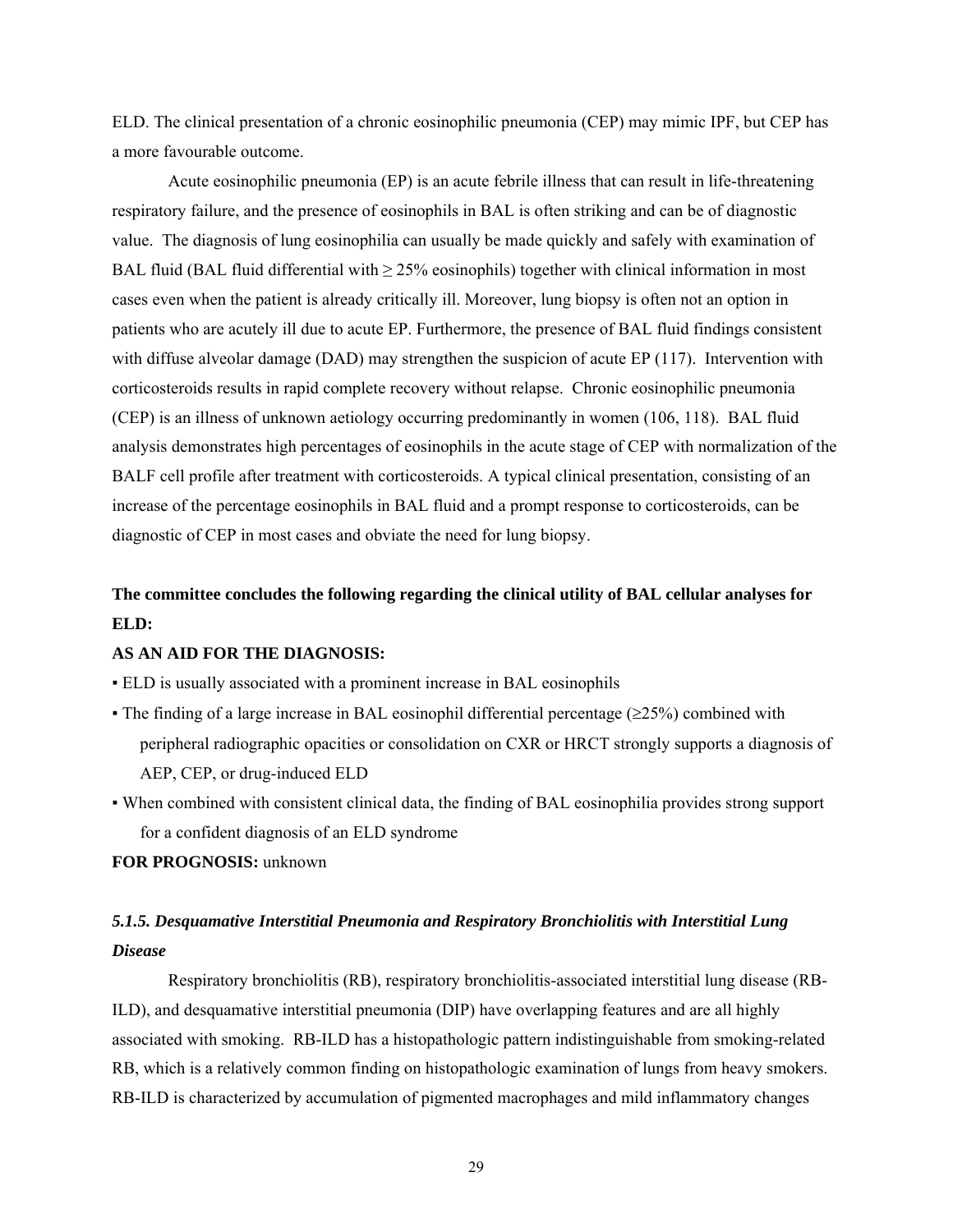ELD. The clinical presentation of a chronic eosinophilic pneumonia (CEP) may mimic IPF, but CEP has a more favourable outcome.

Acute eosinophilic pneumonia (EP) is an acute febrile illness that can result in life-threatening respiratory failure, and the presence of eosinophils in BAL is often striking and can be of diagnostic value. The diagnosis of lung eosinophilia can usually be made quickly and safely with examination of BAL fluid (BAL fluid differential with ≥ 25% eosinophils) together with clinical information in most cases even when the patient is already critically ill. Moreover, lung biopsy is often not an option in patients who are acutely ill due to acute EP. Furthermore, the presence of BAL fluid findings consistent with diffuse alveolar damage (DAD) may strengthen the suspicion of acute EP (117). Intervention with corticosteroids results in rapid complete recovery without relapse. Chronic eosinophilic pneumonia (CEP) is an illness of unknown aetiology occurring predominantly in women (106, 118). BAL fluid analysis demonstrates high percentages of eosinophils in the acute stage of CEP with normalization of the BALF cell profile after treatment with corticosteroids. A typical clinical presentation, consisting of an increase of the percentage eosinophils in BAL fluid and a prompt response to corticosteroids, can be diagnostic of CEP in most cases and obviate the need for lung biopsy.

**The committee concludes the following regarding the clinical utility of BAL cellular analyses for ELD:**

**AS AN AID FOR THE DIAGNOSIS:**

▪ ELD is usually associated with a prominent increase in BAL eosinophils

▪ The finding of a large increase in BAL eosinophil differential percentage (≥25%) combined with peripheral radiographic opacities or consolidation on CXR or HRCT strongly supports a diagnosis of AEP, CEP, or drug-induced ELD

▪ When combined with consistent clinical data, the finding of BAL eosinophilia provides strong support for a confident diagnosis of an ELD syndrome

**FOR PROGNOSIS:** unknown

### *5.1.5. Desquamative Interstitial Pneumonia and Respiratory Bronchiolitis with Interstitial Lung Disease*

Respiratory bronchiolitis (RB), respiratory bronchiolitis-associated interstitial lung disease (RB-ILD), and desquamative interstitial pneumonia (DIP) have overlapping features and are all highly associated with smoking. RB-ILD has a histopathologic pattern indistinguishable from smoking-related RB, which is a relatively common finding on histopathologic examination of lungs from heavy smokers. RB-ILD is characterized by accumulation of pigmented macrophages and mild inflammatory changes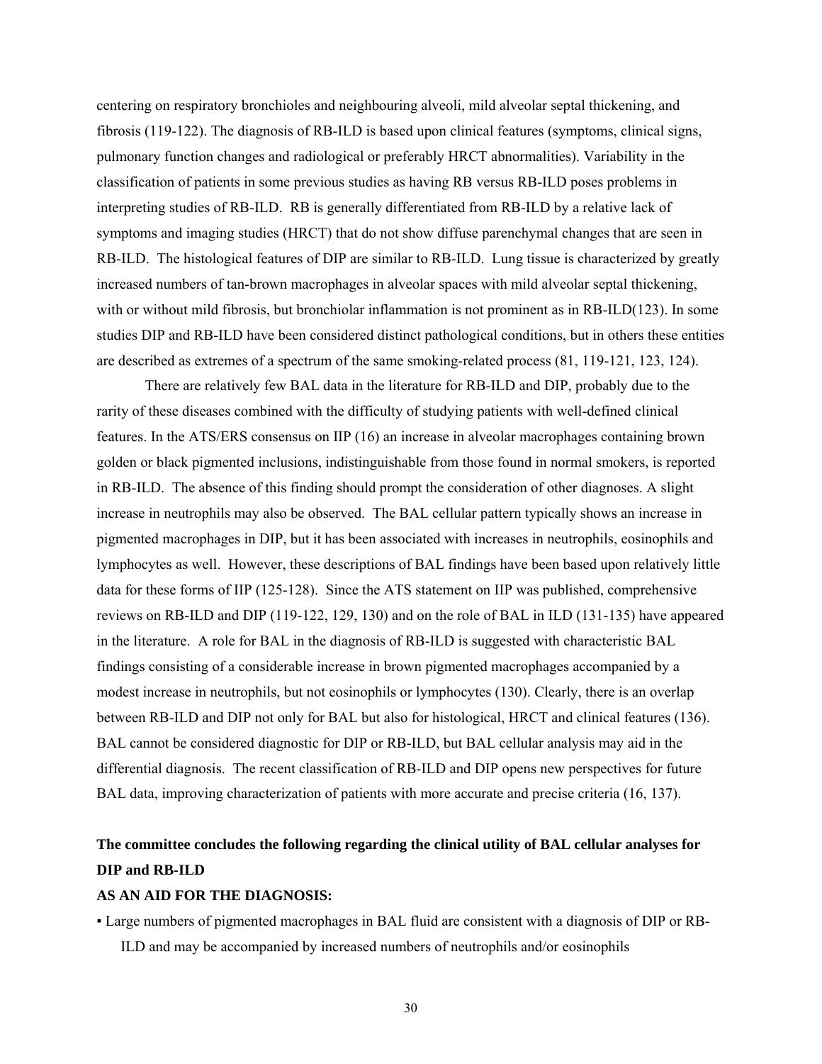centering on respiratory bronchioles and neighbouring alveoli, mild alveolar septal thickening, and fibrosis (119-122). The diagnosis of RB-ILD is based upon clinical features (symptoms, clinical signs, pulmonary function changes and radiological or preferably HRCT abnormalities). Variability in the classification of patients in some previous studies as having RB versus RB-ILD poses problems in interpreting studies of RB-ILD. RB is generally differentiated from RB-ILD by a relative lack of symptoms and imaging studies (HRCT) that do not show diffuse parenchymal changes that are seen in RB-ILD. The histological features of DIP are similar to RB-ILD. Lung tissue is characterized by greatly increased numbers of tan-brown macrophages in alveolar spaces with mild alveolar septal thickening, with or without mild fibrosis, but bronchiolar inflammation is not prominent as in RB-ILD(123). In some studies DIP and RB-ILD have been considered distinct pathological conditions, but in others these entities are described as extremes of a spectrum of the same smoking-related process (81, 119-121, 123, 124).

There are relatively few BAL data in the literature for RB-ILD and DIP, probably due to the rarity of these diseases combined with the difficulty of studying patients with well-defined clinical features. In the ATS/ERS consensus on IIP (16) an increase in alveolar macrophages containing brown golden or black pigmented inclusions, indistinguishable from those found in normal smokers, is reported in RB-ILD. The absence of this finding should prompt the consideration of other diagnoses. A slight increase in neutrophils may also be observed. The BAL cellular pattern typically shows an increase in pigmented macrophages in DIP, but it has been associated with increases in neutrophils, eosinophils and lymphocytes as well. However, these descriptions of BAL findings have been based upon relatively little data for these forms of IIP (125-128). Since the ATS statement on IIP was published, comprehensive reviews on RB-ILD and DIP (119-122, 129, 130) and on the role of BAL in ILD (131-135) have appeared in the literature. A role for BAL in the diagnosis of RB-ILD is suggested with characteristic BAL findings consisting of a considerable increase in brown pigmented macrophages accompanied by a modest increase in neutrophils, but not eosinophils or lymphocytes (130). Clearly, there is an overlap between RB-ILD and DIP not only for BAL but also for histological, HRCT and clinical features (136). BAL cannot be considered diagnostic for DIP or RB-ILD, but BAL cellular analysis may aid in the differential diagnosis. The recent classification of RB-ILD and DIP opens new perspectives for future BAL data, improving characterization of patients with more accurate and precise criteria (16, 137).

**The committee concludes the following regarding the clinical utility of BAL cellular analyses for DIP and RB-ILD**

**AS AN AID FOR THE DIAGNOSIS:**

- Large numbers of pigmented macrophages in BAL fluid are consistent with a diagnosis of DIP or RB-ILD and may be accompanied by increased numbers of neutrophils and/or eosinophils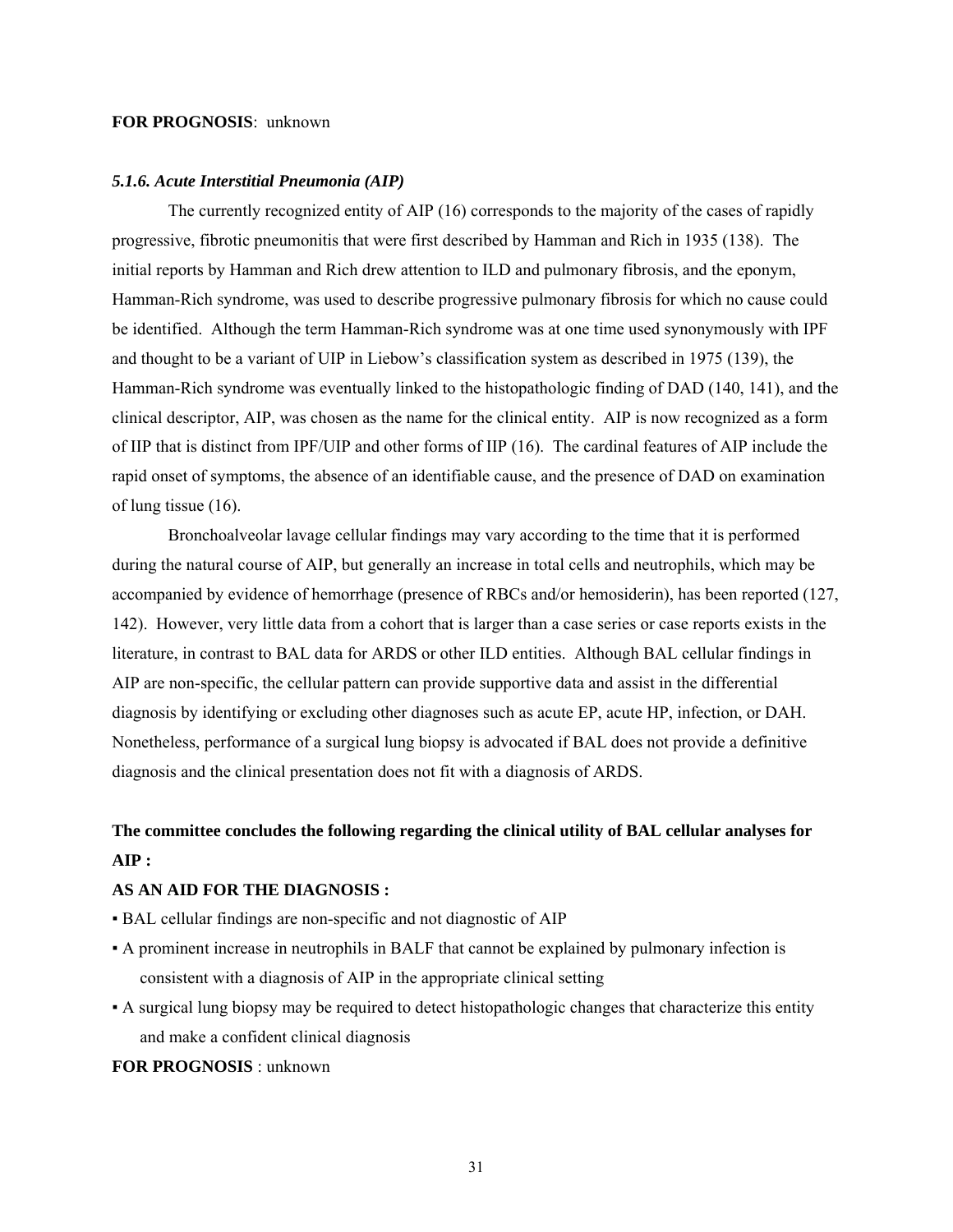**FOR PROGNOSIS**: unknown

### *5.1.6. Acute Interstitial Pneumonia (AIP)*

The currently recognized entity of AIP (16) corresponds to the majority of the cases of rapidly progressive, fibrotic pneumonitis that were first described by Hamman and Rich in 1935 (138). The initial reports by Hamman and Rich drew attention to ILD and pulmonary fibrosis, and the eponym, Hamman-Rich syndrome, was used to describe progressive pulmonary fibrosis for which no cause could be identified. Although the term Hamman-Rich syndrome was at one time used synonymously with IPF and thought to be a variant of UIP in Liebow's classification system as described in 1975 (139), the Hamman-Rich syndrome was eventually linked to the histopathologic finding of DAD (140, 141), and the clinical descriptor, AIP, was chosen as the name for the clinical entity. AIP is now recognized as a form of IIP that is distinct from IPF/UIP and other forms of IIP (16). The cardinal features of AIP include the rapid onset of symptoms, the absence of an identifiable cause, and the presence of DAD on examination of lung tissue (16).

Bronchoalveolar lavage cellular findings may vary according to the time that it is performed during the natural course of AIP, but generally an increase in total cells and neutrophils, which may be accompanied by evidence of hemorrhage (presence of RBCs and/or hemosiderin), has been reported (127, 142). However, very little data from a cohort that is larger than a case series or case reports exists in the literature, in contrast to BAL data for ARDS or other ILD entities. Although BAL cellular findings in AIP are non-specific, the cellular pattern can provide supportive data and assist in the differential diagnosis by identifying or excluding other diagnoses such as acute EP, acute HP, infection, or DAH. Nonetheless, performance of a surgical lung biopsy is advocated if BAL does not provide a definitive diagnosis and the clinical presentation does not fit with a diagnosis of ARDS.

**The committee concludes the following regarding the clinical utility of BAL cellular analyses for AIP :**

**AS AN AID FOR THE DIAGNOSIS :**

- BAL cellular findings are non-specific and not diagnostic of AIP
- A prominent increase in neutrophils in BALF that cannot be explained by pulmonary infection is consistent with a diagnosis of AIP in the appropriate clinical setting
- A surgical lung biopsy may be required to detect histopathologic changes that characterize this entity and make a confident clinical diagnosis

**FOR PROGNOSIS** : unknown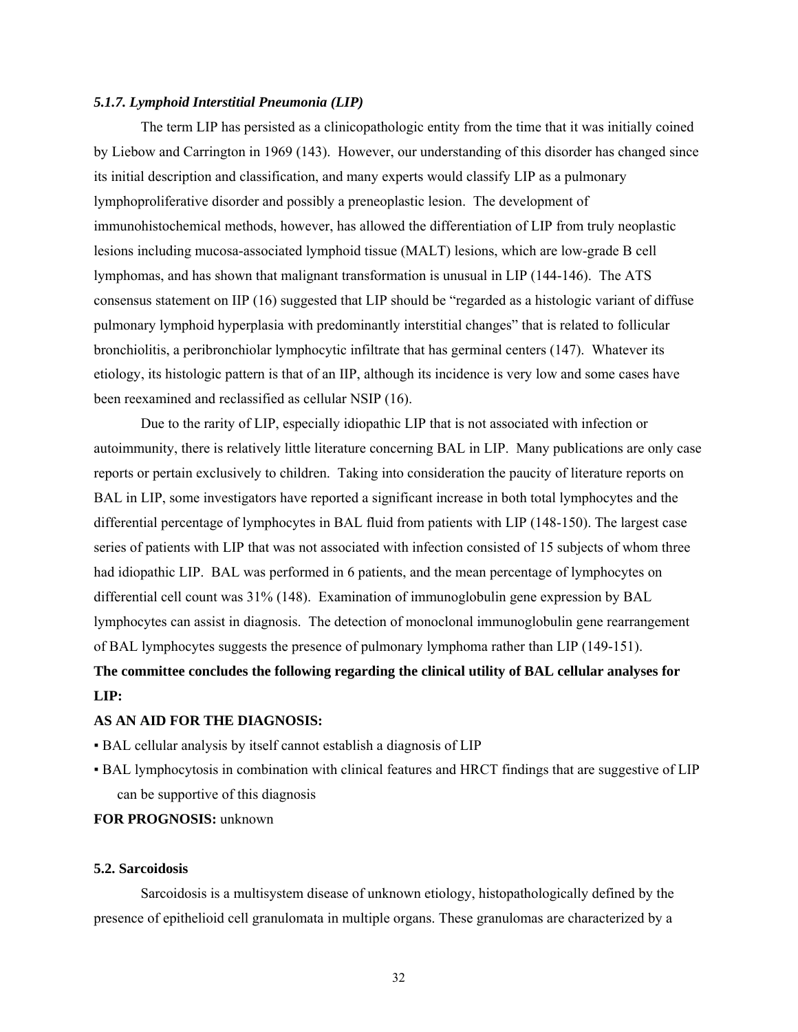### *5.1.7. Lymphoid Interstitial Pneumonia (LIP)*

The term LIP has persisted as a clinicopathologic entity from the time that it was initially coined by Liebow and Carrington in 1969 (143). However, our understanding of this disorder has changed since its initial description and classification, and many experts would classify LIP as a pulmonary lymphoproliferative disorder and possibly a preneoplastic lesion. The development of immunohistochemical methods, however, has allowed the differentiation of LIP from truly neoplastic lesions including mucosa-associated lymphoid tissue (MALT) lesions, which are low-grade B cell lymphomas, and has shown that malignant transformation is unusual in LIP (144-146). The ATS consensus statement on IIP (16) suggested that LIP should be "regarded as a histologic variant of diffuse pulmonary lymphoid hyperplasia with predominantly interstitial changes" that is related to follicular bronchiolitis, a peribronchiolar lymphocytic infiltrate that has germinal centers (147). Whatever its etiology, its histologic pattern is that of an IIP, although its incidence is very low and some cases have been reexamined and reclassified as cellular NSIP (16).

Due to the rarity of LIP, especially idiopathic LIP that is not associated with infection or autoimmunity, there is relatively little literature concerning BAL in LIP. Many publications are only case reports or pertain exclusively to children. Taking into consideration the paucity of literature reports on BAL in LIP, some investigators have reported a significant increase in both total lymphocytes and the differential percentage of lymphocytes in BAL fluid from patients with LIP (148-150). The largest case series of patients with LIP that was not associated with infection consisted of 15 subjects of whom three had idiopathic LIP. BAL was performed in 6 patients, and the mean percentage of lymphocytes on differential cell count was 31% (148). Examination of immunoglobulin gene expression by BAL lymphocytes can assist in diagnosis. The detection of monoclonal immunoglobulin gene rearrangement of BAL lymphocytes suggests the presence of pulmonary lymphoma rather than LIP (149-151).

**The committee concludes the following regarding the clinical utility of BAL cellular analyses for LIP:**

**AS AN AID FOR THE DIAGNOSIS:**

- BAL cellular analysis by itself cannot establish a diagnosis of LIP
- BAL lymphocytosis in combination with clinical features and HRCT findings that are suggestive of LIP can be supportive of this diagnosis

**FOR PROGNOSIS:** unknown

### 5.2. Sarcoidosis

Sarcoidosis is a multisystem disease of unknown etiology, histopathologically defined by the presence of epithelioid cell granulomata in multiple organs. These granulomas are characterized by a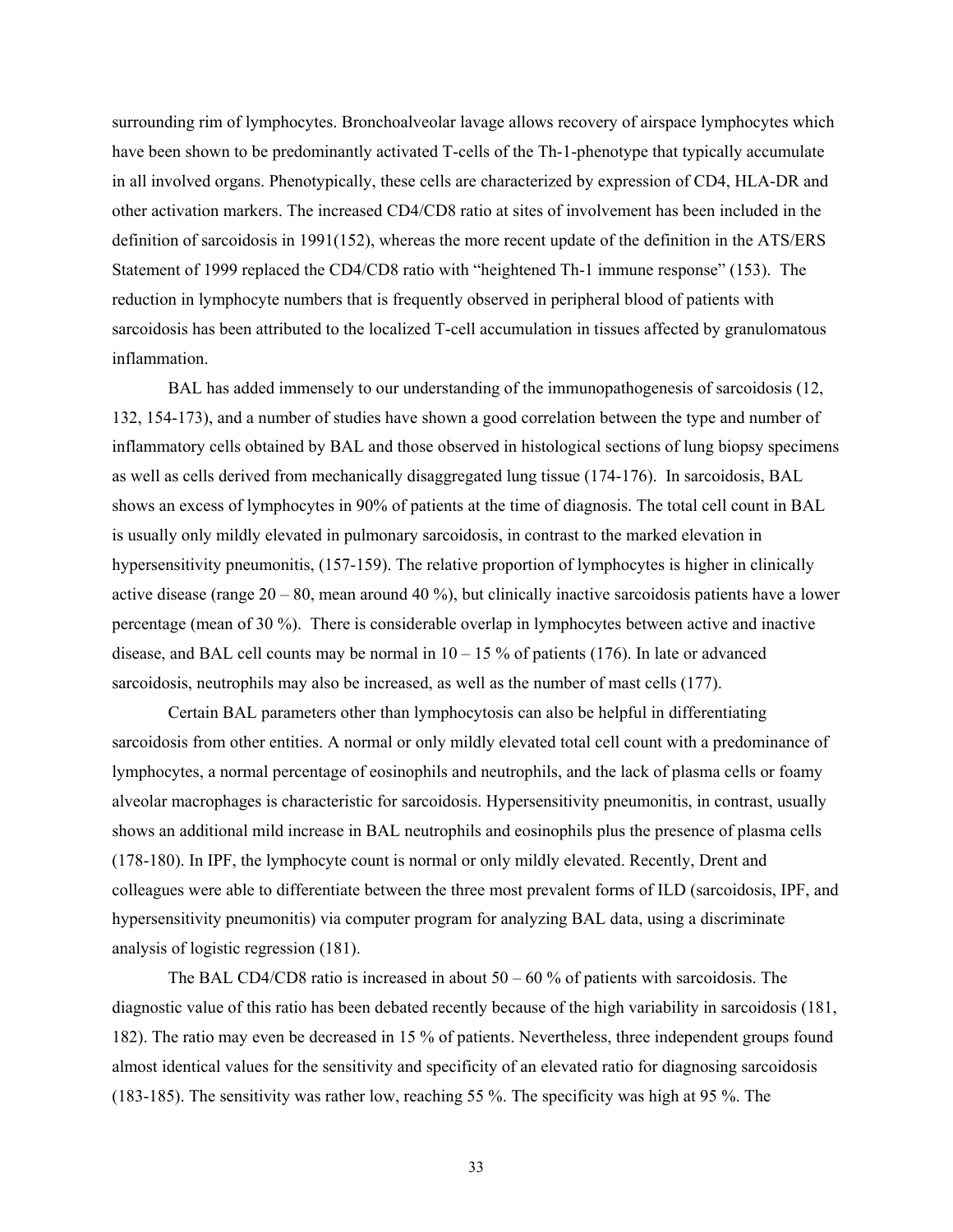surrounding rim of lymphocytes. Bronchoalveolar lavage allows recovery of airspace lymphocytes which have been shown to be predominantly activated T-cells of the Th-1-phenotype that typically accumulate in all involved organs. Phenotypically, these cells are characterized by expression of CD4, HLA-DR and other activation markers. The increased CD4/CD8 ratio at sites of involvement has been included in the definition of sarcoidosis in 1991(152), whereas the more recent update of the definition in the ATS/ERS Statement of 1999 replaced the CD4/CD8 ratio with "heightened Th-1 immune response" (153). The reduction in lymphocyte numbers that is frequently observed in peripheral blood of patients with sarcoidosis has been attributed to the localized T-cell accumulation in tissues affected by granulomatous inflammation.

BAL has added immensely to our understanding of the immunopathogenesis of sarcoidosis (12, 132, 154-173), and a number of studies have shown a good correlation between the type and number of inflammatory cells obtained by BAL and those observed in histological sections of lung biopsy specimens as well as cells derived from mechanically disaggregated lung tissue (174-176). In sarcoidosis, BAL shows an excess of lymphocytes in 90% of patients at the time of diagnosis. The total cell count in BAL is usually only mildly elevated in pulmonary sarcoidosis, in contrast to the marked elevation in hypersensitivity pneumonitis, (157-159). The relative proportion of lymphocytes is higher in clinically active disease (range 20 – 80, mean around 40 %), but clinically inactive sarcoidosis patients have a lower percentage (mean of 30 %). There is considerable overlap in lymphocytes between active and inactive disease, and BAL cell counts may be normal in 10 – 15 % of patients (176). In late or advanced sarcoidosis, neutrophils may also be increased, as well as the number of mast cells (177).

Certain BAL parameters other than lymphocytosis can also be helpful in differentiating sarcoidosis from other entities. A normal or only mildly elevated total cell count with a predominance of lymphocytes, a normal percentage of eosinophils and neutrophils, and the lack of plasma cells or foamy alveolar macrophages is characteristic for sarcoidosis. Hypersensitivity pneumonitis, in contrast, usually shows an additional mild increase in BAL neutrophils and eosinophils plus the presence of plasma cells (178-180). In IPF, the lymphocyte count is normal or only mildly elevated. Recently, Drent and colleagues were able to differentiate between the three most prevalent forms of ILD (sarcoidosis, IPF, and hypersensitivity pneumonitis) via computer program for analyzing BAL data, using a discriminate analysis of logistic regression (181).

The BAL CD4/CD8 ratio is increased in about 50 – 60 % of patients with sarcoidosis. The diagnostic value of this ratio has been debated recently because of the high variability in sarcoidosis (181, 182). The ratio may even be decreased in 15 % of patients. Nevertheless, three independent groups found almost identical values for the sensitivity and specificity of an elevated ratio for diagnosing sarcoidosis (183-185). The sensitivity was rather low, reaching 55 %. The specificity was high at 95 %. The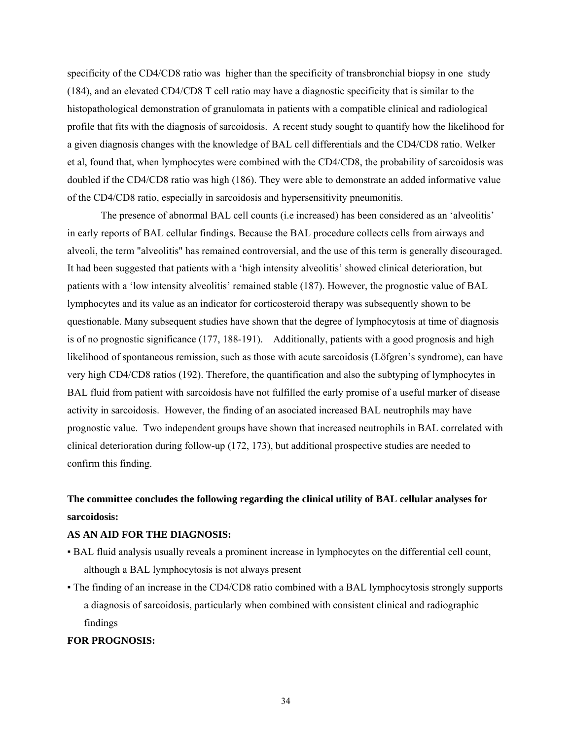specificity of the CD4/CD8 ratio was higher than the specificity of transbronchial biopsy in one study (184), and an elevated CD4/CD8 T cell ratio may have a diagnostic specificity that is similar to the histopathological demonstration of granulomata in patients with a compatible clinical and radiological profile that fits with the diagnosis of sarcoidosis. A recent study sought to quantify how the likelihood for a given diagnosis changes with the knowledge of BAL cell differentials and the CD4/CD8 ratio. Welker et al, found that, when lymphocytes were combined with the CD4/CD8, the probability of sarcoidosis was doubled if the CD4/CD8 ratio was high (186). They were able to demonstrate an added informative value of the CD4/CD8 ratio, especially in sarcoidosis and hypersensitivity pneumonitis.

The presence of abnormal BAL cell counts (i.e increased) has been considered as an 'alveolitis' in early reports of BAL cellular findings. Because the BAL procedure collects cells from airways and alveoli, the term "alveolitis" has remained controversial, and the use of this term is generally discouraged. It had been suggested that patients with a 'high intensity alveolitis' showed clinical deterioration, but patients with a 'low intensity alveolitis' remained stable (187). However, the prognostic value of BAL lymphocytes and its value as an indicator for corticosteroid therapy was subsequently shown to be questionable. Many subsequent studies have shown that the degree of lymphocytosis at time of diagnosis is of no prognostic significance (177, 188-191). Additionally, patients with a good prognosis and high likelihood of spontaneous remission, such as those with acute sarcoidosis (Löfgren's syndrome), can have very high CD4/CD8 ratios (192). Therefore, the quantification and also the subtyping of lymphocytes in BAL fluid from patient with sarcoidosis have not fulfilled the early promise of a useful marker of disease activity in sarcoidosis. However, the finding of an asociated increased BAL neutrophils may have prognostic value. Two independent groups have shown that increased neutrophils in BAL correlated with clinical deterioration during follow-up (172, 173), but additional prospective studies are needed to confirm this finding.

**The committee concludes the following regarding the clinical utility of BAL cellular analyses for sarcoidosis:**

**AS AN AID FOR THE DIAGNOSIS:**

- BAL fluid analysis usually reveals a prominent increase in lymphocytes on the differential cell count, although a BAL lymphocytosis is not always present
- The finding of an increase in the CD4/CD8 ratio combined with a BAL lymphocytosis strongly supports a diagnosis of sarcoidosis, particularly when combined with consistent clinical and radiographic findings

**FOR PROGNOSIS:**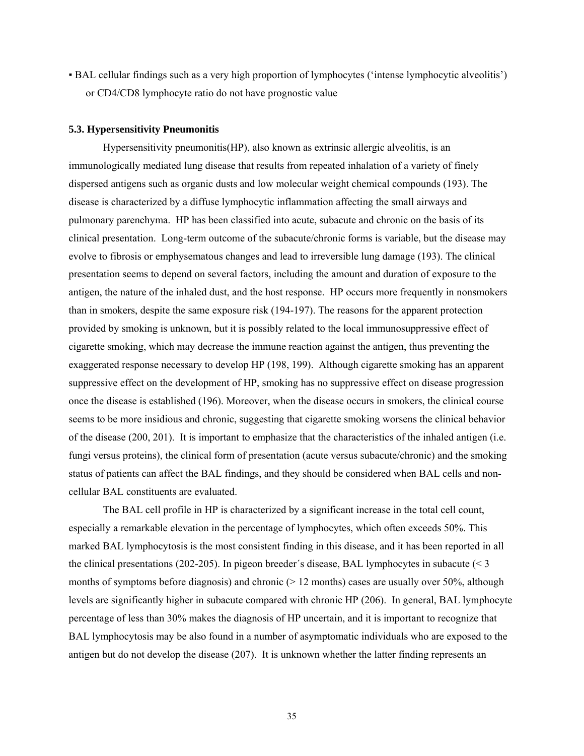▪ BAL cellular findings such as a very high proportion of lymphocytes ('intense lymphocytic alveolitis') or CD4/CD8 lymphocyte ratio do not have prognostic value

### 5.3. Hypersensitivity Pneumonitis

Hypersensitivity pneumonitis(HP), also known as extrinsic allergic alveolitis, is an immunologically mediated lung disease that results from repeated inhalation of a variety of finely dispersed antigens such as organic dusts and low molecular weight chemical compounds (193). The disease is characterized by a diffuse lymphocytic inflammation affecting the small airways and pulmonary parenchyma. HP has been classified into acute, subacute and chronic on the basis of its clinical presentation. Long-term outcome of the subacute/chronic forms is variable, but the disease may evolve to fibrosis or emphysematous changes and lead to irreversible lung damage (193). The clinical presentation seems to depend on several factors, including the amount and duration of exposure to the antigen, the nature of the inhaled dust, and the host response. HP occurs more frequently in nonsmokers than in smokers, despite the same exposure risk (194-197). The reasons for the apparent protection provided by smoking is unknown, but it is possibly related to the local immunosuppressive effect of cigarette smoking, which may decrease the immune reaction against the antigen, thus preventing the exaggerated response necessary to develop HP (198, 199). Although cigarette smoking has an apparent suppressive effect on the development of HP, smoking has no suppressive effect on disease progression once the disease is established (196). Moreover, when the disease occurs in smokers, the clinical course seems to be more insidious and chronic, suggesting that cigarette smoking worsens the clinical behavior of the disease (200, 201). It is important to emphasize that the characteristics of the inhaled antigen (i.e. fungi versus proteins), the clinical form of presentation (acute versus subacute/chronic) and the smoking status of patients can affect the BAL findings, and they should be considered when BAL cells and non-cellular BAL constituents are evaluated.

The BAL cell profile in HP is characterized by a significant increase in the total cell count, especially a remarkable elevation in the percentage of lymphocytes, which often exceeds 50%. This marked BAL lymphocytosis is the most consistent finding in this disease, and it has been reported in all the clinical presentations (202-205). In pigeon breeder´s disease, BAL lymphocytes in subacute (< 3 months of symptoms before diagnosis) and chronic (> 12 months) cases are usually over 50%, although levels are significantly higher in subacute compared with chronic HP (206). In general, BAL lymphocyte percentage of less than 30% makes the diagnosis of HP uncertain, and it is important to recognize that BAL lymphocytosis may be also found in a number of asymptomatic individuals who are exposed to the antigen but do not develop the disease (207). It is unknown whether the latter finding represents an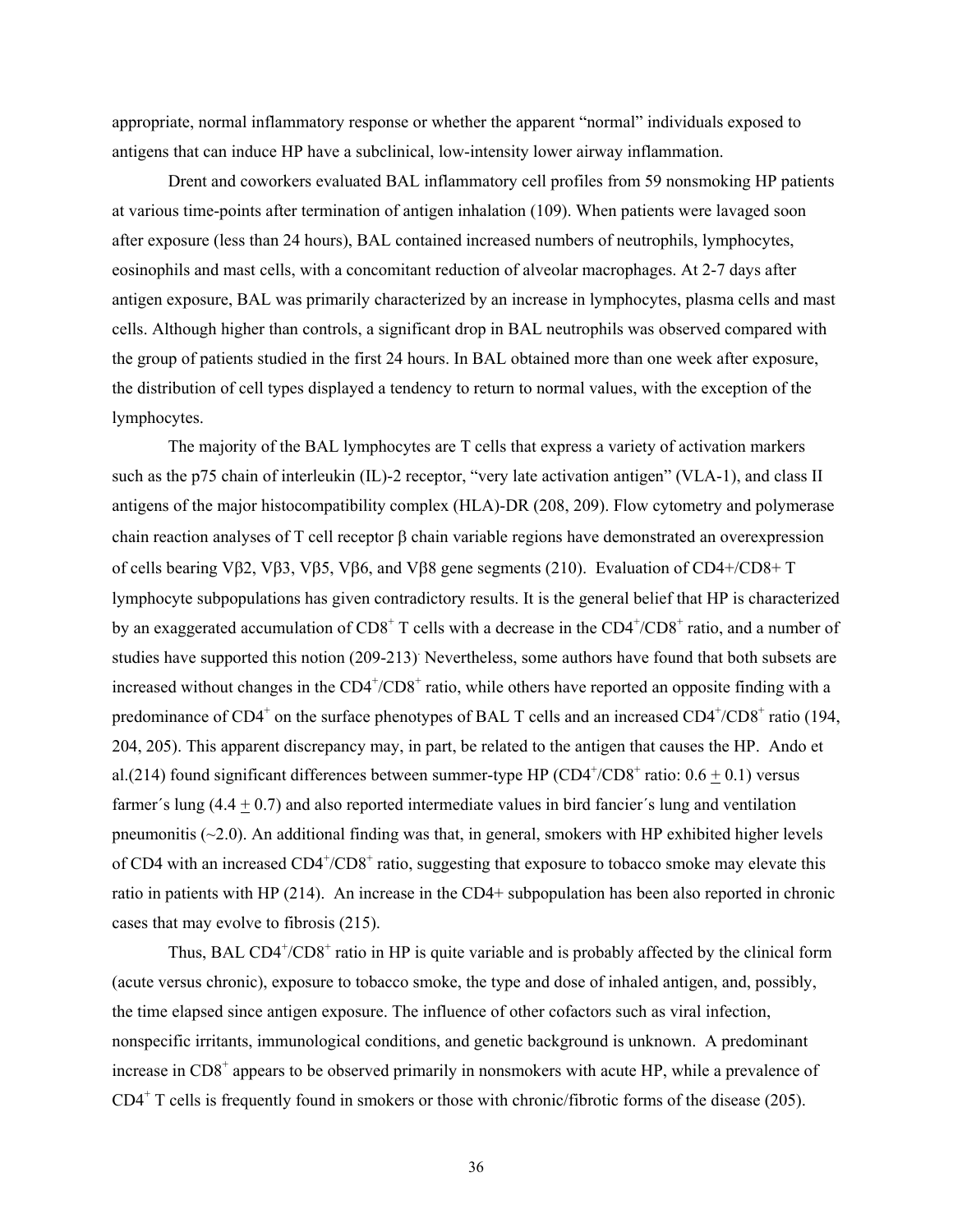appropriate, normal inflammatory response or whether the apparent "normal" individuals exposed to antigens that can induce HP have a subclinical, low-intensity lower airway inflammation.

Drent and coworkers evaluated BAL inflammatory cell profiles from 59 nonsmoking HP patients at various time-points after termination of antigen inhalation (109). When patients were lavaged soon after exposure (less than 24 hours), BAL contained increased numbers of neutrophils, lymphocytes, eosinophils and mast cells, with a concomitant reduction of alveolar macrophages. At 2-7 days after antigen exposure, BAL was primarily characterized by an increase in lymphocytes, plasma cells and mast cells. Although higher than controls, a significant drop in BAL neutrophils was observed compared with the group of patients studied in the first 24 hours. In BAL obtained more than one week after exposure, the distribution of cell types displayed a tendency to return to normal values, with the exception of the lymphocytes.

The majority of the BAL lymphocytes are T cells that express a variety of activation markers such as the p75 chain of interleukin (IL)-2 receptor, "very late activation antigen" (VLA-1), and class II antigens of the major histocompatibility complex (HLA)-DR (208, 209). Flow cytometry and polymerase chain reaction analyses of T cell receptor β chain variable regions have demonstrated an overexpression of cells bearing Vβ2, Vβ3, Vβ5, Vβ6, and Vβ8 gene segments (210). Evaluation of CD4+/CD8+ T lymphocyte subpopulations has given contradictory results. It is the general belief that HP is characterized by an exaggerated accumulation of $CD8^+$ T cells with a decrease in the $CD4^+/CD8^+$ ratio, and a number of studies have supported this notion (209-213). Nevertheless, some authors have found that both subsets are increased without changes in the $CD4^+/CD8^+$ ratio, while others have reported an opposite finding with a predominance of $CD4^+$ on the surface phenotypes of BAL T cells and an increased $CD4^+/CD8^+$ ratio (194, 204, 205). This apparent discrepancy may, in part, be related to the antigen that causes the HP. Ando et al.(214) found significant differences between summer-type HP ($CD4^+/CD8^+$ ratio: $0.6 \pm 0.1$) versus farmer´s lung ($4.4 \pm 0.7$) and also reported intermediate values in bird fancier´s lung and ventilation pneumonitis (~2.0). An additional finding was that, in general, smokers with HP exhibited higher levels of CD4 with an increased $CD4^+/CD8^+$ ratio, suggesting that exposure to tobacco smoke may elevate this ratio in patients with HP (214). An increase in the CD4+ subpopulation has been also reported in chronic cases that may evolve to fibrosis (215).

Thus, BAL $CD4^+/CD8^+$ ratio in HP is quite variable and is probably affected by the clinical form (acute versus chronic), exposure to tobacco smoke, the type and dose of inhaled antigen, and, possibly, the time elapsed since antigen exposure. The influence of other cofactors such as viral infection, nonspecific irritants, immunological conditions, and genetic background is unknown. A predominant increase in $CD8^+$ appears to be observed primarily in nonsmokers with acute HP, while a prevalence of $CD4^+$ T cells is frequently found in smokers or those with chronic/fibrotic forms of the disease (205).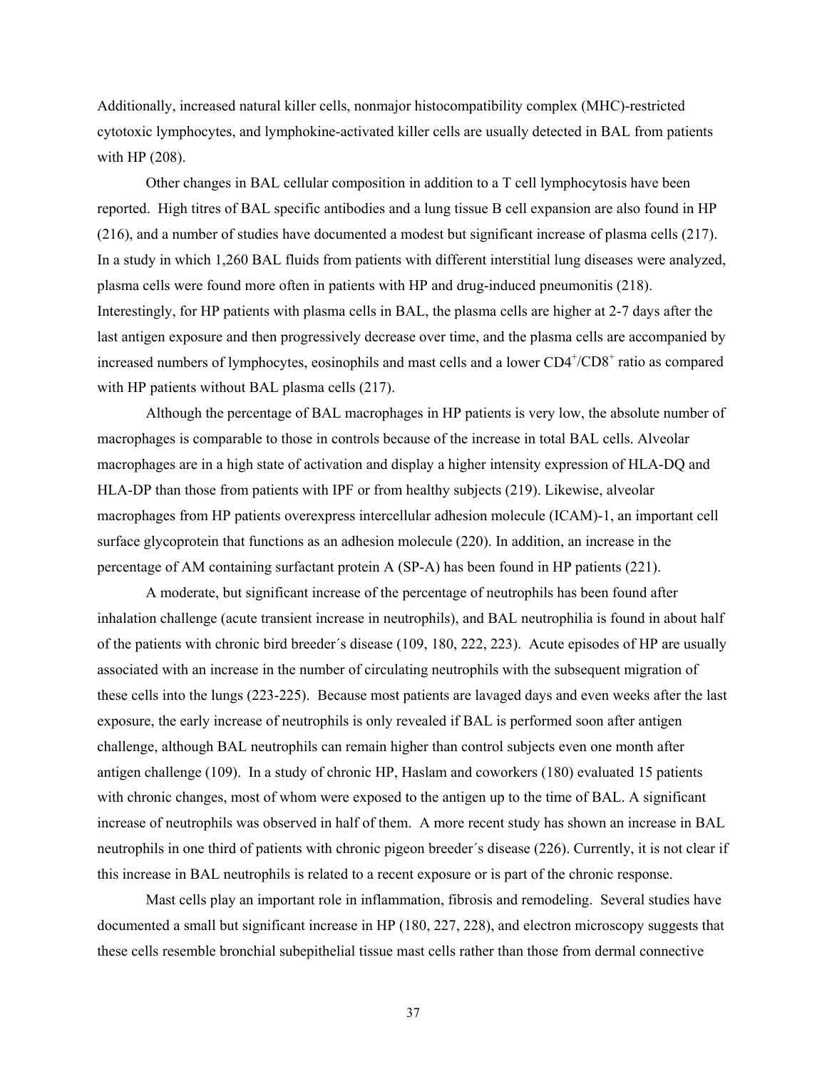Additionally, increased natural killer cells, nonmajor histocompatibility complex (MHC)-restricted cytotoxic lymphocytes, and lymphokine-activated killer cells are usually detected in BAL from patients with HP (208).

Other changes in BAL cellular composition in addition to a T cell lymphocytosis have been reported. High titres of BAL specific antibodies and a lung tissue B cell expansion are also found in HP (216), and a number of studies have documented a modest but significant increase of plasma cells (217). In a study in which 1,260 BAL fluids from patients with different interstitial lung diseases were analyzed, plasma cells were found more often in patients with HP and drug-induced pneumonitis (218). Interestingly, for HP patients with plasma cells in BAL, the plasma cells are higher at 2-7 days after the last antigen exposure and then progressively decrease over time, and the plasma cells are accompanied by increased numbers of lymphocytes, eosinophils and mast cells and a lower $CD4^+/CD8^+$ ratio as compared with HP patients without BAL plasma cells (217).

Although the percentage of BAL macrophages in HP patients is very low, the absolute number of macrophages is comparable to those in controls because of the increase in total BAL cells. Alveolar macrophages are in a high state of activation and display a higher intensity expression of HLA-DQ and HLA-DP than those from patients with IPF or from healthy subjects (219). Likewise, alveolar macrophages from HP patients overexpress intercellular adhesion molecule (ICAM)-1, an important cell surface glycoprotein that functions as an adhesion molecule (220). In addition, an increase in the percentage of AM containing surfactant protein A (SP-A) has been found in HP patients (221).

A moderate, but significant increase of the percentage of neutrophils has been found after inhalation challenge (acute transient increase in neutrophils), and BAL neutrophilia is found in about half of the patients with chronic bird breeder´s disease (109, 180, 222, 223). Acute episodes of HP are usually associated with an increase in the number of circulating neutrophils with the subsequent migration of these cells into the lungs (223-225). Because most patients are lavaged days and even weeks after the last exposure, the early increase of neutrophils is only revealed if BAL is performed soon after antigen challenge, although BAL neutrophils can remain higher than control subjects even one month after antigen challenge (109). In a study of chronic HP, Haslam and coworkers (180) evaluated 15 patients with chronic changes, most of whom were exposed to the antigen up to the time of BAL. A significant increase of neutrophils was observed in half of them. A more recent study has shown an increase in BAL neutrophils in one third of patients with chronic pigeon breeder´s disease (226). Currently, it is not clear if this increase in BAL neutrophils is related to a recent exposure or is part of the chronic response.

Mast cells play an important role in inflammation, fibrosis and remodeling. Several studies have documented a small but significant increase in HP (180, 227, 228), and electron microscopy suggests that these cells resemble bronchial subepithelial tissue mast cells rather than those from dermal connective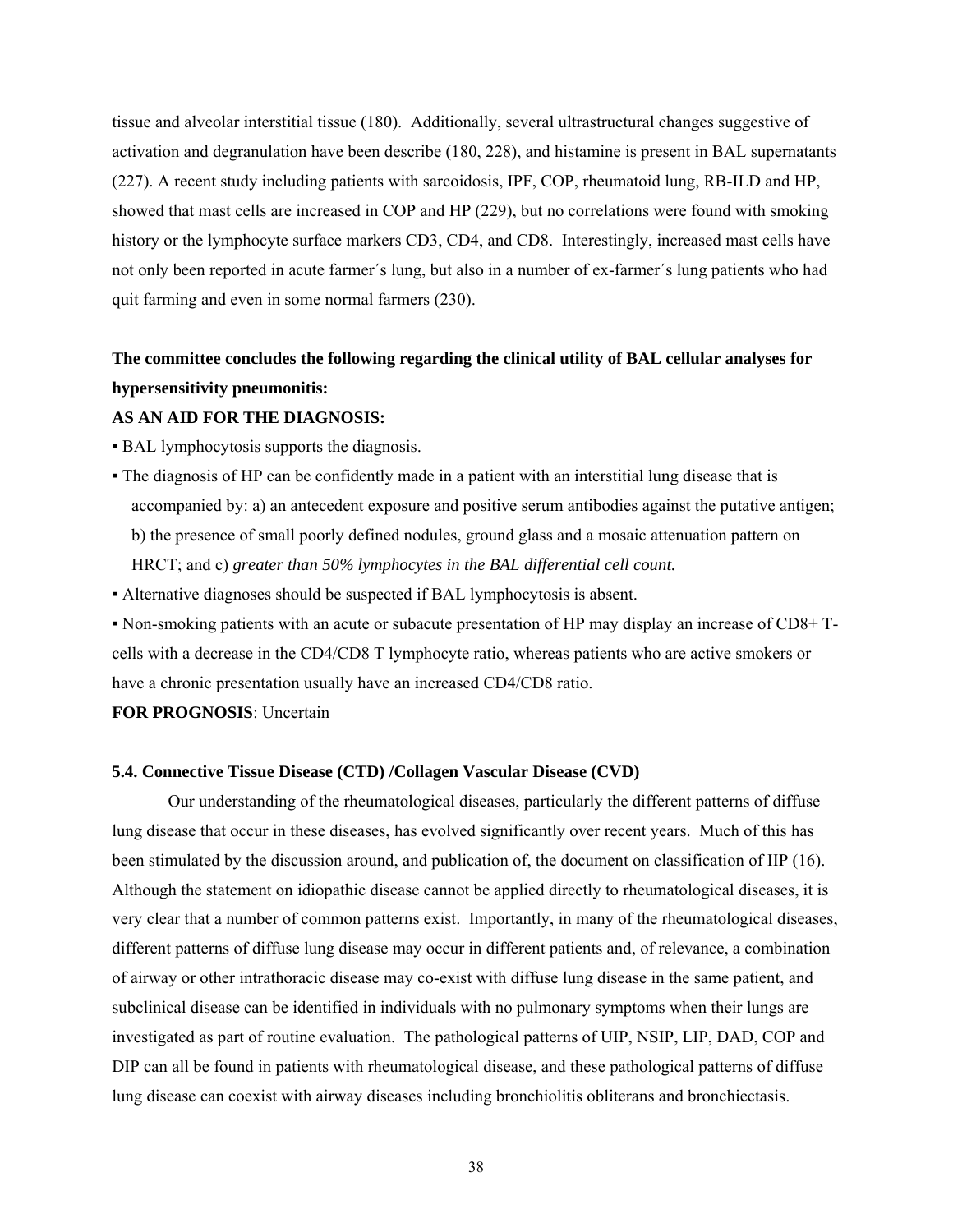tissue and alveolar interstitial tissue (180). Additionally, several ultrastructural changes suggestive of activation and degranulation have been describe (180, 228), and histamine is present in BAL supernatants (227). A recent study including patients with sarcoidosis, IPF, COP, rheumatoid lung, RB-ILD and HP, showed that mast cells are increased in COP and HP (229), but no correlations were found with smoking history or the lymphocyte surface markers CD3, CD4, and CD8. Interestingly, increased mast cells have not only been reported in acute farmer´s lung, but also in a number of ex-farmer´s lung patients who had quit farming and even in some normal farmers (230).

**The committee concludes the following regarding the clinical utility of BAL cellular analyses for hypersensitivity pneumonitis:**

**AS AN AID FOR THE DIAGNOSIS:**

- BAL lymphocytosis supports the diagnosis.
- The diagnosis of HP can be confidently made in a patient with an interstitial lung disease that is accompanied by: a) an antecedent exposure and positive serum antibodies against the putative antigen; b) the presence of small poorly defined nodules, ground glass and a mosaic attenuation pattern on HRCT; and c) *greater than 50% lymphocytes in the BAL differential cell count.*
- Alternative diagnoses should be suspected if BAL lymphocytosis is absent.
- Non-smoking patients with an acute or subacute presentation of HP may display an increase of CD8+ T-cells with a decrease in the CD4/CD8 T lymphocyte ratio, whereas patients who are active smokers or have a chronic presentation usually have an increased CD4/CD8 ratio.

**FOR PROGNOSIS**: Uncertain

### 5.4. Connective Tissue Disease (CTD) /Collagen Vascular Disease (CVD)

Our understanding of the rheumatological diseases, particularly the different patterns of diffuse lung disease that occur in these diseases, has evolved significantly over recent years. Much of this has been stimulated by the discussion around, and publication of, the document on classification of IIP (16). Although the statement on idiopathic disease cannot be applied directly to rheumatological diseases, it is very clear that a number of common patterns exist. Importantly, in many of the rheumatological diseases, different patterns of diffuse lung disease may occur in different patients and, of relevance, a combination of airway or other intrathoracic disease may co-exist with diffuse lung disease in the same patient, and subclinical disease can be identified in individuals with no pulmonary symptoms when their lungs are investigated as part of routine evaluation. The pathological patterns of UIP, NSIP, LIP, DAD, COP and DIP can all be found in patients with rheumatological disease, and these pathological patterns of diffuse lung disease can coexist with airway diseases including bronchiolitis obliterans and bronchiectasis.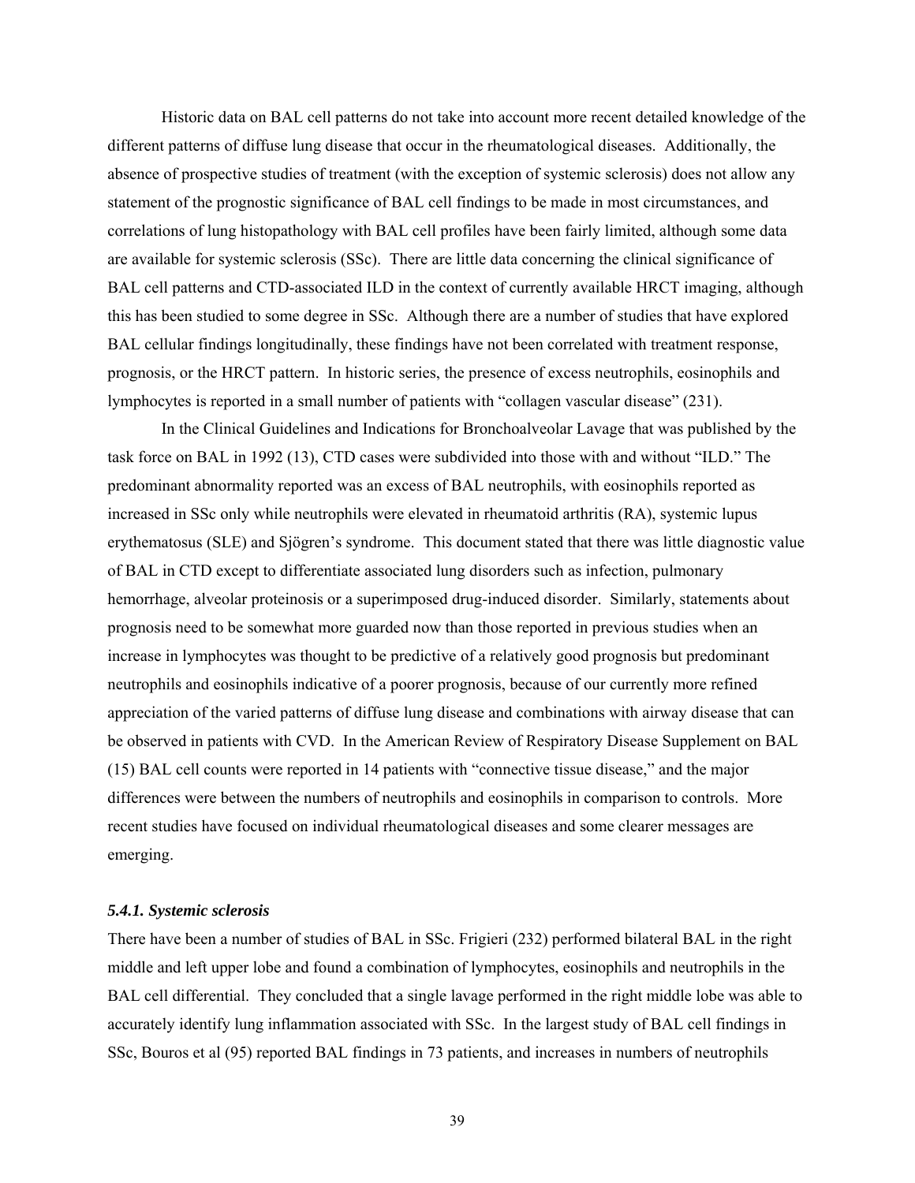Historic data on BAL cell patterns do not take into account more recent detailed knowledge of the different patterns of diffuse lung disease that occur in the rheumatological diseases. Additionally, the absence of prospective studies of treatment (with the exception of systemic sclerosis) does not allow any statement of the prognostic significance of BAL cell findings to be made in most circumstances, and correlations of lung histopathology with BAL cell profiles have been fairly limited, although some data are available for systemic sclerosis (SSc). There are little data concerning the clinical significance of BAL cell patterns and CTD-associated ILD in the context of currently available HRCT imaging, although this has been studied to some degree in SSc. Although there are a number of studies that have explored BAL cellular findings longitudinally, these findings have not been correlated with treatment response, prognosis, or the HRCT pattern. In historic series, the presence of excess neutrophils, eosinophils and lymphocytes is reported in a small number of patients with "collagen vascular disease" (231).

In the Clinical Guidelines and Indications for Bronchoalveolar Lavage that was published by the task force on BAL in 1992 (13), CTD cases were subdivided into those with and without "ILD." The predominant abnormality reported was an excess of BAL neutrophils, with eosinophils reported as increased in SSc only while neutrophils were elevated in rheumatoid arthritis (RA), systemic lupus erythematosus (SLE) and Sjögren's syndrome. This document stated that there was little diagnostic value of BAL in CTD except to differentiate associated lung disorders such as infection, pulmonary hemorrhage, alveolar proteinosis or a superimposed drug-induced disorder. Similarly, statements about prognosis need to be somewhat more guarded now than those reported in previous studies when an increase in lymphocytes was thought to be predictive of a relatively good prognosis but predominant neutrophils and eosinophils indicative of a poorer prognosis, because of our currently more refined appreciation of the varied patterns of diffuse lung disease and combinations with airway disease that can be observed in patients with CVD. In the American Review of Respiratory Disease Supplement on BAL (15) BAL cell counts were reported in 14 patients with "connective tissue disease," and the major differences were between the numbers of neutrophils and eosinophils in comparison to controls. More recent studies have focused on individual rheumatological diseases and some clearer messages are emerging.

#### *5.4.1. Systemic sclerosis*

There have been a number of studies of BAL in SSc. Frigieri (232) performed bilateral BAL in the right middle and left upper lobe and found a combination of lymphocytes, eosinophils and neutrophils in the BAL cell differential. They concluded that a single lavage performed in the right middle lobe was able to accurately identify lung inflammation associated with SSc. In the largest study of BAL cell findings in SSc, Bouros et al (95) reported BAL findings in 73 patients, and increases in numbers of neutrophils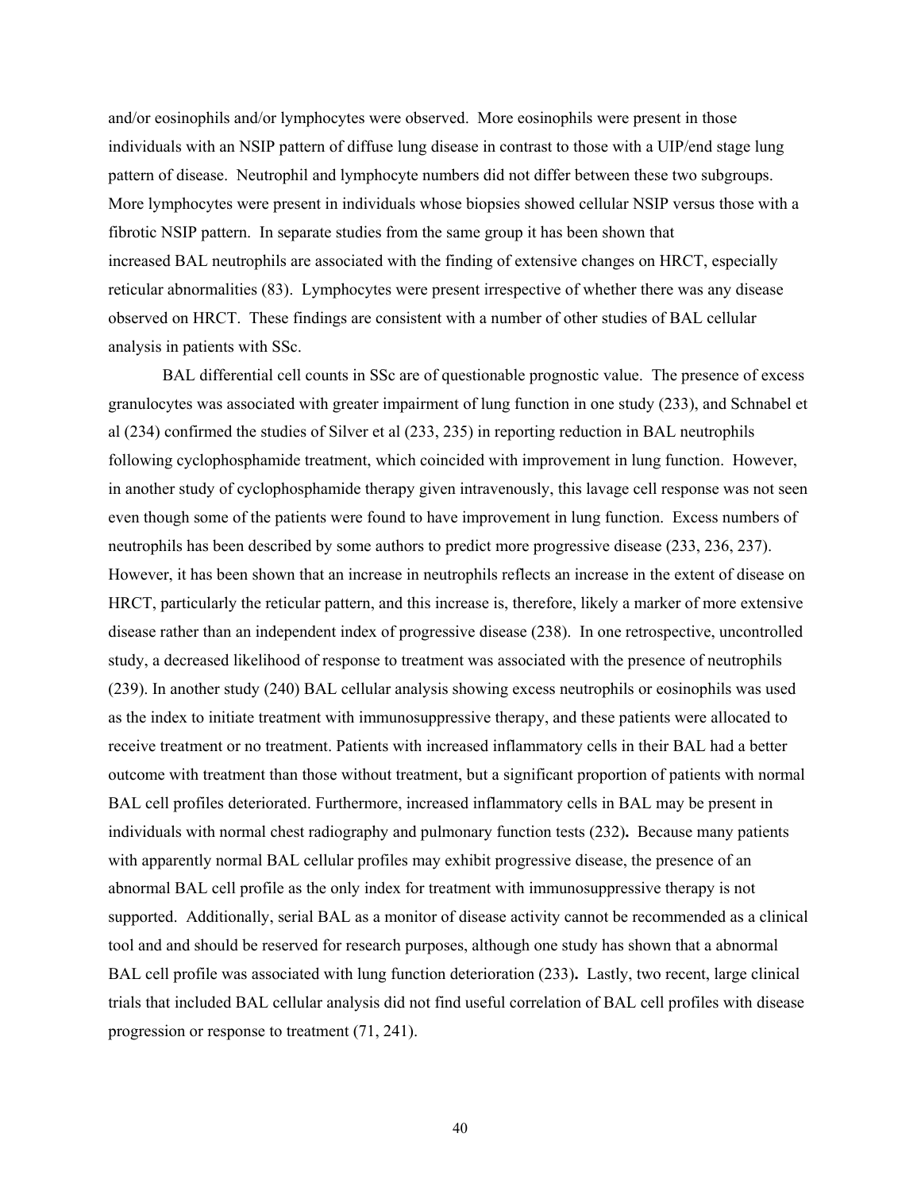and/or eosinophils and/or lymphocytes were observed. More eosinophils were present in those individuals with an NSIP pattern of diffuse lung disease in contrast to those with a UIP/end stage lung pattern of disease. Neutrophil and lymphocyte numbers did not differ between these two subgroups. More lymphocytes were present in individuals whose biopsies showed cellular NSIP versus those with a fibrotic NSIP pattern. In separate studies from the same group it has been shown that increased BAL neutrophils are associated with the finding of extensive changes on HRCT, especially reticular abnormalities (83). Lymphocytes were present irrespective of whether there was any disease observed on HRCT. These findings are consistent with a number of other studies of BAL cellular analysis in patients with SSc.

BAL differential cell counts in SSc are of questionable prognostic value. The presence of excess granulocytes was associated with greater impairment of lung function in one study (233), and Schnabel et al (234) confirmed the studies of Silver et al (233, 235) in reporting reduction in BAL neutrophils following cyclophosphamide treatment, which coincided with improvement in lung function. However, in another study of cyclophosphamide therapy given intravenously, this lavage cell response was not seen even though some of the patients were found to have improvement in lung function. Excess numbers of neutrophils has been described by some authors to predict more progressive disease (233, 236, 237). However, it has been shown that an increase in neutrophils reflects an increase in the extent of disease on HRCT, particularly the reticular pattern, and this increase is, therefore, likely a marker of more extensive disease rather than an independent index of progressive disease (238). In one retrospective, uncontrolled study, a decreased likelihood of response to treatment was associated with the presence of neutrophils (239). In another study (240) BAL cellular analysis showing excess neutrophils or eosinophils was used as the index to initiate treatment with immunosuppressive therapy, and these patients were allocated to receive treatment or no treatment. Patients with increased inflammatory cells in their BAL had a better outcome with treatment than those without treatment, but a significant proportion of patients with normal BAL cell profiles deteriorated. Furthermore, increased inflammatory cells in BAL may be present in individuals with normal chest radiography and pulmonary function tests (232**).** Because many patients with apparently normal BAL cellular profiles may exhibit progressive disease, the presence of an abnormal BAL cell profile as the only index for treatment with immunosuppressive therapy is not supported. Additionally, serial BAL as a monitor of disease activity cannot be recommended as a clinical tool and and should be reserved for research purposes, although one study has shown that a abnormal BAL cell profile was associated with lung function deterioration (233**).** Lastly, two recent, large clinical trials that included BAL cellular analysis did not find useful correlation of BAL cell profiles with disease progression or response to treatment (71, 241).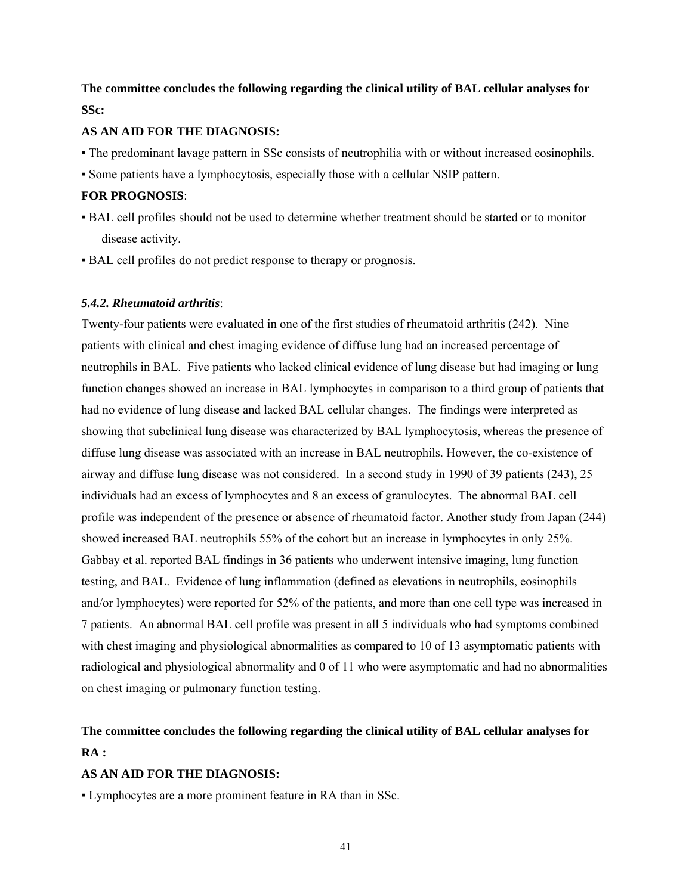**The committee concludes the following regarding the clinical utility of BAL cellular analyses for SSc:**

**AS AN AID FOR THE DIAGNOSIS:**

▪ The predominant lavage pattern in SSc consists of neutrophilia with or without increased eosinophils.

▪ Some patients have a lymphocytosis, especially those with a cellular NSIP pattern.

**FOR PROGNOSIS**:

▪ BAL cell profiles should not be used to determine whether treatment should be started or to monitor disease activity.

▪ BAL cell profiles do not predict response to therapy or prognosis.

***5.4.2. Rheumatoid arthritis***:

Twenty-four patients were evaluated in one of the first studies of rheumatoid arthritis (242). Nine patients with clinical and chest imaging evidence of diffuse lung had an increased percentage of neutrophils in BAL. Five patients who lacked clinical evidence of lung disease but had imaging or lung function changes showed an increase in BAL lymphocytes in comparison to a third group of patients that had no evidence of lung disease and lacked BAL cellular changes. The findings were interpreted as showing that subclinical lung disease was characterized by BAL lymphocytosis, whereas the presence of diffuse lung disease was associated with an increase in BAL neutrophils. However, the co-existence of airway and diffuse lung disease was not considered. In a second study in 1990 of 39 patients (243), 25 individuals had an excess of lymphocytes and 8 an excess of granulocytes. The abnormal BAL cell profile was independent of the presence or absence of rheumatoid factor. Another study from Japan (244) showed increased BAL neutrophils 55% of the cohort but an increase in lymphocytes in only 25%. Gabbay et al. reported BAL findings in 36 patients who underwent intensive imaging, lung function testing, and BAL. Evidence of lung inflammation (defined as elevations in neutrophils, eosinophils and/or lymphocytes) were reported for 52% of the patients, and more than one cell type was increased in 7 patients. An abnormal BAL cell profile was present in all 5 individuals who had symptoms combined with chest imaging and physiological abnormalities as compared to 10 of 13 asymptomatic patients with radiological and physiological abnormality and 0 of 11 who were asymptomatic and had no abnormalities on chest imaging or pulmonary function testing.

**The committee concludes the following regarding the clinical utility of BAL cellular analyses for RA :**

**AS AN AID FOR THE DIAGNOSIS:**

▪ Lymphocytes are a more prominent feature in RA than in SSc.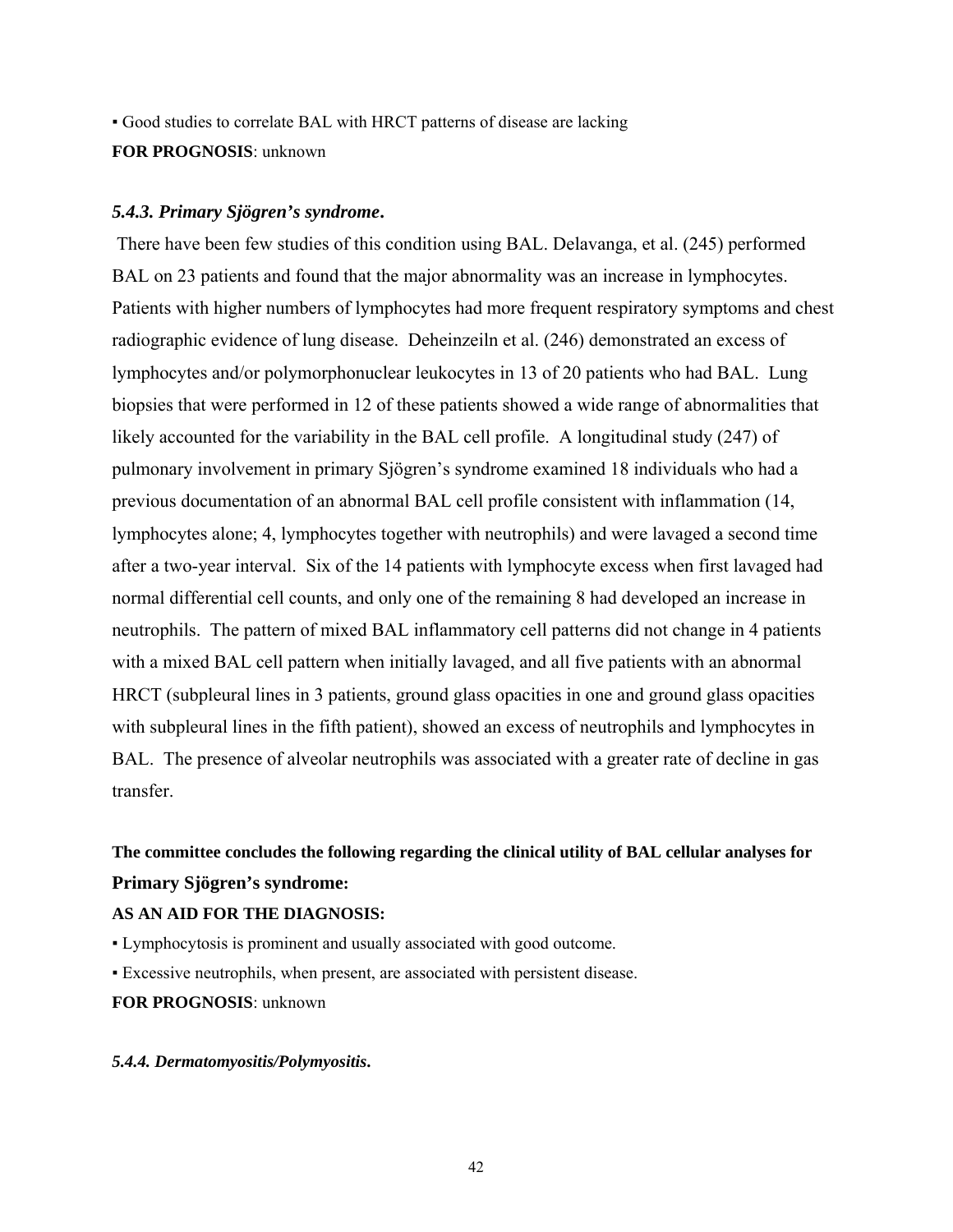▪ Good studies to correlate BAL with HRCT patterns of disease are lacking

**FOR PROGNOSIS**: unknown

### *5.4.3. Primary Sjögren's syndrome.*

There have been few studies of this condition using BAL. Delavanga, et al. (245) performed BAL on 23 patients and found that the major abnormality was an increase in lymphocytes. Patients with higher numbers of lymphocytes had more frequent respiratory symptoms and chest radiographic evidence of lung disease. Deheinzeiln et al. (246) demonstrated an excess of lymphocytes and/or polymorphonuclear leukocytes in 13 of 20 patients who had BAL. Lung biopsies that were performed in 12 of these patients showed a wide range of abnormalities that likely accounted for the variability in the BAL cell profile. A longitudinal study (247) of pulmonary involvement in primary Sjögren's syndrome examined 18 individuals who had a previous documentation of an abnormal BAL cell profile consistent with inflammation (14, lymphocytes alone; 4, lymphocytes together with neutrophils) and were lavaged a second time after a two-year interval. Six of the 14 patients with lymphocyte excess when first lavaged had normal differential cell counts, and only one of the remaining 8 had developed an increase in neutrophils. The pattern of mixed BAL inflammatory cell patterns did not change in 4 patients with a mixed BAL cell pattern when initially lavaged, and all five patients with an abnormal HRCT (subpleural lines in 3 patients, ground glass opacities in one and ground glass opacities with subpleural lines in the fifth patient), showed an excess of neutrophils and lymphocytes in BAL. The presence of alveolar neutrophils was associated with a greater rate of decline in gas transfer.

**The committee concludes the following regarding the clinical utility of BAL cellular analyses for Primary Sjögren's syndrome:**

**AS AN AID FOR THE DIAGNOSIS:**

▪ Lymphocytosis is prominent and usually associated with good outcome.

▪ Excessive neutrophils, when present, are associated with persistent disease.

**FOR PROGNOSIS**: unknown

### *5.4.4. Dermatomyositis/Polymyositis.*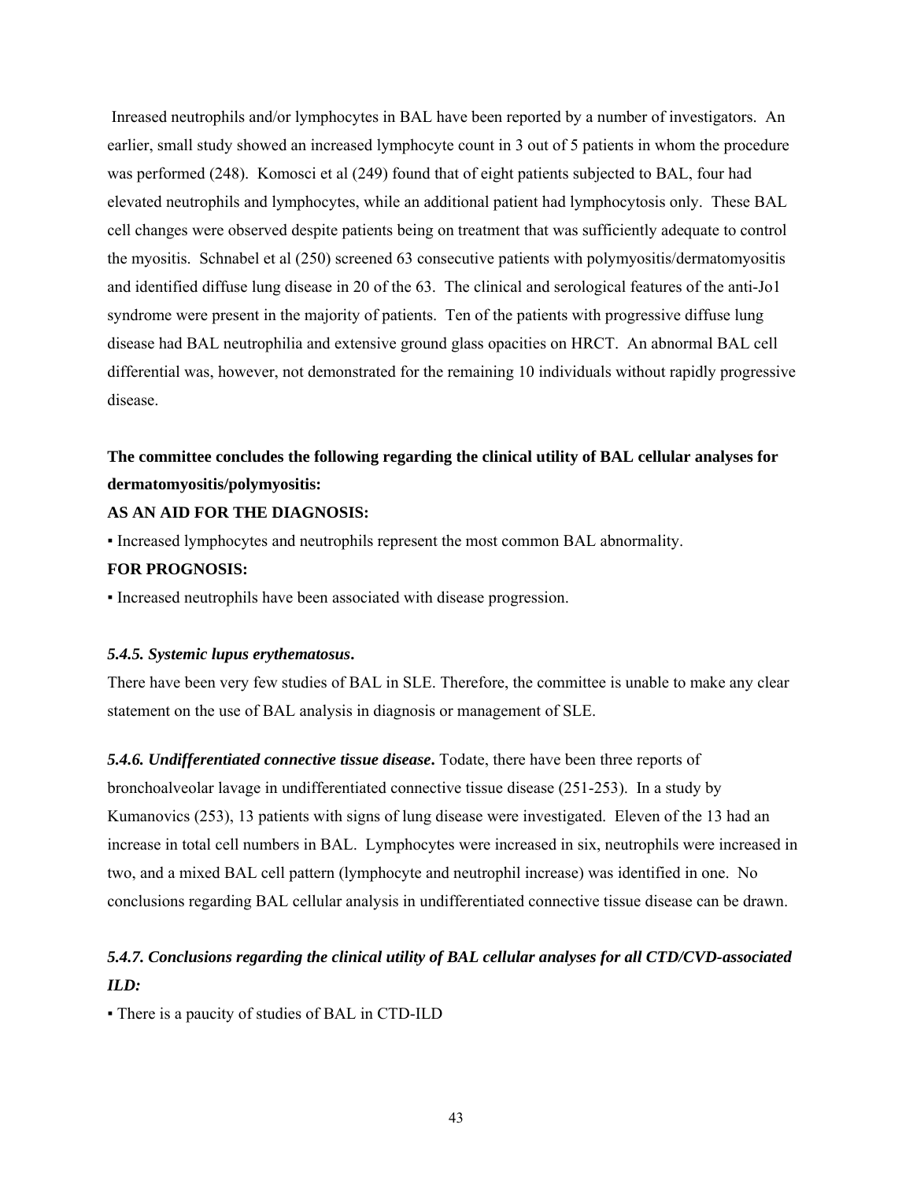Inreased neutrophils and/or lymphocytes in BAL have been reported by a number of investigators. An earlier, small study showed an increased lymphocyte count in 3 out of 5 patients in whom the procedure was performed (248). Komosci et al (249) found that of eight patients subjected to BAL, four had elevated neutrophils and lymphocytes, while an additional patient had lymphocytosis only. These BAL cell changes were observed despite patients being on treatment that was sufficiently adequate to control the myositis. Schnabel et al (250) screened 63 consecutive patients with polymyositis/dermatomyositis and identified diffuse lung disease in 20 of the 63. The clinical and serological features of the anti-Jo1 syndrome were present in the majority of patients. Ten of the patients with progressive diffuse lung disease had BAL neutrophilia and extensive ground glass opacities on HRCT. An abnormal BAL cell differential was, however, not demonstrated for the remaining 10 individuals without rapidly progressive disease.

**The committee concludes the following regarding the clinical utility of BAL cellular analyses for dermatomyositis/polymyositis:**

**AS AN AID FOR THE DIAGNOSIS:**

▪ Increased lymphocytes and neutrophils represent the most common BAL abnormality.

**FOR PROGNOSIS:**

▪ Increased neutrophils have been associated with disease progression.

### *5.4.5. Systemic lupus erythematosus*.

There have been very few studies of BAL in SLE. Therefore, the committee is unable to make any clear statement on the use of BAL analysis in diagnosis or management of SLE.

***5.4.6. Undifferentiated connective tissue disease*.** Todate, there have been three reports of bronchoalveolar lavage in undifferentiated connective tissue disease (251-253). In a study by Kumanovics (253), 13 patients with signs of lung disease were investigated. Eleven of the 13 had an increase in total cell numbers in BAL. Lymphocytes were increased in six, neutrophils were increased in two, and a mixed BAL cell pattern (lymphocyte and neutrophil increase) was identified in one. No conclusions regarding BAL cellular analysis in undifferentiated connective tissue disease can be drawn.

### *5.4.7. Conclusions regarding the clinical utility of BAL cellular analyses for all CTD/CVD-associated ILD:*

▪ There is a paucity of studies of BAL in CTD-ILD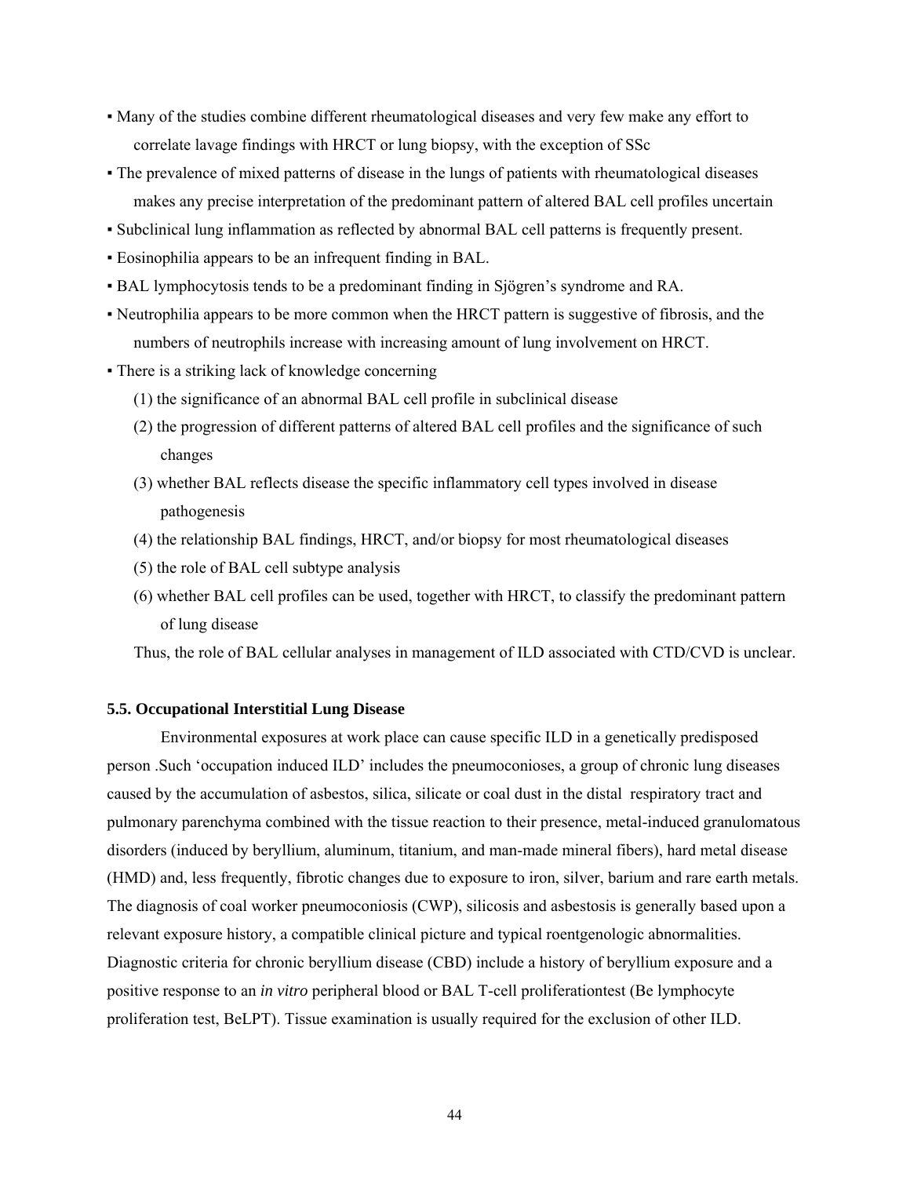- Many of the studies combine different rheumatological diseases and very few make any effort to correlate lavage findings with HRCT or lung biopsy, with the exception of SSc
- The prevalence of mixed patterns of disease in the lungs of patients with rheumatological diseases makes any precise interpretation of the predominant pattern of altered BAL cell profiles uncertain
- Subclinical lung inflammation as reflected by abnormal BAL cell patterns is frequently present.
- Eosinophilia appears to be an infrequent finding in BAL.
- BAL lymphocytosis tends to be a predominant finding in Sjögren's syndrome and RA.
- Neutrophilia appears to be more common when the HRCT pattern is suggestive of fibrosis, and the numbers of neutrophils increase with increasing amount of lung involvement on HRCT.
- There is a striking lack of knowledge concerning
  - (1) the significance of an abnormal BAL cell profile in subclinical disease
  - (2) the progression of different patterns of altered BAL cell profiles and the significance of such changes
  - (3) whether BAL reflects disease the specific inflammatory cell types involved in disease pathogenesis
  - (4) the relationship BAL findings, HRCT, and/or biopsy for most rheumatological diseases
  - (5) the role of BAL cell subtype analysis
  - (6) whether BAL cell profiles can be used, together with HRCT, to classify the predominant pattern of lung disease

  Thus, the role of BAL cellular analyses in management of ILD associated with CTD/CVD is unclear.

### 5.5. Occupational Interstitial Lung Disease

Environmental exposures at work place can cause specific ILD in a genetically predisposed person .Such 'occupation induced ILD' includes the pneumoconioses, a group of chronic lung diseases caused by the accumulation of asbestos, silica, silicate or coal dust in the distal respiratory tract and pulmonary parenchyma combined with the tissue reaction to their presence, metal-induced granulomatous disorders (induced by beryllium, aluminum, titanium, and man-made mineral fibers), hard metal disease (HMD) and, less frequently, fibrotic changes due to exposure to iron, silver, barium and rare earth metals. The diagnosis of coal worker pneumoconiosis (CWP), silicosis and asbestosis is generally based upon a relevant exposure history, a compatible clinical picture and typical roentgenologic abnormalities. Diagnostic criteria for chronic beryllium disease (CBD) include a history of beryllium exposure and a positive response to an *in vitro* peripheral blood or BAL T-cell proliferationtest (Be lymphocyte proliferation test, BeLPT). Tissue examination is usually required for the exclusion of other ILD.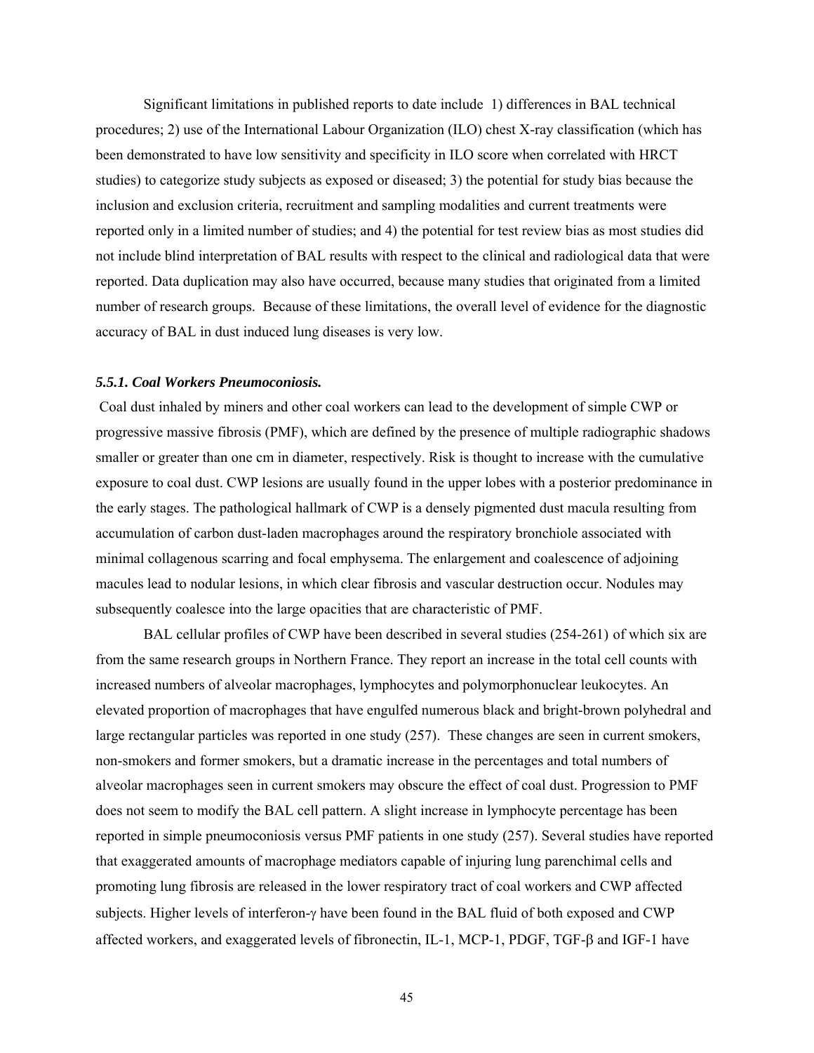Significant limitations in published reports to date include 1) differences in BAL technical procedures; 2) use of the International Labour Organization (ILO) chest X-ray classification (which has been demonstrated to have low sensitivity and specificity in ILO score when correlated with HRCT studies) to categorize study subjects as exposed or diseased; 3) the potential for study bias because the inclusion and exclusion criteria, recruitment and sampling modalities and current treatments were reported only in a limited number of studies; and 4) the potential for test review bias as most studies did not include blind interpretation of BAL results with respect to the clinical and radiological data that were reported. Data duplication may also have occurred, because many studies that originated from a limited number of research groups. Because of these limitations, the overall level of evidence for the diagnostic accuracy of BAL in dust induced lung diseases is very low.

***5.5.1. Coal Workers Pneumoconiosis.***

Coal dust inhaled by miners and other coal workers can lead to the development of simple CWP or progressive massive fibrosis (PMF), which are defined by the presence of multiple radiographic shadows smaller or greater than one cm in diameter, respectively. Risk is thought to increase with the cumulative exposure to coal dust. CWP lesions are usually found in the upper lobes with a posterior predominance in the early stages. The pathological hallmark of CWP is a densely pigmented dust macula resulting from accumulation of carbon dust-laden macrophages around the respiratory bronchiole associated with minimal collagenous scarring and focal emphysema. The enlargement and coalescence of adjoining macules lead to nodular lesions, in which clear fibrosis and vascular destruction occur. Nodules may subsequently coalesce into the large opacities that are characteristic of PMF.

BAL cellular profiles of CWP have been described in several studies (254-261) of which six are from the same research groups in Northern France. They report an increase in the total cell counts with increased numbers of alveolar macrophages, lymphocytes and polymorphonuclear leukocytes. An elevated proportion of macrophages that have engulfed numerous black and bright-brown polyhedral and large rectangular particles was reported in one study (257). These changes are seen in current smokers, non-smokers and former smokers, but a dramatic increase in the percentages and total numbers of alveolar macrophages seen in current smokers may obscure the effect of coal dust. Progression to PMF does not seem to modify the BAL cell pattern. A slight increase in lymphocyte percentage has been reported in simple pneumoconiosis versus PMF patients in one study (257). Several studies have reported that exaggerated amounts of macrophage mediators capable of injuring lung parenchimal cells and promoting lung fibrosis are released in the lower respiratory tract of coal workers and CWP affected subjects. Higher levels of interferon-$\gamma$ have been found in the BAL fluid of both exposed and CWP affected workers, and exaggerated levels of fibronectin, IL-1, MCP-1, PDGF, TGF-$\beta$ and IGF-1 have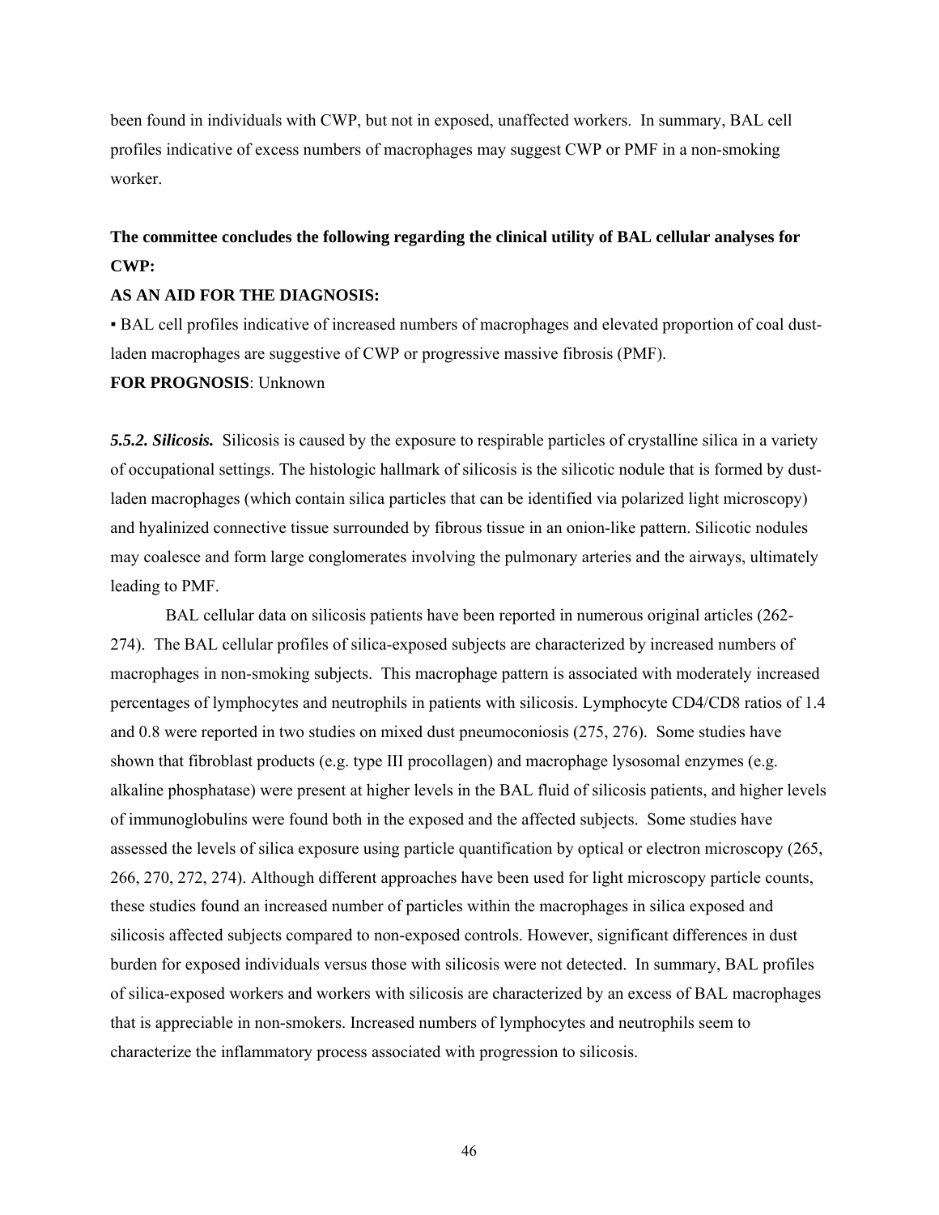been found in individuals with CWP, but not in exposed, unaffected workers. In summary, BAL cell profiles indicative of excess numbers of macrophages may suggest CWP or PMF in a non-smoking worker.

**The committee concludes the following regarding the clinical utility of BAL cellular analyses for CWP:**

**AS AN AID FOR THE DIAGNOSIS:**

▪ BAL cell profiles indicative of increased numbers of macrophages and elevated proportion of coal dust-laden macrophages are suggestive of CWP or progressive massive fibrosis (PMF).

**FOR PROGNOSIS**: Unknown

***5.5.2. Silicosis.*** Silicosis is caused by the exposure to respirable particles of crystalline silica in a variety of occupational settings. The histologic hallmark of silicosis is the silicotic nodule that is formed by dust-laden macrophages (which contain silica particles that can be identified via polarized light microscopy) and hyalinized connective tissue surrounded by fibrous tissue in an onion-like pattern. Silicotic nodules may coalesce and form large conglomerates involving the pulmonary arteries and the airways, ultimately leading to PMF.

BAL cellular data on silicosis patients have been reported in numerous original articles (262-274). The BAL cellular profiles of silica-exposed subjects are characterized by increased numbers of macrophages in non-smoking subjects. This macrophage pattern is associated with moderately increased percentages of lymphocytes and neutrophils in patients with silicosis. Lymphocyte CD4/CD8 ratios of 1.4 and 0.8 were reported in two studies on mixed dust pneumoconiosis (275, 276). Some studies have shown that fibroblast products (e.g. type III procollagen) and macrophage lysosomal enzymes (e.g. alkaline phosphatase) were present at higher levels in the BAL fluid of silicosis patients, and higher levels of immunoglobulins were found both in the exposed and the affected subjects. Some studies have assessed the levels of silica exposure using particle quantification by optical or electron microscopy (265, 266, 270, 272, 274). Although different approaches have been used for light microscopy particle counts, these studies found an increased number of particles within the macrophages in silica exposed and silicosis affected subjects compared to non-exposed controls. However, significant differences in dust burden for exposed individuals versus those with silicosis were not detected. In summary, BAL profiles of silica-exposed workers and workers with silicosis are characterized by an excess of BAL macrophages that is appreciable in non-smokers. Increased numbers of lymphocytes and neutrophils seem to characterize the inflammatory process associated with progression to silicosis.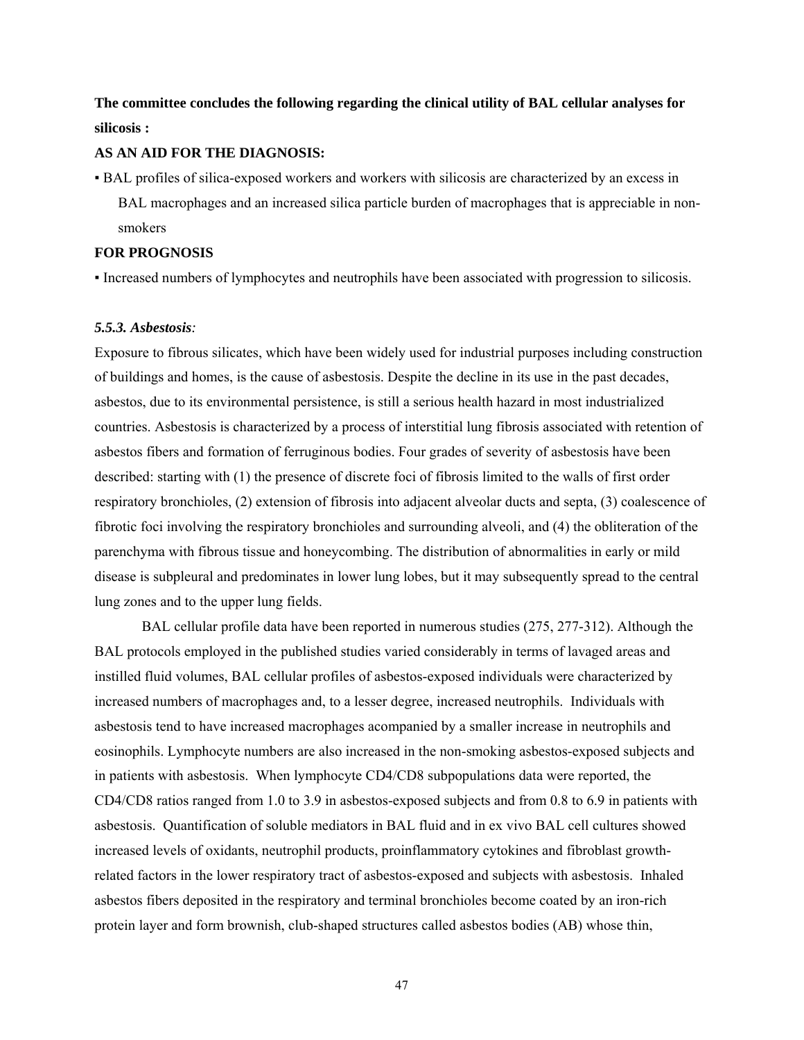**The committee concludes the following regarding the clinical utility of BAL cellular analyses for silicosis :**

**AS AN AID FOR THE DIAGNOSIS:**

- BAL profiles of silica-exposed workers and workers with silicosis are characterized by an excess in BAL macrophages and an increased silica particle burden of macrophages that is appreciable in non-smokers

**FOR PROGNOSIS**

- Increased numbers of lymphocytes and neutrophils have been associated with progression to silicosis.

### *5.5.3. Asbestosis:*

Exposure to fibrous silicates, which have been widely used for industrial purposes including construction of buildings and homes, is the cause of asbestosis. Despite the decline in its use in the past decades, asbestos, due to its environmental persistence, is still a serious health hazard in most industrialized countries. Asbestosis is characterized by a process of interstitial lung fibrosis associated with retention of asbestos fibers and formation of ferruginous bodies. Four grades of severity of asbestosis have been described: starting with (1) the presence of discrete foci of fibrosis limited to the walls of first order respiratory bronchioles, (2) extension of fibrosis into adjacent alveolar ducts and septa, (3) coalescence of fibrotic foci involving the respiratory bronchioles and surrounding alveoli, and (4) the obliteration of the parenchyma with fibrous tissue and honeycombing. The distribution of abnormalities in early or mild disease is subpleural and predominates in lower lung lobes, but it may subsequently spread to the central lung zones and to the upper lung fields.

BAL cellular profile data have been reported in numerous studies (275, 277-312). Although the BAL protocols employed in the published studies varied considerably in terms of lavaged areas and instilled fluid volumes, BAL cellular profiles of asbestos-exposed individuals were characterized by increased numbers of macrophages and, to a lesser degree, increased neutrophils. Individuals with asbestosis tend to have increased macrophages acompanied by a smaller increase in neutrophils and eosinophils. Lymphocyte numbers are also increased in the non-smoking asbestos-exposed subjects and in patients with asbestosis. When lymphocyte CD4/CD8 subpopulations data were reported, the CD4/CD8 ratios ranged from 1.0 to 3.9 in asbestos-exposed subjects and from 0.8 to 6.9 in patients with asbestosis. Quantification of soluble mediators in BAL fluid and in ex vivo BAL cell cultures showed increased levels of oxidants, neutrophil products, proinflammatory cytokines and fibroblast growth-related factors in the lower respiratory tract of asbestos-exposed and subjects with asbestosis. Inhaled asbestos fibers deposited in the respiratory and terminal bronchioles become coated by an iron-rich protein layer and form brownish, club-shaped structures called asbestos bodies (AB) whose thin,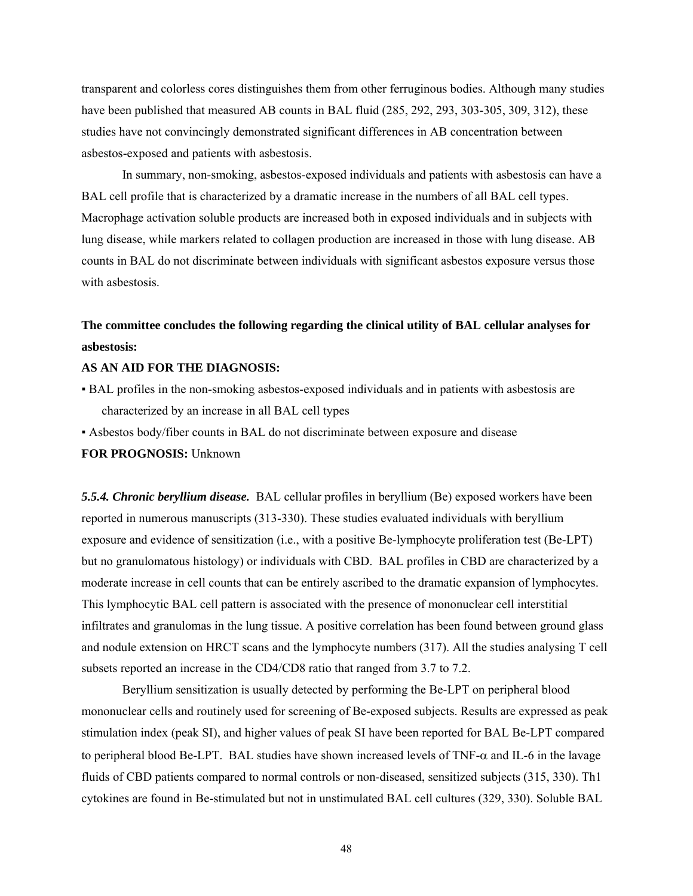transparent and colorless cores distinguishes them from other ferruginous bodies. Although many studies have been published that measured AB counts in BAL fluid (285, 292, 293, 303-305, 309, 312), these studies have not convincingly demonstrated significant differences in AB concentration between asbestos-exposed and patients with asbestosis.

In summary, non-smoking, asbestos-exposed individuals and patients with asbestosis can have a BAL cell profile that is characterized by a dramatic increase in the numbers of all BAL cell types. Macrophage activation soluble products are increased both in exposed individuals and in subjects with lung disease, while markers related to collagen production are increased in those with lung disease. AB counts in BAL do not discriminate between individuals with significant asbestos exposure versus those with asbestosis.

**The committee concludes the following regarding the clinical utility of BAL cellular analyses for asbestosis:**

**AS AN AID FOR THE DIAGNOSIS:**

- BAL profiles in the non-smoking asbestos-exposed individuals and in patients with asbestosis are characterized by an increase in all BAL cell types
- Asbestos body/fiber counts in BAL do not discriminate between exposure and disease

**FOR PROGNOSIS:** Unknown

***5.5.4. Chronic beryllium disease.*** BAL cellular profiles in beryllium (Be) exposed workers have been reported in numerous manuscripts (313-330). These studies evaluated individuals with beryllium exposure and evidence of sensitization (i.e., with a positive Be-lymphocyte proliferation test (Be-LPT) but no granulomatous histology) or individuals with CBD. BAL profiles in CBD are characterized by a moderate increase in cell counts that can be entirely ascribed to the dramatic expansion of lymphocytes. This lymphocytic BAL cell pattern is associated with the presence of mononuclear cell interstitial infiltrates and granulomas in the lung tissue. A positive correlation has been found between ground glass and nodule extension on HRCT scans and the lymphocyte numbers (317). All the studies analysing T cell subsets reported an increase in the CD4/CD8 ratio that ranged from 3.7 to 7.2.

Beryllium sensitization is usually detected by performing the Be-LPT on peripheral blood mononuclear cells and routinely used for screening of Be-exposed subjects. Results are expressed as peak stimulation index (peak SI), and higher values of peak SI have been reported for BAL Be-LPT compared to peripheral blood Be-LPT. BAL studies have shown increased levels of TNF-$\alpha$ and IL-6 in the lavage fluids of CBD patients compared to normal controls or non-diseased, sensitized subjects (315, 330). Th1 cytokines are found in Be-stimulated but not in unstimulated BAL cell cultures (329, 330). Soluble BAL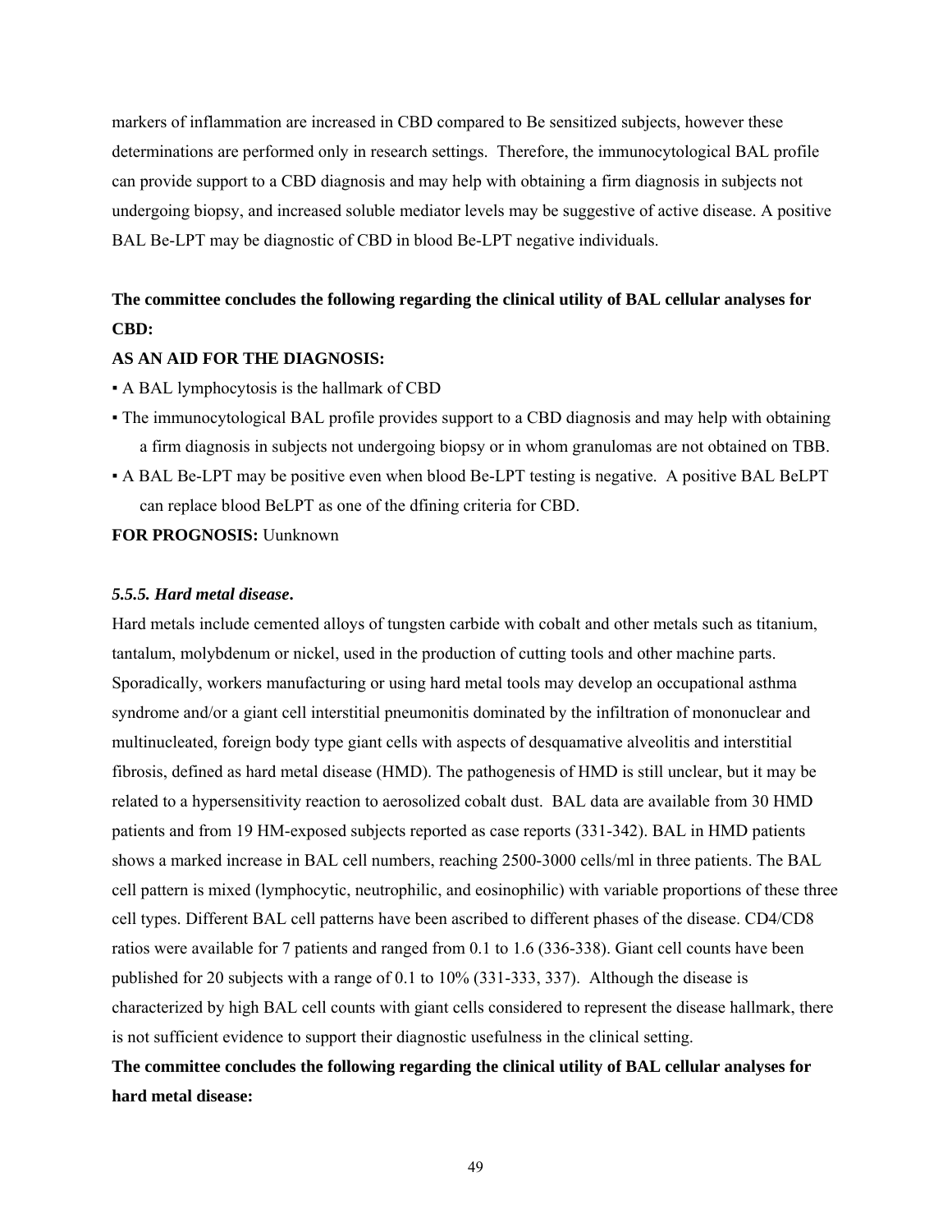markers of inflammation are increased in CBD compared to Be sensitized subjects, however these determinations are performed only in research settings. Therefore, the immunocytological BAL profile can provide support to a CBD diagnosis and may help with obtaining a firm diagnosis in subjects not undergoing biopsy, and increased soluble mediator levels may be suggestive of active disease. A positive BAL Be-LPT may be diagnostic of CBD in blood Be-LPT negative individuals.

**The committee concludes the following regarding the clinical utility of BAL cellular analyses for CBD:**

**AS AN AID FOR THE DIAGNOSIS:**

▪ A BAL lymphocytosis is the hallmark of CBD

▪ The immunocytological BAL profile provides support to a CBD diagnosis and may help with obtaining a firm diagnosis in subjects not undergoing biopsy or in whom granulomas are not obtained on TBB.

▪ A BAL Be-LPT may be positive even when blood Be-LPT testing is negative. A positive BAL BeLPT can replace blood BeLPT as one of the dfining criteria for CBD.

**FOR PROGNOSIS:** Uunknown

### *5.5.5. Hard metal disease***.**

Hard metals include cemented alloys of tungsten carbide with cobalt and other metals such as titanium, tantalum, molybdenum or nickel, used in the production of cutting tools and other machine parts. Sporadically, workers manufacturing or using hard metal tools may develop an occupational asthma syndrome and/or a giant cell interstitial pneumonitis dominated by the infiltration of mononuclear and multinucleated, foreign body type giant cells with aspects of desquamative alveolitis and interstitial fibrosis, defined as hard metal disease (HMD). The pathogenesis of HMD is still unclear, but it may be related to a hypersensitivity reaction to aerosolized cobalt dust. BAL data are available from 30 HMD patients and from 19 HM-exposed subjects reported as case reports (331-342). BAL in HMD patients shows a marked increase in BAL cell numbers, reaching 2500-3000 cells/ml in three patients. The BAL cell pattern is mixed (lymphocytic, neutrophilic, and eosinophilic) with variable proportions of these three cell types. Different BAL cell patterns have been ascribed to different phases of the disease. CD4/CD8 ratios were available for 7 patients and ranged from 0.1 to 1.6 (336-338). Giant cell counts have been published for 20 subjects with a range of 0.1 to 10% (331-333, 337). Although the disease is characterized by high BAL cell counts with giant cells considered to represent the disease hallmark, there is not sufficient evidence to support their diagnostic usefulness in the clinical setting.

**The committee concludes the following regarding the clinical utility of BAL cellular analyses for hard metal disease:**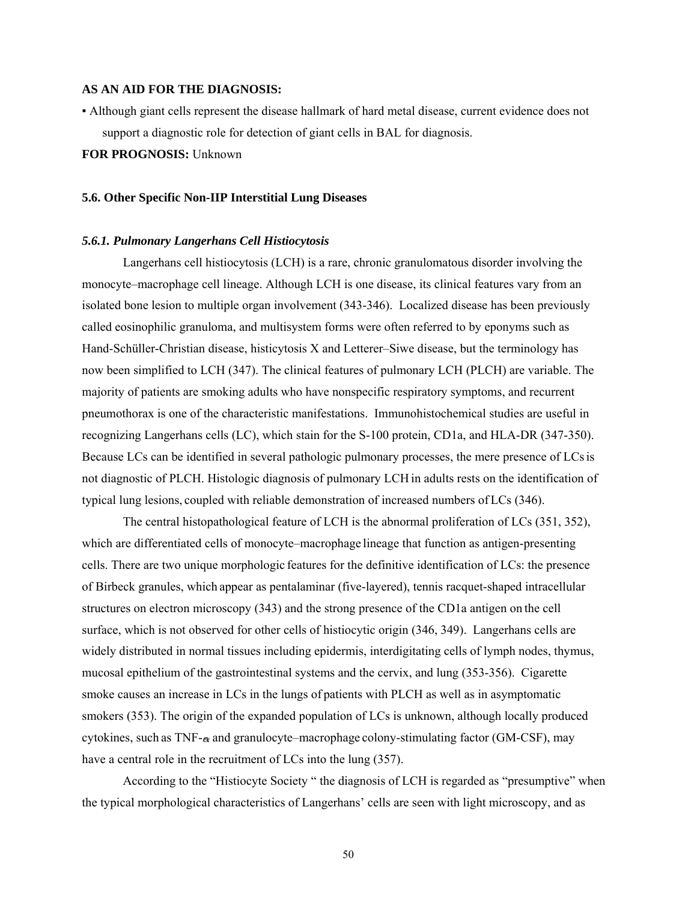**AS AN AID FOR THE DIAGNOSIS:**

- Although giant cells represent the disease hallmark of hard metal disease, current evidence does not support a diagnostic role for detection of giant cells in BAL for diagnosis.

**FOR PROGNOSIS:** Unknown

### 5.6. Other Specific Non-IIP Interstitial Lung Diseases

#### *5.6.1. Pulmonary Langerhans Cell Histiocytosis*

Langerhans cell histiocytosis (LCH) is a rare, chronic granulomatous disorder involving the monocyte–macrophage cell lineage. Although LCH is one disease, its clinical features vary from an isolated bone lesion to multiple organ involvement (343-346). Localized disease has been previously called eosinophilic granuloma, and multisystem forms were often referred to by eponyms such as Hand-Schüller-Christian disease, histicytosis X and Letterer–Siwe disease, but the terminology has now been simplified to LCH (347). The clinical features of pulmonary LCH (PLCH) are variable. The majority of patients are smoking adults who have nonspecific respiratory symptoms, and recurrent pneumothorax is one of the characteristic manifestations. Immunohistochemical studies are useful in recognizing Langerhans cells (LC), which stain for the S-100 protein, CD1a, and HLA-DR (347-350). Because LCs can be identified in several pathologic pulmonary processes, the mere presence of LCs is not diagnostic of PLCH. Histologic diagnosis of pulmonary LCH in adults rests on the identification of typical lung lesions, coupled with reliable demonstration of increased numbers of LCs (346).

The central histopathological feature of LCH is the abnormal proliferation of LCs (351, 352), which are differentiated cells of monocyte–macrophage lineage that function as antigen-presenting cells. There are two unique morphologic features for the definitive identification of LCs: the presence of Birbeck granules, which appear as pentalaminar (five-layered), tennis racquet-shaped intracellular structures on electron microscopy (343) and the strong presence of the CD1a antigen on the cell surface, which is not observed for other cells of histiocytic origin (346, 349). Langerhans cells are widely distributed in normal tissues including epidermis, interdigitating cells of lymph nodes, thymus, mucosal epithelium of the gastrointestinal systems and the cervix, and lung (353-356). Cigarette smoke causes an increase in LCs in the lungs of patients with PLCH as well as in asymptomatic smokers (353). The origin of the expanded population of LCs is unknown, although locally produced cytokines, such as TNF-$\alpha$ and granulocyte–macrophage colony-stimulating factor (GM-CSF), may have a central role in the recruitment of LCs into the lung (357).

According to the "Histiocyte Society " the diagnosis of LCH is regarded as "presumptive" when the typical morphological characteristics of Langerhans' cells are seen with light microscopy, and as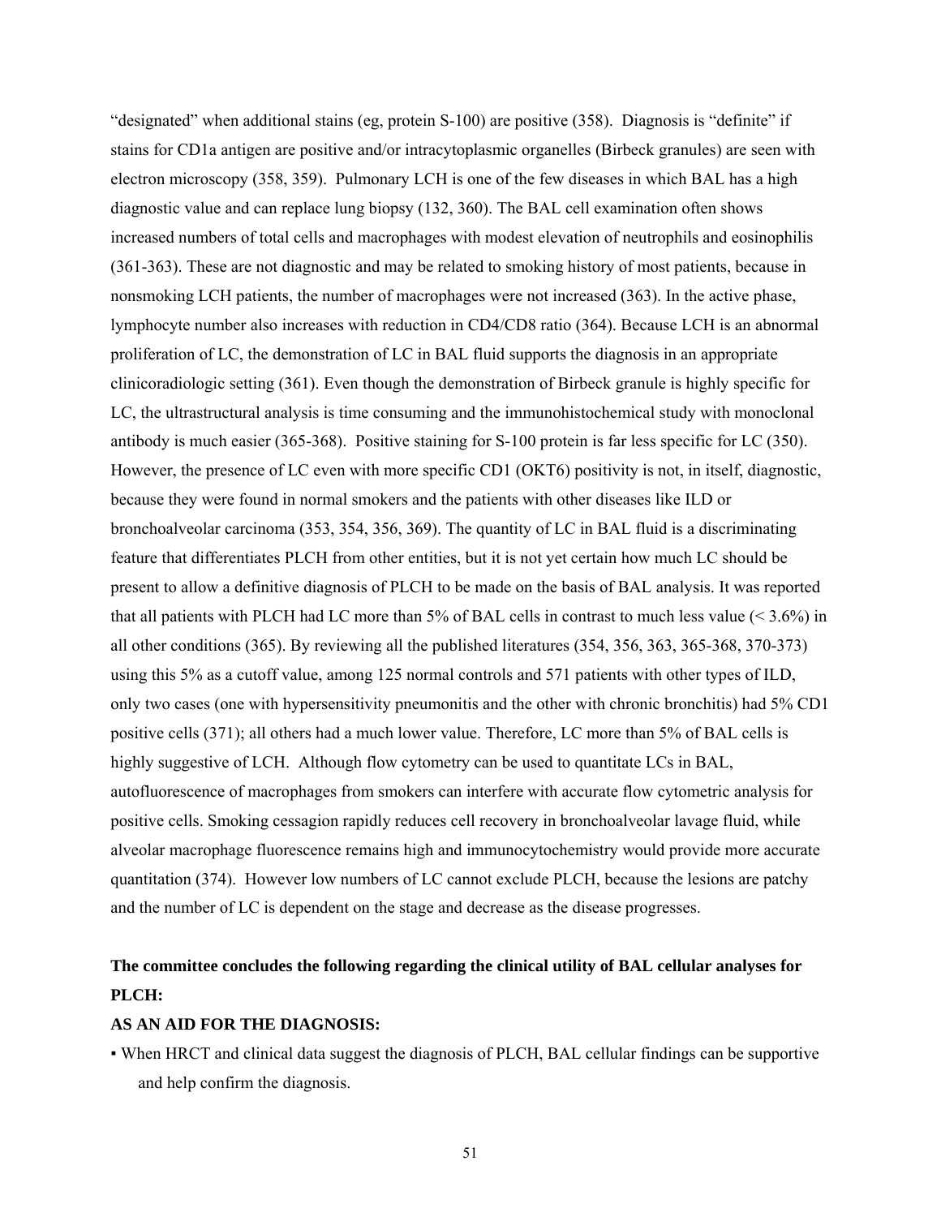"designated" when additional stains (eg, protein S-100) are positive (358). Diagnosis is "definite" if stains for CD1a antigen are positive and/or intracytoplasmic organelles (Birbeck granules) are seen with electron microscopy (358, 359). Pulmonary LCH is one of the few diseases in which BAL has a high diagnostic value and can replace lung biopsy (132, 360). The BAL cell examination often shows increased numbers of total cells and macrophages with modest elevation of neutrophils and eosinophilis (361-363). These are not diagnostic and may be related to smoking history of most patients, because in nonsmoking LCH patients, the number of macrophages were not increased (363). In the active phase, lymphocyte number also increases with reduction in CD4/CD8 ratio (364). Because LCH is an abnormal proliferation of LC, the demonstration of LC in BAL fluid supports the diagnosis in an appropriate clinicoradiologic setting (361). Even though the demonstration of Birbeck granule is highly specific for LC, the ultrastructural analysis is time consuming and the immunohistochemical study with monoclonal antibody is much easier (365-368). Positive staining for S-100 protein is far less specific for LC (350). However, the presence of LC even with more specific CD1 (OKT6) positivity is not, in itself, diagnostic, because they were found in normal smokers and the patients with other diseases like ILD or bronchoalveolar carcinoma (353, 354, 356, 369). The quantity of LC in BAL fluid is a discriminating feature that differentiates PLCH from other entities, but it is not yet certain how much LC should be present to allow a definitive diagnosis of PLCH to be made on the basis of BAL analysis. It was reported that all patients with PLCH had LC more than 5% of BAL cells in contrast to much less value (< 3.6%) in all other conditions (365). By reviewing all the published literatures (354, 356, 363, 365-368, 370-373) using this 5% as a cutoff value, among 125 normal controls and 571 patients with other types of ILD, only two cases (one with hypersensitivity pneumonitis and the other with chronic bronchitis) had 5% CD1 positive cells (371); all others had a much lower value. Therefore, LC more than 5% of BAL cells is highly suggestive of LCH. Although flow cytometry can be used to quantitate LCs in BAL, autofluorescence of macrophages from smokers can interfere with accurate flow cytometric analysis for positive cells. Smoking cessagion rapidly reduces cell recovery in bronchoalveolar lavage fluid, while alveolar macrophage fluorescence remains high and immunocytochemistry would provide more accurate quantitation (374). However low numbers of LC cannot exclude PLCH, because the lesions are patchy and the number of LC is dependent on the stage and decrease as the disease progresses.

**The committee concludes the following regarding the clinical utility of BAL cellular analyses for PLCH:**

**AS AN AID FOR THE DIAGNOSIS:**

- When HRCT and clinical data suggest the diagnosis of PLCH, BAL cellular findings can be supportive and help confirm the diagnosis.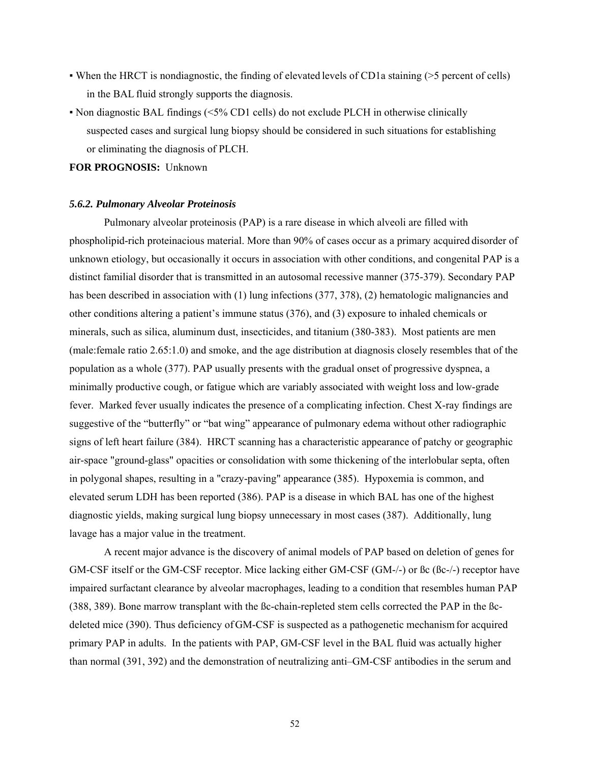- When the HRCT is nondiagnostic, the finding of elevated levels of CD1a staining (>5 percent of cells) in the BAL fluid strongly supports the diagnosis.
- Non diagnostic BAL findings (<5% CD1 cells) do not exclude PLCH in otherwise clinically suspected cases and surgical lung biopsy should be considered in such situations for establishing or eliminating the diagnosis of PLCH.

**FOR PROGNOSIS:** Unknown

### *5.6.2. Pulmonary Alveolar Proteinosis*

Pulmonary alveolar proteinosis (PAP) is a rare disease in which alveoli are filled with phospholipid-rich proteinacious material. More than 90% of cases occur as a primary acquired disorder of unknown etiology, but occasionally it occurs in association with other conditions, and congenital PAP is a distinct familial disorder that is transmitted in an autosomal recessive manner (375-379). Secondary PAP has been described in association with (1) lung infections (377, 378), (2) hematologic malignancies and other conditions altering a patient's immune status (376), and (3) exposure to inhaled chemicals or minerals, such as silica, aluminum dust, insecticides, and titanium (380-383). Most patients are men (male:female ratio 2.65:1.0) and smoke, and the age distribution at diagnosis closely resembles that of the population as a whole (377). PAP usually presents with the gradual onset of progressive dyspnea, a minimally productive cough, or fatigue which are variably associated with weight loss and low-grade fever. Marked fever usually indicates the presence of a complicating infection. Chest X-ray findings are suggestive of the "butterfly" or "bat wing" appearance of pulmonary edema without other radiographic signs of left heart failure (384). HRCT scanning has a characteristic appearance of patchy or geographic air-space "ground-glass" opacities or consolidation with some thickening of the interlobular septa, often in polygonal shapes, resulting in a "crazy-paving" appearance (385). Hypoxemia is common, and elevated serum LDH has been reported (386). PAP is a disease in which BAL has one of the highest diagnostic yields, making surgical lung biopsy unnecessary in most cases (387). Additionally, lung lavage has a major value in the treatment.

A recent major advance is the discovery of animal models of PAP based on deletion of genes for GM-CSF itself or the GM-CSF receptor. Mice lacking either GM-CSF (GM-/-) or ßc (ßc-/-) receptor have impaired surfactant clearance by alveolar macrophages, leading to a condition that resembles human PAP (388, 389). Bone marrow transplant with the ßc-chain-repleted stem cells corrected the PAP in the ßc-deleted mice (390). Thus deficiency of GM-CSF is suspected as a pathogenetic mechanism for acquired primary PAP in adults. In the patients with PAP, GM-CSF level in the BAL fluid was actually higher than normal (391, 392) and the demonstration of neutralizing anti–GM-CSF antibodies in the serum and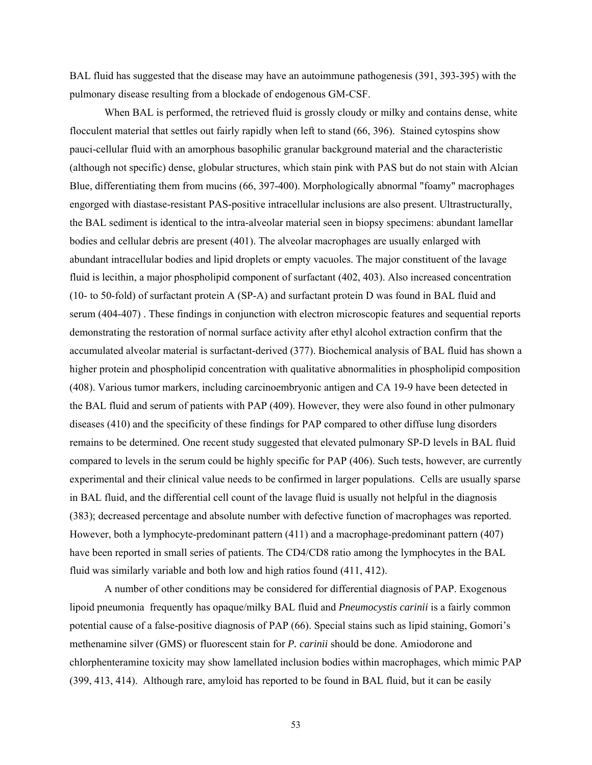BAL fluid has suggested that the disease may have an autoimmune pathogenesis (391, 393-395) with the pulmonary disease resulting from a blockade of endogenous GM-CSF.

When BAL is performed, the retrieved fluid is grossly cloudy or milky and contains dense, white flocculent material that settles out fairly rapidly when left to stand (66, 396). Stained cytospins show pauci-cellular fluid with an amorphous basophilic granular background material and the characteristic (although not specific) dense, globular structures, which stain pink with PAS but do not stain with Alcian Blue, differentiating them from mucins (66, 397-400). Morphologically abnormal "foamy" macrophages engorged with diastase-resistant PAS-positive intracellular inclusions are also present. Ultrastructurally, the BAL sediment is identical to the intra-alveolar material seen in biopsy specimens: abundant lamellar bodies and cellular debris are present (401). The alveolar macrophages are usually enlarged with abundant intracellular bodies and lipid droplets or empty vacuoles. The major constituent of the lavage fluid is lecithin, a major phospholipid component of surfactant (402, 403). Also increased concentration (10- to 50-fold) of surfactant protein A (SP-A) and surfactant protein D was found in BAL fluid and serum (404-407) . These findings in conjunction with electron microscopic features and sequential reports demonstrating the restoration of normal surface activity after ethyl alcohol extraction confirm that the accumulated alveolar material is surfactant-derived (377). Biochemical analysis of BAL fluid has shown a higher protein and phospholipid concentration with qualitative abnormalities in phospholipid composition (408). Various tumor markers, including carcinoembryonic antigen and CA 19-9 have been detected in the BAL fluid and serum of patients with PAP (409). However, they were also found in other pulmonary diseases (410) and the specificity of these findings for PAP compared to other diffuse lung disorders remains to be determined. One recent study suggested that elevated pulmonary SP-D levels in BAL fluid compared to levels in the serum could be highly specific for PAP (406). Such tests, however, are currently experimental and their clinical value needs to be confirmed in larger populations. Cells are usually sparse in BAL fluid, and the differential cell count of the lavage fluid is usually not helpful in the diagnosis (383); decreased percentage and absolute number with defective function of macrophages was reported. However, both a lymphocyte-predominant pattern (411) and a macrophage-predominant pattern (407) have been reported in small series of patients. The CD4/CD8 ratio among the lymphocytes in the BAL fluid was similarly variable and both low and high ratios found (411, 412).

A number of other conditions may be considered for differential diagnosis of PAP. Exogenous lipoid pneumonia frequently has opaque/milky BAL fluid and *Pneumocystis carinii* is a fairly common potential cause of a false-positive diagnosis of PAP (66). Special stains such as lipid staining, Gomori's methenamine silver (GMS) or fluorescent stain for *P. carinii* should be done. Amiodorone and chlorphenteramine toxicity may show lamellated inclusion bodies within macrophages, which mimic PAP (399, 413, 414). Although rare, amyloid has reported to be found in BAL fluid, but it can be easily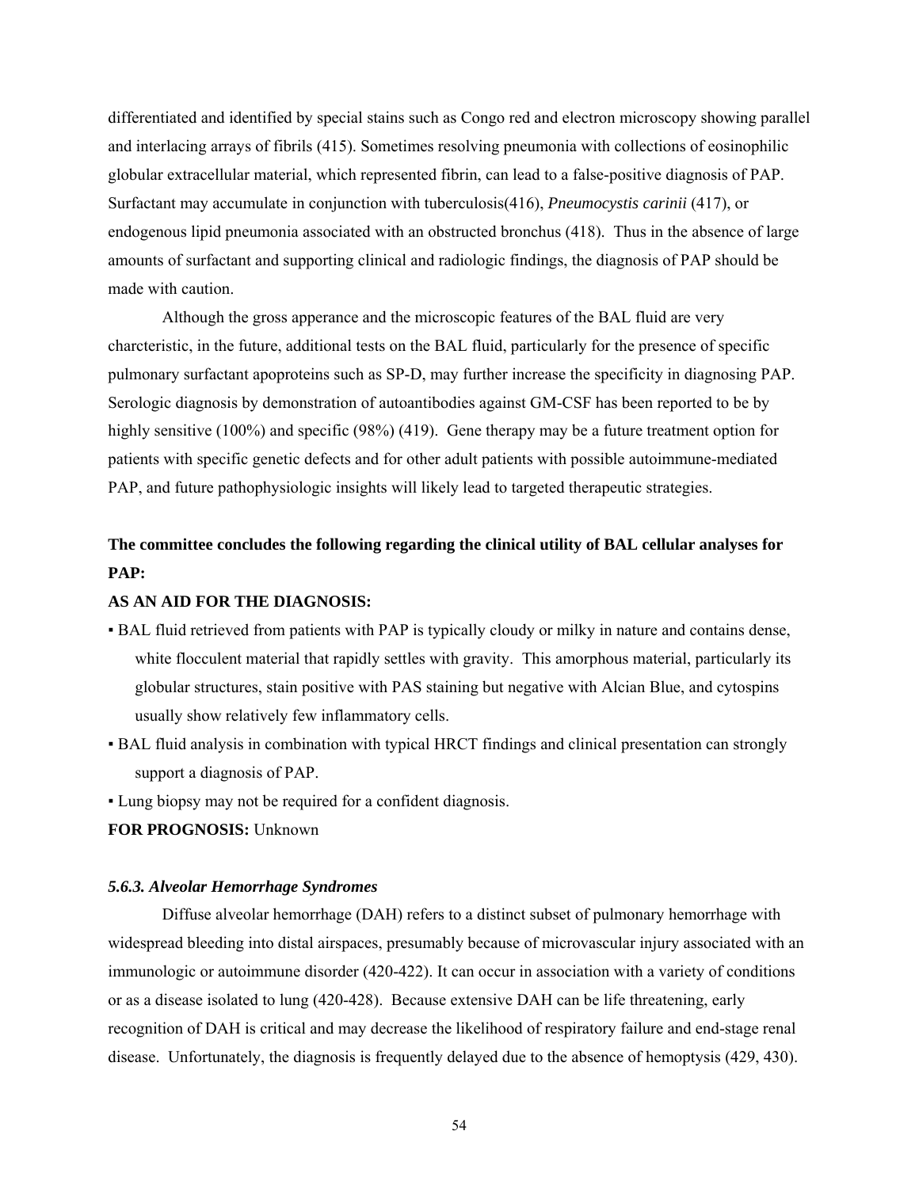differentiated and identified by special stains such as Congo red and electron microscopy showing parallel and interlacing arrays of fibrils (415). Sometimes resolving pneumonia with collections of eosinophilic globular extracellular material, which represented fibrin, can lead to a false-positive diagnosis of PAP. Surfactant may accumulate in conjunction with tuberculosis(416), *Pneumocystis carinii* (417), or endogenous lipid pneumonia associated with an obstructed bronchus (418). Thus in the absence of large amounts of surfactant and supporting clinical and radiologic findings, the diagnosis of PAP should be made with caution.

Although the gross apperance and the microscopic features of the BAL fluid are very charcteristic, in the future, additional tests on the BAL fluid, particularly for the presence of specific pulmonary surfactant apoproteins such as SP-D, may further increase the specificity in diagnosing PAP. Serologic diagnosis by demonstration of autoantibodies against GM-CSF has been reported to be by highly sensitive (100%) and specific (98%) (419). Gene therapy may be a future treatment option for patients with specific genetic defects and for other adult patients with possible autoimmune-mediated PAP, and future pathophysiologic insights will likely lead to targeted therapeutic strategies.

**The committee concludes the following regarding the clinical utility of BAL cellular analyses for PAP:**

**AS AN AID FOR THE DIAGNOSIS:**

- BAL fluid retrieved from patients with PAP is typically cloudy or milky in nature and contains dense, white flocculent material that rapidly settles with gravity. This amorphous material, particularly its globular structures, stain positive with PAS staining but negative with Alcian Blue, and cytospins usually show relatively few inflammatory cells.
- BAL fluid analysis in combination with typical HRCT findings and clinical presentation can strongly support a diagnosis of PAP.
- Lung biopsy may not be required for a confident diagnosis.

**FOR PROGNOSIS:** Unknown

### *5.6.3. Alveolar Hemorrhage Syndromes*

Diffuse alveolar hemorrhage (DAH) refers to a distinct subset of pulmonary hemorrhage with widespread bleeding into distal airspaces, presumably because of microvascular injury associated with an immunologic or autoimmune disorder (420-422). It can occur in association with a variety of conditions or as a disease isolated to lung (420-428). Because extensive DAH can be life threatening, early recognition of DAH is critical and may decrease the likelihood of respiratory failure and end-stage renal disease. Unfortunately, the diagnosis is frequently delayed due to the absence of hemoptysis (429, 430).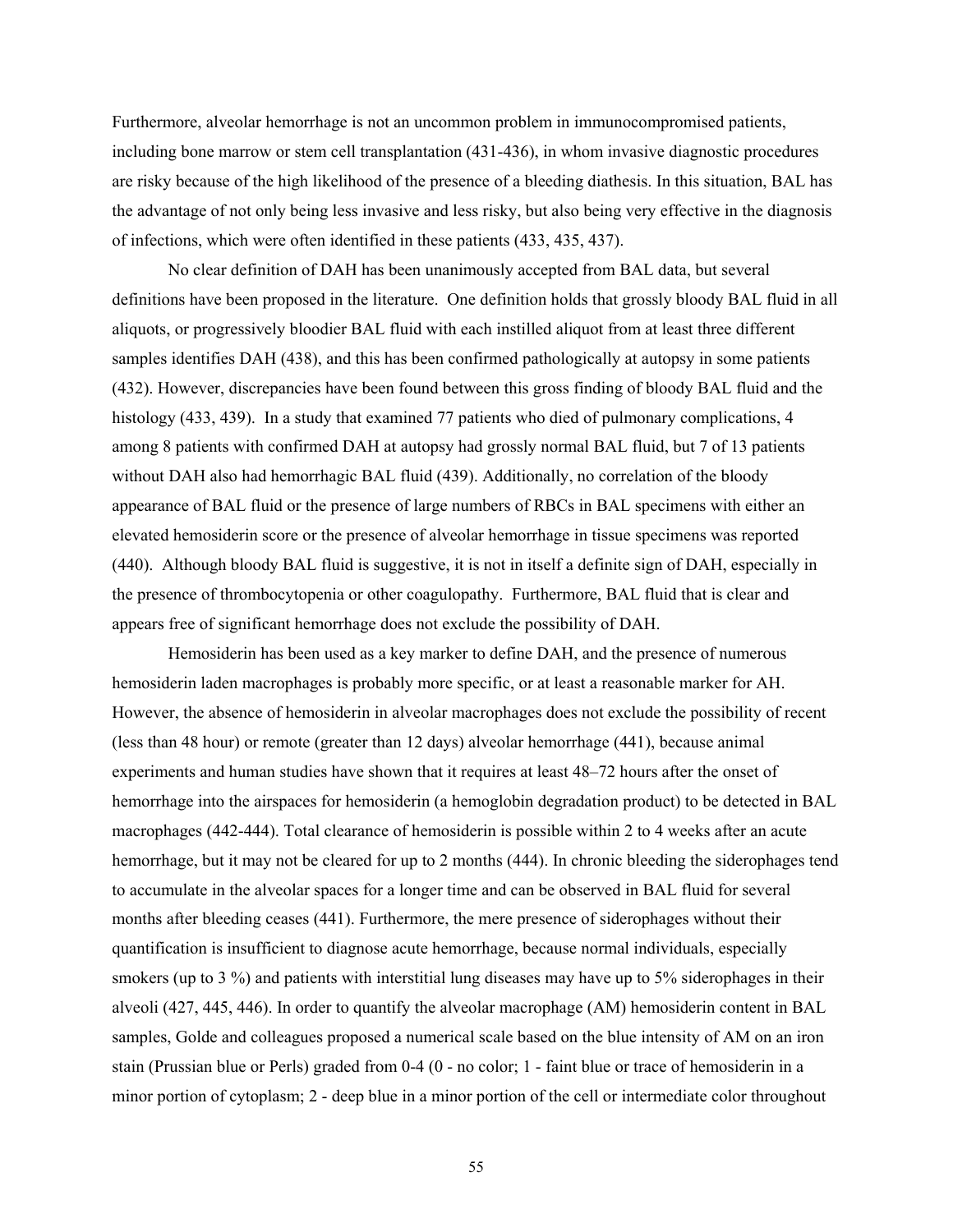Furthermore, alveolar hemorrhage is not an uncommon problem in immunocompromised patients, including bone marrow or stem cell transplantation (431-436), in whom invasive diagnostic procedures are risky because of the high likelihood of the presence of a bleeding diathesis. In this situation, BAL has the advantage of not only being less invasive and less risky, but also being very effective in the diagnosis of infections, which were often identified in these patients (433, 435, 437).

No clear definition of DAH has been unanimously accepted from BAL data, but several definitions have been proposed in the literature. One definition holds that grossly bloody BAL fluid in all aliquots, or progressively bloodier BAL fluid with each instilled aliquot from at least three different samples identifies DAH (438), and this has been confirmed pathologically at autopsy in some patients (432). However, discrepancies have been found between this gross finding of bloody BAL fluid and the histology (433, 439). In a study that examined 77 patients who died of pulmonary complications, 4 among 8 patients with confirmed DAH at autopsy had grossly normal BAL fluid, but 7 of 13 patients without DAH also had hemorrhagic BAL fluid (439). Additionally, no correlation of the bloody appearance of BAL fluid or the presence of large numbers of RBCs in BAL specimens with either an elevated hemosiderin score or the presence of alveolar hemorrhage in tissue specimens was reported (440). Although bloody BAL fluid is suggestive, it is not in itself a definite sign of DAH, especially in the presence of thrombocytopenia or other coagulopathy. Furthermore, BAL fluid that is clear and appears free of significant hemorrhage does not exclude the possibility of DAH.

Hemosiderin has been used as a key marker to define DAH, and the presence of numerous hemosiderin laden macrophages is probably more specific, or at least a reasonable marker for AH. However, the absence of hemosiderin in alveolar macrophages does not exclude the possibility of recent (less than 48 hour) or remote (greater than 12 days) alveolar hemorrhage (441), because animal experiments and human studies have shown that it requires at least 48–72 hours after the onset of hemorrhage into the airspaces for hemosiderin (a hemoglobin degradation product) to be detected in BAL macrophages (442-444). Total clearance of hemosiderin is possible within 2 to 4 weeks after an acute hemorrhage, but it may not be cleared for up to 2 months (444). In chronic bleeding the siderophages tend to accumulate in the alveolar spaces for a longer time and can be observed in BAL fluid for several months after bleeding ceases (441). Furthermore, the mere presence of siderophages without their quantification is insufficient to diagnose acute hemorrhage, because normal individuals, especially smokers (up to 3 %) and patients with interstitial lung diseases may have up to 5% siderophages in their alveoli (427, 445, 446). In order to quantify the alveolar macrophage (AM) hemosiderin content in BAL samples, Golde and colleagues proposed a numerical scale based on the blue intensity of AM on an iron stain (Prussian blue or Perls) graded from 0-4 (0 - no color; 1 - faint blue or trace of hemosiderin in a minor portion of cytoplasm; 2 - deep blue in a minor portion of the cell or intermediate color throughout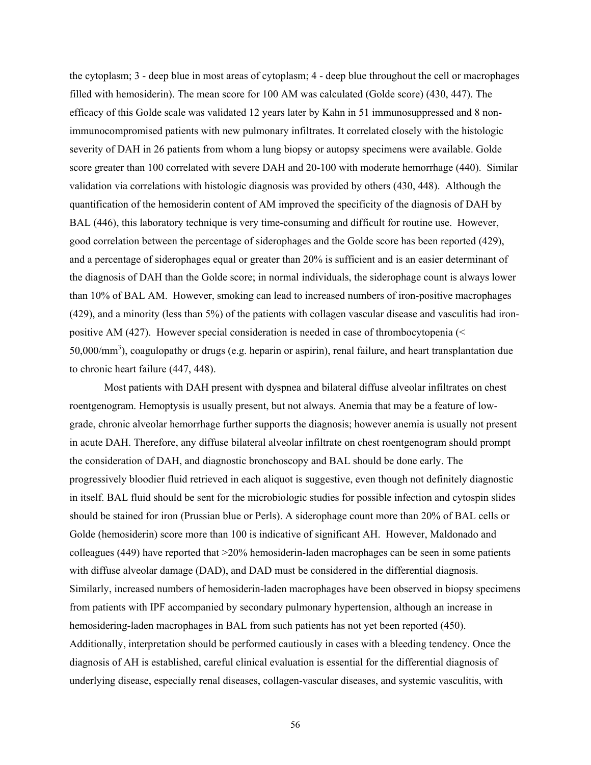the cytoplasm; 3 - deep blue in most areas of cytoplasm; 4 - deep blue throughout the cell or macrophages filled with hemosiderin). The mean score for 100 AM was calculated (Golde score) (430, 447). The efficacy of this Golde scale was validated 12 years later by Kahn in 51 immunosuppressed and 8 non-immunocompromised patients with new pulmonary infiltrates. It correlated closely with the histologic severity of DAH in 26 patients from whom a lung biopsy or autopsy specimens were available. Golde score greater than 100 correlated with severe DAH and 20-100 with moderate hemorrhage (440). Similar validation via correlations with histologic diagnosis was provided by others (430, 448). Although the quantification of the hemosiderin content of AM improved the specificity of the diagnosis of DAH by BAL (446), this laboratory technique is very time-consuming and difficult for routine use. However, good correlation between the percentage of siderophages and the Golde score has been reported (429), and a percentage of siderophages equal or greater than 20% is sufficient and is an easier determinant of the diagnosis of DAH than the Golde score; in normal individuals, the siderophage count is always lower than 10% of BAL AM. However, smoking can lead to increased numbers of iron-positive macrophages (429), and a minority (less than 5%) of the patients with collagen vascular disease and vasculitis had iron-positive AM (427). However special consideration is needed in case of thrombocytopenia (< 50,000/mm$^3$), coagulopathy or drugs (e.g. heparin or aspirin), renal failure, and heart transplantation due to chronic heart failure (447, 448).

Most patients with DAH present with dyspnea and bilateral diffuse alveolar infiltrates on chest roentgenogram. Hemoptysis is usually present, but not always. Anemia that may be a feature of low-grade, chronic alveolar hemorrhage further supports the diagnosis; however anemia is usually not present in acute DAH. Therefore, any diffuse bilateral alveolar infiltrate on chest roentgenogram should prompt the consideration of DAH, and diagnostic bronchoscopy and BAL should be done early. The progressively bloodier fluid retrieved in each aliquot is suggestive, even though not definitely diagnostic in itself. BAL fluid should be sent for the microbiologic studies for possible infection and cytospin slides should be stained for iron (Prussian blue or Perls). A siderophage count more than 20% of BAL cells or Golde (hemosiderin) score more than 100 is indicative of significant AH. However, Maldonado and colleagues (449) have reported that >20% hemosiderin-laden macrophages can be seen in some patients with diffuse alveolar damage (DAD), and DAD must be considered in the differential diagnosis. Similarly, increased numbers of hemosiderin-laden macrophages have been observed in biopsy specimens from patients with IPF accompanied by secondary pulmonary hypertension, although an increase in hemosidering-laden macrophages in BAL from such patients has not yet been reported (450). Additionally, interpretation should be performed cautiously in cases with a bleeding tendency. Once the diagnosis of AH is established, careful clinical evaluation is essential for the differential diagnosis of underlying disease, especially renal diseases, collagen-vascular diseases, and systemic vasculitis, with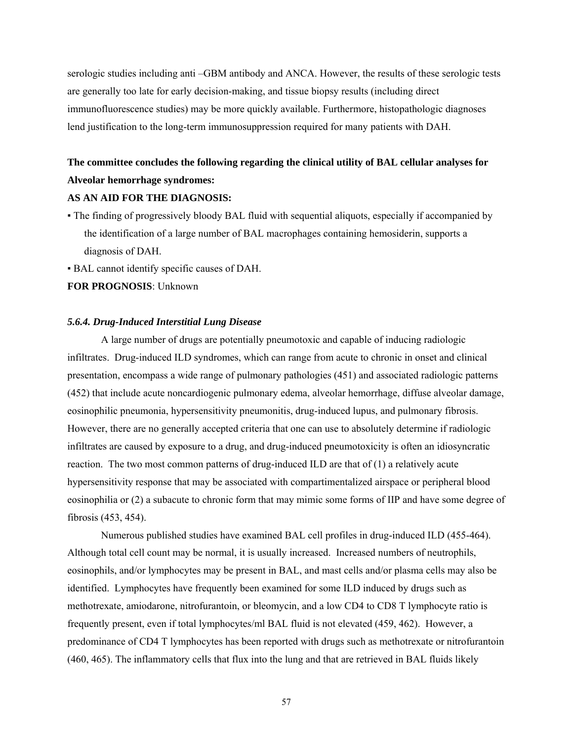serologic studies including anti –GBM antibody and ANCA. However, the results of these serologic tests are generally too late for early decision-making, and tissue biopsy results (including direct immunofluorescence studies) may be more quickly available. Furthermore, histopathologic diagnoses lend justification to the long-term immunosuppression required for many patients with DAH.

**The committee concludes the following regarding the clinical utility of BAL cellular analyses for Alveolar hemorrhage syndromes:**

**AS AN AID FOR THE DIAGNOSIS:**

▪ The finding of progressively bloody BAL fluid with sequential aliquots, especially if accompanied by the identification of a large number of BAL macrophages containing hemosiderin, supports a diagnosis of DAH.

▪ BAL cannot identify specific causes of DAH.

**FOR PROGNOSIS**: Unknown

#### *5.6.4. Drug-Induced Interstitial Lung Disease*

A large number of drugs are potentially pneumotoxic and capable of inducing radiologic infiltrates. Drug-induced ILD syndromes, which can range from acute to chronic in onset and clinical presentation, encompass a wide range of pulmonary pathologies (451) and associated radiologic patterns (452) that include acute noncardiogenic pulmonary edema, alveolar hemorrhage, diffuse alveolar damage, eosinophilic pneumonia, hypersensitivity pneumonitis, drug-induced lupus, and pulmonary fibrosis. However, there are no generally accepted criteria that one can use to absolutely determine if radiologic infiltrates are caused by exposure to a drug, and drug-induced pneumotoxicity is often an idiosyncratic reaction. The two most common patterns of drug-induced ILD are that of (1) a relatively acute hypersensitivity response that may be associated with compartimentalized airspace or peripheral blood eosinophilia or (2) a subacute to chronic form that may mimic some forms of IIP and have some degree of fibrosis (453, 454).

Numerous published studies have examined BAL cell profiles in drug-induced ILD (455-464). Although total cell count may be normal, it is usually increased. Increased numbers of neutrophils, eosinophils, and/or lymphocytes may be present in BAL, and mast cells and/or plasma cells may also be identified. Lymphocytes have frequently been examined for some ILD induced by drugs such as methotrexate, amiodarone, nitrofurantoin, or bleomycin, and a low CD4 to CD8 T lymphocyte ratio is frequently present, even if total lymphocytes/ml BAL fluid is not elevated (459, 462). However, a predominance of CD4 T lymphocytes has been reported with drugs such as methotrexate or nitrofurantoin (460, 465). The inflammatory cells that flux into the lung and that are retrieved in BAL fluids likely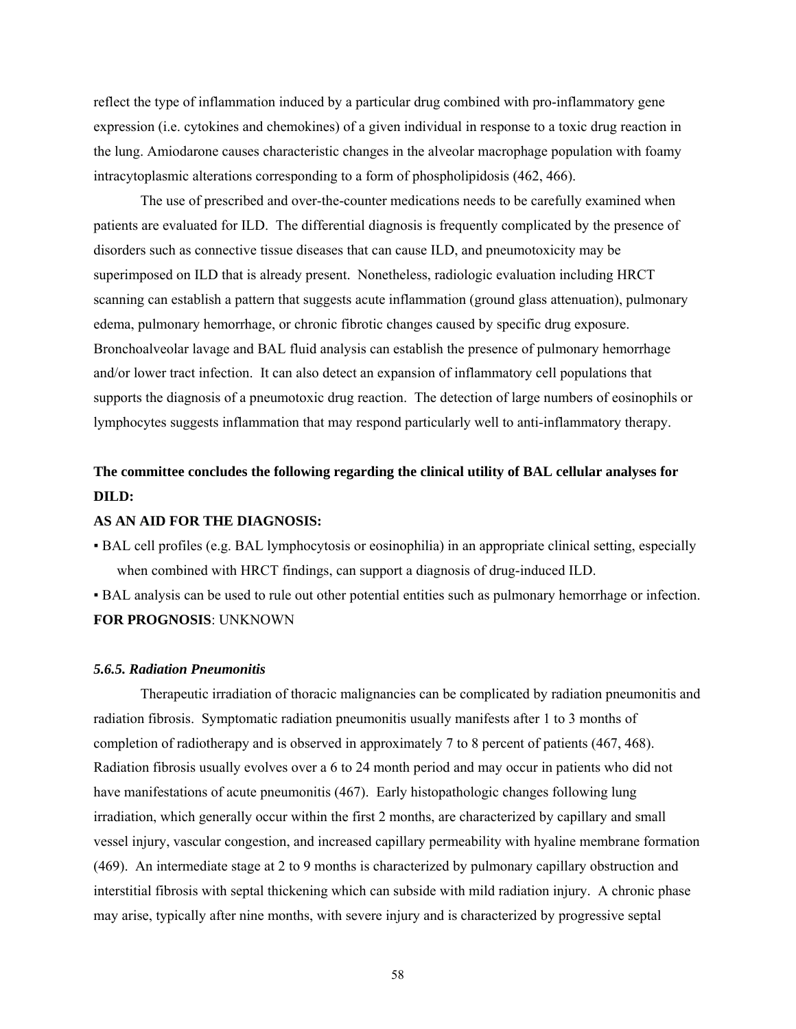reflect the type of inflammation induced by a particular drug combined with pro-inflammatory gene expression (i.e. cytokines and chemokines) of a given individual in response to a toxic drug reaction in the lung. Amiodarone causes characteristic changes in the alveolar macrophage population with foamy intracytoplasmic alterations corresponding to a form of phospholipidosis (462, 466).

The use of prescribed and over-the-counter medications needs to be carefully examined when patients are evaluated for ILD. The differential diagnosis is frequently complicated by the presence of disorders such as connective tissue diseases that can cause ILD, and pneumotoxicity may be superimposed on ILD that is already present. Nonetheless, radiologic evaluation including HRCT scanning can establish a pattern that suggests acute inflammation (ground glass attenuation), pulmonary edema, pulmonary hemorrhage, or chronic fibrotic changes caused by specific drug exposure. Bronchoalveolar lavage and BAL fluid analysis can establish the presence of pulmonary hemorrhage and/or lower tract infection. It can also detect an expansion of inflammatory cell populations that supports the diagnosis of a pneumotoxic drug reaction. The detection of large numbers of eosinophils or lymphocytes suggests inflammation that may respond particularly well to anti-inflammatory therapy.

**The committee concludes the following regarding the clinical utility of BAL cellular analyses for DILD:**

**AS AN AID FOR THE DIAGNOSIS:**

▪ BAL cell profiles (e.g. BAL lymphocytosis or eosinophilia) in an appropriate clinical setting, especially when combined with HRCT findings, can support a diagnosis of drug-induced ILD.

▪ BAL analysis can be used to rule out other potential entities such as pulmonary hemorrhage or infection.

**FOR PROGNOSIS**: UNKNOWN

### *5.6.5. Radiation Pneumonitis*

Therapeutic irradiation of thoracic malignancies can be complicated by radiation pneumonitis and radiation fibrosis. Symptomatic radiation pneumonitis usually manifests after 1 to 3 months of completion of radiotherapy and is observed in approximately 7 to 8 percent of patients (467, 468). Radiation fibrosis usually evolves over a 6 to 24 month period and may occur in patients who did not have manifestations of acute pneumonitis (467). Early histopathologic changes following lung irradiation, which generally occur within the first 2 months, are characterized by capillary and small vessel injury, vascular congestion, and increased capillary permeability with hyaline membrane formation (469). An intermediate stage at 2 to 9 months is characterized by pulmonary capillary obstruction and interstitial fibrosis with septal thickening which can subside with mild radiation injury. A chronic phase may arise, typically after nine months, with severe injury and is characterized by progressive septal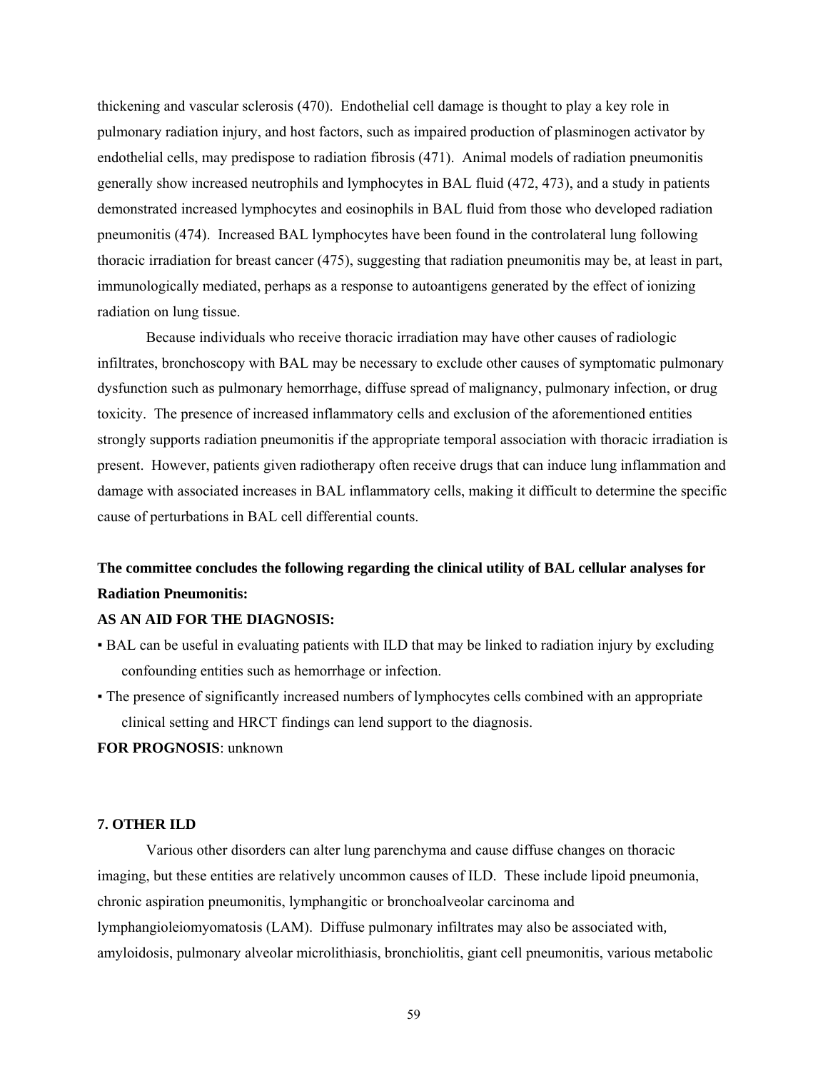thickening and vascular sclerosis (470). Endothelial cell damage is thought to play a key role in pulmonary radiation injury, and host factors, such as impaired production of plasminogen activator by endothelial cells, may predispose to radiation fibrosis (471). Animal models of radiation pneumonitis generally show increased neutrophils and lymphocytes in BAL fluid (472, 473), and a study in patients demonstrated increased lymphocytes and eosinophils in BAL fluid from those who developed radiation pneumonitis (474). Increased BAL lymphocytes have been found in the controlateral lung following thoracic irradiation for breast cancer (475), suggesting that radiation pneumonitis may be, at least in part, immunologically mediated, perhaps as a response to autoantigens generated by the effect of ionizing radiation on lung tissue.

Because individuals who receive thoracic irradiation may have other causes of radiologic infiltrates, bronchoscopy with BAL may be necessary to exclude other causes of symptomatic pulmonary dysfunction such as pulmonary hemorrhage, diffuse spread of malignancy, pulmonary infection, or drug toxicity. The presence of increased inflammatory cells and exclusion of the aforementioned entities strongly supports radiation pneumonitis if the appropriate temporal association with thoracic irradiation is present. However, patients given radiotherapy often receive drugs that can induce lung inflammation and damage with associated increases in BAL inflammatory cells, making it difficult to determine the specific cause of perturbations in BAL cell differential counts.

**The committee concludes the following regarding the clinical utility of BAL cellular analyses for Radiation Pneumonitis:**

**AS AN AID FOR THE DIAGNOSIS:**

- BAL can be useful in evaluating patients with ILD that may be linked to radiation injury by excluding confounding entities such as hemorrhage or infection.
- The presence of significantly increased numbers of lymphocytes cells combined with an appropriate clinical setting and HRCT findings can lend support to the diagnosis.

**FOR PROGNOSIS**: unknown

### 7. OTHER ILD

Various other disorders can alter lung parenchyma and cause diffuse changes on thoracic imaging, but these entities are relatively uncommon causes of ILD. These include lipoid pneumonia, chronic aspiration pneumonitis, lymphangitic or bronchoalveolar carcinoma and lymphangioleiomyomatosis (LAM). Diffuse pulmonary infiltrates may also be associated with, amyloidosis, pulmonary alveolar microlithiasis, bronchiolitis, giant cell pneumonitis, various metabolic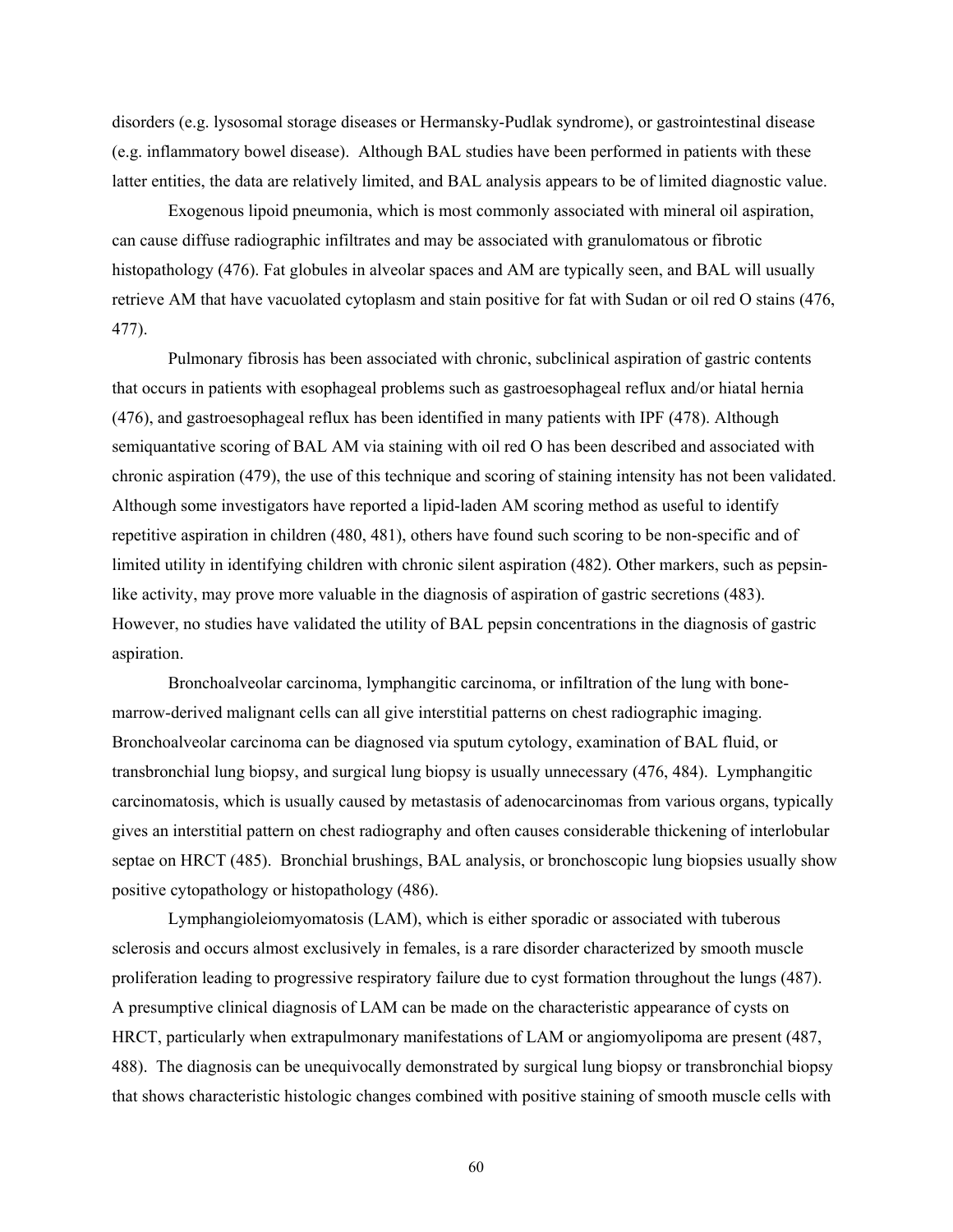disorders (e.g. lysosomal storage diseases or Hermansky-Pudlak syndrome), or gastrointestinal disease (e.g. inflammatory bowel disease). Although BAL studies have been performed in patients with these latter entities, the data are relatively limited, and BAL analysis appears to be of limited diagnostic value.

Exogenous lipoid pneumonia, which is most commonly associated with mineral oil aspiration, can cause diffuse radiographic infiltrates and may be associated with granulomatous or fibrotic histopathology (476). Fat globules in alveolar spaces and AM are typically seen, and BAL will usually retrieve AM that have vacuolated cytoplasm and stain positive for fat with Sudan or oil red O stains (476, 477).

Pulmonary fibrosis has been associated with chronic, subclinical aspiration of gastric contents that occurs in patients with esophageal problems such as gastroesophageal reflux and/or hiatal hernia (476), and gastroesophageal reflux has been identified in many patients with IPF (478). Although semiquantative scoring of BAL AM via staining with oil red O has been described and associated with chronic aspiration (479), the use of this technique and scoring of staining intensity has not been validated. Although some investigators have reported a lipid-laden AM scoring method as useful to identify repetitive aspiration in children (480, 481), others have found such scoring to be non-specific and of limited utility in identifying children with chronic silent aspiration (482). Other markers, such as pepsin-like activity, may prove more valuable in the diagnosis of aspiration of gastric secretions (483). However, no studies have validated the utility of BAL pepsin concentrations in the diagnosis of gastric aspiration.

Bronchoalveolar carcinoma, lymphangitic carcinoma, or infiltration of the lung with bone-marrow-derived malignant cells can all give interstitial patterns on chest radiographic imaging. Bronchoalveolar carcinoma can be diagnosed via sputum cytology, examination of BAL fluid, or transbronchial lung biopsy, and surgical lung biopsy is usually unnecessary (476, 484). Lymphangitic carcinomatosis, which is usually caused by metastasis of adenocarcinomas from various organs, typically gives an interstitial pattern on chest radiography and often causes considerable thickening of interlobular septae on HRCT (485). Bronchial brushings, BAL analysis, or bronchoscopic lung biopsies usually show positive cytopathology or histopathology (486).

Lymphangioleiomyomatosis (LAM), which is either sporadic or associated with tuberous sclerosis and occurs almost exclusively in females, is a rare disorder characterized by smooth muscle proliferation leading to progressive respiratory failure due to cyst formation throughout the lungs (487). A presumptive clinical diagnosis of LAM can be made on the characteristic appearance of cysts on HRCT, particularly when extrapulmonary manifestations of LAM or angiomyolipoma are present (487, 488). The diagnosis can be unequivocally demonstrated by surgical lung biopsy or transbronchial biopsy that shows characteristic histologic changes combined with positive staining of smooth muscle cells with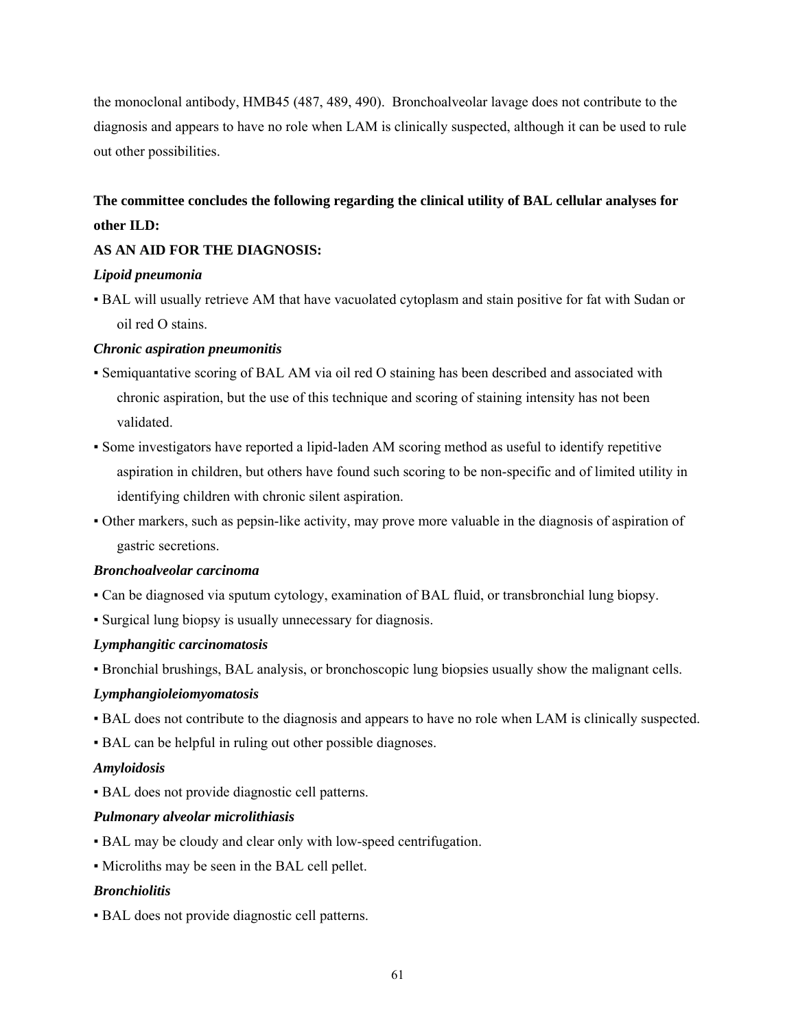the monoclonal antibody, HMB45 (487, 489, 490). Bronchoalveolar lavage does not contribute to the diagnosis and appears to have no role when LAM is clinically suspected, although it can be used to rule out other possibilities.

**The committee concludes the following regarding the clinical utility of BAL cellular analyses for other ILD:**

**AS AN AID FOR THE DIAGNOSIS:**

***Lipoid pneumonia***

- BAL will usually retrieve AM that have vacuolated cytoplasm and stain positive for fat with Sudan or oil red O stains.

***Chronic aspiration pneumonitis***

- Semiquantative scoring of BAL AM via oil red O staining has been described and associated with chronic aspiration, but the use of this technique and scoring of staining intensity has not been validated.
- Some investigators have reported a lipid-laden AM scoring method as useful to identify repetitive aspiration in children, but others have found such scoring to be non-specific and of limited utility in identifying children with chronic silent aspiration.
- Other markers, such as pepsin-like activity, may prove more valuable in the diagnosis of aspiration of gastric secretions.

***Bronchoalveolar carcinoma***

- Can be diagnosed via sputum cytology, examination of BAL fluid, or transbronchial lung biopsy.
- Surgical lung biopsy is usually unnecessary for diagnosis.

***Lymphangitic carcinomatosis***

- Bronchial brushings, BAL analysis, or bronchoscopic lung biopsies usually show the malignant cells.

***Lymphangioleiomyomatosis***

- BAL does not contribute to the diagnosis and appears to have no role when LAM is clinically suspected.
- BAL can be helpful in ruling out other possible diagnoses.

***Amyloidosis***

- BAL does not provide diagnostic cell patterns.

***Pulmonary alveolar microlithiasis***

- BAL may be cloudy and clear only with low-speed centrifugation.
- Microliths may be seen in the BAL cell pellet.

***Bronchiolitis***

- BAL does not provide diagnostic cell patterns.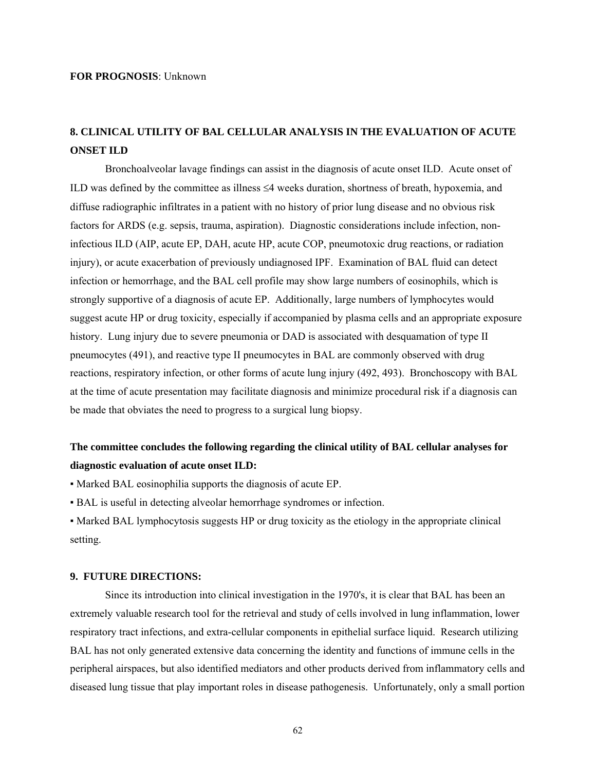**FOR PROGNOSIS**: Unknown

## 8. CLINICAL UTILITY OF BAL CELLULAR ANALYSIS IN THE EVALUATION OF ACUTE ONSET ILD

Bronchoalveolar lavage findings can assist in the diagnosis of acute onset ILD. Acute onset of ILD was defined by the committee as illness ≤4 weeks duration, shortness of breath, hypoxemia, and diffuse radiographic infiltrates in a patient with no history of prior lung disease and no obvious risk factors for ARDS (e.g. sepsis, trauma, aspiration). Diagnostic considerations include infection, non-infectious ILD (AIP, acute EP, DAH, acute HP, acute COP, pneumotoxic drug reactions, or radiation injury), or acute exacerbation of previously undiagnosed IPF. Examination of BAL fluid can detect infection or hemorrhage, and the BAL cell profile may show large numbers of eosinophils, which is strongly supportive of a diagnosis of acute EP. Additionally, large numbers of lymphocytes would suggest acute HP or drug toxicity, especially if accompanied by plasma cells and an appropriate exposure history. Lung injury due to severe pneumonia or DAD is associated with desquamation of type II pneumocytes (491), and reactive type II pneumocytes in BAL are commonly observed with drug reactions, respiratory infection, or other forms of acute lung injury (492, 493). Bronchoscopy with BAL at the time of acute presentation may facilitate diagnosis and minimize procedural risk if a diagnosis can be made that obviates the need to progress to a surgical lung biopsy.

**The committee concludes the following regarding the clinical utility of BAL cellular analyses for diagnostic evaluation of acute onset ILD:**

- Marked BAL eosinophilia supports the diagnosis of acute EP.
- BAL is useful in detecting alveolar hemorrhage syndromes or infection.
- Marked BAL lymphocytosis suggests HP or drug toxicity as the etiology in the appropriate clinical setting.

## 9. FUTURE DIRECTIONS:

Since its introduction into clinical investigation in the 1970's, it is clear that BAL has been an extremely valuable research tool for the retrieval and study of cells involved in lung inflammation, lower respiratory tract infections, and extra-cellular components in epithelial surface liquid. Research utilizing BAL has not only generated extensive data concerning the identity and functions of immune cells in the peripheral airspaces, but also identified mediators and other products derived from inflammatory cells and diseased lung tissue that play important roles in disease pathogenesis. Unfortunately, only a small portion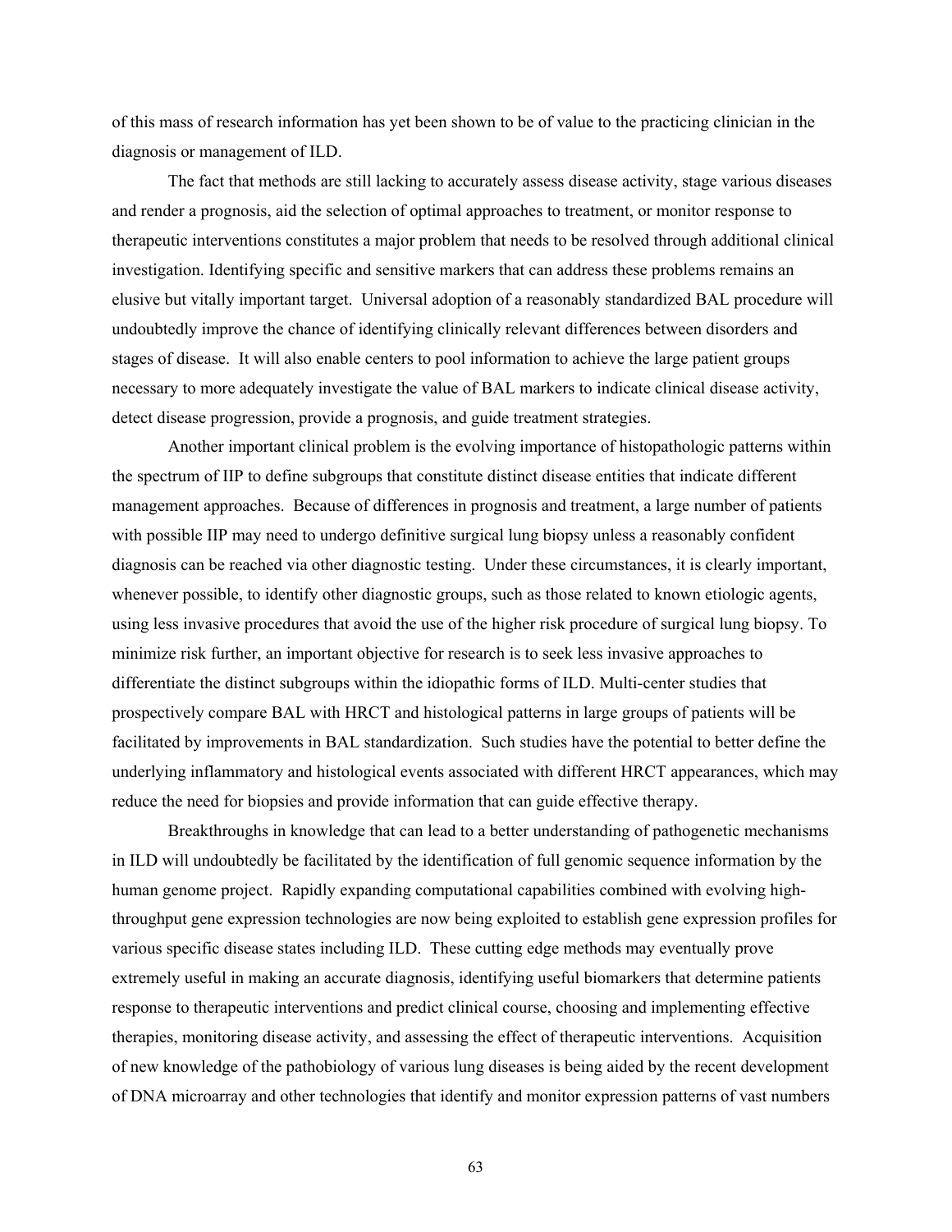of this mass of research information has yet been shown to be of value to the practicing clinician in the diagnosis or management of ILD.

The fact that methods are still lacking to accurately assess disease activity, stage various diseases and render a prognosis, aid the selection of optimal approaches to treatment, or monitor response to therapeutic interventions constitutes a major problem that needs to be resolved through additional clinical investigation. Identifying specific and sensitive markers that can address these problems remains an elusive but vitally important target. Universal adoption of a reasonably standardized BAL procedure will undoubtedly improve the chance of identifying clinically relevant differences between disorders and stages of disease. It will also enable centers to pool information to achieve the large patient groups necessary to more adequately investigate the value of BAL markers to indicate clinical disease activity, detect disease progression, provide a prognosis, and guide treatment strategies.

Another important clinical problem is the evolving importance of histopathologic patterns within the spectrum of IIP to define subgroups that constitute distinct disease entities that indicate different management approaches. Because of differences in prognosis and treatment, a large number of patients with possible IIP may need to undergo definitive surgical lung biopsy unless a reasonably confident diagnosis can be reached via other diagnostic testing. Under these circumstances, it is clearly important, whenever possible, to identify other diagnostic groups, such as those related to known etiologic agents, using less invasive procedures that avoid the use of the higher risk procedure of surgical lung biopsy. To minimize risk further, an important objective for research is to seek less invasive approaches to differentiate the distinct subgroups within the idiopathic forms of ILD. Multi-center studies that prospectively compare BAL with HRCT and histological patterns in large groups of patients will be facilitated by improvements in BAL standardization. Such studies have the potential to better define the underlying inflammatory and histological events associated with different HRCT appearances, which may reduce the need for biopsies and provide information that can guide effective therapy.

Breakthroughs in knowledge that can lead to a better understanding of pathogenetic mechanisms in ILD will undoubtedly be facilitated by the identification of full genomic sequence information by the human genome project. Rapidly expanding computational capabilities combined with evolving high-throughput gene expression technologies are now being exploited to establish gene expression profiles for various specific disease states including ILD. These cutting edge methods may eventually prove extremely useful in making an accurate diagnosis, identifying useful biomarkers that determine patients response to therapeutic interventions and predict clinical course, choosing and implementing effective therapies, monitoring disease activity, and assessing the effect of therapeutic interventions. Acquisition of new knowledge of the pathobiology of various lung diseases is being aided by the recent development of DNA microarray and other technologies that identify and monitor expression patterns of vast numbers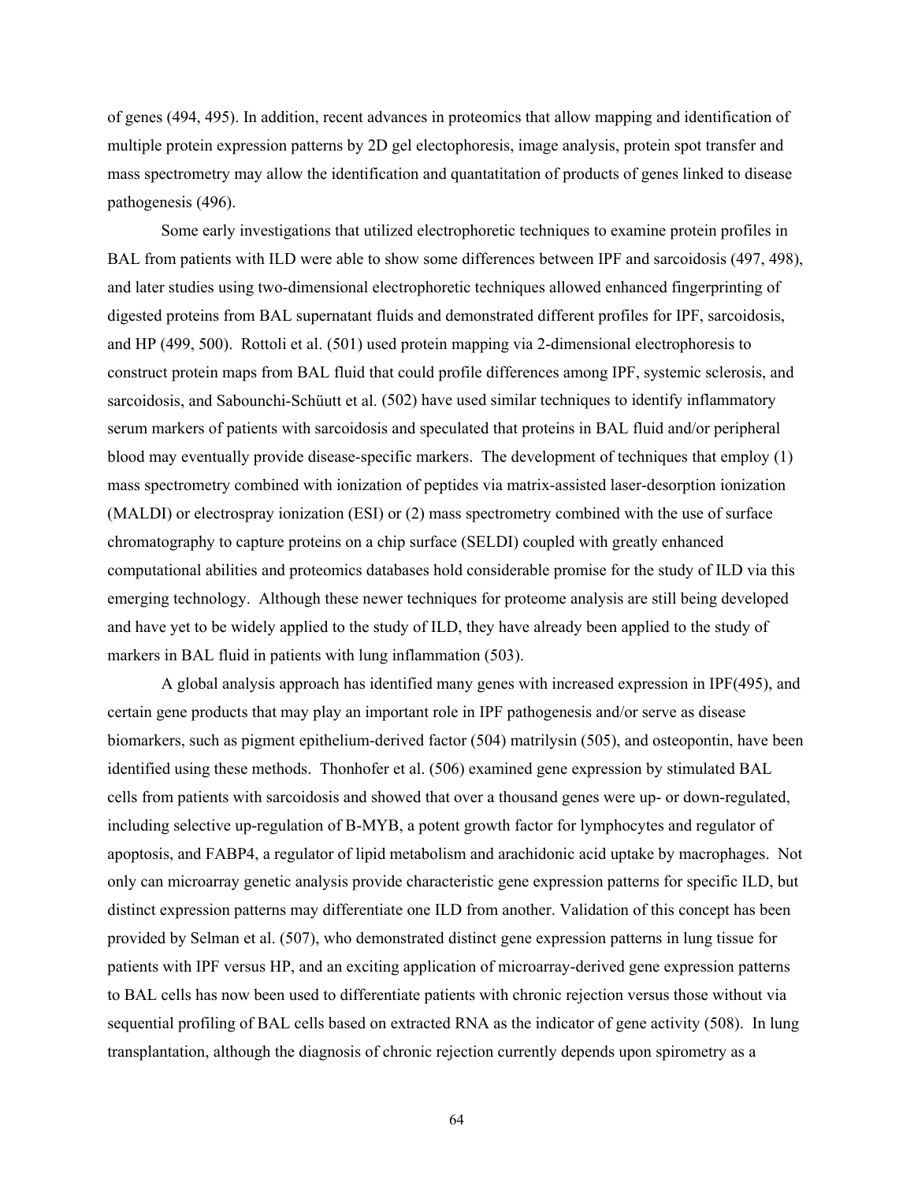of genes (494, 495). In addition, recent advances in proteomics that allow mapping and identification of multiple protein expression patterns by 2D gel electophoresis, image analysis, protein spot transfer and mass spectrometry may allow the identification and quantatitation of products of genes linked to disease pathogenesis (496).

Some early investigations that utilized electrophoretic techniques to examine protein profiles in BAL from patients with ILD were able to show some differences between IPF and sarcoidosis (497, 498), and later studies using two-dimensional electrophoretic techniques allowed enhanced fingerprinting of digested proteins from BAL supernatant fluids and demonstrated different profiles for IPF, sarcoidosis, and HP (499, 500). Rottoli et al. (501) used protein mapping via 2-dimensional electrophoresis to construct protein maps from BAL fluid that could profile differences among IPF, systemic sclerosis, and sarcoidosis, and Sabounchi-Schüutt et al. (502) have used similar techniques to identify inflammatory serum markers of patients with sarcoidosis and speculated that proteins in BAL fluid and/or peripheral blood may eventually provide disease-specific markers. The development of techniques that employ (1) mass spectrometry combined with ionization of peptides via matrix-assisted laser-desorption ionization (MALDI) or electrospray ionization (ESI) or (2) mass spectrometry combined with the use of surface chromatography to capture proteins on a chip surface (SELDI) coupled with greatly enhanced computational abilities and proteomics databases hold considerable promise for the study of ILD via this emerging technology. Although these newer techniques for proteome analysis are still being developed and have yet to be widely applied to the study of ILD, they have already been applied to the study of markers in BAL fluid in patients with lung inflammation (503).

A global analysis approach has identified many genes with increased expression in IPF(495), and certain gene products that may play an important role in IPF pathogenesis and/or serve as disease biomarkers, such as pigment epithelium-derived factor (504) matrilysin (505), and osteopontin, have been identified using these methods. Thonhofer et al. (506) examined gene expression by stimulated BAL cells from patients with sarcoidosis and showed that over a thousand genes were up- or down-regulated, including selective up-regulation of B-MYB, a potent growth factor for lymphocytes and regulator of apoptosis, and FABP4, a regulator of lipid metabolism and arachidonic acid uptake by macrophages. Not only can microarray genetic analysis provide characteristic gene expression patterns for specific ILD, but distinct expression patterns may differentiate one ILD from another. Validation of this concept has been provided by Selman et al. (507), who demonstrated distinct gene expression patterns in lung tissue for patients with IPF versus HP, and an exciting application of microarray-derived gene expression patterns to BAL cells has now been used to differentiate patients with chronic rejection versus those without via sequential profiling of BAL cells based on extracted RNA as the indicator of gene activity (508). In lung transplantation, although the diagnosis of chronic rejection currently depends upon spirometry as a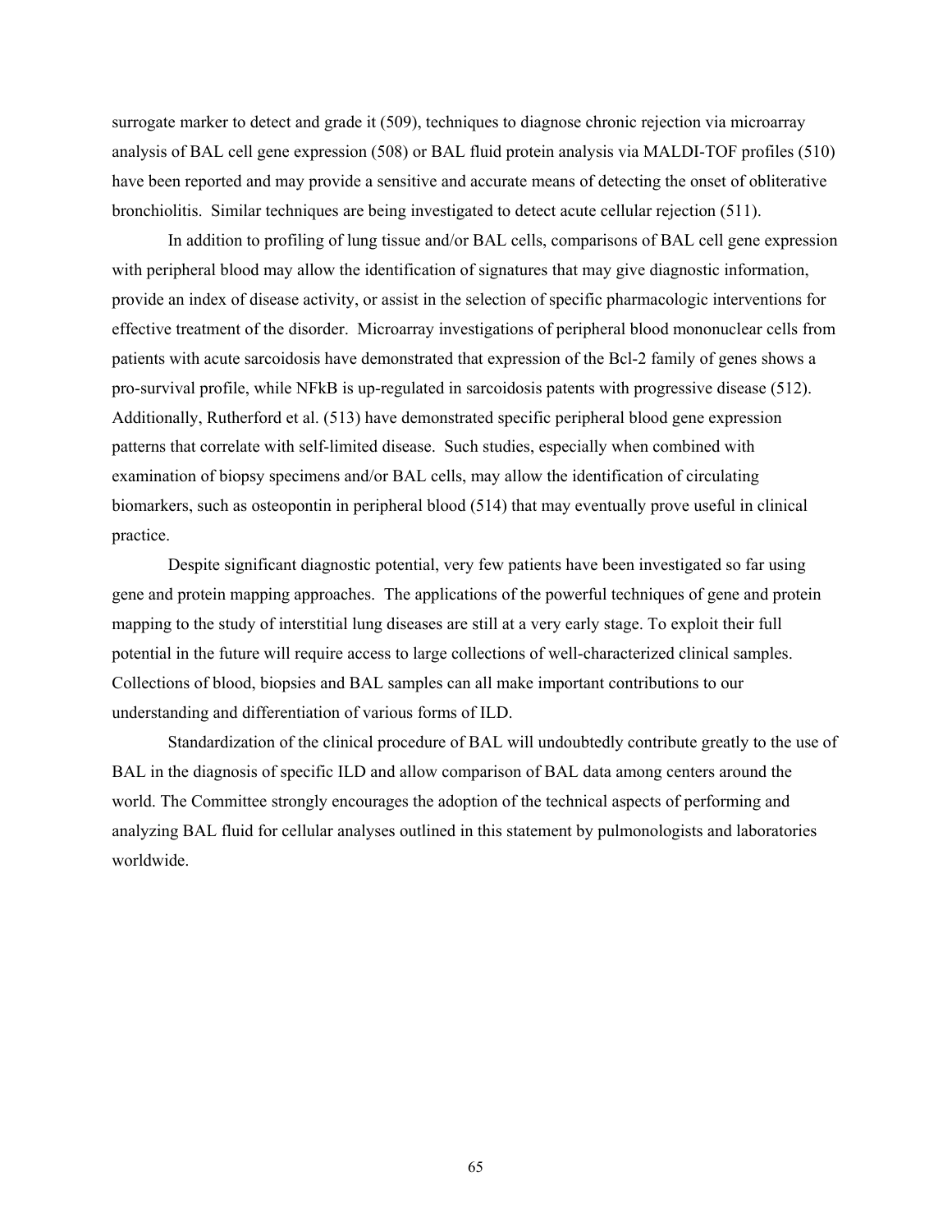surrogate marker to detect and grade it (509), techniques to diagnose chronic rejection via microarray analysis of BAL cell gene expression (508) or BAL fluid protein analysis via MALDI-TOF profiles (510) have been reported and may provide a sensitive and accurate means of detecting the onset of obliterative bronchiolitis. Similar techniques are being investigated to detect acute cellular rejection (511).

In addition to profiling of lung tissue and/or BAL cells, comparisons of BAL cell gene expression with peripheral blood may allow the identification of signatures that may give diagnostic information, provide an index of disease activity, or assist in the selection of specific pharmacologic interventions for effective treatment of the disorder. Microarray investigations of peripheral blood mononuclear cells from patients with acute sarcoidosis have demonstrated that expression of the Bcl-2 family of genes shows a pro-survival profile, while NFkB is up-regulated in sarcoidosis patents with progressive disease (512). Additionally, Rutherford et al. (513) have demonstrated specific peripheral blood gene expression patterns that correlate with self-limited disease. Such studies, especially when combined with examination of biopsy specimens and/or BAL cells, may allow the identification of circulating biomarkers, such as osteopontin in peripheral blood (514) that may eventually prove useful in clinical practice.

Despite significant diagnostic potential, very few patients have been investigated so far using gene and protein mapping approaches. The applications of the powerful techniques of gene and protein mapping to the study of interstitial lung diseases are still at a very early stage. To exploit their full potential in the future will require access to large collections of well-characterized clinical samples. Collections of blood, biopsies and BAL samples can all make important contributions to our understanding and differentiation of various forms of ILD.

Standardization of the clinical procedure of BAL will undoubtedly contribute greatly to the use of BAL in the diagnosis of specific ILD and allow comparison of BAL data among centers around the world. The Committee strongly encourages the adoption of the technical aspects of performing and analyzing BAL fluid for cellular analyses outlined in this statement by pulmonologists and laboratories worldwide.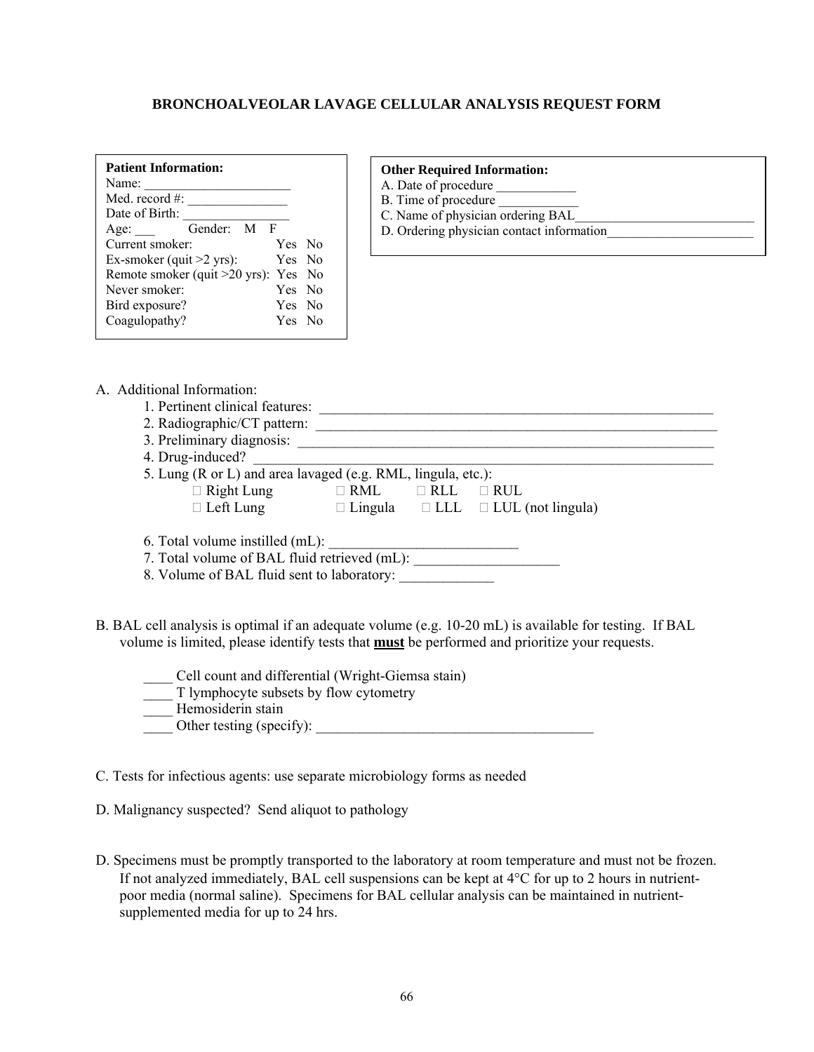# BRONCHOALVEOLAR LAVAGE CELLULAR ANALYSIS REQUEST FORM

**Patient Information:**

Name: ______________________

Med. record #: _______________

Date of Birth: ________________

Age: ___ Gender: M F

| | |
|---|---|
| Current smoker: | Yes No |
| Ex-smoker (quit >2 yrs): | Yes No |
| Remote smoker (quit >20 yrs): | Yes No |
| Never smoker: | Yes No |
| Bird exposure? | Yes No |
| Coagulopathy? | Yes No |

**Other Required Information:**

A. Date of procedure ____________

B. Time of procedure ____________

C. Name of physician ordering BAL___________________________

D. Ordering physician contact information______________________

A. Additional Information:

1. Pertinent clinical features: ___________________________________________________________
2. Radiographic/CT pattern: ___________________________________________________________
3. Preliminary diagnosis: ___________________________________________________________
4. Drug-induced? ___________________________________________________________
5. Lung (R or L) and area lavaged (e.g. RML, lingula, etc.):
   - ☐ Right Lung ☐ RML ☐ RLL ☐ RUL
   - ☐ Left Lung ☐ Lingula ☐ LLL ☐ LUL (not lingula)
6. Total volume instilled (mL): __________________________
7. Total volume of BAL fluid retrieved (mL): ____________________
8. Volume of BAL fluid sent to laboratory: _____________

B. BAL cell analysis is optimal if an adequate volume (e.g. 10-20 mL) is available for testing. If BAL volume is limited, please identify tests that **<u>must</u>** be performed and prioritize your requests.

____ Cell count and differential (Wright-Giemsa stain)

____ T lymphocyte subsets by flow cytometry

____ Hemosiderin stain

____ Other testing (specify): ______________________________________

C. Tests for infectious agents: use separate microbiology forms as needed

D. Malignancy suspected? Send aliquot to pathology

D. Specimens must be promptly transported to the laboratory at room temperature and must not be frozen. If not analyzed immediately, BAL cell suspensions can be kept at 4°C for up to 2 hours in nutrient-poor media (normal saline). Specimens for BAL cellular analysis can be maintained in nutrient-supplemented media for up to 24 hrs.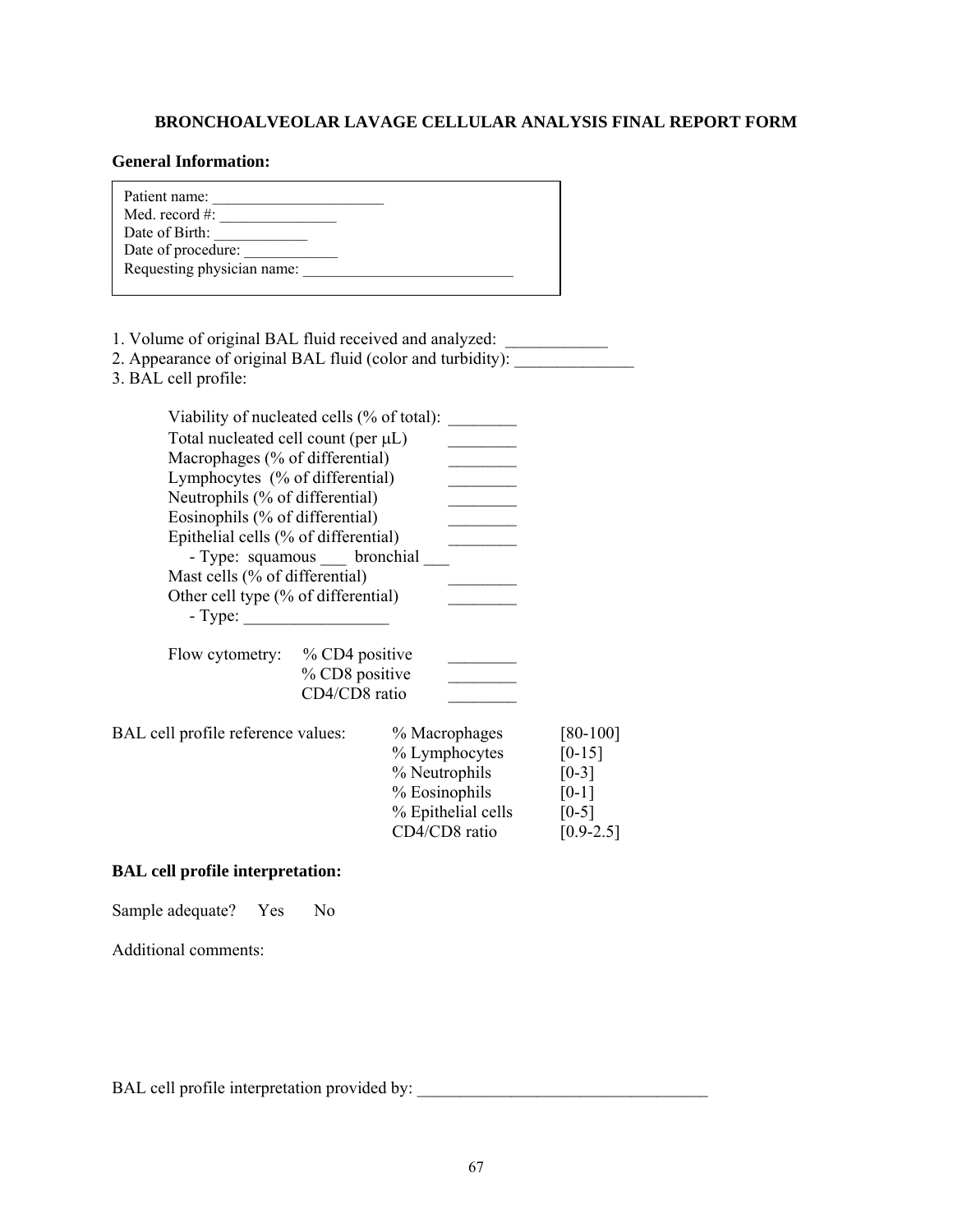## BRONCHOALVEOLAR LAVAGE CELLULAR ANALYSIS FINAL REPORT FORM

**General Information:**

Patient name: ______________________
Med. record #: _______________
Date of Birth: ____________
Date of procedure: ____________
Requesting physician name: ___________________________

1. Volume of original BAL fluid received and analyzed: ____________
2. Appearance of original BAL fluid (color and turbidity): ______________
3. BAL cell profile:

Viability of nucleated cells (% of total): ________
Total nucleated cell count (per μL) ________
Macrophages (% of differential) ________
Lymphocytes (% of differential) ________
Neutrophils (% of differential) ________
Eosinophils (% of differential) ________
Epithelial cells (% of differential) ________
- Type: squamous ___ bronchial ___

Mast cells (% of differential) ________
Other cell type (% of differential) ________
- Type: _________________

Flow cytometry:
% CD4 positive ________
% CD8 positive ________
CD4/CD8 ratio ________

BAL cell profile reference values:

| | |
|---|---|
| % Macrophages | [80-100] |
| % Lymphocytes | [0-15] |
| % Neutrophils | [0-3] |
| % Eosinophils | [0-1] |
| % Epithelial cells | [0-5] |
| CD4/CD8 ratio | [0.9-2.5] |

**BAL cell profile interpretation:**

Sample adequate? Yes No

Additional comments:

BAL cell profile interpretation provided by: __________________________________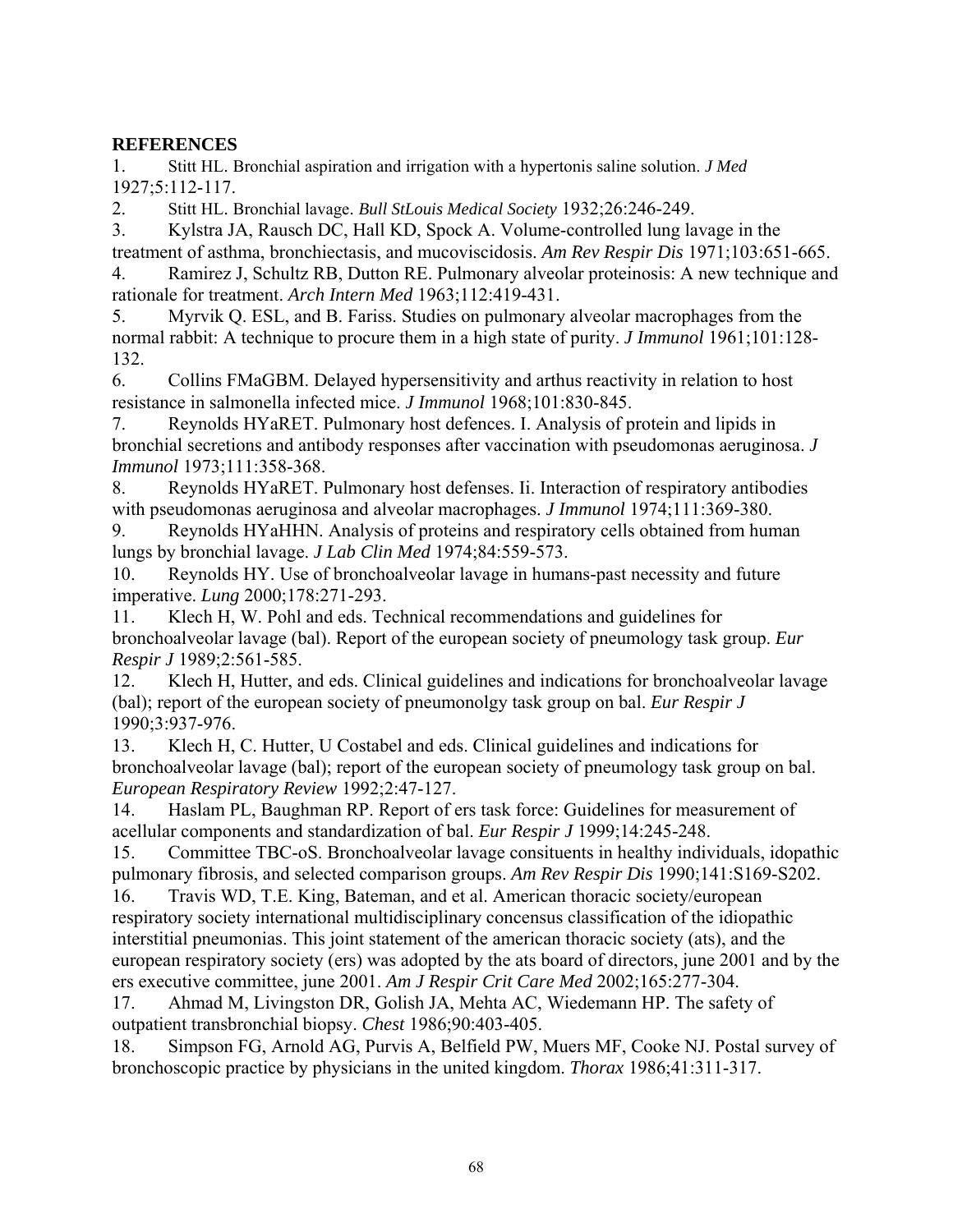## REFERENCES

1. Stitt HL. Bronchial aspiration and irrigation with a hypertonis saline solution. *J Med* 1927;5:112-117.
2. Stitt HL. Bronchial lavage. *Bull StLouis Medical Society* 1932;26:246-249.
3. Kylstra JA, Rausch DC, Hall KD, Spock A. Volume-controlled lung lavage in the treatment of asthma, bronchiectasis, and mucoviscidosis. *Am Rev Respir Dis* 1971;103:651-665.
4. Ramirez J, Schultz RB, Dutton RE. Pulmonary alveolar proteinosis: A new technique and rationale for treatment. *Arch Intern Med* 1963;112:419-431.
5. Myrvik Q. ESL, and B. Fariss. Studies on pulmonary alveolar macrophages from the normal rabbit: A technique to procure them in a high state of purity. *J Immunol* 1961;101:128-132.
6. Collins FMaGBM. Delayed hypersensitivity and arthus reactivity in relation to host resistance in salmonella infected mice. *J Immunol* 1968;101:830-845.
7. Reynolds HYaRET. Pulmonary host defences. I. Analysis of protein and lipids in bronchial secretions and antibody responses after vaccination with pseudomonas aeruginosa. *J Immunol* 1973;111:358-368.
8. Reynolds HYaRET. Pulmonary host defenses. Ii. Interaction of respiratory antibodies with pseudomonas aeruginosa and alveolar macrophages. *J Immunol* 1974;111:369-380.
9. Reynolds HYaHHN. Analysis of proteins and respiratory cells obtained from human lungs by bronchial lavage. *J Lab Clin Med* 1974;84:559-573.
10. Reynolds HY. Use of bronchoalveolar lavage in humans-past necessity and future imperative. *Lung* 2000;178:271-293.
11. Klech H, W. Pohl and eds. Technical recommendations and guidelines for bronchoalveolar lavage (bal). Report of the european society of pneumology task group. *Eur Respir J* 1989;2:561-585.
12. Klech H, Hutter, and eds. Clinical guidelines and indications for bronchoalveolar lavage (bal); report of the european society of pneumonolgy task group on bal. *Eur Respir J* 1990;3:937-976.
13. Klech H, C. Hutter, U Costabel and eds. Clinical guidelines and indications for bronchoalveolar lavage (bal); report of the european society of pneumology task group on bal. *European Respiratory Review* 1992;2:47-127.
14. Haslam PL, Baughman RP. Report of ers task force: Guidelines for measurement of acellular components and standardization of bal. *Eur Respir J* 1999;14:245-248.
15. Committee TBC-oS. Bronchoalveolar lavage consituents in healthy individuals, idopathic pulmonary fibrosis, and selected comparison groups. *Am Rev Respir Dis* 1990;141:S169-S202.
16. Travis WD, T.E. King, Bateman, and et al. American thoracic society/european respiratory society international multidisciplinary concensus classification of the idiopathic interstitial pneumonias. This joint statement of the american thoracic society (ats), and the european respiratory society (ers) was adopted by the ats board of directors, june 2001 and by the ers executive committee, june 2001. *Am J Respir Crit Care Med* 2002;165:277-304.
17. Ahmad M, Livingston DR, Golish JA, Mehta AC, Wiedemann HP. The safety of outpatient transbronchial biopsy. *Chest* 1986;90:403-405.
18. Simpson FG, Arnold AG, Purvis A, Belfield PW, Muers MF, Cooke NJ. Postal survey of bronchoscopic practice by physicians in the united kingdom. *Thorax* 1986;41:311-317.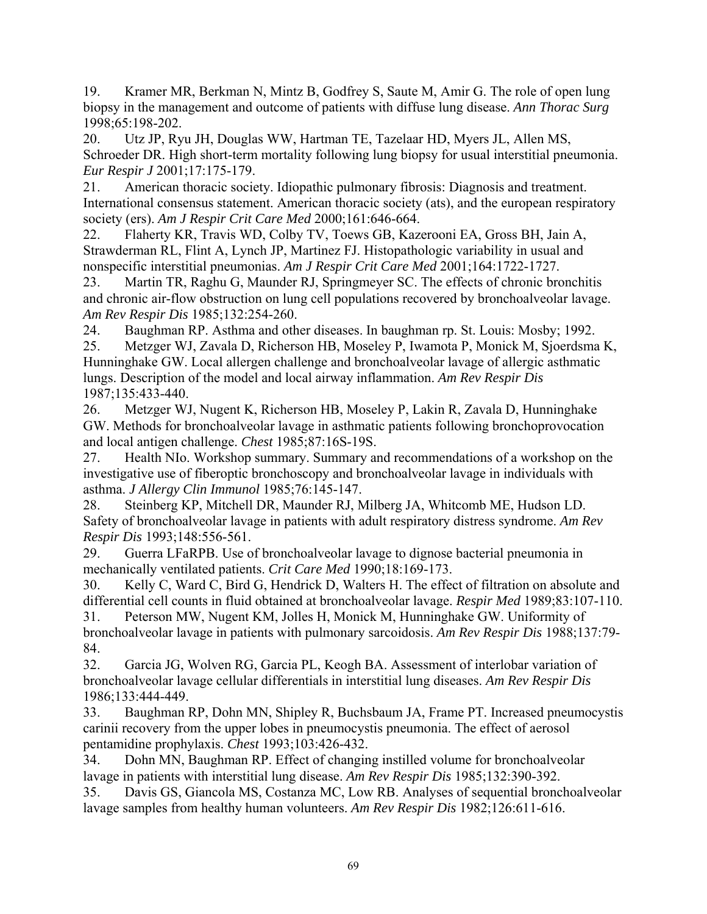19. Kramer MR, Berkman N, Mintz B, Godfrey S, Saute M, Amir G. The role of open lung biopsy in the management and outcome of patients with diffuse lung disease. *Ann Thorac Surg* 1998;65:198-202.

20. Utz JP, Ryu JH, Douglas WW, Hartman TE, Tazelaar HD, Myers JL, Allen MS, Schroeder DR. High short-term mortality following lung biopsy for usual interstitial pneumonia. *Eur Respir J* 2001;17:175-179.

21. American thoracic society. Idiopathic pulmonary fibrosis: Diagnosis and treatment. International consensus statement. American thoracic society (ats), and the european respiratory society (ers). *Am J Respir Crit Care Med* 2000;161:646-664.

22. Flaherty KR, Travis WD, Colby TV, Toews GB, Kazerooni EA, Gross BH, Jain A, Strawderman RL, Flint A, Lynch JP, Martinez FJ. Histopathologic variability in usual and nonspecific interstitial pneumonias. *Am J Respir Crit Care Med* 2001;164:1722-1727.

23. Martin TR, Raghu G, Maunder RJ, Springmeyer SC. The effects of chronic bronchitis and chronic air-flow obstruction on lung cell populations recovered by bronchoalveolar lavage. *Am Rev Respir Dis* 1985;132:254-260.

24. Baughman RP. Asthma and other diseases. In baughman rp. St. Louis: Mosby; 1992.

25. Metzger WJ, Zavala D, Richerson HB, Moseley P, Iwamota P, Monick M, Sjoerdsma K, Hunninghake GW. Local allergen challenge and bronchoalveolar lavage of allergic asthmatic lungs. Description of the model and local airway inflammation. *Am Rev Respir Dis* 1987;135:433-440.

26. Metzger WJ, Nugent K, Richerson HB, Moseley P, Lakin R, Zavala D, Hunninghake GW. Methods for bronchoalveolar lavage in asthmatic patients following bronchoprovocation and local antigen challenge. *Chest* 1985;87:16S-19S.

27. Health NIo. Workshop summary. Summary and recommendations of a workshop on the investigative use of fiberoptic bronchoscopy and bronchoalveolar lavage in individuals with asthma. *J Allergy Clin Immunol* 1985;76:145-147.

28. Steinberg KP, Mitchell DR, Maunder RJ, Milberg JA, Whitcomb ME, Hudson LD. Safety of bronchoalveolar lavage in patients with adult respiratory distress syndrome. *Am Rev Respir Dis* 1993;148:556-561.

29. Guerra LFaRPB. Use of bronchoalveolar lavage to dignose bacterial pneumonia in mechanically ventilated patients. *Crit Care Med* 1990;18:169-173.

30. Kelly C, Ward C, Bird G, Hendrick D, Walters H. The effect of filtration on absolute and differential cell counts in fluid obtained at bronchoalveolar lavage. *Respir Med* 1989;83:107-110.

31. Peterson MW, Nugent KM, Jolles H, Monick M, Hunninghake GW. Uniformity of bronchoalveolar lavage in patients with pulmonary sarcoidosis. *Am Rev Respir Dis* 1988;137:79-84.

32. Garcia JG, Wolven RG, Garcia PL, Keogh BA. Assessment of interlobar variation of bronchoalveolar lavage cellular differentials in interstitial lung diseases. *Am Rev Respir Dis* 1986;133:444-449.

33. Baughman RP, Dohn MN, Shipley R, Buchsbaum JA, Frame PT. Increased pneumocystis carinii recovery from the upper lobes in pneumocystis pneumonia. The effect of aerosol pentamidine prophylaxis. *Chest* 1993;103:426-432.

34. Dohn MN, Baughman RP. Effect of changing instilled volume for bronchoalveolar lavage in patients with interstitial lung disease. *Am Rev Respir Dis* 1985;132:390-392.

35. Davis GS, Giancola MS, Costanza MC, Low RB. Analyses of sequential bronchoalveolar lavage samples from healthy human volunteers. *Am Rev Respir Dis* 1982;126:611-616.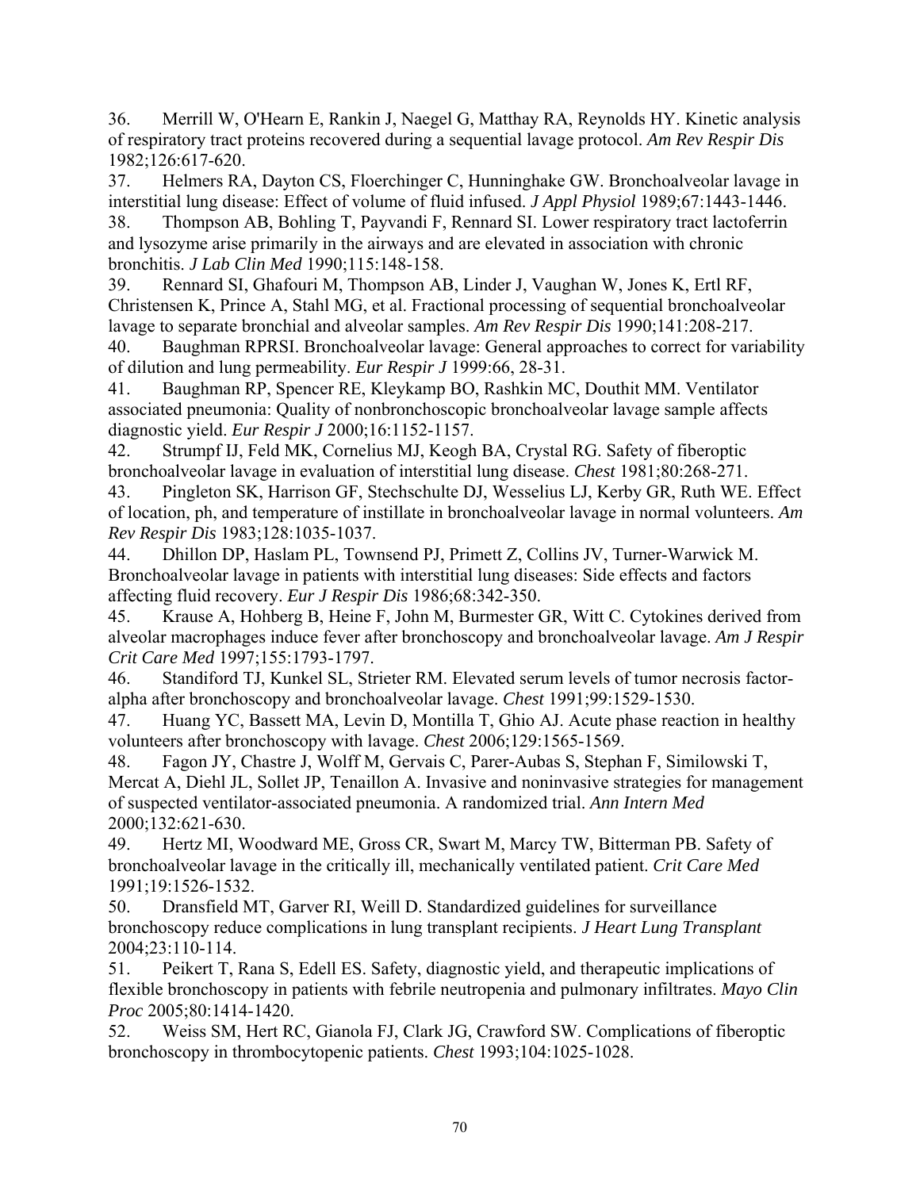36. Merrill W, O'Hearn E, Rankin J, Naegel G, Matthay RA, Reynolds HY. Kinetic analysis of respiratory tract proteins recovered during a sequential lavage protocol. *Am Rev Respir Dis* 1982;126:617-620.

37. Helmers RA, Dayton CS, Floerchinger C, Hunninghake GW. Bronchoalveolar lavage in interstitial lung disease: Effect of volume of fluid infused. *J Appl Physiol* 1989;67:1443-1446.

38. Thompson AB, Bohling T, Payvandi F, Rennard SI. Lower respiratory tract lactoferrin and lysozyme arise primarily in the airways and are elevated in association with chronic bronchitis. *J Lab Clin Med* 1990;115:148-158.

39. Rennard SI, Ghafouri M, Thompson AB, Linder J, Vaughan W, Jones K, Ertl RF, Christensen K, Prince A, Stahl MG, et al. Fractional processing of sequential bronchoalveolar lavage to separate bronchial and alveolar samples. *Am Rev Respir Dis* 1990;141:208-217.

40. Baughman RPRSI. Bronchoalveolar lavage: General approaches to correct for variability of dilution and lung permeability. *Eur Respir J* 1999:66, 28-31.

41. Baughman RP, Spencer RE, Kleykamp BO, Rashkin MC, Douthit MM. Ventilator associated pneumonia: Quality of nonbronchoscopic bronchoalveolar lavage sample affects diagnostic yield. *Eur Respir J* 2000;16:1152-1157.

42. Strumpf IJ, Feld MK, Cornelius MJ, Keogh BA, Crystal RG. Safety of fiberoptic bronchoalveolar lavage in evaluation of interstitial lung disease. *Chest* 1981;80:268-271.

43. Pingleton SK, Harrison GF, Stechschulte DJ, Wesselius LJ, Kerby GR, Ruth WE. Effect of location, ph, and temperature of instillate in bronchoalveolar lavage in normal volunteers. *Am Rev Respir Dis* 1983;128:1035-1037.

44. Dhillon DP, Haslam PL, Townsend PJ, Primett Z, Collins JV, Turner-Warwick M. Bronchoalveolar lavage in patients with interstitial lung diseases: Side effects and factors affecting fluid recovery. *Eur J Respir Dis* 1986;68:342-350.

45. Krause A, Hohberg B, Heine F, John M, Burmester GR, Witt C. Cytokines derived from alveolar macrophages induce fever after bronchoscopy and bronchoalveolar lavage. *Am J Respir Crit Care Med* 1997;155:1793-1797.

46. Standiford TJ, Kunkel SL, Strieter RM. Elevated serum levels of tumor necrosis factor-alpha after bronchoscopy and bronchoalveolar lavage. *Chest* 1991;99:1529-1530.

47. Huang YC, Bassett MA, Levin D, Montilla T, Ghio AJ. Acute phase reaction in healthy volunteers after bronchoscopy with lavage. *Chest* 2006;129:1565-1569.

48. Fagon JY, Chastre J, Wolff M, Gervais C, Parer-Aubas S, Stephan F, Similowski T, Mercat A, Diehl JL, Sollet JP, Tenaillon A. Invasive and noninvasive strategies for management of suspected ventilator-associated pneumonia. A randomized trial. *Ann Intern Med* 2000;132:621-630.

49. Hertz MI, Woodward ME, Gross CR, Swart M, Marcy TW, Bitterman PB. Safety of bronchoalveolar lavage in the critically ill, mechanically ventilated patient. *Crit Care Med* 1991;19:1526-1532.

50. Dransfield MT, Garver RI, Weill D. Standardized guidelines for surveillance bronchoscopy reduce complications in lung transplant recipients. *J Heart Lung Transplant* 2004;23:110-114.

51. Peikert T, Rana S, Edell ES. Safety, diagnostic yield, and therapeutic implications of flexible bronchoscopy in patients with febrile neutropenia and pulmonary infiltrates. *Mayo Clin Proc* 2005;80:1414-1420.

52. Weiss SM, Hert RC, Gianola FJ, Clark JG, Crawford SW. Complications of fiberoptic bronchoscopy in thrombocytopenic patients. *Chest* 1993;104:1025-1028.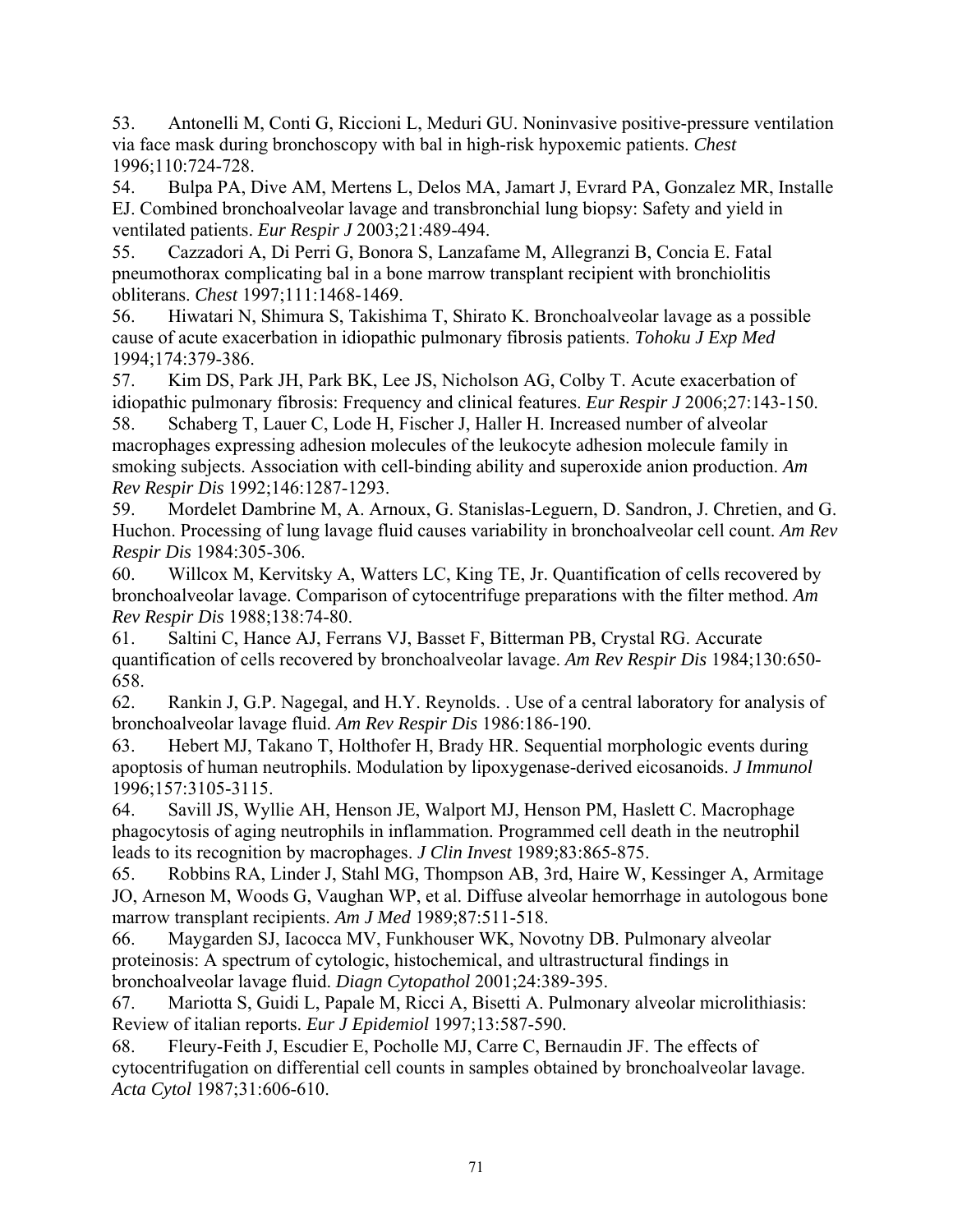53. Antonelli M, Conti G, Riccioni L, Meduri GU. Noninvasive positive-pressure ventilation via face mask during bronchoscopy with bal in high-risk hypoxemic patients. *Chest* 1996;110:724-728.

54. Bulpa PA, Dive AM, Mertens L, Delos MA, Jamart J, Evrard PA, Gonzalez MR, Installe EJ. Combined bronchoalveolar lavage and transbronchial lung biopsy: Safety and yield in ventilated patients. *Eur Respir J* 2003;21:489-494.

55. Cazzadori A, Di Perri G, Bonora S, Lanzafame M, Allegranzi B, Concia E. Fatal pneumothorax complicating bal in a bone marrow transplant recipient with bronchiolitis obliterans. *Chest* 1997;111:1468-1469.

56. Hiwatari N, Shimura S, Takishima T, Shirato K. Bronchoalveolar lavage as a possible cause of acute exacerbation in idiopathic pulmonary fibrosis patients. *Tohoku J Exp Med* 1994;174:379-386.

57. Kim DS, Park JH, Park BK, Lee JS, Nicholson AG, Colby T. Acute exacerbation of idiopathic pulmonary fibrosis: Frequency and clinical features. *Eur Respir J* 2006;27:143-150.

58. Schaberg T, Lauer C, Lode H, Fischer J, Haller H. Increased number of alveolar macrophages expressing adhesion molecules of the leukocyte adhesion molecule family in smoking subjects. Association with cell-binding ability and superoxide anion production. *Am Rev Respir Dis* 1992;146:1287-1293.

59. Mordelet Dambrine M, A. Arnoux, G. Stanislas-Leguern, D. Sandron, J. Chretien, and G. Huchon. Processing of lung lavage fluid causes variability in bronchoalveolar cell count. *Am Rev Respir Dis* 1984:305-306.

60. Willcox M, Kervitsky A, Watters LC, King TE, Jr. Quantification of cells recovered by bronchoalveolar lavage. Comparison of cytocentrifuge preparations with the filter method. *Am Rev Respir Dis* 1988;138:74-80.

61. Saltini C, Hance AJ, Ferrans VJ, Basset F, Bitterman PB, Crystal RG. Accurate quantification of cells recovered by bronchoalveolar lavage. *Am Rev Respir Dis* 1984;130:650-658.

62. Rankin J, G.P. Nagegal, and H.Y. Reynolds. . Use of a central laboratory for analysis of bronchoalveolar lavage fluid. *Am Rev Respir Dis* 1986:186-190.

63. Hebert MJ, Takano T, Holthofer H, Brady HR. Sequential morphologic events during apoptosis of human neutrophils. Modulation by lipoxygenase-derived eicosanoids. *J Immunol* 1996;157:3105-3115.

64. Savill JS, Wyllie AH, Henson JE, Walport MJ, Henson PM, Haslett C. Macrophage phagocytosis of aging neutrophils in inflammation. Programmed cell death in the neutrophil leads to its recognition by macrophages. *J Clin Invest* 1989;83:865-875.

65. Robbins RA, Linder J, Stahl MG, Thompson AB, 3rd, Haire W, Kessinger A, Armitage JO, Arneson M, Woods G, Vaughan WP, et al. Diffuse alveolar hemorrhage in autologous bone marrow transplant recipients. *Am J Med* 1989;87:511-518.

66. Maygarden SJ, Iacocca MV, Funkhouser WK, Novotny DB. Pulmonary alveolar proteinosis: A spectrum of cytologic, histochemical, and ultrastructural findings in bronchoalveolar lavage fluid. *Diagn Cytopathol* 2001;24:389-395.

67. Mariotta S, Guidi L, Papale M, Ricci A, Bisetti A. Pulmonary alveolar microlithiasis: Review of italian reports. *Eur J Epidemiol* 1997;13:587-590.

68. Fleury-Feith J, Escudier E, Pocholle MJ, Carre C, Bernaudin JF. The effects of cytocentrifugation on differential cell counts in samples obtained by bronchoalveolar lavage. *Acta Cytol* 1987;31:606-610.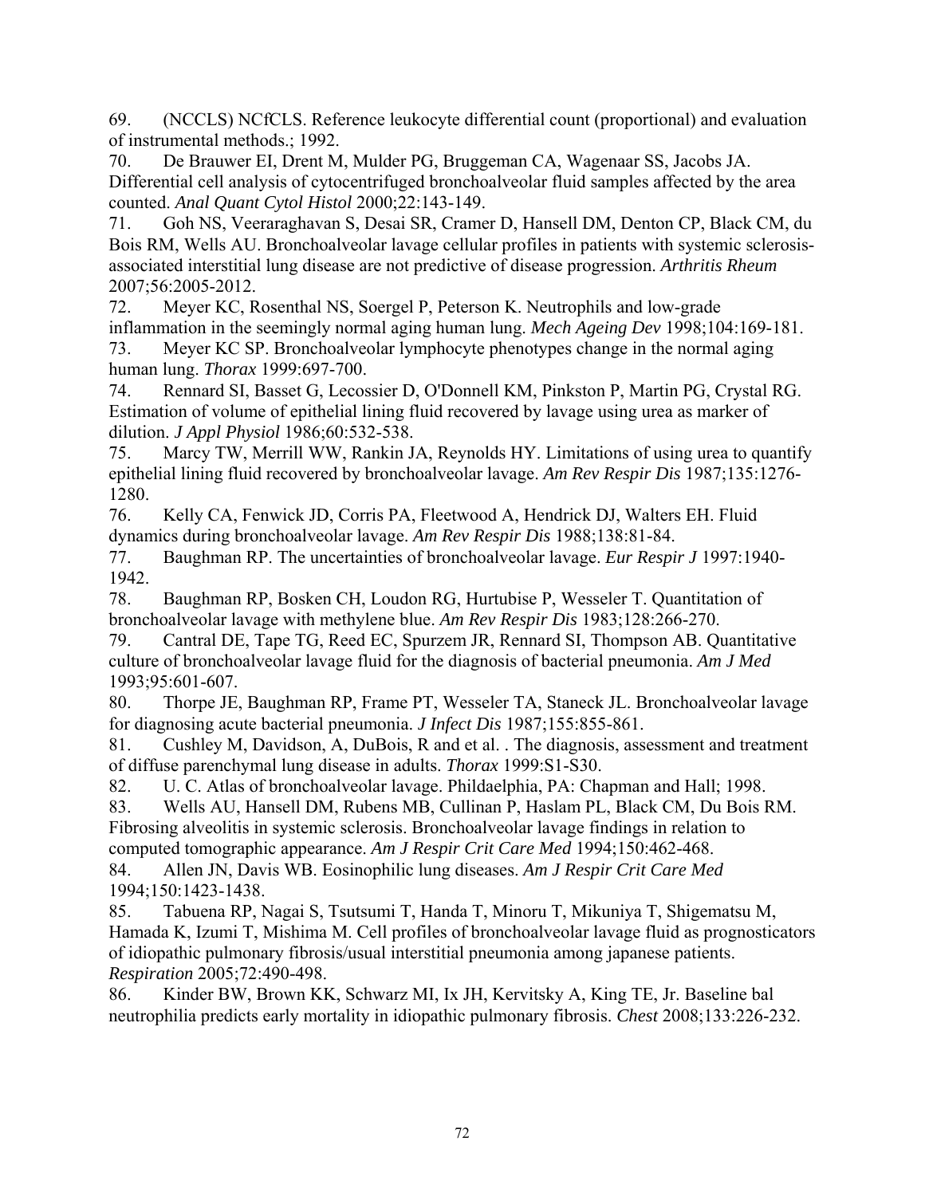69. (NCCLS) NCfCLS. Reference leukocyte differential count (proportional) and evaluation of instrumental methods.; 1992.

70. De Brauwer EI, Drent M, Mulder PG, Bruggeman CA, Wagenaar SS, Jacobs JA. Differential cell analysis of cytocentrifuged bronchoalveolar fluid samples affected by the area counted. *Anal Quant Cytol Histol* 2000;22:143-149.

71. Goh NS, Veeraraghavan S, Desai SR, Cramer D, Hansell DM, Denton CP, Black CM, du Bois RM, Wells AU. Bronchoalveolar lavage cellular profiles in patients with systemic sclerosis-associated interstitial lung disease are not predictive of disease progression. *Arthritis Rheum* 2007;56:2005-2012.

72. Meyer KC, Rosenthal NS, Soergel P, Peterson K. Neutrophils and low-grade inflammation in the seemingly normal aging human lung. *Mech Ageing Dev* 1998;104:169-181.

73. Meyer KC SP. Bronchoalveolar lymphocyte phenotypes change in the normal aging human lung. *Thorax* 1999:697-700.

74. Rennard SI, Basset G, Lecossier D, O'Donnell KM, Pinkston P, Martin PG, Crystal RG. Estimation of volume of epithelial lining fluid recovered by lavage using urea as marker of dilution. *J Appl Physiol* 1986;60:532-538.

75. Marcy TW, Merrill WW, Rankin JA, Reynolds HY. Limitations of using urea to quantify epithelial lining fluid recovered by bronchoalveolar lavage. *Am Rev Respir Dis* 1987;135:1276-1280.

76. Kelly CA, Fenwick JD, Corris PA, Fleetwood A, Hendrick DJ, Walters EH. Fluid dynamics during bronchoalveolar lavage. *Am Rev Respir Dis* 1988;138:81-84.

77. Baughman RP. The uncertainties of bronchoalveolar lavage. *Eur Respir J* 1997:1940-1942.

78. Baughman RP, Bosken CH, Loudon RG, Hurtubise P, Wesseler T. Quantitation of bronchoalveolar lavage with methylene blue. *Am Rev Respir Dis* 1983;128:266-270.

79. Cantral DE, Tape TG, Reed EC, Spurzem JR, Rennard SI, Thompson AB. Quantitative culture of bronchoalveolar lavage fluid for the diagnosis of bacterial pneumonia. *Am J Med* 1993;95:601-607.

80. Thorpe JE, Baughman RP, Frame PT, Wesseler TA, Staneck JL. Bronchoalveolar lavage for diagnosing acute bacterial pneumonia. *J Infect Dis* 1987;155:855-861.

81. Cushley M, Davidson, A, DuBois, R and et al. . The diagnosis, assessment and treatment of diffuse parenchymal lung disease in adults. *Thorax* 1999:S1-S30.

82. U. C. Atlas of bronchoalveolar lavage. Phildaelphia, PA: Chapman and Hall; 1998.

83. Wells AU, Hansell DM, Rubens MB, Cullinan P, Haslam PL, Black CM, Du Bois RM. Fibrosing alveolitis in systemic sclerosis. Bronchoalveolar lavage findings in relation to computed tomographic appearance. *Am J Respir Crit Care Med* 1994;150:462-468.

84. Allen JN, Davis WB. Eosinophilic lung diseases. *Am J Respir Crit Care Med* 1994;150:1423-1438.

85. Tabuena RP, Nagai S, Tsutsumi T, Handa T, Minoru T, Mikuniya T, Shigematsu M, Hamada K, Izumi T, Mishima M. Cell profiles of bronchoalveolar lavage fluid as prognosticators of idiopathic pulmonary fibrosis/usual interstitial pneumonia among japanese patients. *Respiration* 2005;72:490-498.

86. Kinder BW, Brown KK, Schwarz MI, Ix JH, Kervitsky A, King TE, Jr. Baseline bal neutrophilia predicts early mortality in idiopathic pulmonary fibrosis. *Chest* 2008;133:226-232.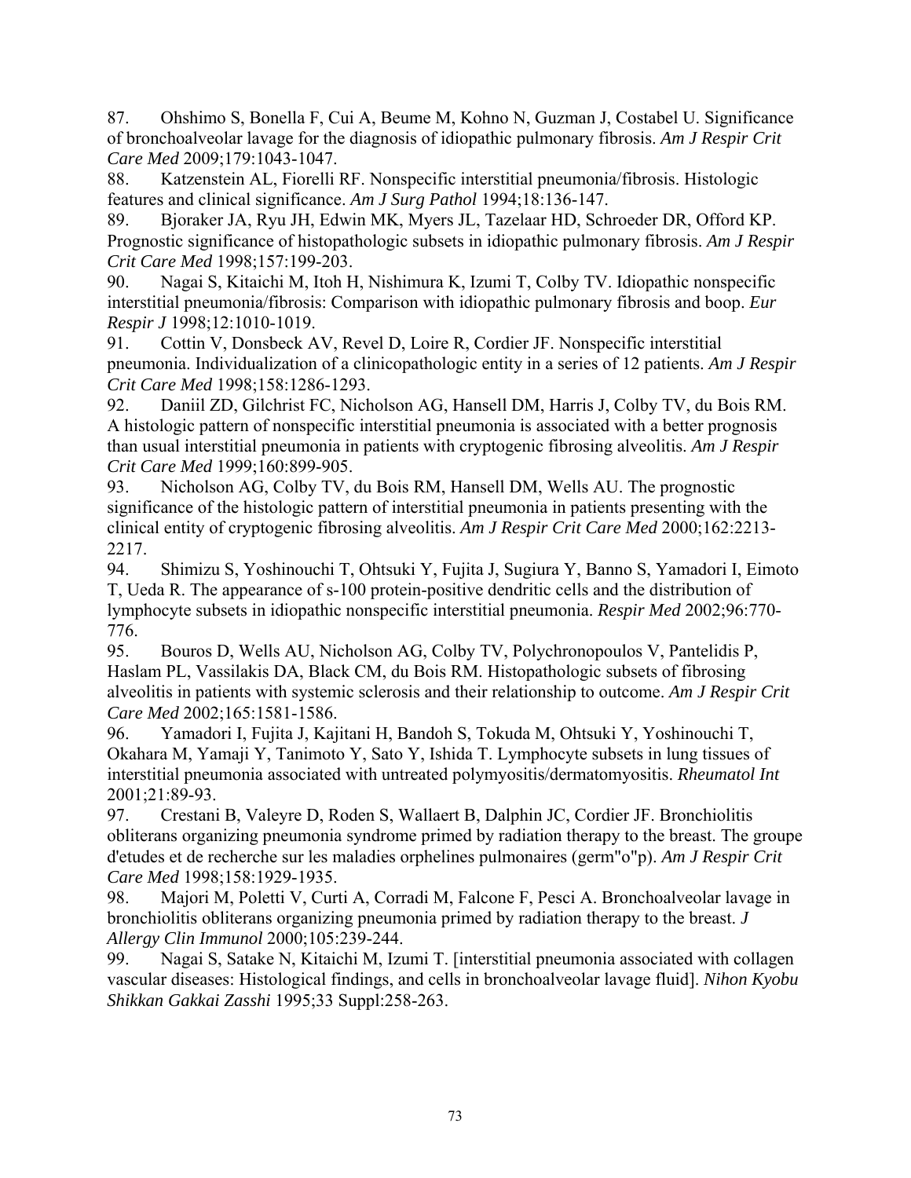87. Ohshimo S, Bonella F, Cui A, Beume M, Kohno N, Guzman J, Costabel U. Significance of bronchoalveolar lavage for the diagnosis of idiopathic pulmonary fibrosis. *Am J Respir Crit Care Med* 2009;179:1043-1047.

88. Katzenstein AL, Fiorelli RF. Nonspecific interstitial pneumonia/fibrosis. Histologic features and clinical significance. *Am J Surg Pathol* 1994;18:136-147.

89. Bjoraker JA, Ryu JH, Edwin MK, Myers JL, Tazelaar HD, Schroeder DR, Offord KP. Prognostic significance of histopathologic subsets in idiopathic pulmonary fibrosis. *Am J Respir Crit Care Med* 1998;157:199-203.

90. Nagai S, Kitaichi M, Itoh H, Nishimura K, Izumi T, Colby TV. Idiopathic nonspecific interstitial pneumonia/fibrosis: Comparison with idiopathic pulmonary fibrosis and boop. *Eur Respir J* 1998;12:1010-1019.

91. Cottin V, Donsbeck AV, Revel D, Loire R, Cordier JF. Nonspecific interstitial pneumonia. Individualization of a clinicopathologic entity in a series of 12 patients. *Am J Respir Crit Care Med* 1998;158:1286-1293.

92. Daniil ZD, Gilchrist FC, Nicholson AG, Hansell DM, Harris J, Colby TV, du Bois RM. A histologic pattern of nonspecific interstitial pneumonia is associated with a better prognosis than usual interstitial pneumonia in patients with cryptogenic fibrosing alveolitis. *Am J Respir Crit Care Med* 1999;160:899-905.

93. Nicholson AG, Colby TV, du Bois RM, Hansell DM, Wells AU. The prognostic significance of the histologic pattern of interstitial pneumonia in patients presenting with the clinical entity of cryptogenic fibrosing alveolitis. *Am J Respir Crit Care Med* 2000;162:2213-2217.

94. Shimizu S, Yoshinouchi T, Ohtsuki Y, Fujita J, Sugiura Y, Banno S, Yamadori I, Eimoto T, Ueda R. The appearance of s-100 protein-positive dendritic cells and the distribution of lymphocyte subsets in idiopathic nonspecific interstitial pneumonia. *Respir Med* 2002;96:770-776.

95. Bouros D, Wells AU, Nicholson AG, Colby TV, Polychronopoulos V, Pantelidis P, Haslam PL, Vassilakis DA, Black CM, du Bois RM. Histopathologic subsets of fibrosing alveolitis in patients with systemic sclerosis and their relationship to outcome. *Am J Respir Crit Care Med* 2002;165:1581-1586.

96. Yamadori I, Fujita J, Kajitani H, Bandoh S, Tokuda M, Ohtsuki Y, Yoshinouchi T, Okahara M, Yamaji Y, Tanimoto Y, Sato Y, Ishida T. Lymphocyte subsets in lung tissues of interstitial pneumonia associated with untreated polymyositis/dermatomyositis. *Rheumatol Int* 2001;21:89-93.

97. Crestani B, Valeyre D, Roden S, Wallaert B, Dalphin JC, Cordier JF. Bronchiolitis obliterans organizing pneumonia syndrome primed by radiation therapy to the breast. The groupe d'etudes et de recherche sur les maladies orphelines pulmonaires (germ"o"p). *Am J Respir Crit Care Med* 1998;158:1929-1935.

98. Majori M, Poletti V, Curti A, Corradi M, Falcone F, Pesci A. Bronchoalveolar lavage in bronchiolitis obliterans organizing pneumonia primed by radiation therapy to the breast. *J Allergy Clin Immunol* 2000;105:239-244.

99. Nagai S, Satake N, Kitaichi M, Izumi T. [interstitial pneumonia associated with collagen vascular diseases: Histological findings, and cells in bronchoalveolar lavage fluid]. *Nihon Kyobu Shikkan Gakkai Zasshi* 1995;33 Suppl:258-263.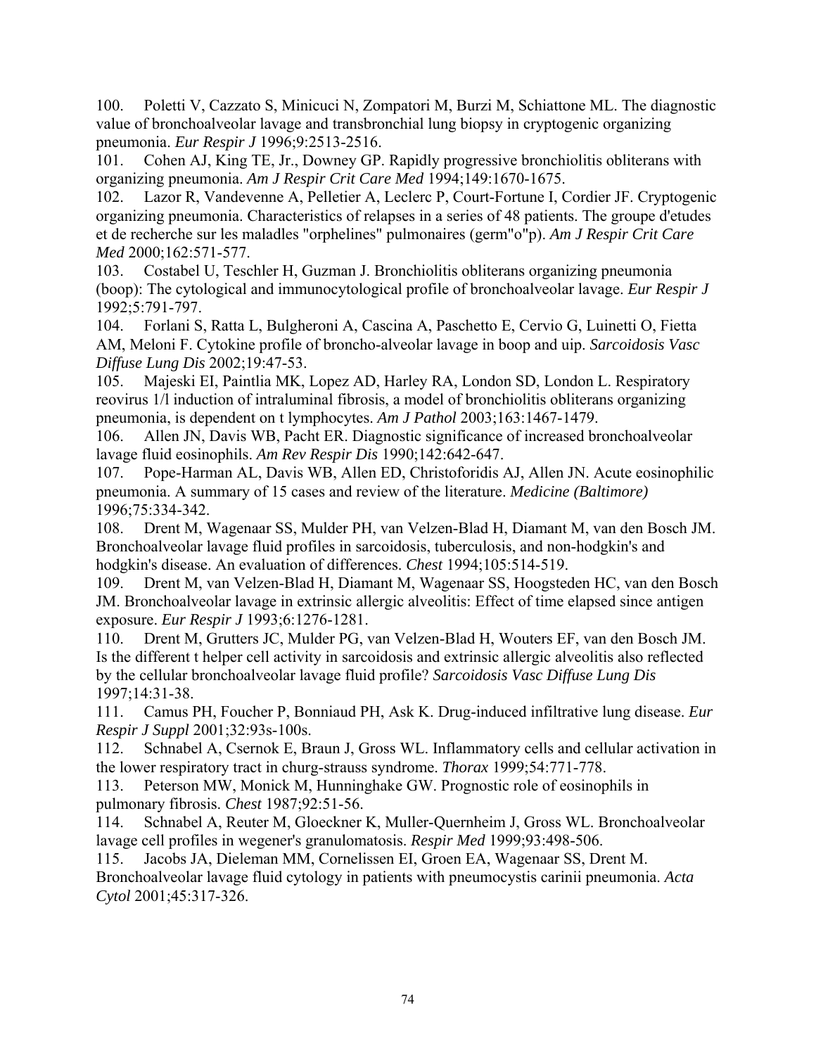100. Poletti V, Cazzato S, Minicuci N, Zompatori M, Burzi M, Schiattone ML. The diagnostic value of bronchoalveolar lavage and transbronchial lung biopsy in cryptogenic organizing pneumonia. *Eur Respir J* 1996;9:2513-2516.

101. Cohen AJ, King TE, Jr., Downey GP. Rapidly progressive bronchiolitis obliterans with organizing pneumonia. *Am J Respir Crit Care Med* 1994;149:1670-1675.

102. Lazor R, Vandevenne A, Pelletier A, Leclerc P, Court-Fortune I, Cordier JF. Cryptogenic organizing pneumonia. Characteristics of relapses in a series of 48 patients. The groupe d'etudes et de recherche sur les maladles "orphelines" pulmonaires (germ"o"p). *Am J Respir Crit Care Med* 2000;162:571-577.

103. Costabel U, Teschler H, Guzman J. Bronchiolitis obliterans organizing pneumonia (boop): The cytological and immunocytological profile of bronchoalveolar lavage. *Eur Respir J* 1992;5:791-797.

104. Forlani S, Ratta L, Bulgheroni A, Cascina A, Paschetto E, Cervio G, Luinetti O, Fietta AM, Meloni F. Cytokine profile of broncho-alveolar lavage in boop and uip. *Sarcoidosis Vasc Diffuse Lung Dis* 2002;19:47-53.

105. Majeski EI, Paintlia MK, Lopez AD, Harley RA, London SD, London L. Respiratory reovirus 1/l induction of intraluminal fibrosis, a model of bronchiolitis obliterans organizing pneumonia, is dependent on t lymphocytes. *Am J Pathol* 2003;163:1467-1479.

106. Allen JN, Davis WB, Pacht ER. Diagnostic significance of increased bronchoalveolar lavage fluid eosinophils. *Am Rev Respir Dis* 1990;142:642-647.

107. Pope-Harman AL, Davis WB, Allen ED, Christoforidis AJ, Allen JN. Acute eosinophilic pneumonia. A summary of 15 cases and review of the literature. *Medicine (Baltimore)* 1996;75:334-342.

108. Drent M, Wagenaar SS, Mulder PH, van Velzen-Blad H, Diamant M, van den Bosch JM. Bronchoalveolar lavage fluid profiles in sarcoidosis, tuberculosis, and non-hodgkin's and hodgkin's disease. An evaluation of differences. *Chest* 1994;105:514-519.

109. Drent M, van Velzen-Blad H, Diamant M, Wagenaar SS, Hoogsteden HC, van den Bosch JM. Bronchoalveolar lavage in extrinsic allergic alveolitis: Effect of time elapsed since antigen exposure. *Eur Respir J* 1993;6:1276-1281.

110. Drent M, Grutters JC, Mulder PG, van Velzen-Blad H, Wouters EF, van den Bosch JM. Is the different t helper cell activity in sarcoidosis and extrinsic allergic alveolitis also reflected by the cellular bronchoalveolar lavage fluid profile? *Sarcoidosis Vasc Diffuse Lung Dis* 1997;14:31-38.

111. Camus PH, Foucher P, Bonniaud PH, Ask K. Drug-induced infiltrative lung disease. *Eur Respir J Suppl* 2001;32:93s-100s.

112. Schnabel A, Csernok E, Braun J, Gross WL. Inflammatory cells and cellular activation in the lower respiratory tract in churg-strauss syndrome. *Thorax* 1999;54:771-778.

113. Peterson MW, Monick M, Hunninghake GW. Prognostic role of eosinophils in pulmonary fibrosis. *Chest* 1987;92:51-56.

114. Schnabel A, Reuter M, Gloeckner K, Muller-Quernheim J, Gross WL. Bronchoalveolar lavage cell profiles in wegener's granulomatosis. *Respir Med* 1999;93:498-506.

115. Jacobs JA, Dieleman MM, Cornelissen EI, Groen EA, Wagenaar SS, Drent M. Bronchoalveolar lavage fluid cytology in patients with pneumocystis carinii pneumonia. *Acta Cytol* 2001;45:317-326.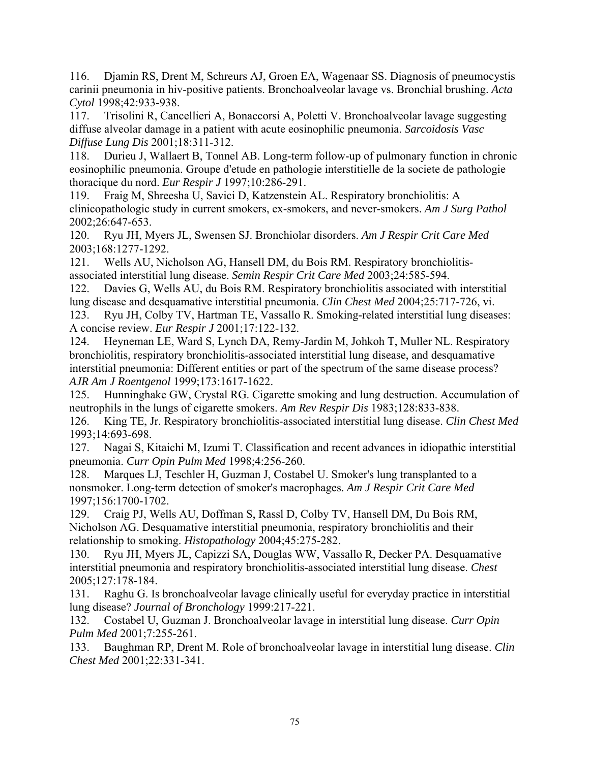116. Djamin RS, Drent M, Schreurs AJ, Groen EA, Wagenaar SS. Diagnosis of pneumocystis carinii pneumonia in hiv-positive patients. Bronchoalveolar lavage vs. Bronchial brushing. *Acta Cytol* 1998;42:933-938.

117. Trisolini R, Cancellieri A, Bonaccorsi A, Poletti V. Bronchoalveolar lavage suggesting diffuse alveolar damage in a patient with acute eosinophilic pneumonia. *Sarcoidosis Vasc Diffuse Lung Dis* 2001;18:311-312.

118. Durieu J, Wallaert B, Tonnel AB. Long-term follow-up of pulmonary function in chronic eosinophilic pneumonia. Groupe d'etude en pathologie interstitielle de la societe de pathologie thoracique du nord. *Eur Respir J* 1997;10:286-291.

119. Fraig M, Shreesha U, Savici D, Katzenstein AL. Respiratory bronchiolitis: A clinicopathologic study in current smokers, ex-smokers, and never-smokers. *Am J Surg Pathol* 2002;26:647-653.

120. Ryu JH, Myers JL, Swensen SJ. Bronchiolar disorders. *Am J Respir Crit Care Med* 2003;168:1277-1292.

121. Wells AU, Nicholson AG, Hansell DM, du Bois RM. Respiratory bronchiolitis-associated interstitial lung disease. *Semin Respir Crit Care Med* 2003;24:585-594.

122. Davies G, Wells AU, du Bois RM. Respiratory bronchiolitis associated with interstitial lung disease and desquamative interstitial pneumonia. *Clin Chest Med* 2004;25:717-726, vi.

123. Ryu JH, Colby TV, Hartman TE, Vassallo R. Smoking-related interstitial lung diseases: A concise review. *Eur Respir J* 2001;17:122-132.

124. Heyneman LE, Ward S, Lynch DA, Remy-Jardin M, Johkoh T, Muller NL. Respiratory bronchiolitis, respiratory bronchiolitis-associated interstitial lung disease, and desquamative interstitial pneumonia: Different entities or part of the spectrum of the same disease process? *AJR Am J Roentgenol* 1999;173:1617-1622.

125. Hunninghake GW, Crystal RG. Cigarette smoking and lung destruction. Accumulation of neutrophils in the lungs of cigarette smokers. *Am Rev Respir Dis* 1983;128:833-838.

126. King TE, Jr. Respiratory bronchiolitis-associated interstitial lung disease. *Clin Chest Med* 1993;14:693-698.

127. Nagai S, Kitaichi M, Izumi T. Classification and recent advances in idiopathic interstitial pneumonia. *Curr Opin Pulm Med* 1998;4:256-260.

128. Marques LJ, Teschler H, Guzman J, Costabel U. Smoker's lung transplanted to a nonsmoker. Long-term detection of smoker's macrophages. *Am J Respir Crit Care Med* 1997;156:1700-1702.

129. Craig PJ, Wells AU, Doffman S, Rassl D, Colby TV, Hansell DM, Du Bois RM, Nicholson AG. Desquamative interstitial pneumonia, respiratory bronchiolitis and their relationship to smoking. *Histopathology* 2004;45:275-282.

130. Ryu JH, Myers JL, Capizzi SA, Douglas WW, Vassallo R, Decker PA. Desquamative interstitial pneumonia and respiratory bronchiolitis-associated interstitial lung disease. *Chest* 2005;127:178-184.

131. Raghu G. Is bronchoalveolar lavage clinically useful for everyday practice in interstitial lung disease? *Journal of Bronchology* 1999:217-221.

132. Costabel U, Guzman J. Bronchoalveolar lavage in interstitial lung disease. *Curr Opin Pulm Med* 2001;7:255-261.

133. Baughman RP, Drent M. Role of bronchoalveolar lavage in interstitial lung disease. *Clin Chest Med* 2001;22:331-341.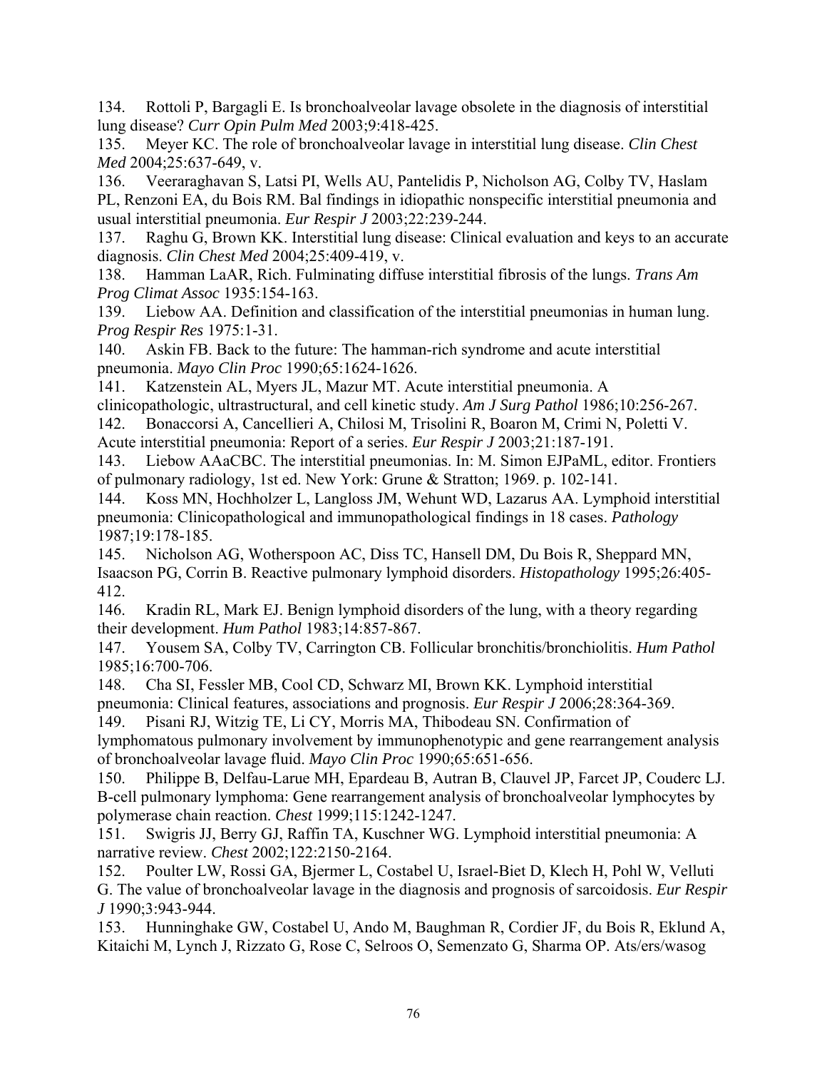134. Rottoli P, Bargagli E. Is bronchoalveolar lavage obsolete in the diagnosis of interstitial lung disease? *Curr Opin Pulm Med* 2003;9:418-425.

135. Meyer KC. The role of bronchoalveolar lavage in interstitial lung disease. *Clin Chest Med* 2004;25:637-649, v.

136. Veeraraghavan S, Latsi PI, Wells AU, Pantelidis P, Nicholson AG, Colby TV, Haslam PL, Renzoni EA, du Bois RM. Bal findings in idiopathic nonspecific interstitial pneumonia and usual interstitial pneumonia. *Eur Respir J* 2003;22:239-244.

137. Raghu G, Brown KK. Interstitial lung disease: Clinical evaluation and keys to an accurate diagnosis. *Clin Chest Med* 2004;25:409-419, v.

138. Hamman LaAR, Rich. Fulminating diffuse interstitial fibrosis of the lungs. *Trans Am Prog Climat Assoc* 1935:154-163.

139. Liebow AA. Definition and classification of the interstitial pneumonias in human lung. *Prog Respir Res* 1975:1-31.

140. Askin FB. Back to the future: The hamman-rich syndrome and acute interstitial pneumonia. *Mayo Clin Proc* 1990;65:1624-1626.

141. Katzenstein AL, Myers JL, Mazur MT. Acute interstitial pneumonia. A clinicopathologic, ultrastructural, and cell kinetic study. *Am J Surg Pathol* 1986;10:256-267.

142. Bonaccorsi A, Cancellieri A, Chilosi M, Trisolini R, Boaron M, Crimi N, Poletti V. Acute interstitial pneumonia: Report of a series. *Eur Respir J* 2003;21:187-191.

143. Liebow AAaCBC. The interstitial pneumonias. In: M. Simon EJPaML, editor. Frontiers of pulmonary radiology, 1st ed. New York: Grune & Stratton; 1969. p. 102-141.

144. Koss MN, Hochholzer L, Langloss JM, Wehunt WD, Lazarus AA. Lymphoid interstitial pneumonia: Clinicopathological and immunopathological findings in 18 cases. *Pathology* 1987;19:178-185.

145. Nicholson AG, Wotherspoon AC, Diss TC, Hansell DM, Du Bois R, Sheppard MN, Isaacson PG, Corrin B. Reactive pulmonary lymphoid disorders. *Histopathology* 1995;26:405-412.

146. Kradin RL, Mark EJ. Benign lymphoid disorders of the lung, with a theory regarding their development. *Hum Pathol* 1983;14:857-867.

147. Yousem SA, Colby TV, Carrington CB. Follicular bronchitis/bronchiolitis. *Hum Pathol* 1985;16:700-706.

148. Cha SI, Fessler MB, Cool CD, Schwarz MI, Brown KK. Lymphoid interstitial pneumonia: Clinical features, associations and prognosis. *Eur Respir J* 2006;28:364-369.

149. Pisani RJ, Witzig TE, Li CY, Morris MA, Thibodeau SN. Confirmation of lymphomatous pulmonary involvement by immunophenotypic and gene rearrangement analysis of bronchoalveolar lavage fluid. *Mayo Clin Proc* 1990;65:651-656.

150. Philippe B, Delfau-Larue MH, Epardeau B, Autran B, Clauvel JP, Farcet JP, Couderc LJ. B-cell pulmonary lymphoma: Gene rearrangement analysis of bronchoalveolar lymphocytes by polymerase chain reaction. *Chest* 1999;115:1242-1247.

151. Swigris JJ, Berry GJ, Raffin TA, Kuschner WG. Lymphoid interstitial pneumonia: A narrative review. *Chest* 2002;122:2150-2164.

152. Poulter LW, Rossi GA, Bjermer L, Costabel U, Israel-Biet D, Klech H, Pohl W, Velluti G. The value of bronchoalveolar lavage in the diagnosis and prognosis of sarcoidosis. *Eur Respir J* 1990;3:943-944.

153. Hunninghake GW, Costabel U, Ando M, Baughman R, Cordier JF, du Bois R, Eklund A, Kitaichi M, Lynch J, Rizzato G, Rose C, Selroos O, Semenzato G, Sharma OP. Ats/ers/wasog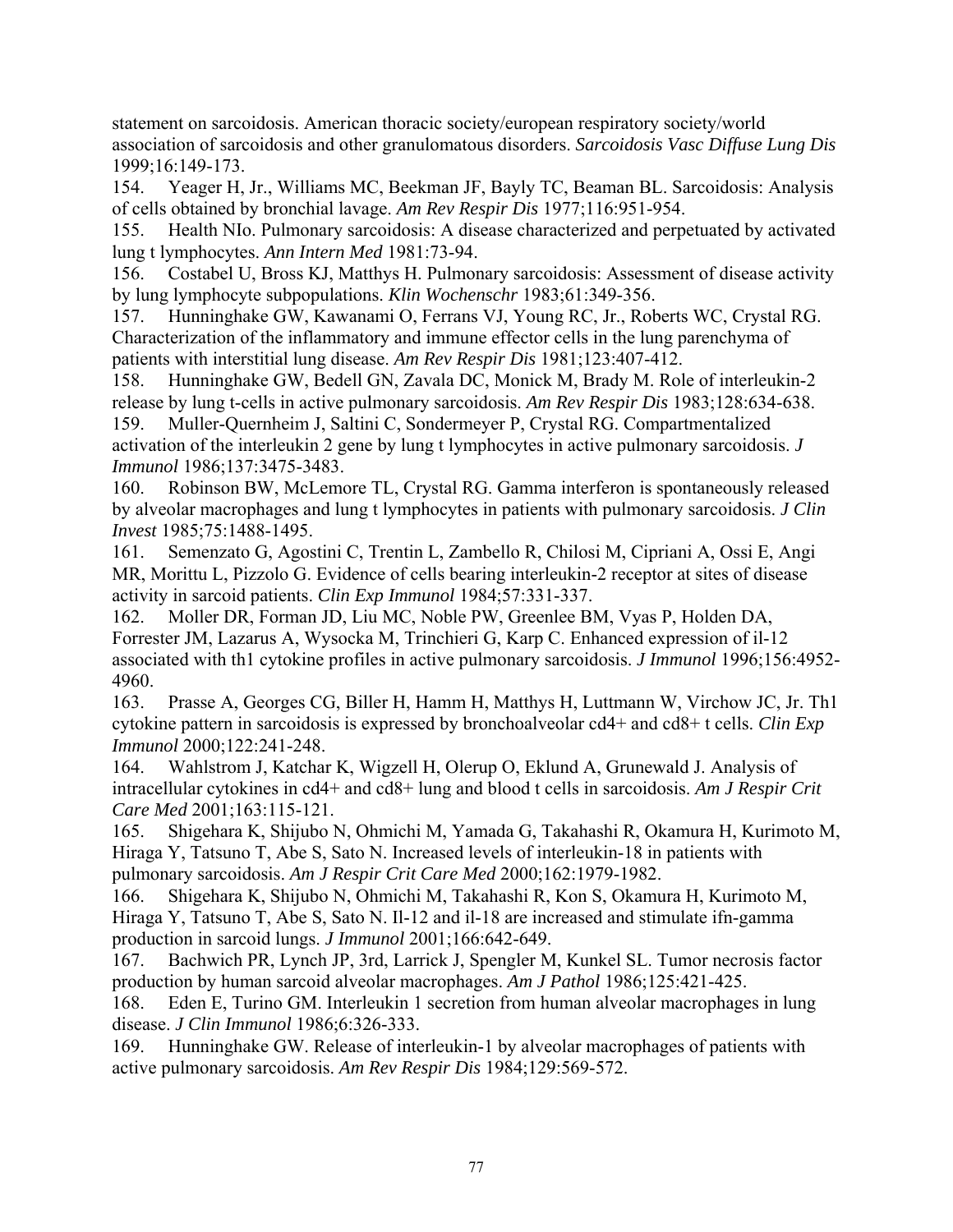statement on sarcoidosis. American thoracic society/european respiratory society/world association of sarcoidosis and other granulomatous disorders. *Sarcoidosis Vasc Diffuse Lung Dis* 1999;16:149-173.

154. Yeager H, Jr., Williams MC, Beekman JF, Bayly TC, Beaman BL. Sarcoidosis: Analysis of cells obtained by bronchial lavage. *Am Rev Respir Dis* 1977;116:951-954.

155. Health NIo. Pulmonary sarcoidosis: A disease characterized and perpetuated by activated lung t lymphocytes. *Ann Intern Med* 1981:73-94.

156. Costabel U, Bross KJ, Matthys H. Pulmonary sarcoidosis: Assessment of disease activity by lung lymphocyte subpopulations. *Klin Wochenschr* 1983;61:349-356.

157. Hunninghake GW, Kawanami O, Ferrans VJ, Young RC, Jr., Roberts WC, Crystal RG. Characterization of the inflammatory and immune effector cells in the lung parenchyma of patients with interstitial lung disease. *Am Rev Respir Dis* 1981;123:407-412.

158. Hunninghake GW, Bedell GN, Zavala DC, Monick M, Brady M. Role of interleukin-2 release by lung t-cells in active pulmonary sarcoidosis. *Am Rev Respir Dis* 1983;128:634-638.

159. Muller-Quernheim J, Saltini C, Sondermeyer P, Crystal RG. Compartmentalized activation of the interleukin 2 gene by lung t lymphocytes in active pulmonary sarcoidosis. *J Immunol* 1986;137:3475-3483.

160. Robinson BW, McLemore TL, Crystal RG. Gamma interferon is spontaneously released by alveolar macrophages and lung t lymphocytes in patients with pulmonary sarcoidosis. *J Clin Invest* 1985;75:1488-1495.

161. Semenzato G, Agostini C, Trentin L, Zambello R, Chilosi M, Cipriani A, Ossi E, Angi MR, Morittu L, Pizzolo G. Evidence of cells bearing interleukin-2 receptor at sites of disease activity in sarcoid patients. *Clin Exp Immunol* 1984;57:331-337.

162. Moller DR, Forman JD, Liu MC, Noble PW, Greenlee BM, Vyas P, Holden DA, Forrester JM, Lazarus A, Wysocka M, Trinchieri G, Karp C. Enhanced expression of il-12 associated with th1 cytokine profiles in active pulmonary sarcoidosis. *J Immunol* 1996;156:4952-4960.

163. Prasse A, Georges CG, Biller H, Hamm H, Matthys H, Luttmann W, Virchow JC, Jr. Th1 cytokine pattern in sarcoidosis is expressed by bronchoalveolar cd4+ and cd8+ t cells. *Clin Exp Immunol* 2000;122:241-248.

164. Wahlstrom J, Katchar K, Wigzell H, Olerup O, Eklund A, Grunewald J. Analysis of intracellular cytokines in cd4+ and cd8+ lung and blood t cells in sarcoidosis. *Am J Respir Crit Care Med* 2001;163:115-121.

165. Shigehara K, Shijubo N, Ohmichi M, Yamada G, Takahashi R, Okamura H, Kurimoto M, Hiraga Y, Tatsuno T, Abe S, Sato N. Increased levels of interleukin-18 in patients with pulmonary sarcoidosis. *Am J Respir Crit Care Med* 2000;162:1979-1982.

166. Shigehara K, Shijubo N, Ohmichi M, Takahashi R, Kon S, Okamura H, Kurimoto M, Hiraga Y, Tatsuno T, Abe S, Sato N. Il-12 and il-18 are increased and stimulate ifn-gamma production in sarcoid lungs. *J Immunol* 2001;166:642-649.

167. Bachwich PR, Lynch JP, 3rd, Larrick J, Spengler M, Kunkel SL. Tumor necrosis factor production by human sarcoid alveolar macrophages. *Am J Pathol* 1986;125:421-425.

168. Eden E, Turino GM. Interleukin 1 secretion from human alveolar macrophages in lung disease. *J Clin Immunol* 1986;6:326-333.

169. Hunninghake GW. Release of interleukin-1 by alveolar macrophages of patients with active pulmonary sarcoidosis. *Am Rev Respir Dis* 1984;129:569-572.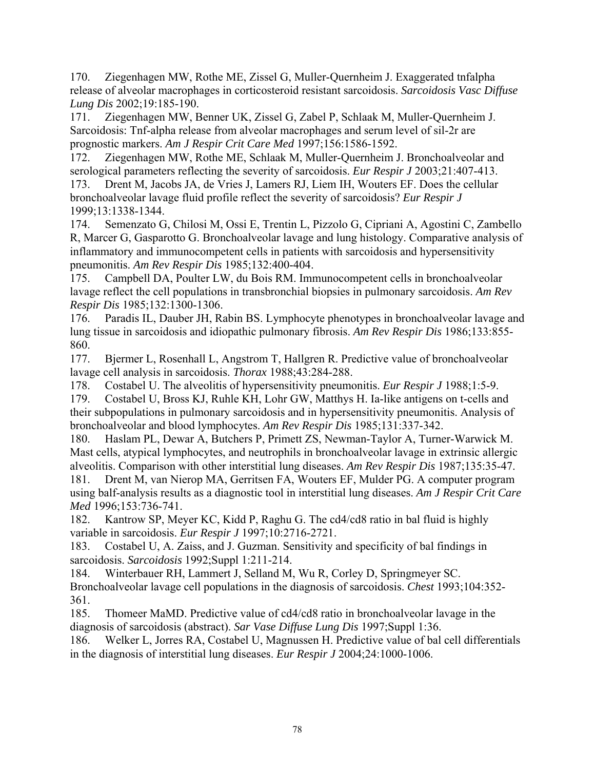170. Ziegenhagen MW, Rothe ME, Zissel G, Muller-Quernheim J. Exaggerated tnfalpha release of alveolar macrophages in corticosteroid resistant sarcoidosis. *Sarcoidosis Vasc Diffuse Lung Dis* 2002;19:185-190.

171. Ziegenhagen MW, Benner UK, Zissel G, Zabel P, Schlaak M, Muller-Quernheim J. Sarcoidosis: Tnf-alpha release from alveolar macrophages and serum level of sil-2r are prognostic markers. *Am J Respir Crit Care Med* 1997;156:1586-1592.

172. Ziegenhagen MW, Rothe ME, Schlaak M, Muller-Quernheim J. Bronchoalveolar and serological parameters reflecting the severity of sarcoidosis. *Eur Respir J* 2003;21:407-413.

173. Drent M, Jacobs JA, de Vries J, Lamers RJ, Liem IH, Wouters EF. Does the cellular bronchoalveolar lavage fluid profile reflect the severity of sarcoidosis? *Eur Respir J* 1999;13:1338-1344.

174. Semenzato G, Chilosi M, Ossi E, Trentin L, Pizzolo G, Cipriani A, Agostini C, Zambello R, Marcer G, Gasparotto G. Bronchoalveolar lavage and lung histology. Comparative analysis of inflammatory and immunocompetent cells in patients with sarcoidosis and hypersensitivity pneumonitis. *Am Rev Respir Dis* 1985;132:400-404.

175. Campbell DA, Poulter LW, du Bois RM. Immunocompetent cells in bronchoalveolar lavage reflect the cell populations in transbronchial biopsies in pulmonary sarcoidosis. *Am Rev Respir Dis* 1985;132:1300-1306.

176. Paradis IL, Dauber JH, Rabin BS. Lymphocyte phenotypes in bronchoalveolar lavage and lung tissue in sarcoidosis and idiopathic pulmonary fibrosis. *Am Rev Respir Dis* 1986;133:855-860.

177. Bjermer L, Rosenhall L, Angstrom T, Hallgren R. Predictive value of bronchoalveolar lavage cell analysis in sarcoidosis. *Thorax* 1988;43:284-288.

178. Costabel U. The alveolitis of hypersensitivity pneumonitis. *Eur Respir J* 1988;1:5-9.

179. Costabel U, Bross KJ, Ruhle KH, Lohr GW, Matthys H. Ia-like antigens on t-cells and their subpopulations in pulmonary sarcoidosis and in hypersensitivity pneumonitis. Analysis of bronchoalveolar and blood lymphocytes. *Am Rev Respir Dis* 1985;131:337-342.

180. Haslam PL, Dewar A, Butchers P, Primett ZS, Newman-Taylor A, Turner-Warwick M. Mast cells, atypical lymphocytes, and neutrophils in bronchoalveolar lavage in extrinsic allergic alveolitis. Comparison with other interstitial lung diseases. *Am Rev Respir Dis* 1987;135:35-47.

181. Drent M, van Nierop MA, Gerritsen FA, Wouters EF, Mulder PG. A computer program using balf-analysis results as a diagnostic tool in interstitial lung diseases. *Am J Respir Crit Care Med* 1996;153:736-741.

182. Kantrow SP, Meyer KC, Kidd P, Raghu G. The cd4/cd8 ratio in bal fluid is highly variable in sarcoidosis. *Eur Respir J* 1997;10:2716-2721.

183. Costabel U, A. Zaiss, and J. Guzman. Sensitivity and specificity of bal findings in sarcoidosis. *Sarcoidosis* 1992;Suppl 1:211-214.

184. Winterbauer RH, Lammert J, Selland M, Wu R, Corley D, Springmeyer SC. Bronchoalveolar lavage cell populations in the diagnosis of sarcoidosis. *Chest* 1993;104:352-361.

185. Thomeer MaMD. Predictive value of cd4/cd8 ratio in bronchoalveolar lavage in the diagnosis of sarcoidosis (abstract). *Sar Vase Diffuse Lung Dis* 1997;Suppl 1:36.

186. Welker L, Jorres RA, Costabel U, Magnussen H. Predictive value of bal cell differentials in the diagnosis of interstitial lung diseases. *Eur Respir J* 2004;24:1000-1006.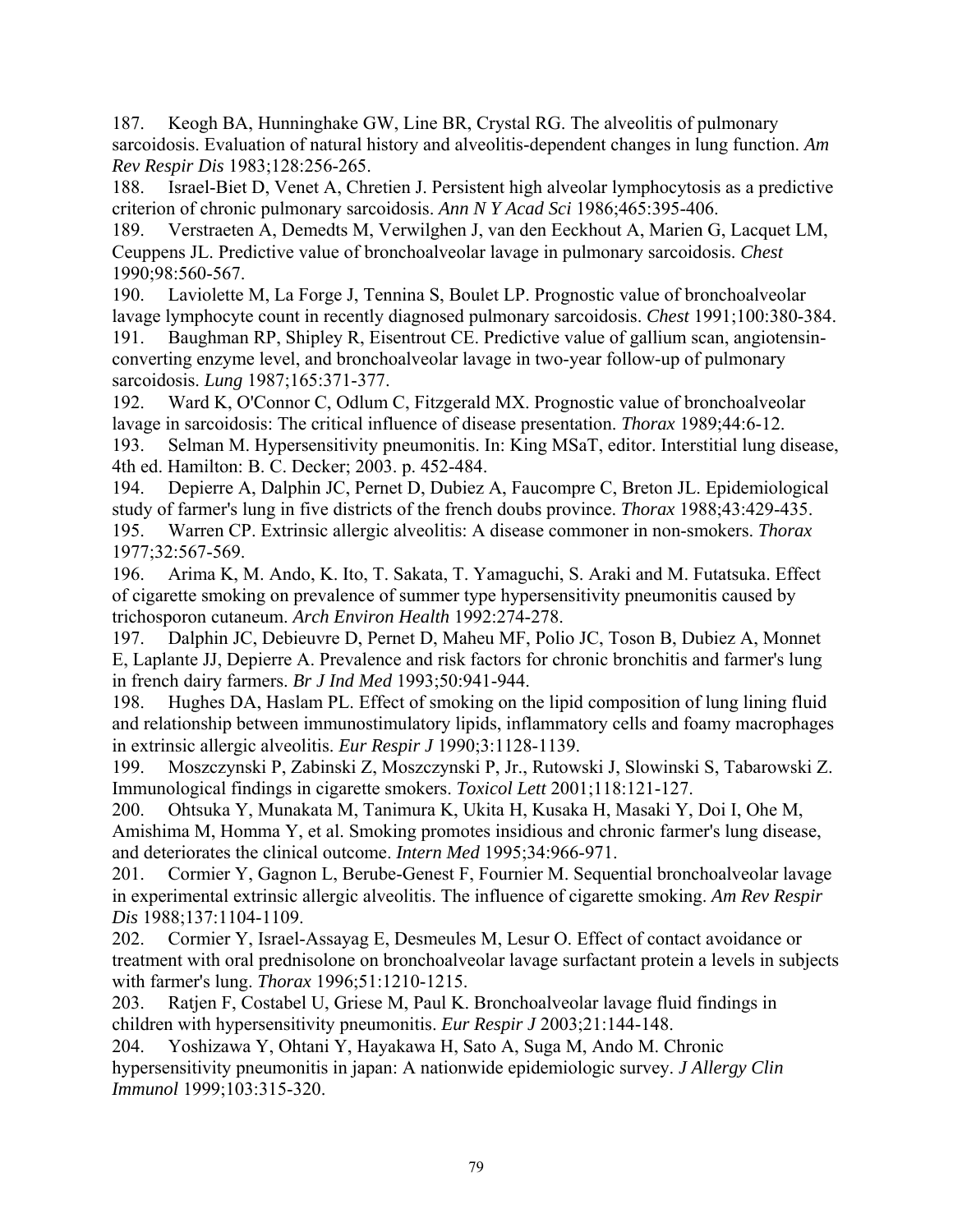187. Keogh BA, Hunninghake GW, Line BR, Crystal RG. The alveolitis of pulmonary sarcoidosis. Evaluation of natural history and alveolitis-dependent changes in lung function. *Am Rev Respir Dis* 1983;128:256-265.

188. Israel-Biet D, Venet A, Chretien J. Persistent high alveolar lymphocytosis as a predictive criterion of chronic pulmonary sarcoidosis. *Ann N Y Acad Sci* 1986;465:395-406.

189. Verstraeten A, Demedts M, Verwilghen J, van den Eeckhout A, Marien G, Lacquet LM, Ceuppens JL. Predictive value of bronchoalveolar lavage in pulmonary sarcoidosis. *Chest* 1990;98:560-567.

190. Laviolette M, La Forge J, Tennina S, Boulet LP. Prognostic value of bronchoalveolar lavage lymphocyte count in recently diagnosed pulmonary sarcoidosis. *Chest* 1991;100:380-384.

191. Baughman RP, Shipley R, Eisentrout CE. Predictive value of gallium scan, angiotensin-converting enzyme level, and bronchoalveolar lavage in two-year follow-up of pulmonary sarcoidosis. *Lung* 1987;165:371-377.

192. Ward K, O'Connor C, Odlum C, Fitzgerald MX. Prognostic value of bronchoalveolar lavage in sarcoidosis: The critical influence of disease presentation. *Thorax* 1989;44:6-12.

193. Selman M. Hypersensitivity pneumonitis. In: King MSaT, editor. Interstitial lung disease, 4th ed. Hamilton: B. C. Decker; 2003. p. 452-484.

194. Depierre A, Dalphin JC, Pernet D, Dubiez A, Faucompre C, Breton JL. Epidemiological study of farmer's lung in five districts of the french doubs province. *Thorax* 1988;43:429-435.

195. Warren CP. Extrinsic allergic alveolitis: A disease commoner in non-smokers. *Thorax* 1977;32:567-569.

196. Arima K, M. Ando, K. Ito, T. Sakata, T. Yamaguchi, S. Araki and M. Futatsuka. Effect of cigarette smoking on prevalence of summer type hypersensitivity pneumonitis caused by trichosporon cutaneum. *Arch Environ Health* 1992:274-278.

197. Dalphin JC, Debieuvre D, Pernet D, Maheu MF, Polio JC, Toson B, Dubiez A, Monnet E, Laplante JJ, Depierre A. Prevalence and risk factors for chronic bronchitis and farmer's lung in french dairy farmers. *Br J Ind Med* 1993;50:941-944.

198. Hughes DA, Haslam PL. Effect of smoking on the lipid composition of lung lining fluid and relationship between immunostimulatory lipids, inflammatory cells and foamy macrophages in extrinsic allergic alveolitis. *Eur Respir J* 1990;3:1128-1139.

199. Moszczynski P, Zabinski Z, Moszczynski P, Jr., Rutowski J, Slowinski S, Tabarowski Z. Immunological findings in cigarette smokers. *Toxicol Lett* 2001;118:121-127.

200. Ohtsuka Y, Munakata M, Tanimura K, Ukita H, Kusaka H, Masaki Y, Doi I, Ohe M, Amishima M, Homma Y, et al. Smoking promotes insidious and chronic farmer's lung disease, and deteriorates the clinical outcome. *Intern Med* 1995;34:966-971.

201. Cormier Y, Gagnon L, Berube-Genest F, Fournier M. Sequential bronchoalveolar lavage in experimental extrinsic allergic alveolitis. The influence of cigarette smoking. *Am Rev Respir Dis* 1988;137:1104-1109.

202. Cormier Y, Israel-Assayag E, Desmeules M, Lesur O. Effect of contact avoidance or treatment with oral prednisolone on bronchoalveolar lavage surfactant protein a levels in subjects with farmer's lung. *Thorax* 1996;51:1210-1215.

203. Ratjen F, Costabel U, Griese M, Paul K. Bronchoalveolar lavage fluid findings in children with hypersensitivity pneumonitis. *Eur Respir J* 2003;21:144-148.

204. Yoshizawa Y, Ohtani Y, Hayakawa H, Sato A, Suga M, Ando M. Chronic hypersensitivity pneumonitis in japan: A nationwide epidemiologic survey. *J Allergy Clin Immunol* 1999;103:315-320.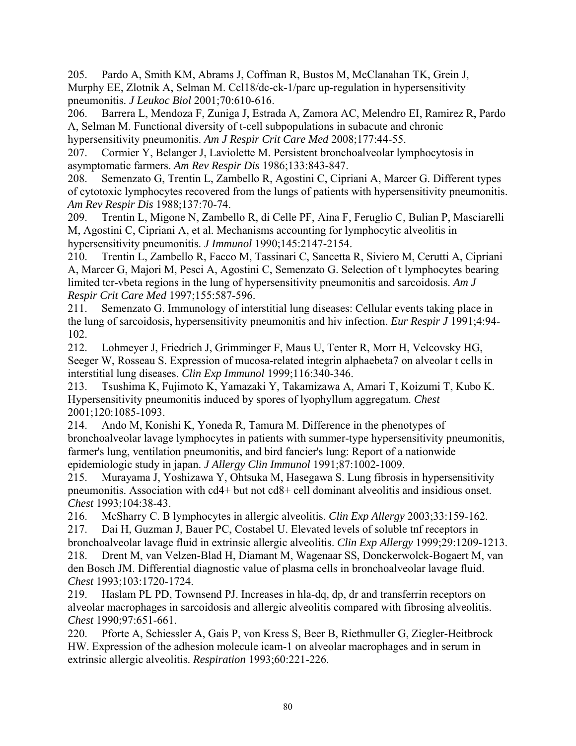205. Pardo A, Smith KM, Abrams J, Coffman R, Bustos M, McClanahan TK, Grein J, Murphy EE, Zlotnik A, Selman M. Ccl18/dc-ck-1/parc up-regulation in hypersensitivity pneumonitis. *J Leukoc Biol* 2001;70:610-616.

206. Barrera L, Mendoza F, Zuniga J, Estrada A, Zamora AC, Melendro EI, Ramirez R, Pardo A, Selman M. Functional diversity of t-cell subpopulations in subacute and chronic hypersensitivity pneumonitis. *Am J Respir Crit Care Med* 2008;177:44-55.

207. Cormier Y, Belanger J, Laviolette M. Persistent bronchoalveolar lymphocytosis in asymptomatic farmers. *Am Rev Respir Dis* 1986;133:843-847.

208. Semenzato G, Trentin L, Zambello R, Agostini C, Cipriani A, Marcer G. Different types of cytotoxic lymphocytes recovered from the lungs of patients with hypersensitivity pneumonitis. *Am Rev Respir Dis* 1988;137:70-74.

209. Trentin L, Migone N, Zambello R, di Celle PF, Aina F, Feruglio C, Bulian P, Masciarelli M, Agostini C, Cipriani A, et al. Mechanisms accounting for lymphocytic alveolitis in hypersensitivity pneumonitis. *J Immunol* 1990;145:2147-2154.

210. Trentin L, Zambello R, Facco M, Tassinari C, Sancetta R, Siviero M, Cerutti A, Cipriani A, Marcer G, Majori M, Pesci A, Agostini C, Semenzato G. Selection of t lymphocytes bearing limited tcr-vbeta regions in the lung of hypersensitivity pneumonitis and sarcoidosis. *Am J Respir Crit Care Med* 1997;155:587-596.

211. Semenzato G. Immunology of interstitial lung diseases: Cellular events taking place in the lung of sarcoidosis, hypersensitivity pneumonitis and hiv infection. *Eur Respir J* 1991;4:94-102.

212. Lohmeyer J, Friedrich J, Grimminger F, Maus U, Tenter R, Morr H, Velcovsky HG, Seeger W, Rosseau S. Expression of mucosa-related integrin alphaebeta7 on alveolar t cells in interstitial lung diseases. *Clin Exp Immunol* 1999;116:340-346.

213. Tsushima K, Fujimoto K, Yamazaki Y, Takamizawa A, Amari T, Koizumi T, Kubo K. Hypersensitivity pneumonitis induced by spores of lyophyllum aggregatum. *Chest* 2001;120:1085-1093.

214. Ando M, Konishi K, Yoneda R, Tamura M. Difference in the phenotypes of bronchoalveolar lavage lymphocytes in patients with summer-type hypersensitivity pneumonitis, farmer's lung, ventilation pneumonitis, and bird fancier's lung: Report of a nationwide epidemiologic study in japan. *J Allergy Clin Immunol* 1991;87:1002-1009.

215. Murayama J, Yoshizawa Y, Ohtsuka M, Hasegawa S. Lung fibrosis in hypersensitivity pneumonitis. Association with cd4+ but not cd8+ cell dominant alveolitis and insidious onset. *Chest* 1993;104:38-43.

216. McSharry C. B lymphocytes in allergic alveolitis. *Clin Exp Allergy* 2003;33:159-162.

217. Dai H, Guzman J, Bauer PC, Costabel U. Elevated levels of soluble tnf receptors in bronchoalveolar lavage fluid in extrinsic allergic alveolitis. *Clin Exp Allergy* 1999;29:1209-1213.

218. Drent M, van Velzen-Blad H, Diamant M, Wagenaar SS, Donckerwolck-Bogaert M, van den Bosch JM. Differential diagnostic value of plasma cells in bronchoalveolar lavage fluid. *Chest* 1993;103:1720-1724.

219. Haslam PL PD, Townsend PJ. Increases in hla-dq, dp, dr and transferrin receptors on alveolar macrophages in sarcoidosis and allergic alveolitis compared with fibrosing alveolitis. *Chest* 1990;97:651-661.

220. Pforte A, Schiessler A, Gais P, von Kress S, Beer B, Riethmuller G, Ziegler-Heitbrock HW. Expression of the adhesion molecule icam-1 on alveolar macrophages and in serum in extrinsic allergic alveolitis. *Respiration* 1993;60:221-226.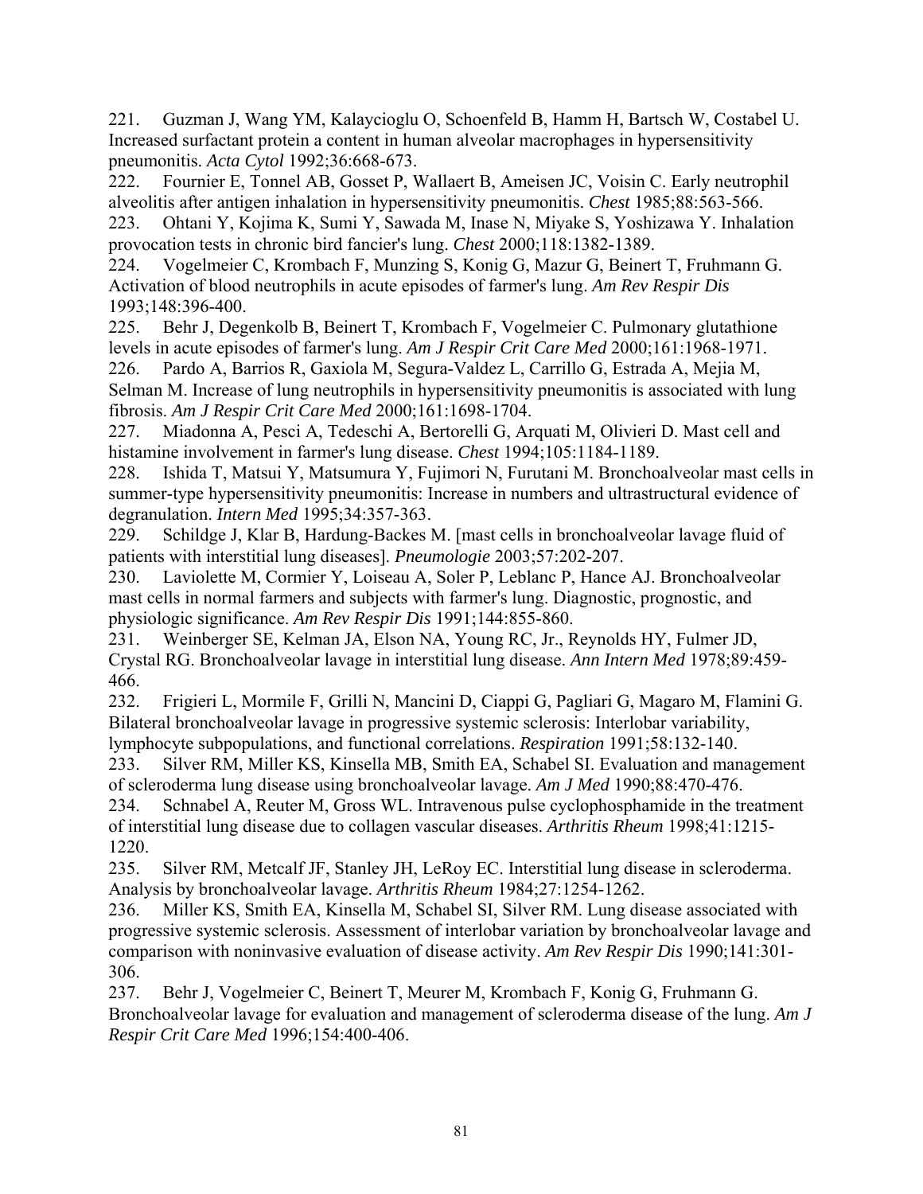221. Guzman J, Wang YM, Kalaycioglu O, Schoenfeld B, Hamm H, Bartsch W, Costabel U. Increased surfactant protein a content in human alveolar macrophages in hypersensitivity pneumonitis. *Acta Cytol* 1992;36:668-673.

222. Fournier E, Tonnel AB, Gosset P, Wallaert B, Ameisen JC, Voisin C. Early neutrophil alveolitis after antigen inhalation in hypersensitivity pneumonitis. *Chest* 1985;88:563-566.

223. Ohtani Y, Kojima K, Sumi Y, Sawada M, Inase N, Miyake S, Yoshizawa Y. Inhalation provocation tests in chronic bird fancier's lung. *Chest* 2000;118:1382-1389.

224. Vogelmeier C, Krombach F, Munzing S, Konig G, Mazur G, Beinert T, Fruhmann G. Activation of blood neutrophils in acute episodes of farmer's lung. *Am Rev Respir Dis* 1993;148:396-400.

225. Behr J, Degenkolb B, Beinert T, Krombach F, Vogelmeier C. Pulmonary glutathione levels in acute episodes of farmer's lung. *Am J Respir Crit Care Med* 2000;161:1968-1971.

226. Pardo A, Barrios R, Gaxiola M, Segura-Valdez L, Carrillo G, Estrada A, Mejia M, Selman M. Increase of lung neutrophils in hypersensitivity pneumonitis is associated with lung fibrosis. *Am J Respir Crit Care Med* 2000;161:1698-1704.

227. Miadonna A, Pesci A, Tedeschi A, Bertorelli G, Arquati M, Olivieri D. Mast cell and histamine involvement in farmer's lung disease. *Chest* 1994;105:1184-1189.

228. Ishida T, Matsui Y, Matsumura Y, Fujimori N, Furutani M. Bronchoalveolar mast cells in summer-type hypersensitivity pneumonitis: Increase in numbers and ultrastructural evidence of degranulation. *Intern Med* 1995;34:357-363.

229. Schildge J, Klar B, Hardung-Backes M. [mast cells in bronchoalveolar lavage fluid of patients with interstitial lung diseases]. *Pneumologie* 2003;57:202-207.

230. Laviolette M, Cormier Y, Loiseau A, Soler P, Leblanc P, Hance AJ. Bronchoalveolar mast cells in normal farmers and subjects with farmer's lung. Diagnostic, prognostic, and physiologic significance. *Am Rev Respir Dis* 1991;144:855-860.

231. Weinberger SE, Kelman JA, Elson NA, Young RC, Jr., Reynolds HY, Fulmer JD, Crystal RG. Bronchoalveolar lavage in interstitial lung disease. *Ann Intern Med* 1978;89:459-466.

232. Frigieri L, Mormile F, Grilli N, Mancini D, Ciappi G, Pagliari G, Magaro M, Flamini G. Bilateral bronchoalveolar lavage in progressive systemic sclerosis: Interlobar variability, lymphocyte subpopulations, and functional correlations. *Respiration* 1991;58:132-140.

233. Silver RM, Miller KS, Kinsella MB, Smith EA, Schabel SI. Evaluation and management of scleroderma lung disease using bronchoalveolar lavage. *Am J Med* 1990;88:470-476.

234. Schnabel A, Reuter M, Gross WL. Intravenous pulse cyclophosphamide in the treatment of interstitial lung disease due to collagen vascular diseases. *Arthritis Rheum* 1998;41:1215-1220.

235. Silver RM, Metcalf JF, Stanley JH, LeRoy EC. Interstitial lung disease in scleroderma. Analysis by bronchoalveolar lavage. *Arthritis Rheum* 1984;27:1254-1262.

236. Miller KS, Smith EA, Kinsella M, Schabel SI, Silver RM. Lung disease associated with progressive systemic sclerosis. Assessment of interlobar variation by bronchoalveolar lavage and comparison with noninvasive evaluation of disease activity. *Am Rev Respir Dis* 1990;141:301-306.

237. Behr J, Vogelmeier C, Beinert T, Meurer M, Krombach F, Konig G, Fruhmann G. Bronchoalveolar lavage for evaluation and management of scleroderma disease of the lung. *Am J Respir Crit Care Med* 1996;154:400-406.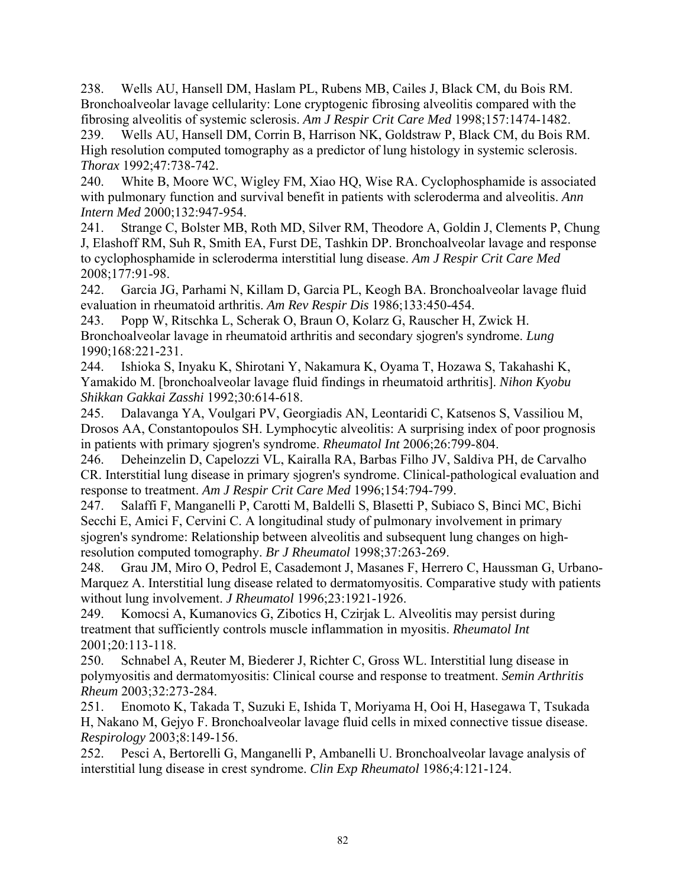238. Wells AU, Hansell DM, Haslam PL, Rubens MB, Cailes J, Black CM, du Bois RM. Bronchoalveolar lavage cellularity: Lone cryptogenic fibrosing alveolitis compared with the fibrosing alveolitis of systemic sclerosis. *Am J Respir Crit Care Med* 1998;157:1474-1482.

239. Wells AU, Hansell DM, Corrin B, Harrison NK, Goldstraw P, Black CM, du Bois RM. High resolution computed tomography as a predictor of lung histology in systemic sclerosis. *Thorax* 1992;47:738-742.

240. White B, Moore WC, Wigley FM, Xiao HQ, Wise RA. Cyclophosphamide is associated with pulmonary function and survival benefit in patients with scleroderma and alveolitis. *Ann Intern Med* 2000;132:947-954.

241. Strange C, Bolster MB, Roth MD, Silver RM, Theodore A, Goldin J, Clements P, Chung J, Elashoff RM, Suh R, Smith EA, Furst DE, Tashkin DP. Bronchoalveolar lavage and response to cyclophosphamide in scleroderma interstitial lung disease. *Am J Respir Crit Care Med* 2008;177:91-98.

242. Garcia JG, Parhami N, Killam D, Garcia PL, Keogh BA. Bronchoalveolar lavage fluid evaluation in rheumatoid arthritis. *Am Rev Respir Dis* 1986;133:450-454.

243. Popp W, Ritschka L, Scherak O, Braun O, Kolarz G, Rauscher H, Zwick H. Bronchoalveolar lavage in rheumatoid arthritis and secondary sjogren's syndrome. *Lung* 1990;168:221-231.

244. Ishioka S, Inyaku K, Shirotani Y, Nakamura K, Oyama T, Hozawa S, Takahashi K, Yamakido M. [bronchoalveolar lavage fluid findings in rheumatoid arthritis]. *Nihon Kyobu Shikkan Gakkai Zasshi* 1992;30:614-618.

245. Dalavanga YA, Voulgari PV, Georgiadis AN, Leontaridi C, Katsenos S, Vassiliou M, Drosos AA, Constantopoulos SH. Lymphocytic alveolitis: A surprising index of poor prognosis in patients with primary sjogren's syndrome. *Rheumatol Int* 2006;26:799-804.

246. Deheinzelin D, Capelozzi VL, Kairalla RA, Barbas Filho JV, Saldiva PH, de Carvalho CR. Interstitial lung disease in primary sjogren's syndrome. Clinical-pathological evaluation and response to treatment. *Am J Respir Crit Care Med* 1996;154:794-799.

247. Salaffi F, Manganelli P, Carotti M, Baldelli S, Blasetti P, Subiaco S, Binci MC, Bichi Secchi E, Amici F, Cervini C. A longitudinal study of pulmonary involvement in primary sjogren's syndrome: Relationship between alveolitis and subsequent lung changes on high-resolution computed tomography. *Br J Rheumatol* 1998;37:263-269.

248. Grau JM, Miro O, Pedrol E, Casademont J, Masanes F, Herrero C, Haussman G, Urbano-Marquez A. Interstitial lung disease related to dermatomyositis. Comparative study with patients without lung involvement. *J Rheumatol* 1996;23:1921-1926.

249. Komocsi A, Kumanovics G, Zibotics H, Czirjak L. Alveolitis may persist during treatment that sufficiently controls muscle inflammation in myositis. *Rheumatol Int* 2001;20:113-118.

250. Schnabel A, Reuter M, Biederer J, Richter C, Gross WL. Interstitial lung disease in polymyositis and dermatomyositis: Clinical course and response to treatment. *Semin Arthritis Rheum* 2003;32:273-284.

251. Enomoto K, Takada T, Suzuki E, Ishida T, Moriyama H, Ooi H, Hasegawa T, Tsukada H, Nakano M, Gejyo F. Bronchoalveolar lavage fluid cells in mixed connective tissue disease. *Respirology* 2003;8:149-156.

252. Pesci A, Bertorelli G, Manganelli P, Ambanelli U. Bronchoalveolar lavage analysis of interstitial lung disease in crest syndrome. *Clin Exp Rheumatol* 1986;4:121-124.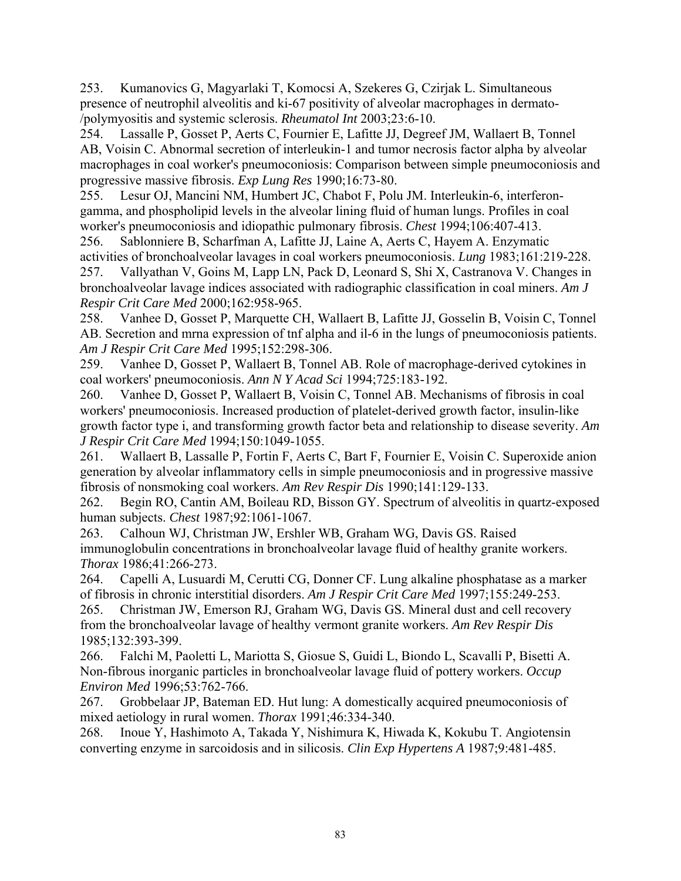253. Kumanovics G, Magyarlaki T, Komocsi A, Szekeres G, Czirjak L. Simultaneous presence of neutrophil alveolitis and ki-67 positivity of alveolar macrophages in dermato-/polymyositis and systemic sclerosis. *Rheumatol Int* 2003;23:6-10.

254. Lassalle P, Gosset P, Aerts C, Fournier E, Lafitte JJ, Degreef JM, Wallaert B, Tonnel AB, Voisin C. Abnormal secretion of interleukin-1 and tumor necrosis factor alpha by alveolar macrophages in coal worker's pneumoconiosis: Comparison between simple pneumoconiosis and progressive massive fibrosis. *Exp Lung Res* 1990;16:73-80.

255. Lesur OJ, Mancini NM, Humbert JC, Chabot F, Polu JM. Interleukin-6, interferon-gamma, and phospholipid levels in the alveolar lining fluid of human lungs. Profiles in coal worker's pneumoconiosis and idiopathic pulmonary fibrosis. *Chest* 1994;106:407-413.

256. Sablonniere B, Scharfman A, Lafitte JJ, Laine A, Aerts C, Hayem A. Enzymatic activities of bronchoalveolar lavages in coal workers pneumoconiosis. *Lung* 1983;161:219-228.

257. Vallyathan V, Goins M, Lapp LN, Pack D, Leonard S, Shi X, Castranova V. Changes in bronchoalveolar lavage indices associated with radiographic classification in coal miners. *Am J Respir Crit Care Med* 2000;162:958-965.

258. Vanhee D, Gosset P, Marquette CH, Wallaert B, Lafitte JJ, Gosselin B, Voisin C, Tonnel AB. Secretion and mrna expression of tnf alpha and il-6 in the lungs of pneumoconiosis patients. *Am J Respir Crit Care Med* 1995;152:298-306.

259. Vanhee D, Gosset P, Wallaert B, Tonnel AB. Role of macrophage-derived cytokines in coal workers' pneumoconiosis. *Ann N Y Acad Sci* 1994;725:183-192.

260. Vanhee D, Gosset P, Wallaert B, Voisin C, Tonnel AB. Mechanisms of fibrosis in coal workers' pneumoconiosis. Increased production of platelet-derived growth factor, insulin-like growth factor type i, and transforming growth factor beta and relationship to disease severity. *Am J Respir Crit Care Med* 1994;150:1049-1055.

261. Wallaert B, Lassalle P, Fortin F, Aerts C, Bart F, Fournier E, Voisin C. Superoxide anion generation by alveolar inflammatory cells in simple pneumoconiosis and in progressive massive fibrosis of nonsmoking coal workers. *Am Rev Respir Dis* 1990;141:129-133.

262. Begin RO, Cantin AM, Boileau RD, Bisson GY. Spectrum of alveolitis in quartz-exposed human subjects. *Chest* 1987;92:1061-1067.

263. Calhoun WJ, Christman JW, Ershler WB, Graham WG, Davis GS. Raised immunoglobulin concentrations in bronchoalveolar lavage fluid of healthy granite workers. *Thorax* 1986;41:266-273.

264. Capelli A, Lusuardi M, Cerutti CG, Donner CF. Lung alkaline phosphatase as a marker of fibrosis in chronic interstitial disorders. *Am J Respir Crit Care Med* 1997;155:249-253.

265. Christman JW, Emerson RJ, Graham WG, Davis GS. Mineral dust and cell recovery from the bronchoalveolar lavage of healthy vermont granite workers. *Am Rev Respir Dis* 1985;132:393-399.

266. Falchi M, Paoletti L, Mariotta S, Giosue S, Guidi L, Biondo L, Scavalli P, Bisetti A. Non-fibrous inorganic particles in bronchoalveolar lavage fluid of pottery workers. *Occup Environ Med* 1996;53:762-766.

267. Grobbelaar JP, Bateman ED. Hut lung: A domestically acquired pneumoconiosis of mixed aetiology in rural women. *Thorax* 1991;46:334-340.

268. Inoue Y, Hashimoto A, Takada Y, Nishimura K, Hiwada K, Kokubu T. Angiotensin converting enzyme in sarcoidosis and in silicosis. *Clin Exp Hypertens A* 1987;9:481-485.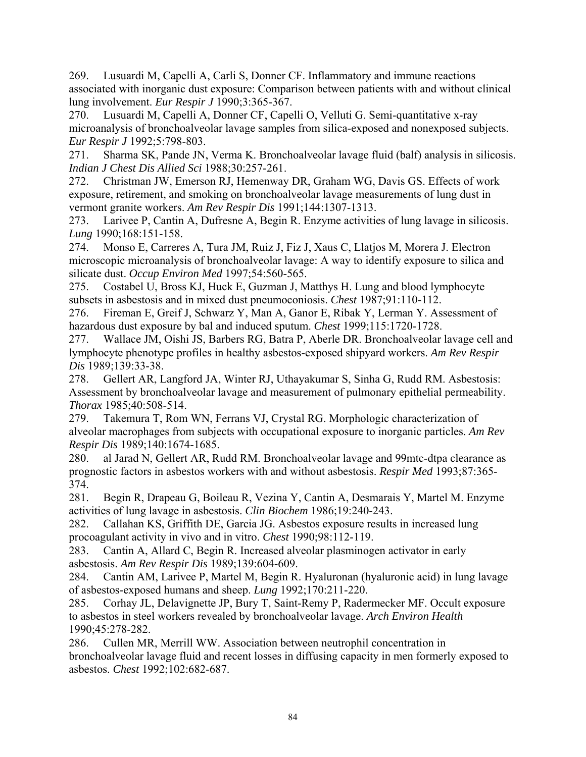269. Lusuardi M, Capelli A, Carli S, Donner CF. Inflammatory and immune reactions associated with inorganic dust exposure: Comparison between patients with and without clinical lung involvement. *Eur Respir J* 1990;3:365-367.

270. Lusuardi M, Capelli A, Donner CF, Capelli O, Velluti G. Semi-quantitative x-ray microanalysis of bronchoalveolar lavage samples from silica-exposed and nonexposed subjects. *Eur Respir J* 1992;5:798-803.

271. Sharma SK, Pande JN, Verma K. Bronchoalveolar lavage fluid (balf) analysis in silicosis. *Indian J Chest Dis Allied Sci* 1988;30:257-261.

272. Christman JW, Emerson RJ, Hemenway DR, Graham WG, Davis GS. Effects of work exposure, retirement, and smoking on bronchoalveolar lavage measurements of lung dust in vermont granite workers. *Am Rev Respir Dis* 1991;144:1307-1313.

273. Larivee P, Cantin A, Dufresne A, Begin R. Enzyme activities of lung lavage in silicosis. *Lung* 1990;168:151-158.

274. Monso E, Carreres A, Tura JM, Ruiz J, Fiz J, Xaus C, Llatjos M, Morera J. Electron microscopic microanalysis of bronchoalveolar lavage: A way to identify exposure to silica and silicate dust. *Occup Environ Med* 1997;54:560-565.

275. Costabel U, Bross KJ, Huck E, Guzman J, Matthys H. Lung and blood lymphocyte subsets in asbestosis and in mixed dust pneumoconiosis. *Chest* 1987;91:110-112.

276. Fireman E, Greif J, Schwarz Y, Man A, Ganor E, Ribak Y, Lerman Y. Assessment of hazardous dust exposure by bal and induced sputum. *Chest* 1999;115:1720-1728.

277. Wallace JM, Oishi JS, Barbers RG, Batra P, Aberle DR. Bronchoalveolar lavage cell and lymphocyte phenotype profiles in healthy asbestos-exposed shipyard workers. *Am Rev Respir Dis* 1989;139:33-38.

278. Gellert AR, Langford JA, Winter RJ, Uthayakumar S, Sinha G, Rudd RM. Asbestosis: Assessment by bronchoalveolar lavage and measurement of pulmonary epithelial permeability. *Thorax* 1985;40:508-514.

279. Takemura T, Rom WN, Ferrans VJ, Crystal RG. Morphologic characterization of alveolar macrophages from subjects with occupational exposure to inorganic particles. *Am Rev Respir Dis* 1989;140:1674-1685.

280. al Jarad N, Gellert AR, Rudd RM. Bronchoalveolar lavage and 99mtc-dtpa clearance as prognostic factors in asbestos workers with and without asbestosis. *Respir Med* 1993;87:365-374.

281. Begin R, Drapeau G, Boileau R, Vezina Y, Cantin A, Desmarais Y, Martel M. Enzyme activities of lung lavage in asbestosis. *Clin Biochem* 1986;19:240-243.

282. Callahan KS, Griffith DE, Garcia JG. Asbestos exposure results in increased lung procoagulant activity in vivo and in vitro. *Chest* 1990;98:112-119.

283. Cantin A, Allard C, Begin R. Increased alveolar plasminogen activator in early asbestosis. *Am Rev Respir Dis* 1989;139:604-609.

284. Cantin AM, Larivee P, Martel M, Begin R. Hyaluronan (hyaluronic acid) in lung lavage of asbestos-exposed humans and sheep. *Lung* 1992;170:211-220.

285. Corhay JL, Delavignette JP, Bury T, Saint-Remy P, Radermecker MF. Occult exposure to asbestos in steel workers revealed by bronchoalveolar lavage. *Arch Environ Health* 1990;45:278-282.

286. Cullen MR, Merrill WW. Association between neutrophil concentration in bronchoalveolar lavage fluid and recent losses in diffusing capacity in men formerly exposed to asbestos. *Chest* 1992;102:682-687.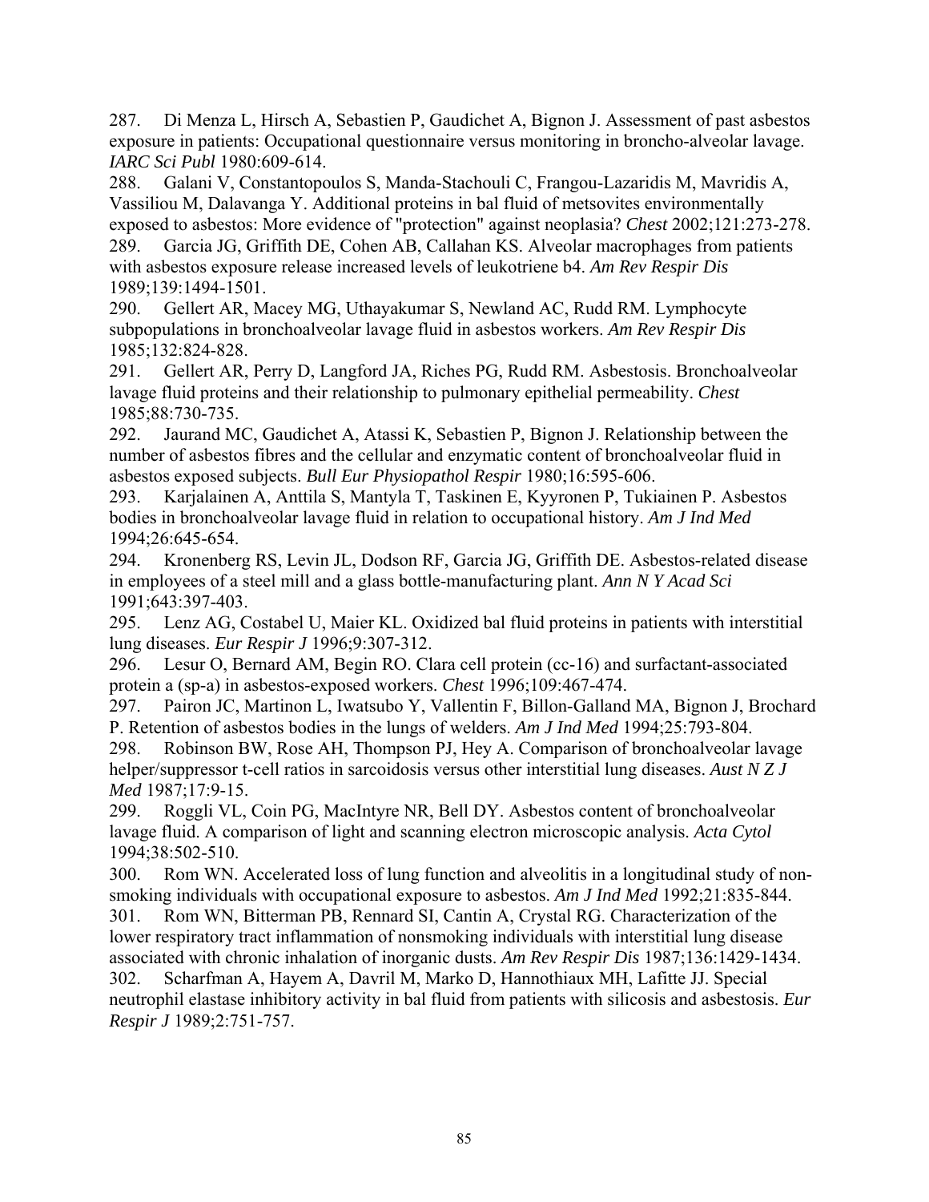287. Di Menza L, Hirsch A, Sebastien P, Gaudichet A, Bignon J. Assessment of past asbestos exposure in patients: Occupational questionnaire versus monitoring in broncho-alveolar lavage. *IARC Sci Publ* 1980:609-614.

288. Galani V, Constantopoulos S, Manda-Stachouli C, Frangou-Lazaridis M, Mavridis A, Vassiliou M, Dalavanga Y. Additional proteins in bal fluid of metsovites environmentally exposed to asbestos: More evidence of "protection" against neoplasia? *Chest* 2002;121:273-278.

289. Garcia JG, Griffith DE, Cohen AB, Callahan KS. Alveolar macrophages from patients with asbestos exposure release increased levels of leukotriene b4. *Am Rev Respir Dis* 1989;139:1494-1501.

290. Gellert AR, Macey MG, Uthayakumar S, Newland AC, Rudd RM. Lymphocyte subpopulations in bronchoalveolar lavage fluid in asbestos workers. *Am Rev Respir Dis* 1985;132:824-828.

291. Gellert AR, Perry D, Langford JA, Riches PG, Rudd RM. Asbestosis. Bronchoalveolar lavage fluid proteins and their relationship to pulmonary epithelial permeability. *Chest* 1985;88:730-735.

292. Jaurand MC, Gaudichet A, Atassi K, Sebastien P, Bignon J. Relationship between the number of asbestos fibres and the cellular and enzymatic content of bronchoalveolar fluid in asbestos exposed subjects. *Bull Eur Physiopathol Respir* 1980;16:595-606.

293. Karjalainen A, Anttila S, Mantyla T, Taskinen E, Kyyronen P, Tukiainen P. Asbestos bodies in bronchoalveolar lavage fluid in relation to occupational history. *Am J Ind Med* 1994;26:645-654.

294. Kronenberg RS, Levin JL, Dodson RF, Garcia JG, Griffith DE. Asbestos-related disease in employees of a steel mill and a glass bottle-manufacturing plant. *Ann N Y Acad Sci* 1991;643:397-403.

295. Lenz AG, Costabel U, Maier KL. Oxidized bal fluid proteins in patients with interstitial lung diseases. *Eur Respir J* 1996;9:307-312.

296. Lesur O, Bernard AM, Begin RO. Clara cell protein (cc-16) and surfactant-associated protein a (sp-a) in asbestos-exposed workers. *Chest* 1996;109:467-474.

297. Pairon JC, Martinon L, Iwatsubo Y, Vallentin F, Billon-Galland MA, Bignon J, Brochard P. Retention of asbestos bodies in the lungs of welders. *Am J Ind Med* 1994;25:793-804.

298. Robinson BW, Rose AH, Thompson PJ, Hey A. Comparison of bronchoalveolar lavage helper/suppressor t-cell ratios in sarcoidosis versus other interstitial lung diseases. *Aust N Z J Med* 1987;17:9-15.

299. Roggli VL, Coin PG, MacIntyre NR, Bell DY. Asbestos content of bronchoalveolar lavage fluid. A comparison of light and scanning electron microscopic analysis. *Acta Cytol* 1994;38:502-510.

300. Rom WN. Accelerated loss of lung function and alveolitis in a longitudinal study of non-smoking individuals with occupational exposure to asbestos. *Am J Ind Med* 1992;21:835-844.

301. Rom WN, Bitterman PB, Rennard SI, Cantin A, Crystal RG. Characterization of the lower respiratory tract inflammation of nonsmoking individuals with interstitial lung disease associated with chronic inhalation of inorganic dusts. *Am Rev Respir Dis* 1987;136:1429-1434.

302. Scharfman A, Hayem A, Davril M, Marko D, Hannothiaux MH, Lafitte JJ. Special neutrophil elastase inhibitory activity in bal fluid from patients with silicosis and asbestosis. *Eur Respir J* 1989;2:751-757.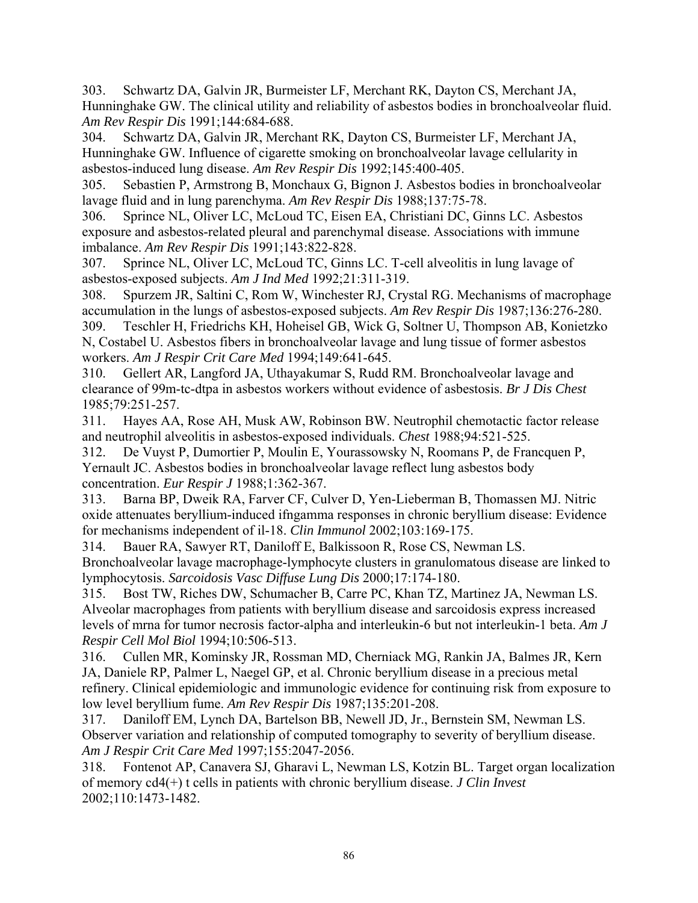303. Schwartz DA, Galvin JR, Burmeister LF, Merchant RK, Dayton CS, Merchant JA, Hunninghake GW. The clinical utility and reliability of asbestos bodies in bronchoalveolar fluid. *Am Rev Respir Dis* 1991;144:684-688.

304. Schwartz DA, Galvin JR, Merchant RK, Dayton CS, Burmeister LF, Merchant JA, Hunninghake GW. Influence of cigarette smoking on bronchoalveolar lavage cellularity in asbestos-induced lung disease. *Am Rev Respir Dis* 1992;145:400-405.

305. Sebastien P, Armstrong B, Monchaux G, Bignon J. Asbestos bodies in bronchoalveolar lavage fluid and in lung parenchyma. *Am Rev Respir Dis* 1988;137:75-78.

306. Sprince NL, Oliver LC, McLoud TC, Eisen EA, Christiani DC, Ginns LC. Asbestos exposure and asbestos-related pleural and parenchymal disease. Associations with immune imbalance. *Am Rev Respir Dis* 1991;143:822-828.

307. Sprince NL, Oliver LC, McLoud TC, Ginns LC. T-cell alveolitis in lung lavage of asbestos-exposed subjects. *Am J Ind Med* 1992;21:311-319.

308. Spurzem JR, Saltini C, Rom W, Winchester RJ, Crystal RG. Mechanisms of macrophage accumulation in the lungs of asbestos-exposed subjects. *Am Rev Respir Dis* 1987;136:276-280.

309. Teschler H, Friedrichs KH, Hoheisel GB, Wick G, Soltner U, Thompson AB, Konietzko N, Costabel U. Asbestos fibers in bronchoalveolar lavage and lung tissue of former asbestos workers. *Am J Respir Crit Care Med* 1994;149:641-645.

310. Gellert AR, Langford JA, Uthayakumar S, Rudd RM. Bronchoalveolar lavage and clearance of 99m-tc-dtpa in asbestos workers without evidence of asbestosis. *Br J Dis Chest* 1985;79:251-257.

311. Hayes AA, Rose AH, Musk AW, Robinson BW. Neutrophil chemotactic factor release and neutrophil alveolitis in asbestos-exposed individuals. *Chest* 1988;94:521-525.

312. De Vuyst P, Dumortier P, Moulin E, Yourassowsky N, Roomans P, de Francquen P, Yernault JC. Asbestos bodies in bronchoalveolar lavage reflect lung asbestos body concentration. *Eur Respir J* 1988;1:362-367.

313. Barna BP, Dweik RA, Farver CF, Culver D, Yen-Lieberman B, Thomassen MJ. Nitric oxide attenuates beryllium-induced ifngamma responses in chronic beryllium disease: Evidence for mechanisms independent of il-18. *Clin Immunol* 2002;103:169-175.

314. Bauer RA, Sawyer RT, Daniloff E, Balkissoon R, Rose CS, Newman LS. Bronchoalveolar lavage macrophage-lymphocyte clusters in granulomatous disease are linked to lymphocytosis. *Sarcoidosis Vasc Diffuse Lung Dis* 2000;17:174-180.

315. Bost TW, Riches DW, Schumacher B, Carre PC, Khan TZ, Martinez JA, Newman LS. Alveolar macrophages from patients with beryllium disease and sarcoidosis express increased levels of mrna for tumor necrosis factor-alpha and interleukin-6 but not interleukin-1 beta. *Am J Respir Cell Mol Biol* 1994;10:506-513.

316. Cullen MR, Kominsky JR, Rossman MD, Cherniack MG, Rankin JA, Balmes JR, Kern JA, Daniele RP, Palmer L, Naegel GP, et al. Chronic beryllium disease in a precious metal refinery. Clinical epidemiologic and immunologic evidence for continuing risk from exposure to low level beryllium fume. *Am Rev Respir Dis* 1987;135:201-208.

317. Daniloff EM, Lynch DA, Bartelson BB, Newell JD, Jr., Bernstein SM, Newman LS. Observer variation and relationship of computed tomography to severity of beryllium disease. *Am J Respir Crit Care Med* 1997;155:2047-2056.

318. Fontenot AP, Canavera SJ, Gharavi L, Newman LS, Kotzin BL. Target organ localization of memory cd4(+) t cells in patients with chronic beryllium disease. *J Clin Invest* 2002;110:1473-1482.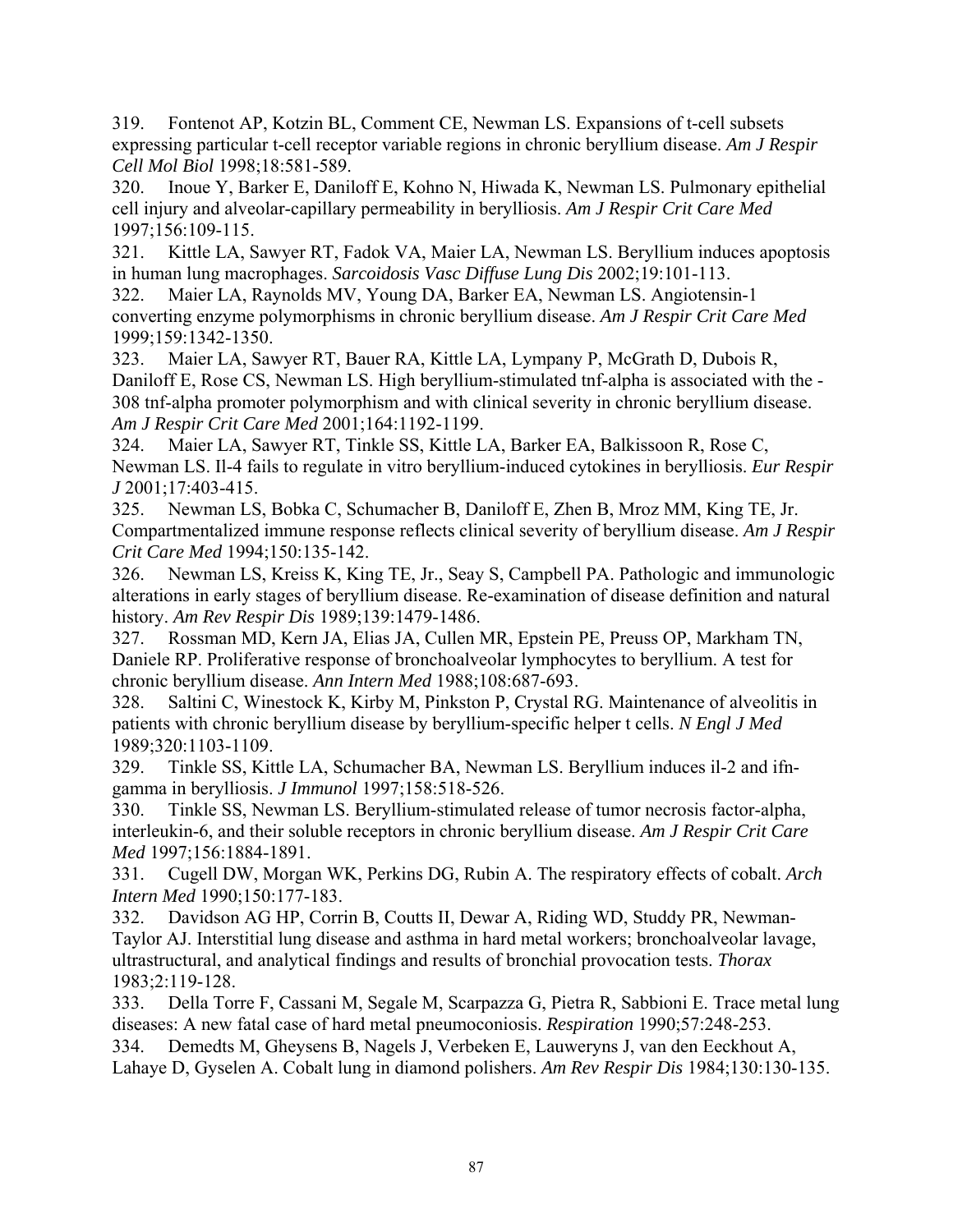319. Fontenot AP, Kotzin BL, Comment CE, Newman LS. Expansions of t-cell subsets expressing particular t-cell receptor variable regions in chronic beryllium disease. *Am J Respir Cell Mol Biol* 1998;18:581-589.

320. Inoue Y, Barker E, Daniloff E, Kohno N, Hiwada K, Newman LS. Pulmonary epithelial cell injury and alveolar-capillary permeability in berylliosis. *Am J Respir Crit Care Med* 1997;156:109-115.

321. Kittle LA, Sawyer RT, Fadok VA, Maier LA, Newman LS. Beryllium induces apoptosis in human lung macrophages. *Sarcoidosis Vasc Diffuse Lung Dis* 2002;19:101-113.

322. Maier LA, Raynolds MV, Young DA, Barker EA, Newman LS. Angiotensin-1 converting enzyme polymorphisms in chronic beryllium disease. *Am J Respir Crit Care Med* 1999;159:1342-1350.

323. Maier LA, Sawyer RT, Bauer RA, Kittle LA, Lympany P, McGrath D, Dubois R, Daniloff E, Rose CS, Newman LS. High beryllium-stimulated tnf-alpha is associated with the -308 tnf-alpha promoter polymorphism and with clinical severity in chronic beryllium disease. *Am J Respir Crit Care Med* 2001;164:1192-1199.

324. Maier LA, Sawyer RT, Tinkle SS, Kittle LA, Barker EA, Balkissoon R, Rose C, Newman LS. Il-4 fails to regulate in vitro beryllium-induced cytokines in berylliosis. *Eur Respir J* 2001;17:403-415.

325. Newman LS, Bobka C, Schumacher B, Daniloff E, Zhen B, Mroz MM, King TE, Jr. Compartmentalized immune response reflects clinical severity of beryllium disease. *Am J Respir Crit Care Med* 1994;150:135-142.

326. Newman LS, Kreiss K, King TE, Jr., Seay S, Campbell PA. Pathologic and immunologic alterations in early stages of beryllium disease. Re-examination of disease definition and natural history. *Am Rev Respir Dis* 1989;139:1479-1486.

327. Rossman MD, Kern JA, Elias JA, Cullen MR, Epstein PE, Preuss OP, Markham TN, Daniele RP. Proliferative response of bronchoalveolar lymphocytes to beryllium. A test for chronic beryllium disease. *Ann Intern Med* 1988;108:687-693.

328. Saltini C, Winestock K, Kirby M, Pinkston P, Crystal RG. Maintenance of alveolitis in patients with chronic beryllium disease by beryllium-specific helper t cells. *N Engl J Med* 1989;320:1103-1109.

329. Tinkle SS, Kittle LA, Schumacher BA, Newman LS. Beryllium induces il-2 and ifn-gamma in berylliosis. *J Immunol* 1997;158:518-526.

330. Tinkle SS, Newman LS. Beryllium-stimulated release of tumor necrosis factor-alpha, interleukin-6, and their soluble receptors in chronic beryllium disease. *Am J Respir Crit Care Med* 1997;156:1884-1891.

331. Cugell DW, Morgan WK, Perkins DG, Rubin A. The respiratory effects of cobalt. *Arch Intern Med* 1990;150:177-183.

332. Davidson AG HP, Corrin B, Coutts II, Dewar A, Riding WD, Studdy PR, Newman-Taylor AJ. Interstitial lung disease and asthma in hard metal workers; bronchoalveolar lavage, ultrastructural, and analytical findings and results of bronchial provocation tests. *Thorax* 1983;2:119-128.

333. Della Torre F, Cassani M, Segale M, Scarpazza G, Pietra R, Sabbioni E. Trace metal lung diseases: A new fatal case of hard metal pneumoconiosis. *Respiration* 1990;57:248-253.

334. Demedts M, Gheysens B, Nagels J, Verbeken E, Lauweryns J, van den Eeckhout A, Lahaye D, Gyselen A. Cobalt lung in diamond polishers. *Am Rev Respir Dis* 1984;130:130-135.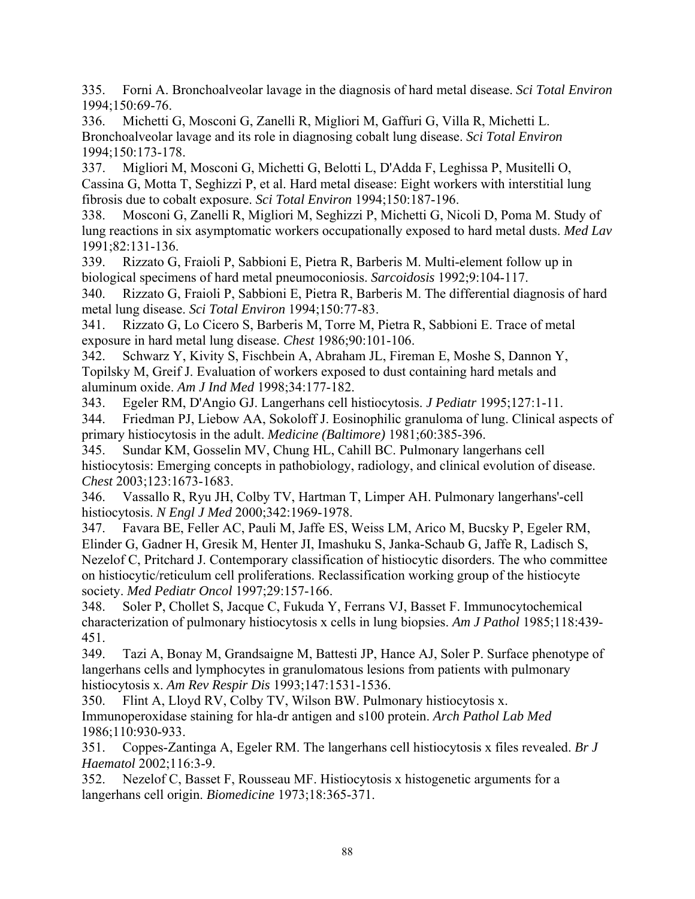335. Forni A. Bronchoalveolar lavage in the diagnosis of hard metal disease. *Sci Total Environ* 1994;150:69-76.

336. Michetti G, Mosconi G, Zanelli R, Migliori M, Gaffuri G, Villa R, Michetti L. Bronchoalveolar lavage and its role in diagnosing cobalt lung disease. *Sci Total Environ* 1994;150:173-178.

337. Migliori M, Mosconi G, Michetti G, Belotti L, D'Adda F, Leghissa P, Musitelli O, Cassina G, Motta T, Seghizzi P, et al. Hard metal disease: Eight workers with interstitial lung fibrosis due to cobalt exposure. *Sci Total Environ* 1994;150:187-196.

338. Mosconi G, Zanelli R, Migliori M, Seghizzi P, Michetti G, Nicoli D, Poma M. Study of lung reactions in six asymptomatic workers occupationally exposed to hard metal dusts. *Med Lav* 1991;82:131-136.

339. Rizzato G, Fraioli P, Sabbioni E, Pietra R, Barberis M. Multi-element follow up in biological specimens of hard metal pneumoconiosis. *Sarcoidosis* 1992;9:104-117.

340. Rizzato G, Fraioli P, Sabbioni E, Pietra R, Barberis M. The differential diagnosis of hard metal lung disease. *Sci Total Environ* 1994;150:77-83.

341. Rizzato G, Lo Cicero S, Barberis M, Torre M, Pietra R, Sabbioni E. Trace of metal exposure in hard metal lung disease. *Chest* 1986;90:101-106.

342. Schwarz Y, Kivity S, Fischbein A, Abraham JL, Fireman E, Moshe S, Dannon Y, Topilsky M, Greif J. Evaluation of workers exposed to dust containing hard metals and aluminum oxide. *Am J Ind Med* 1998;34:177-182.

343. Egeler RM, D'Angio GJ. Langerhans cell histiocytosis. *J Pediatr* 1995;127:1-11.

344. Friedman PJ, Liebow AA, Sokoloff J. Eosinophilic granuloma of lung. Clinical aspects of primary histiocytosis in the adult. *Medicine (Baltimore)* 1981;60:385-396.

345. Sundar KM, Gosselin MV, Chung HL, Cahill BC. Pulmonary langerhans cell histiocytosis: Emerging concepts in pathobiology, radiology, and clinical evolution of disease. *Chest* 2003;123:1673-1683.

346. Vassallo R, Ryu JH, Colby TV, Hartman T, Limper AH. Pulmonary langerhans'-cell histiocytosis. *N Engl J Med* 2000;342:1969-1978.

347. Favara BE, Feller AC, Pauli M, Jaffe ES, Weiss LM, Arico M, Bucsky P, Egeler RM, Elinder G, Gadner H, Gresik M, Henter JI, Imashuku S, Janka-Schaub G, Jaffe R, Ladisch S, Nezelof C, Pritchard J. Contemporary classification of histiocytic disorders. The who committee on histiocytic/reticulum cell proliferations. Reclassification working group of the histiocyte society. *Med Pediatr Oncol* 1997;29:157-166.

348. Soler P, Chollet S, Jacque C, Fukuda Y, Ferrans VJ, Basset F. Immunocytochemical characterization of pulmonary histiocytosis x cells in lung biopsies. *Am J Pathol* 1985;118:439-451.

349. Tazi A, Bonay M, Grandsaigne M, Battesti JP, Hance AJ, Soler P. Surface phenotype of langerhans cells and lymphocytes in granulomatous lesions from patients with pulmonary histiocytosis x. *Am Rev Respir Dis* 1993;147:1531-1536.

350. Flint A, Lloyd RV, Colby TV, Wilson BW. Pulmonary histiocytosis x. Immunoperoxidase staining for hla-dr antigen and s100 protein. *Arch Pathol Lab Med* 1986;110:930-933.

351. Coppes-Zantinga A, Egeler RM. The langerhans cell histiocytosis x files revealed. *Br J Haematol* 2002;116:3-9.

352. Nezelof C, Basset F, Rousseau MF. Histiocytosis x histogenetic arguments for a langerhans cell origin. *Biomedicine* 1973;18:365-371.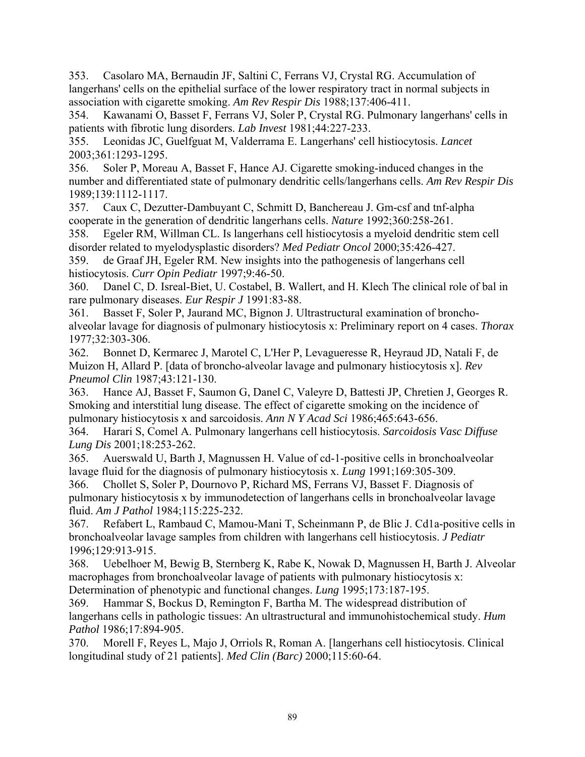353. Casolaro MA, Bernaudin JF, Saltini C, Ferrans VJ, Crystal RG. Accumulation of langerhans' cells on the epithelial surface of the lower respiratory tract in normal subjects in association with cigarette smoking. *Am Rev Respir Dis* 1988;137:406-411.

354. Kawanami O, Basset F, Ferrans VJ, Soler P, Crystal RG. Pulmonary langerhans' cells in patients with fibrotic lung disorders. *Lab Invest* 1981;44:227-233.

355. Leonidas JC, Guelfguat M, Valderrama E. Langerhans' cell histiocytosis. *Lancet* 2003;361:1293-1295.

356. Soler P, Moreau A, Basset F, Hance AJ. Cigarette smoking-induced changes in the number and differentiated state of pulmonary dendritic cells/langerhans cells. *Am Rev Respir Dis* 1989;139:1112-1117.

357. Caux C, Dezutter-Dambuyant C, Schmitt D, Banchereau J. Gm-csf and tnf-alpha cooperate in the generation of dendritic langerhans cells. *Nature* 1992;360:258-261.

358. Egeler RM, Willman CL. Is langerhans cell histiocytosis a myeloid dendritic stem cell disorder related to myelodysplastic disorders? *Med Pediatr Oncol* 2000;35:426-427.

359. de Graaf JH, Egeler RM. New insights into the pathogenesis of langerhans cell histiocytosis. *Curr Opin Pediatr* 1997;9:46-50.

360. Danel C, D. Isreal-Biet, U. Costabel, B. Wallert, and H. Klech The clinical role of bal in rare pulmonary diseases. *Eur Respir J* 1991:83-88.

361. Basset F, Soler P, Jaurand MC, Bignon J. Ultrastructural examination of broncho-alveolar lavage for diagnosis of pulmonary histiocytosis x: Preliminary report on 4 cases. *Thorax* 1977;32:303-306.

362. Bonnet D, Kermarec J, Marotel C, L'Her P, Levagueresse R, Heyraud JD, Natali F, de Muizon H, Allard P. [data of broncho-alveolar lavage and pulmonary histiocytosis x]. *Rev Pneumol Clin* 1987;43:121-130.

363. Hance AJ, Basset F, Saumon G, Danel C, Valeyre D, Battesti JP, Chretien J, Georges R. Smoking and interstitial lung disease. The effect of cigarette smoking on the incidence of pulmonary histiocytosis x and sarcoidosis. *Ann N Y Acad Sci* 1986;465:643-656.

364. Harari S, Comel A. Pulmonary langerhans cell histiocytosis. *Sarcoidosis Vasc Diffuse Lung Dis* 2001;18:253-262.

365. Auerswald U, Barth J, Magnussen H. Value of cd-1-positive cells in bronchoalveolar lavage fluid for the diagnosis of pulmonary histiocytosis x. *Lung* 1991;169:305-309.

366. Chollet S, Soler P, Dournovo P, Richard MS, Ferrans VJ, Basset F. Diagnosis of pulmonary histiocytosis x by immunodetection of langerhans cells in bronchoalveolar lavage fluid. *Am J Pathol* 1984;115:225-232.

367. Refabert L, Rambaud C, Mamou-Mani T, Scheinmann P, de Blic J. Cd1a-positive cells in bronchoalveolar lavage samples from children with langerhans cell histiocytosis. *J Pediatr* 1996;129:913-915.

368. Uebelhoer M, Bewig B, Sternberg K, Rabe K, Nowak D, Magnussen H, Barth J. Alveolar macrophages from bronchoalveolar lavage of patients with pulmonary histiocytosis x: Determination of phenotypic and functional changes. *Lung* 1995;173:187-195.

369. Hammar S, Bockus D, Remington F, Bartha M. The widespread distribution of langerhans cells in pathologic tissues: An ultrastructural and immunohistochemical study. *Hum Pathol* 1986;17:894-905.

370. Morell F, Reyes L, Majo J, Orriols R, Roman A. [langerhans cell histiocytosis. Clinical longitudinal study of 21 patients]. *Med Clin (Barc)* 2000;115:60-64.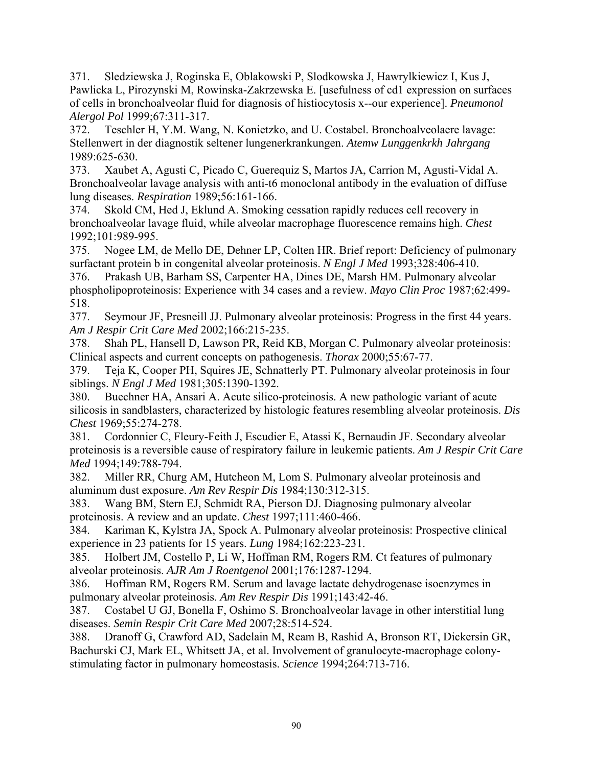371. Sledziewska J, Roginska E, Oblakowski P, Slodkowska J, Hawrylkiewicz I, Kus J, Pawlicka L, Pirozynski M, Rowinska-Zakrzewska E. [usefulness of cd1 expression on surfaces of cells in bronchoalveolar fluid for diagnosis of histiocytosis x--our experience]. *Pneumonol Alergol Pol* 1999;67:311-317.

372. Teschler H, Y.M. Wang, N. Konietzko, and U. Costabel. Bronchoalveolaere lavage: Stellenwert in der diagnostik seltener lungenerkrankungen. *Atemw Lunggenkrkh Jahrgang* 1989:625-630.

373. Xaubet A, Agusti C, Picado C, Guerequiz S, Martos JA, Carrion M, Agusti-Vidal A. Bronchoalveolar lavage analysis with anti-t6 monoclonal antibody in the evaluation of diffuse lung diseases. *Respiration* 1989;56:161-166.

374. Skold CM, Hed J, Eklund A. Smoking cessation rapidly reduces cell recovery in bronchoalveolar lavage fluid, while alveolar macrophage fluorescence remains high. *Chest* 1992;101:989-995.

375. Nogee LM, de Mello DE, Dehner LP, Colten HR. Brief report: Deficiency of pulmonary surfactant protein b in congenital alveolar proteinosis. *N Engl J Med* 1993;328:406-410.

376. Prakash UB, Barham SS, Carpenter HA, Dines DE, Marsh HM. Pulmonary alveolar phospholipoproteinosis: Experience with 34 cases and a review. *Mayo Clin Proc* 1987;62:499-518.

377. Seymour JF, Presneill JJ. Pulmonary alveolar proteinosis: Progress in the first 44 years. *Am J Respir Crit Care Med* 2002;166:215-235.

378. Shah PL, Hansell D, Lawson PR, Reid KB, Morgan C. Pulmonary alveolar proteinosis: Clinical aspects and current concepts on pathogenesis. *Thorax* 2000;55:67-77.

379. Teja K, Cooper PH, Squires JE, Schnatterly PT. Pulmonary alveolar proteinosis in four siblings. *N Engl J Med* 1981;305:1390-1392.

380. Buechner HA, Ansari A. Acute silico-proteinosis. A new pathologic variant of acute silicosis in sandblasters, characterized by histologic features resembling alveolar proteinosis. *Dis Chest* 1969;55:274-278.

381. Cordonnier C, Fleury-Feith J, Escudier E, Atassi K, Bernaudin JF. Secondary alveolar proteinosis is a reversible cause of respiratory failure in leukemic patients. *Am J Respir Crit Care Med* 1994;149:788-794.

382. Miller RR, Churg AM, Hutcheon M, Lom S. Pulmonary alveolar proteinosis and aluminum dust exposure. *Am Rev Respir Dis* 1984;130:312-315.

383. Wang BM, Stern EJ, Schmidt RA, Pierson DJ. Diagnosing pulmonary alveolar proteinosis. A review and an update. *Chest* 1997;111:460-466.

384. Kariman K, Kylstra JA, Spock A. Pulmonary alveolar proteinosis: Prospective clinical experience in 23 patients for 15 years. *Lung* 1984;162:223-231.

385. Holbert JM, Costello P, Li W, Hoffman RM, Rogers RM. Ct features of pulmonary alveolar proteinosis. *AJR Am J Roentgenol* 2001;176:1287-1294.

386. Hoffman RM, Rogers RM. Serum and lavage lactate dehydrogenase isoenzymes in pulmonary alveolar proteinosis. *Am Rev Respir Dis* 1991;143:42-46.

387. Costabel U GJ, Bonella F, Oshimo S. Bronchoalveolar lavage in other interstitial lung diseases. *Semin Respir Crit Care Med* 2007;28:514-524.

388. Dranoff G, Crawford AD, Sadelain M, Ream B, Rashid A, Bronson RT, Dickersin GR, Bachurski CJ, Mark EL, Whitsett JA, et al. Involvement of granulocyte-macrophage colony-stimulating factor in pulmonary homeostasis. *Science* 1994;264:713-716.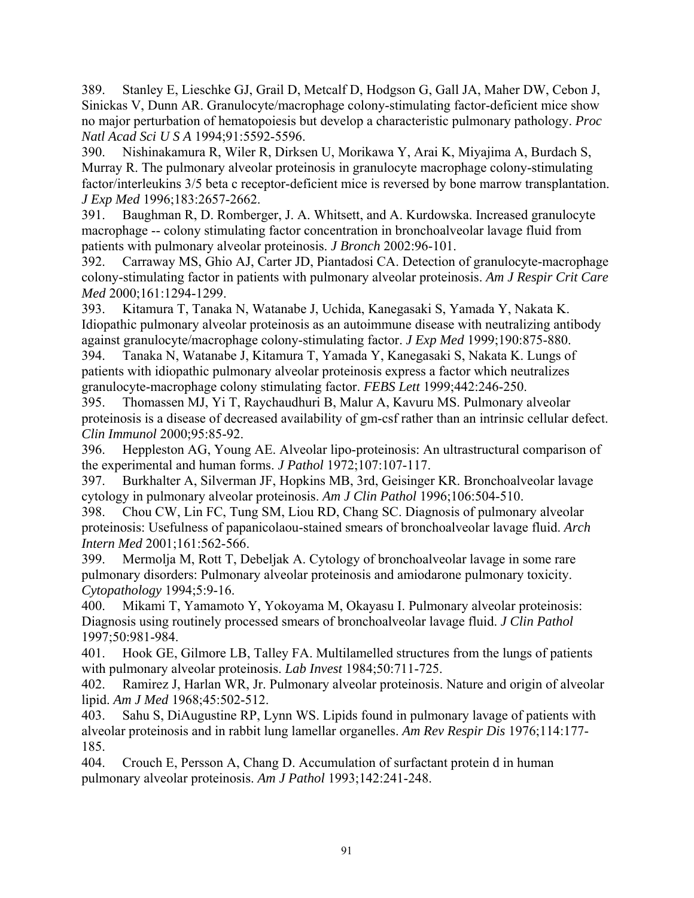389. Stanley E, Lieschke GJ, Grail D, Metcalf D, Hodgson G, Gall JA, Maher DW, Cebon J, Sinickas V, Dunn AR. Granulocyte/macrophage colony-stimulating factor-deficient mice show no major perturbation of hematopoiesis but develop a characteristic pulmonary pathology. *Proc Natl Acad Sci U S A* 1994;91:5592-5596.

390. Nishinakamura R, Wiler R, Dirksen U, Morikawa Y, Arai K, Miyajima A, Burdach S, Murray R. The pulmonary alveolar proteinosis in granulocyte macrophage colony-stimulating factor/interleukins 3/5 beta c receptor-deficient mice is reversed by bone marrow transplantation. *J Exp Med* 1996;183:2657-2662.

391. Baughman R, D. Romberger, J. A. Whitsett, and A. Kurdowska. Increased granulocyte macrophage -- colony stimulating factor concentration in bronchoalveolar lavage fluid from patients with pulmonary alveolar proteinosis. *J Bronch* 2002:96-101.

392. Carraway MS, Ghio AJ, Carter JD, Piantadosi CA. Detection of granulocyte-macrophage colony-stimulating factor in patients with pulmonary alveolar proteinosis. *Am J Respir Crit Care Med* 2000;161:1294-1299.

393. Kitamura T, Tanaka N, Watanabe J, Uchida, Kanegasaki S, Yamada Y, Nakata K. Idiopathic pulmonary alveolar proteinosis as an autoimmune disease with neutralizing antibody against granulocyte/macrophage colony-stimulating factor. *J Exp Med* 1999;190:875-880.

394. Tanaka N, Watanabe J, Kitamura T, Yamada Y, Kanegasaki S, Nakata K. Lungs of patients with idiopathic pulmonary alveolar proteinosis express a factor which neutralizes granulocyte-macrophage colony stimulating factor. *FEBS Lett* 1999;442:246-250.

395. Thomassen MJ, Yi T, Raychaudhuri B, Malur A, Kavuru MS. Pulmonary alveolar proteinosis is a disease of decreased availability of gm-csf rather than an intrinsic cellular defect. *Clin Immunol* 2000;95:85-92.

396. Heppleston AG, Young AE. Alveolar lipo-proteinosis: An ultrastructural comparison of the experimental and human forms. *J Pathol* 1972;107:107-117.

397. Burkhalter A, Silverman JF, Hopkins MB, 3rd, Geisinger KR. Bronchoalveolar lavage cytology in pulmonary alveolar proteinosis. *Am J Clin Pathol* 1996;106:504-510.

398. Chou CW, Lin FC, Tung SM, Liou RD, Chang SC. Diagnosis of pulmonary alveolar proteinosis: Usefulness of papanicolaou-stained smears of bronchoalveolar lavage fluid. *Arch Intern Med* 2001;161:562-566.

399. Mermolja M, Rott T, Debeljak A. Cytology of bronchoalveolar lavage in some rare pulmonary disorders: Pulmonary alveolar proteinosis and amiodarone pulmonary toxicity. *Cytopathology* 1994;5:9-16.

400. Mikami T, Yamamoto Y, Yokoyama M, Okayasu I. Pulmonary alveolar proteinosis: Diagnosis using routinely processed smears of bronchoalveolar lavage fluid. *J Clin Pathol* 1997;50:981-984.

401. Hook GE, Gilmore LB, Talley FA. Multilamelled structures from the lungs of patients with pulmonary alveolar proteinosis. *Lab Invest* 1984;50:711-725.

402. Ramirez J, Harlan WR, Jr. Pulmonary alveolar proteinosis. Nature and origin of alveolar lipid. *Am J Med* 1968;45:502-512.

403. Sahu S, DiAugustine RP, Lynn WS. Lipids found in pulmonary lavage of patients with alveolar proteinosis and in rabbit lung lamellar organelles. *Am Rev Respir Dis* 1976;114:177-185.

404. Crouch E, Persson A, Chang D. Accumulation of surfactant protein d in human pulmonary alveolar proteinosis. *Am J Pathol* 1993;142:241-248.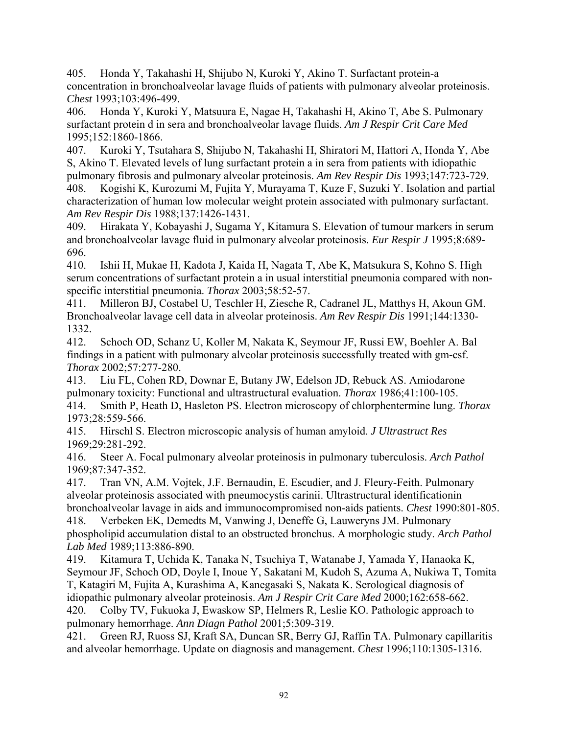405. Honda Y, Takahashi H, Shijubo N, Kuroki Y, Akino T. Surfactant protein-a concentration in bronchoalveolar lavage fluids of patients with pulmonary alveolar proteinosis. *Chest* 1993;103:496-499.

406. Honda Y, Kuroki Y, Matsuura E, Nagae H, Takahashi H, Akino T, Abe S. Pulmonary surfactant protein d in sera and bronchoalveolar lavage fluids. *Am J Respir Crit Care Med* 1995;152:1860-1866.

407. Kuroki Y, Tsutahara S, Shijubo N, Takahashi H, Shiratori M, Hattori A, Honda Y, Abe S, Akino T. Elevated levels of lung surfactant protein a in sera from patients with idiopathic pulmonary fibrosis and pulmonary alveolar proteinosis. *Am Rev Respir Dis* 1993;147:723-729.

408. Kogishi K, Kurozumi M, Fujita Y, Murayama T, Kuze F, Suzuki Y. Isolation and partial characterization of human low molecular weight protein associated with pulmonary surfactant. *Am Rev Respir Dis* 1988;137:1426-1431.

409. Hirakata Y, Kobayashi J, Sugama Y, Kitamura S. Elevation of tumour markers in serum and bronchoalveolar lavage fluid in pulmonary alveolar proteinosis. *Eur Respir J* 1995;8:689-696.

410. Ishii H, Mukae H, Kadota J, Kaida H, Nagata T, Abe K, Matsukura S, Kohno S. High serum concentrations of surfactant protein a in usual interstitial pneumonia compared with non-specific interstitial pneumonia. *Thorax* 2003;58:52-57.

411. Milleron BJ, Costabel U, Teschler H, Ziesche R, Cadranel JL, Matthys H, Akoun GM. Bronchoalveolar lavage cell data in alveolar proteinosis. *Am Rev Respir Dis* 1991;144:1330-1332.

412. Schoch OD, Schanz U, Koller M, Nakata K, Seymour JF, Russi EW, Boehler A. Bal findings in a patient with pulmonary alveolar proteinosis successfully treated with gm-csf. *Thorax* 2002;57:277-280.

413. Liu FL, Cohen RD, Downar E, Butany JW, Edelson JD, Rebuck AS. Amiodarone pulmonary toxicity: Functional and ultrastructural evaluation. *Thorax* 1986;41:100-105.

414. Smith P, Heath D, Hasleton PS. Electron microscopy of chlorphentermine lung. *Thorax* 1973;28:559-566.

415. Hirschl S. Electron microscopic analysis of human amyloid. *J Ultrastruct Res* 1969;29:281-292.

416. Steer A. Focal pulmonary alveolar proteinosis in pulmonary tuberculosis. *Arch Pathol* 1969;87:347-352.

417. Tran VN, A.M. Vojtek, J.F. Bernaudin, E. Escudier, and J. Fleury-Feith. Pulmonary alveolar proteinosis associated with pneumocystis carinii. Ultrastructural identificationin bronchoalveolar lavage in aids and immunocompromised non-aids patients. *Chest* 1990:801-805.

418. Verbeken EK, Demedts M, Vanwing J, Deneffe G, Lauweryns JM. Pulmonary phospholipid accumulation distal to an obstructed bronchus. A morphologic study. *Arch Pathol Lab Med* 1989;113:886-890.

419. Kitamura T, Uchida K, Tanaka N, Tsuchiya T, Watanabe J, Yamada Y, Hanaoka K, Seymour JF, Schoch OD, Doyle I, Inoue Y, Sakatani M, Kudoh S, Azuma A, Nukiwa T, Tomita T, Katagiri M, Fujita A, Kurashima A, Kanegasaki S, Nakata K. Serological diagnosis of idiopathic pulmonary alveolar proteinosis. *Am J Respir Crit Care Med* 2000;162:658-662.

420. Colby TV, Fukuoka J, Ewaskow SP, Helmers R, Leslie KO. Pathologic approach to pulmonary hemorrhage. *Ann Diagn Pathol* 2001;5:309-319.

421. Green RJ, Ruoss SJ, Kraft SA, Duncan SR, Berry GJ, Raffin TA. Pulmonary capillaritis and alveolar hemorrhage. Update on diagnosis and management. *Chest* 1996;110:1305-1316.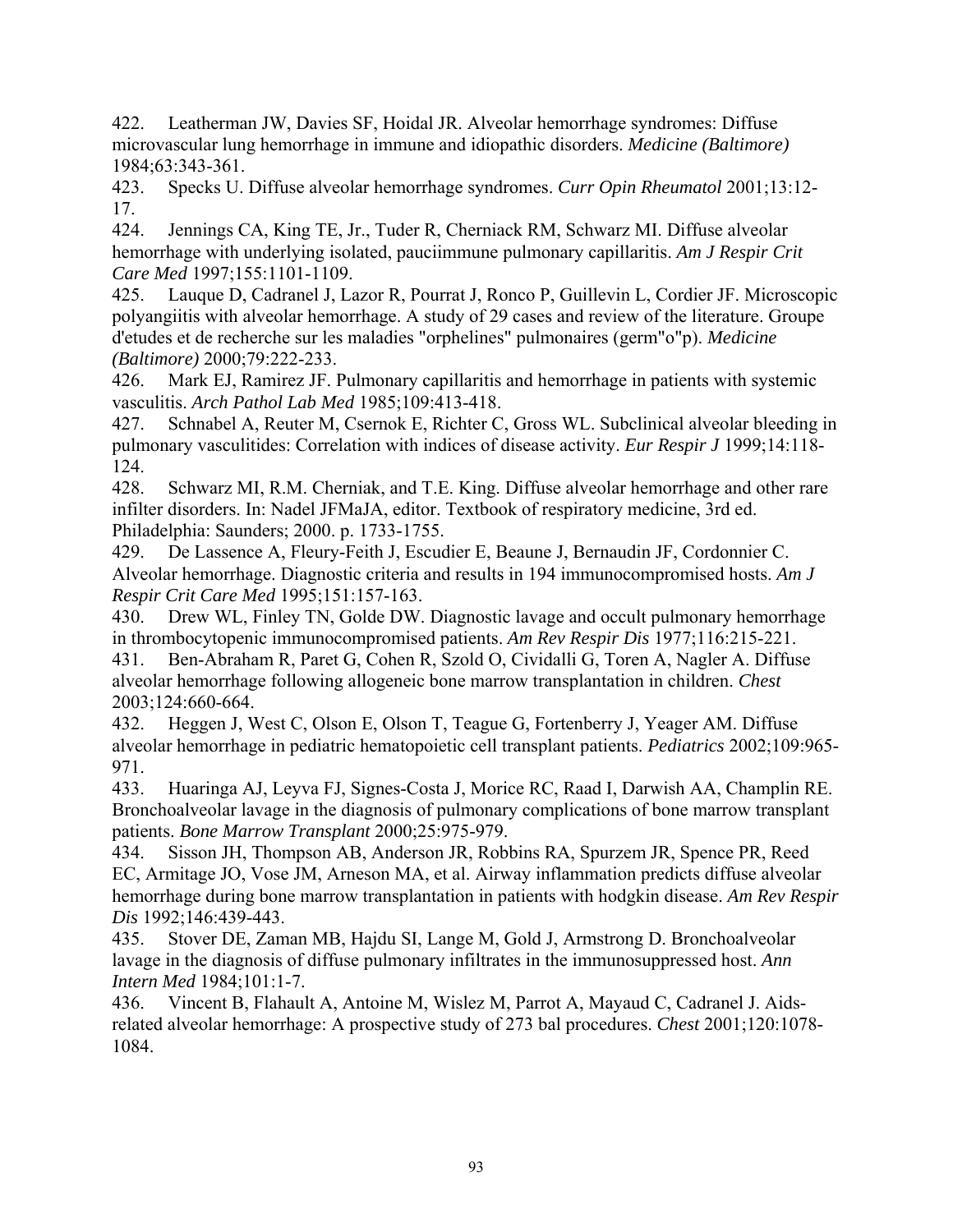422. Leatherman JW, Davies SF, Hoidal JR. Alveolar hemorrhage syndromes: Diffuse microvascular lung hemorrhage in immune and idiopathic disorders. *Medicine (Baltimore)* 1984;63:343-361.

423. Specks U. Diffuse alveolar hemorrhage syndromes. *Curr Opin Rheumatol* 2001;13:12-17.

424. Jennings CA, King TE, Jr., Tuder R, Cherniack RM, Schwarz MI. Diffuse alveolar hemorrhage with underlying isolated, pauciimmune pulmonary capillaritis. *Am J Respir Crit Care Med* 1997;155:1101-1109.

425. Lauque D, Cadranel J, Lazor R, Pourrat J, Ronco P, Guillevin L, Cordier JF. Microscopic polyangiitis with alveolar hemorrhage. A study of 29 cases and review of the literature. Groupe d'etudes et de recherche sur les maladies "orphelines" pulmonaires (germ"o"p). *Medicine (Baltimore)* 2000;79:222-233.

426. Mark EJ, Ramirez JF. Pulmonary capillaritis and hemorrhage in patients with systemic vasculitis. *Arch Pathol Lab Med* 1985;109:413-418.

427. Schnabel A, Reuter M, Csernok E, Richter C, Gross WL. Subclinical alveolar bleeding in pulmonary vasculitides: Correlation with indices of disease activity. *Eur Respir J* 1999;14:118-124.

428. Schwarz MI, R.M. Cherniak, and T.E. King. Diffuse alveolar hemorrhage and other rare infilter disorders. In: Nadel JFMaJA, editor. Textbook of respiratory medicine, 3rd ed. Philadelphia: Saunders; 2000. p. 1733-1755.

429. De Lassence A, Fleury-Feith J, Escudier E, Beaune J, Bernaudin JF, Cordonnier C. Alveolar hemorrhage. Diagnostic criteria and results in 194 immunocompromised hosts. *Am J Respir Crit Care Med* 1995;151:157-163.

430. Drew WL, Finley TN, Golde DW. Diagnostic lavage and occult pulmonary hemorrhage in thrombocytopenic immunocompromised patients. *Am Rev Respir Dis* 1977;116:215-221.

431. Ben-Abraham R, Paret G, Cohen R, Szold O, Cividalli G, Toren A, Nagler A. Diffuse alveolar hemorrhage following allogeneic bone marrow transplantation in children. *Chest* 2003;124:660-664.

432. Heggen J, West C, Olson E, Olson T, Teague G, Fortenberry J, Yeager AM. Diffuse alveolar hemorrhage in pediatric hematopoietic cell transplant patients. *Pediatrics* 2002;109:965-971.

433. Huaringa AJ, Leyva FJ, Signes-Costa J, Morice RC, Raad I, Darwish AA, Champlin RE. Bronchoalveolar lavage in the diagnosis of pulmonary complications of bone marrow transplant patients. *Bone Marrow Transplant* 2000;25:975-979.

434. Sisson JH, Thompson AB, Anderson JR, Robbins RA, Spurzem JR, Spence PR, Reed EC, Armitage JO, Vose JM, Arneson MA, et al. Airway inflammation predicts diffuse alveolar hemorrhage during bone marrow transplantation in patients with hodgkin disease. *Am Rev Respir Dis* 1992;146:439-443.

435. Stover DE, Zaman MB, Hajdu SI, Lange M, Gold J, Armstrong D. Bronchoalveolar lavage in the diagnosis of diffuse pulmonary infiltrates in the immunosuppressed host. *Ann Intern Med* 1984;101:1-7.

436. Vincent B, Flahault A, Antoine M, Wislez M, Parrot A, Mayaud C, Cadranel J. Aids-related alveolar hemorrhage: A prospective study of 273 bal procedures. *Chest* 2001;120:1078-1084.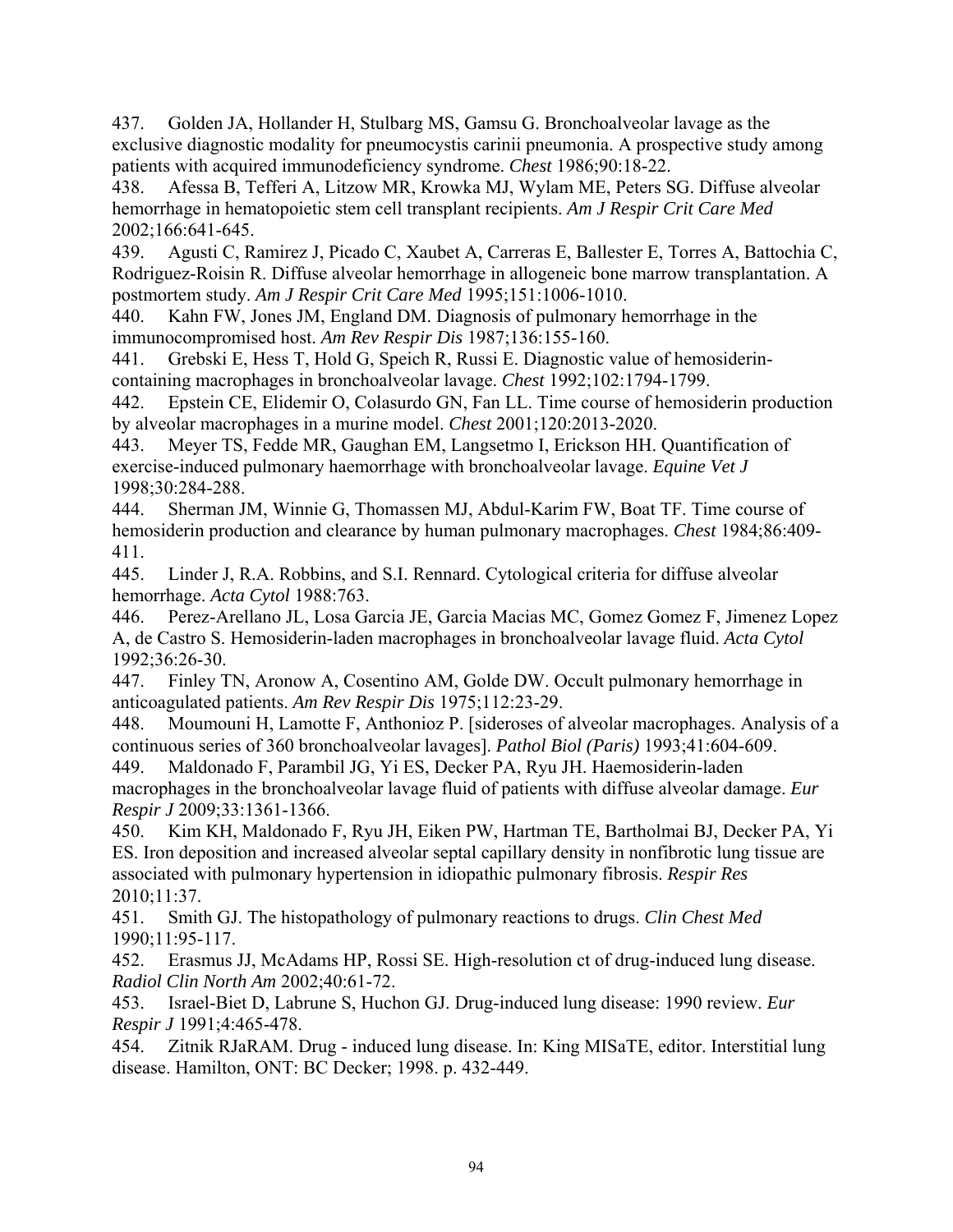437. Golden JA, Hollander H, Stulbarg MS, Gamsu G. Bronchoalveolar lavage as the exclusive diagnostic modality for pneumocystis carinii pneumonia. A prospective study among patients with acquired immunodeficiency syndrome. *Chest* 1986;90:18-22.

438. Afessa B, Tefferi A, Litzow MR, Krowka MJ, Wylam ME, Peters SG. Diffuse alveolar hemorrhage in hematopoietic stem cell transplant recipients. *Am J Respir Crit Care Med* 2002;166:641-645.

439. Agusti C, Ramirez J, Picado C, Xaubet A, Carreras E, Ballester E, Torres A, Battochia C, Rodriguez-Roisin R. Diffuse alveolar hemorrhage in allogeneic bone marrow transplantation. A postmortem study. *Am J Respir Crit Care Med* 1995;151:1006-1010.

440. Kahn FW, Jones JM, England DM. Diagnosis of pulmonary hemorrhage in the immunocompromised host. *Am Rev Respir Dis* 1987;136:155-160.

441. Grebski E, Hess T, Hold G, Speich R, Russi E. Diagnostic value of hemosiderin-containing macrophages in bronchoalveolar lavage. *Chest* 1992;102:1794-1799.

442. Epstein CE, Elidemir O, Colasurdo GN, Fan LL. Time course of hemosiderin production by alveolar macrophages in a murine model. *Chest* 2001;120:2013-2020.

443. Meyer TS, Fedde MR, Gaughan EM, Langsetmo I, Erickson HH. Quantification of exercise-induced pulmonary haemorrhage with bronchoalveolar lavage. *Equine Vet J* 1998;30:284-288.

444. Sherman JM, Winnie G, Thomassen MJ, Abdul-Karim FW, Boat TF. Time course of hemosiderin production and clearance by human pulmonary macrophages. *Chest* 1984;86:409-411.

445. Linder J, R.A. Robbins, and S.I. Rennard. Cytological criteria for diffuse alveolar hemorrhage. *Acta Cytol* 1988:763.

446. Perez-Arellano JL, Losa Garcia JE, Garcia Macias MC, Gomez Gomez F, Jimenez Lopez A, de Castro S. Hemosiderin-laden macrophages in bronchoalveolar lavage fluid. *Acta Cytol* 1992;36:26-30.

447. Finley TN, Aronow A, Cosentino AM, Golde DW. Occult pulmonary hemorrhage in anticoagulated patients. *Am Rev Respir Dis* 1975;112:23-29.

448. Moumouni H, Lamotte F, Anthonioz P. [sideroses of alveolar macrophages. Analysis of a continuous series of 360 bronchoalveolar lavages]. *Pathol Biol (Paris)* 1993;41:604-609.

449. Maldonado F, Parambil JG, Yi ES, Decker PA, Ryu JH. Haemosiderin-laden macrophages in the bronchoalveolar lavage fluid of patients with diffuse alveolar damage. *Eur Respir J* 2009;33:1361-1366.

450. Kim KH, Maldonado F, Ryu JH, Eiken PW, Hartman TE, Bartholmai BJ, Decker PA, Yi ES. Iron deposition and increased alveolar septal capillary density in nonfibrotic lung tissue are associated with pulmonary hypertension in idiopathic pulmonary fibrosis. *Respir Res* 2010;11:37.

451. Smith GJ. The histopathology of pulmonary reactions to drugs. *Clin Chest Med* 1990;11:95-117.

452. Erasmus JJ, McAdams HP, Rossi SE. High-resolution ct of drug-induced lung disease. *Radiol Clin North Am* 2002;40:61-72.

453. Israel-Biet D, Labrune S, Huchon GJ. Drug-induced lung disease: 1990 review. *Eur Respir J* 1991;4:465-478.

454. Zitnik RJaRAM. Drug - induced lung disease. In: King MISaTE, editor. Interstitial lung disease. Hamilton, ONT: BC Decker; 1998. p. 432-449.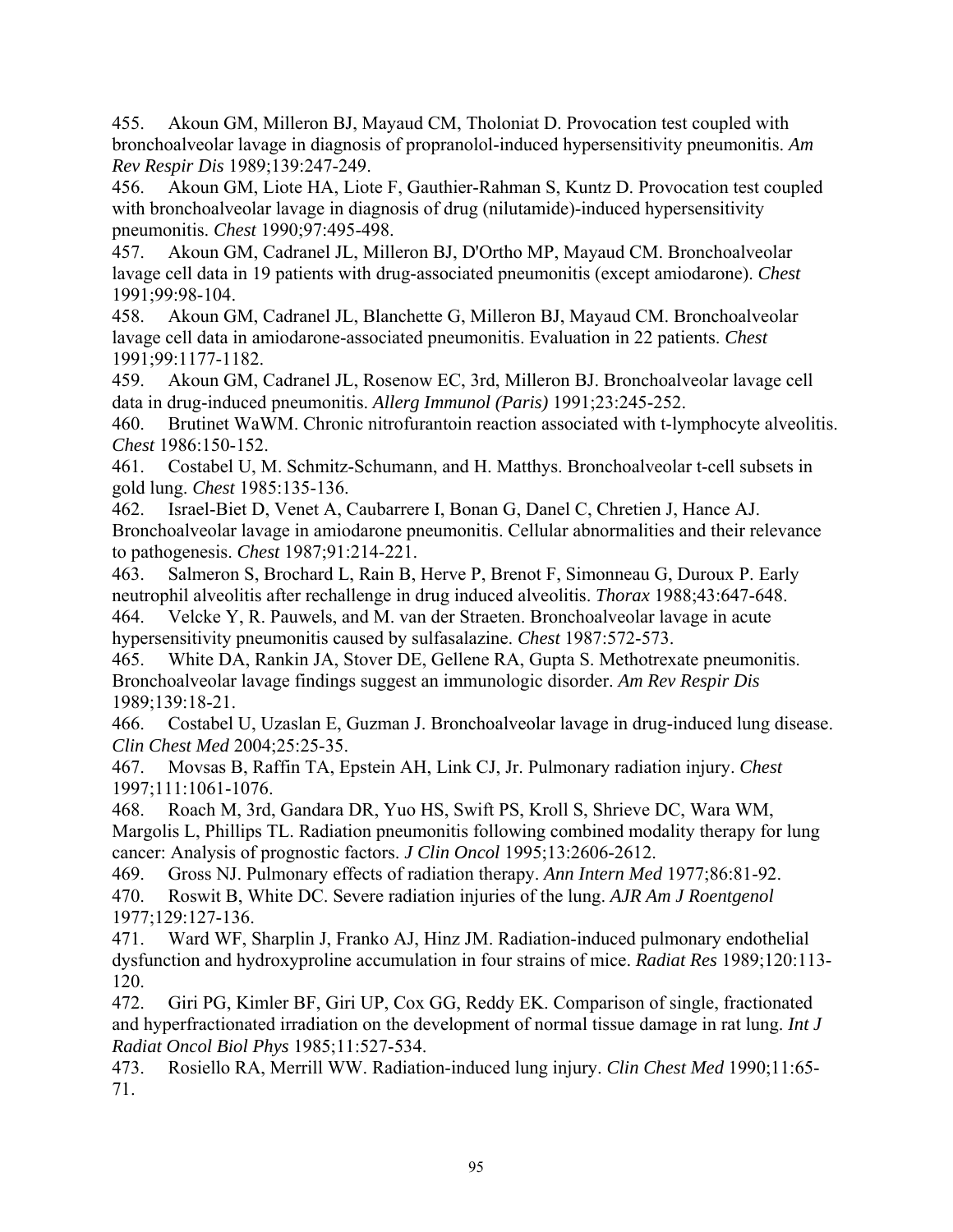455. Akoun GM, Milleron BJ, Mayaud CM, Tholoniat D. Provocation test coupled with bronchoalveolar lavage in diagnosis of propranolol-induced hypersensitivity pneumonitis. *Am Rev Respir Dis* 1989;139:247-249.

456. Akoun GM, Liote HA, Liote F, Gauthier-Rahman S, Kuntz D. Provocation test coupled with bronchoalveolar lavage in diagnosis of drug (nilutamide)-induced hypersensitivity pneumonitis. *Chest* 1990;97:495-498.

457. Akoun GM, Cadranel JL, Milleron BJ, D'Ortho MP, Mayaud CM. Bronchoalveolar lavage cell data in 19 patients with drug-associated pneumonitis (except amiodarone). *Chest* 1991;99:98-104.

458. Akoun GM, Cadranel JL, Blanchette G, Milleron BJ, Mayaud CM. Bronchoalveolar lavage cell data in amiodarone-associated pneumonitis. Evaluation in 22 patients. *Chest* 1991;99:1177-1182.

459. Akoun GM, Cadranel JL, Rosenow EC, 3rd, Milleron BJ. Bronchoalveolar lavage cell data in drug-induced pneumonitis. *Allerg Immunol (Paris)* 1991;23:245-252.

460. Brutinet WaWM. Chronic nitrofurantoin reaction associated with t-lymphocyte alveolitis. *Chest* 1986:150-152.

461. Costabel U, M. Schmitz-Schumann, and H. Matthys. Bronchoalveolar t-cell subsets in gold lung. *Chest* 1985:135-136.

462. Israel-Biet D, Venet A, Caubarrere I, Bonan G, Danel C, Chretien J, Hance AJ. Bronchoalveolar lavage in amiodarone pneumonitis. Cellular abnormalities and their relevance to pathogenesis. *Chest* 1987;91:214-221.

463. Salmeron S, Brochard L, Rain B, Herve P, Brenot F, Simonneau G, Duroux P. Early neutrophil alveolitis after rechallenge in drug induced alveolitis. *Thorax* 1988;43:647-648.

464. Velcke Y, R. Pauwels, and M. van der Straeten. Bronchoalveolar lavage in acute hypersensitivity pneumonitis caused by sulfasalazine. *Chest* 1987:572-573.

465. White DA, Rankin JA, Stover DE, Gellene RA, Gupta S. Methotrexate pneumonitis. Bronchoalveolar lavage findings suggest an immunologic disorder. *Am Rev Respir Dis* 1989;139:18-21.

466. Costabel U, Uzaslan E, Guzman J. Bronchoalveolar lavage in drug-induced lung disease. *Clin Chest Med* 2004;25:25-35.

467. Movsas B, Raffin TA, Epstein AH, Link CJ, Jr. Pulmonary radiation injury. *Chest* 1997;111:1061-1076.

468. Roach M, 3rd, Gandara DR, Yuo HS, Swift PS, Kroll S, Shrieve DC, Wara WM, Margolis L, Phillips TL. Radiation pneumonitis following combined modality therapy for lung cancer: Analysis of prognostic factors. *J Clin Oncol* 1995;13:2606-2612.

469. Gross NJ. Pulmonary effects of radiation therapy. *Ann Intern Med* 1977;86:81-92.

470. Roswit B, White DC. Severe radiation injuries of the lung. *AJR Am J Roentgenol* 1977;129:127-136.

471. Ward WF, Sharplin J, Franko AJ, Hinz JM. Radiation-induced pulmonary endothelial dysfunction and hydroxyproline accumulation in four strains of mice. *Radiat Res* 1989;120:113-120.

472. Giri PG, Kimler BF, Giri UP, Cox GG, Reddy EK. Comparison of single, fractionated and hyperfractionated irradiation on the development of normal tissue damage in rat lung. *Int J Radiat Oncol Biol Phys* 1985;11:527-534.

473. Rosiello RA, Merrill WW. Radiation-induced lung injury. *Clin Chest Med* 1990;11:65-71.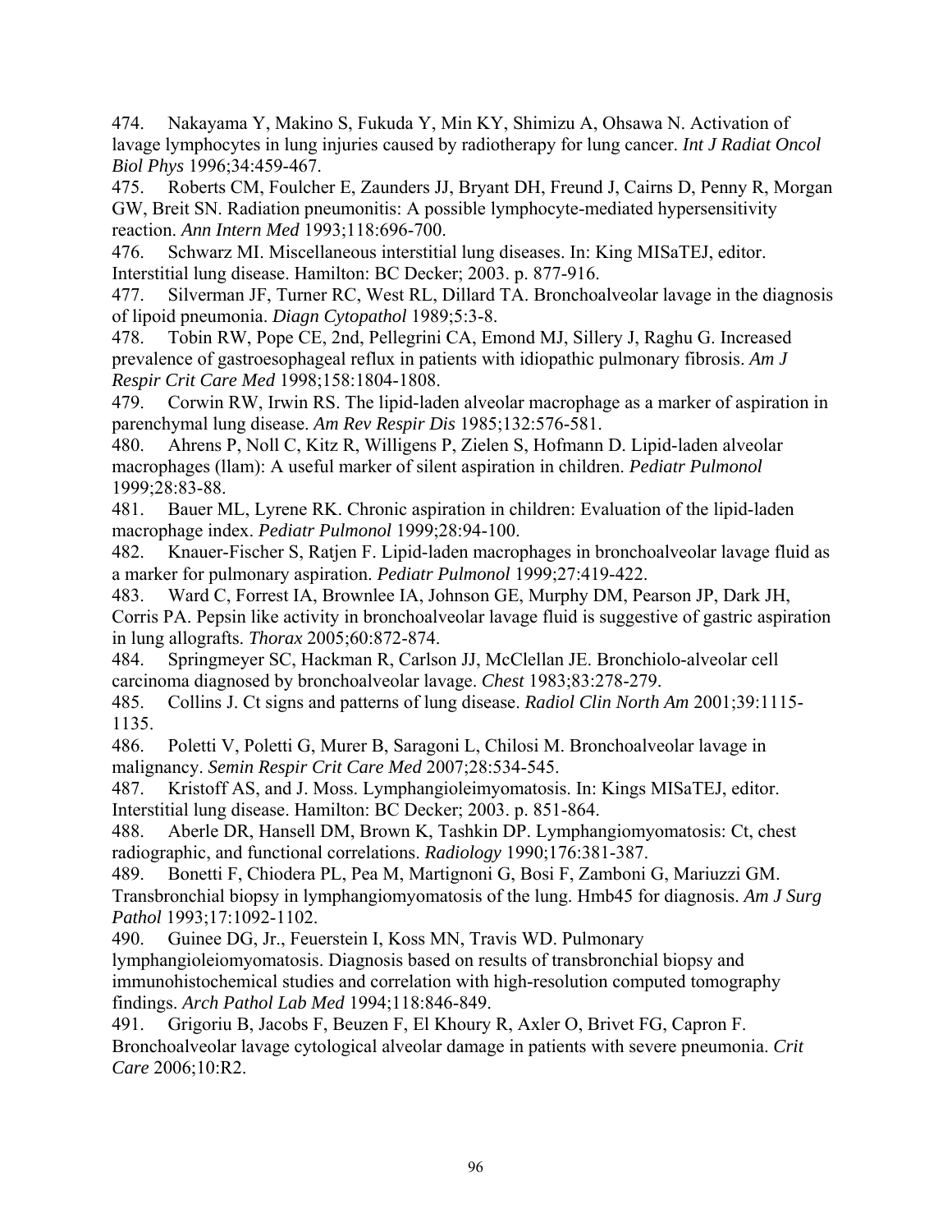474. Nakayama Y, Makino S, Fukuda Y, Min KY, Shimizu A, Ohsawa N. Activation of lavage lymphocytes in lung injuries caused by radiotherapy for lung cancer. *Int J Radiat Oncol Biol Phys* 1996;34:459-467.

475. Roberts CM, Foulcher E, Zaunders JJ, Bryant DH, Freund J, Cairns D, Penny R, Morgan GW, Breit SN. Radiation pneumonitis: A possible lymphocyte-mediated hypersensitivity reaction. *Ann Intern Med* 1993;118:696-700.

476. Schwarz MI. Miscellaneous interstitial lung diseases. In: King MISaTEJ, editor. Interstitial lung disease. Hamilton: BC Decker; 2003. p. 877-916.

477. Silverman JF, Turner RC, West RL, Dillard TA. Bronchoalveolar lavage in the diagnosis of lipoid pneumonia. *Diagn Cytopathol* 1989;5:3-8.

478. Tobin RW, Pope CE, 2nd, Pellegrini CA, Emond MJ, Sillery J, Raghu G. Increased prevalence of gastroesophageal reflux in patients with idiopathic pulmonary fibrosis. *Am J Respir Crit Care Med* 1998;158:1804-1808.

479. Corwin RW, Irwin RS. The lipid-laden alveolar macrophage as a marker of aspiration in parenchymal lung disease. *Am Rev Respir Dis* 1985;132:576-581.

480. Ahrens P, Noll C, Kitz R, Willigens P, Zielen S, Hofmann D. Lipid-laden alveolar macrophages (llam): A useful marker of silent aspiration in children. *Pediatr Pulmonol* 1999;28:83-88.

481. Bauer ML, Lyrene RK. Chronic aspiration in children: Evaluation of the lipid-laden macrophage index. *Pediatr Pulmonol* 1999;28:94-100.

482. Knauer-Fischer S, Ratjen F. Lipid-laden macrophages in bronchoalveolar lavage fluid as a marker for pulmonary aspiration. *Pediatr Pulmonol* 1999;27:419-422.

483. Ward C, Forrest IA, Brownlee IA, Johnson GE, Murphy DM, Pearson JP, Dark JH, Corris PA. Pepsin like activity in bronchoalveolar lavage fluid is suggestive of gastric aspiration in lung allografts. *Thorax* 2005;60:872-874.

484. Springmeyer SC, Hackman R, Carlson JJ, McClellan JE. Bronchiolo-alveolar cell carcinoma diagnosed by bronchoalveolar lavage. *Chest* 1983;83:278-279.

485. Collins J. Ct signs and patterns of lung disease. *Radiol Clin North Am* 2001;39:1115-1135.

486. Poletti V, Poletti G, Murer B, Saragoni L, Chilosi M. Bronchoalveolar lavage in malignancy. *Semin Respir Crit Care Med* 2007;28:534-545.

487. Kristoff AS, and J. Moss. Lymphangioleimyomatosis. In: Kings MISaTEJ, editor. Interstitial lung disease. Hamilton: BC Decker; 2003. p. 851-864.

488. Aberle DR, Hansell DM, Brown K, Tashkin DP. Lymphangiomyomatosis: Ct, chest radiographic, and functional correlations. *Radiology* 1990;176:381-387.

489. Bonetti F, Chiodera PL, Pea M, Martignoni G, Bosi F, Zamboni G, Mariuzzi GM. Transbronchial biopsy in lymphangiomyomatosis of the lung. Hmb45 for diagnosis. *Am J Surg Pathol* 1993;17:1092-1102.

490. Guinee DG, Jr., Feuerstein I, Koss MN, Travis WD. Pulmonary lymphangioleiomyomatosis. Diagnosis based on results of transbronchial biopsy and immunohistochemical studies and correlation with high-resolution computed tomography findings. *Arch Pathol Lab Med* 1994;118:846-849.

491. Grigoriu B, Jacobs F, Beuzen F, El Khoury R, Axler O, Brivet FG, Capron F. Bronchoalveolar lavage cytological alveolar damage in patients with severe pneumonia. *Crit Care* 2006;10:R2.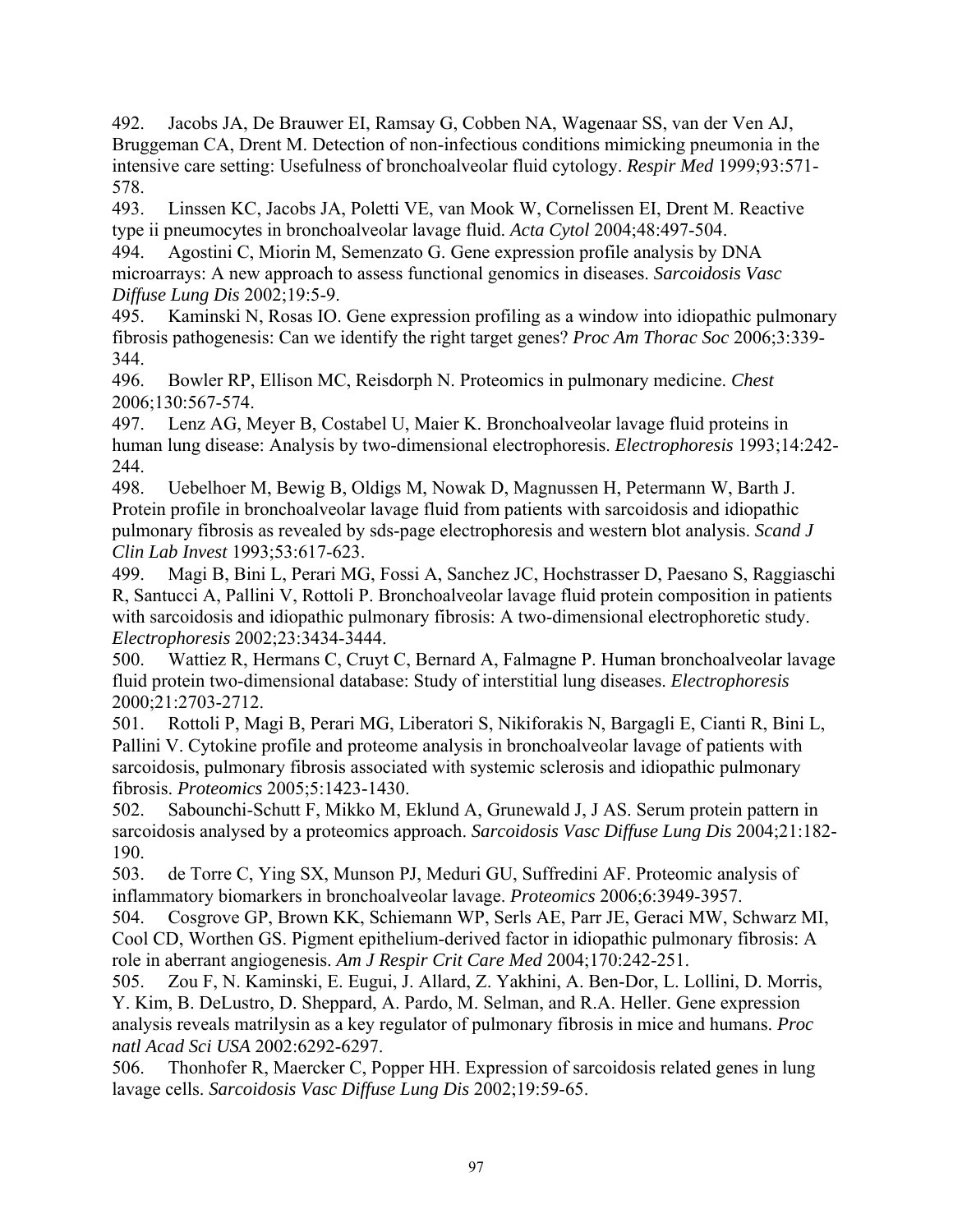492. Jacobs JA, De Brauwer EI, Ramsay G, Cobben NA, Wagenaar SS, van der Ven AJ, Bruggeman CA, Drent M. Detection of non-infectious conditions mimicking pneumonia in the intensive care setting: Usefulness of bronchoalveolar fluid cytology. *Respir Med* 1999;93:571-578.

493. Linssen KC, Jacobs JA, Poletti VE, van Mook W, Cornelissen EI, Drent M. Reactive type ii pneumocytes in bronchoalveolar lavage fluid. *Acta Cytol* 2004;48:497-504.

494. Agostini C, Miorin M, Semenzato G. Gene expression profile analysis by DNA microarrays: A new approach to assess functional genomics in diseases. *Sarcoidosis Vasc Diffuse Lung Dis* 2002;19:5-9.

495. Kaminski N, Rosas IO. Gene expression profiling as a window into idiopathic pulmonary fibrosis pathogenesis: Can we identify the right target genes? *Proc Am Thorac Soc* 2006;3:339-344.

496. Bowler RP, Ellison MC, Reisdorph N. Proteomics in pulmonary medicine. *Chest* 2006;130:567-574.

497. Lenz AG, Meyer B, Costabel U, Maier K. Bronchoalveolar lavage fluid proteins in human lung disease: Analysis by two-dimensional electrophoresis. *Electrophoresis* 1993;14:242-244.

498. Uebelhoer M, Bewig B, Oldigs M, Nowak D, Magnussen H, Petermann W, Barth J. Protein profile in bronchoalveolar lavage fluid from patients with sarcoidosis and idiopathic pulmonary fibrosis as revealed by sds-page electrophoresis and western blot analysis. *Scand J Clin Lab Invest* 1993;53:617-623.

499. Magi B, Bini L, Perari MG, Fossi A, Sanchez JC, Hochstrasser D, Paesano S, Raggiaschi R, Santucci A, Pallini V, Rottoli P. Bronchoalveolar lavage fluid protein composition in patients with sarcoidosis and idiopathic pulmonary fibrosis: A two-dimensional electrophoretic study. *Electrophoresis* 2002;23:3434-3444.

500. Wattiez R, Hermans C, Cruyt C, Bernard A, Falmagne P. Human bronchoalveolar lavage fluid protein two-dimensional database: Study of interstitial lung diseases. *Electrophoresis* 2000;21:2703-2712.

501. Rottoli P, Magi B, Perari MG, Liberatori S, Nikiforakis N, Bargagli E, Cianti R, Bini L, Pallini V. Cytokine profile and proteome analysis in bronchoalveolar lavage of patients with sarcoidosis, pulmonary fibrosis associated with systemic sclerosis and idiopathic pulmonary fibrosis. *Proteomics* 2005;5:1423-1430.

502. Sabounchi-Schutt F, Mikko M, Eklund A, Grunewald J, J AS. Serum protein pattern in sarcoidosis analysed by a proteomics approach. *Sarcoidosis Vasc Diffuse Lung Dis* 2004;21:182-190.

503. de Torre C, Ying SX, Munson PJ, Meduri GU, Suffredini AF. Proteomic analysis of inflammatory biomarkers in bronchoalveolar lavage. *Proteomics* 2006;6:3949-3957.

504. Cosgrove GP, Brown KK, Schiemann WP, Serls AE, Parr JE, Geraci MW, Schwarz MI, Cool CD, Worthen GS. Pigment epithelium-derived factor in idiopathic pulmonary fibrosis: A role in aberrant angiogenesis. *Am J Respir Crit Care Med* 2004;170:242-251.

505. Zou F, N. Kaminski, E. Eugui, J. Allard, Z. Yakhini, A. Ben-Dor, L. Lollini, D. Morris, Y. Kim, B. DeLustro, D. Sheppard, A. Pardo, M. Selman, and R.A. Heller. Gene expression analysis reveals matrilysin as a key regulator of pulmonary fibrosis in mice and humans. *Proc natl Acad Sci USA* 2002:6292-6297.

506. Thonhofer R, Maercker C, Popper HH. Expression of sarcoidosis related genes in lung lavage cells. *Sarcoidosis Vasc Diffuse Lung Dis* 2002;19:59-65.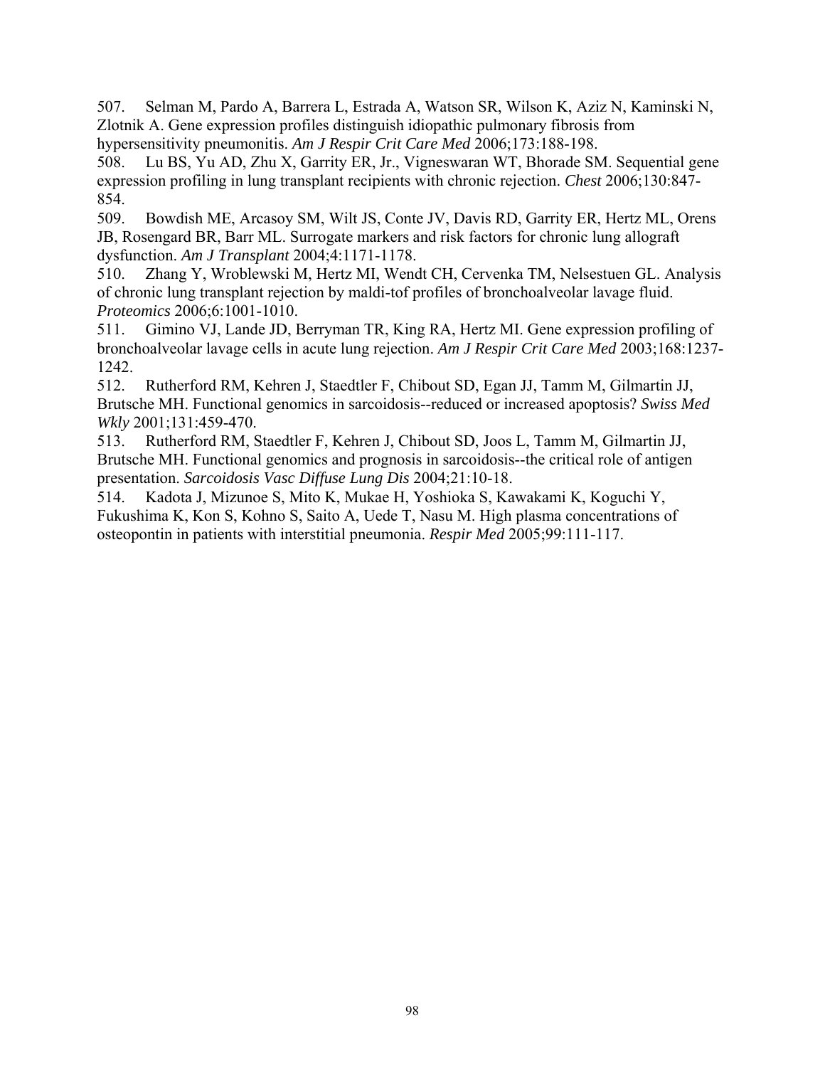507. Selman M, Pardo A, Barrera L, Estrada A, Watson SR, Wilson K, Aziz N, Kaminski N, Zlotnik A. Gene expression profiles distinguish idiopathic pulmonary fibrosis from hypersensitivity pneumonitis. *Am J Respir Crit Care Med* 2006;173:188-198.

508. Lu BS, Yu AD, Zhu X, Garrity ER, Jr., Vigneswaran WT, Bhorade SM. Sequential gene expression profiling in lung transplant recipients with chronic rejection. *Chest* 2006;130:847-854.

509. Bowdish ME, Arcasoy SM, Wilt JS, Conte JV, Davis RD, Garrity ER, Hertz ML, Orens JB, Rosengard BR, Barr ML. Surrogate markers and risk factors for chronic lung allograft dysfunction. *Am J Transplant* 2004;4:1171-1178.

510. Zhang Y, Wroblewski M, Hertz MI, Wendt CH, Cervenka TM, Nelsestuen GL. Analysis of chronic lung transplant rejection by maldi-tof profiles of bronchoalveolar lavage fluid. *Proteomics* 2006;6:1001-1010.

511. Gimino VJ, Lande JD, Berryman TR, King RA, Hertz MI. Gene expression profiling of bronchoalveolar lavage cells in acute lung rejection. *Am J Respir Crit Care Med* 2003;168:1237-1242.

512. Rutherford RM, Kehren J, Staedtler F, Chibout SD, Egan JJ, Tamm M, Gilmartin JJ, Brutsche MH. Functional genomics in sarcoidosis--reduced or increased apoptosis? *Swiss Med Wkly* 2001;131:459-470.

513. Rutherford RM, Staedtler F, Kehren J, Chibout SD, Joos L, Tamm M, Gilmartin JJ, Brutsche MH. Functional genomics and prognosis in sarcoidosis--the critical role of antigen presentation. *Sarcoidosis Vasc Diffuse Lung Dis* 2004;21:10-18.

514. Kadota J, Mizunoe S, Mito K, Mukae H, Yoshioka S, Kawakami K, Koguchi Y, Fukushima K, Kon S, Kohno S, Saito A, Uede T, Nasu M. High plasma concentrations of osteopontin in patients with interstitial pneumonia. *Respir Med* 2005;99:111-117.